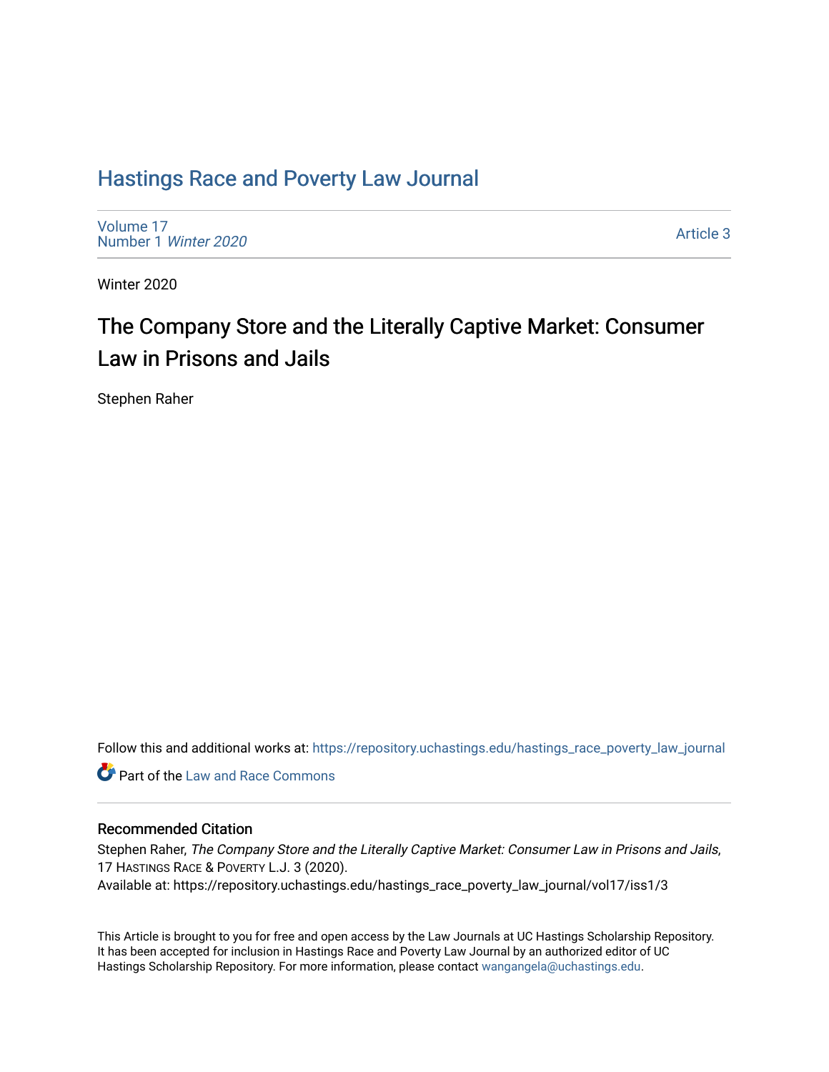# Hastings Race and Poverty Law Journal

Volume 17
Number 1 *Winter 2020*

Article 3

Winter 2020

## The Company Store and the Literally Captive Market: Consumer Law in Prisons and Jails

Stephen Raher

Follow this and additional works at: https://repository.uchastings.edu/hastings_race_poverty_law_journal

Part of the Law and Race Commons

### Recommended Citation

Stephen Raher, *The Company Store and the Literally Captive Market: Consumer Law in Prisons and Jails*, 17 Hastings Race & Poverty L.J. 3 (2020).
Available at: https://repository.uchastings.edu/hastings_race_poverty_law_journal/vol17/iss1/3

This Article is brought to you for free and open access by the Law Journals at UC Hastings Scholarship Repository. It has been accepted for inclusion in Hastings Race and Poverty Law Journal by an authorized editor of UC Hastings Scholarship Repository. For more information, please contact wangangela@uchastings.edu.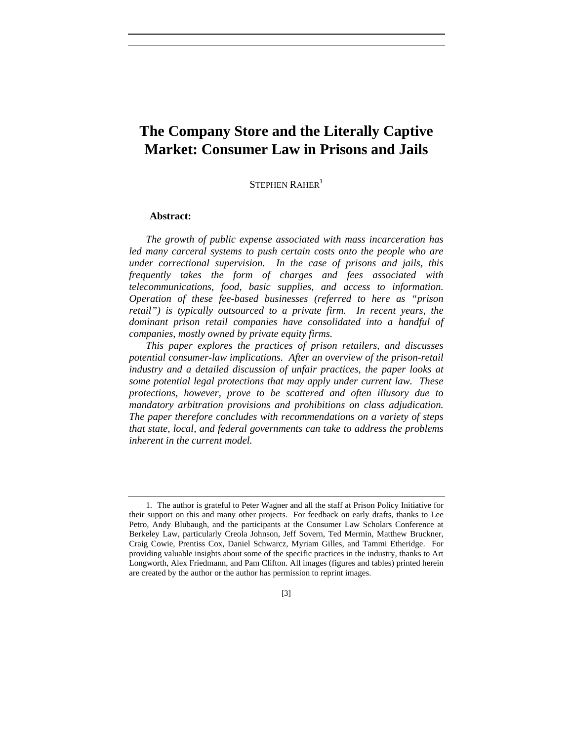# The Company Store and the Literally Captive Market: Consumer Law in Prisons and Jails

STEPHEN RAHER[1]

**Abstract:**

*The growth of public expense associated with mass incarceration has led many carceral systems to push certain costs onto the people who are under correctional supervision. In the case of prisons and jails, this frequently takes the form of charges and fees associated with telecommunications, food, basic supplies, and access to information. Operation of these fee-based businesses (referred to here as "prison retail") is typically outsourced to a private firm. In recent years, the dominant prison retail companies have consolidated into a handful of companies, mostly owned by private equity firms.*

*This paper explores the practices of prison retailers, and discusses potential consumer-law implications. After an overview of the prison-retail industry and a detailed discussion of unfair practices, the paper looks at some potential legal protections that may apply under current law. These protections, however, prove to be scattered and often illusory due to mandatory arbitration provisions and prohibitions on class adjudication. The paper therefore concludes with recommendations on a variety of steps that state, local, and federal governments can take to address the problems inherent in the current model.*

---

1. The author is grateful to Peter Wagner and all the staff at Prison Policy Initiative for their support on this and many other projects. For feedback on early drafts, thanks to Lee Petro, Andy Blubaugh, and the participants at the Consumer Law Scholars Conference at Berkeley Law, particularly Creola Johnson, Jeff Sovern, Ted Mermin, Matthew Bruckner, Craig Cowie, Prentiss Cox, Daniel Schwarcz, Myriam Gilles, and Tammi Etheridge. For providing valuable insights about some of the specific practices in the industry, thanks to Art Longworth, Alex Friedmann, and Pam Clifton. All images (figures and tables) printed herein are created by the author or the author has permission to reprint images.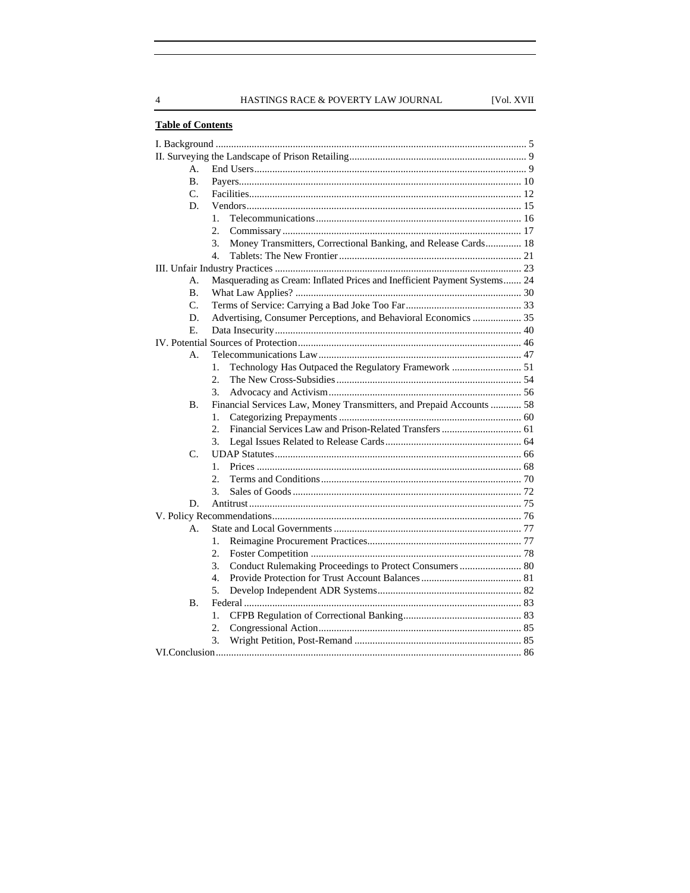**Table of Contents**

I. Background ........................................................................................................ 5
II. Surveying the Landscape of Prison Retailing.................................................... 9
- A. End Users......................................................................................................... 9
- B. Payers............................................................................................................. 10
- C. Facilities......................................................................................................... 12
- D. Vendors.......................................................................................................... 15
  1. Telecommunications............................................................................... 16
  2. Commissary ............................................................................................ 17
  3. Money Transmitters, Correctional Banking, and Release Cards............. 18
  4. Tablets: The New Frontier ...................................................................... 21

III. Unfair Industry Practices ............................................................................... 23
- A. Masquerading as Cream: Inflated Prices and Inefficient Payment Systems....... 24
- B. What Law Applies? ....................................................................................... 30
- C. Terms of Service: Carrying a Bad Joke Too Far............................................ 33
- D. Advertising, Consumer Perceptions, and Behavioral Economics ................... 35
- E. Data Insecurity............................................................................................... 40

IV. Potential Sources of Protection...................................................................... 46
- A. Telecommunications Law.............................................................................. 47
  1. Technology Has Outpaced the Regulatory Framework ........................... 51
  2. The New Cross-Subsidies....................................................................... 54
  3. Advocacy and Activism.......................................................................... 56
- B. Financial Services Law, Money Transmitters, and Prepaid Accounts ............ 58
  1. Categorizing Prepayments ...................................................................... 60
  2. Financial Services Law and Prison-Related Transfers ............................... 61
  3. Legal Issues Related to Release Cards.................................................... 64
- C. UDAP Statutes............................................................................................... 66
  1. Prices ...................................................................................................... 68
  2. Terms and Conditions............................................................................. 70
  3. Sales of Goods ........................................................................................ 72
- D. Antitrust......................................................................................................... 75

V. Policy Recommendations................................................................................ 76
- A. State and Local Governments ........................................................................ 77
  1. Reimagine Procurement Practices........................................................... 77
  2. Foster Competition ................................................................................. 78
  3. Conduct Rulemaking Proceedings to Protect Consumers ........................ 80
  4. Provide Protection for Trust Account Balances ...................................... 81
  5. Develop Independent ADR Systems....................................................... 82
- B. Federal ........................................................................................................... 83
  1. CFPB Regulation of Correctional Banking............................................. 83
  2. Congressional Action.............................................................................. 85
  3. Wright Petition, Post-Remand ................................................................ 85

VI.Conclusion...................................................................................................... 86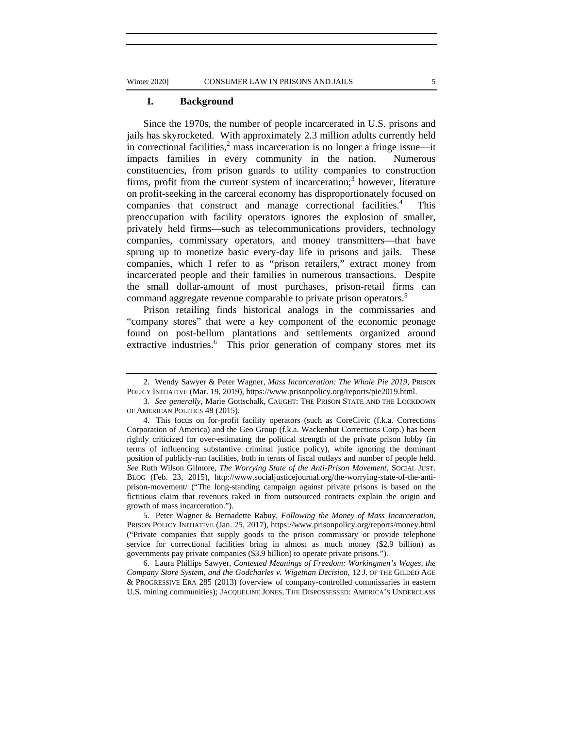## I. Background

Since the 1970s, the number of people incarcerated in U.S. prisons and jails has skyrocketed. With approximately 2.3 million adults currently held in correctional facilities,[2] mass incarceration is no longer a fringe issue—it impacts families in every community in the nation. Numerous constituencies, from prison guards to utility companies to construction firms, profit from the current system of incarceration;[3] however, literature on profit-seeking in the carceral economy has disproportionately focused on companies that construct and manage correctional facilities.[4] This preoccupation with facility operators ignores the explosion of smaller, privately held firms—such as telecommunications providers, technology companies, commissary operators, and money transmitters—that have sprung up to monetize basic every-day life in prisons and jails. These companies, which I refer to as "prison retailers," extract money from incarcerated people and their families in numerous transactions. Despite the small dollar-amount of most purchases, prison-retail firms can command aggregate revenue comparable to private prison operators.[5]

Prison retailing finds historical analogs in the commissaries and "company stores" that were a key component of the economic peonage found on post-bellum plantations and settlements organized around extractive industries.[6] This prior generation of company stores met its

---

2. Wendy Sawyer & Peter Wagner, *Mass Incarceration: The Whole Pie 2019*, PRISON POLICY INITIATIVE (Mar. 19, 2019), https://www.prisonpolicy.org/reports/pie2019.html.

3. *See generally*, Marie Gottschalk, CAUGHT: THE PRISON STATE AND THE LOCKDOWN OF AMERICAN POLITICS 48 (2015).

4. This focus on for-profit facility operators (such as CoreCivic (f.k.a. Corrections Corporation of America) and the Geo Group (f.k.a. Wackenhut Corrections Corp.) has been rightly criticized for over-estimating the political strength of the private prison lobby (in terms of influencing substantive criminal justice policy), while ignoring the dominant position of publicly-run facilities, both in terms of fiscal outlays and number of people held. *See* Ruth Wilson Gilmore, *The Worrying State of the Anti-Prison Movement*, SOCIAL JUST. BLOG (Feb. 23, 2015), http://www.socialjusticejournal.org/the-worrying-state-of-the-anti-prison-movement/ ("The long-standing campaign against private prisons is based on the fictitious claim that revenues raked in from outsourced contracts explain the origin and growth of mass incarceration.").

5. Peter Wagner & Bernadette Rabuy, *Following the Money of Mass Incarceration*, PRISON POLICY INITIATIVE (Jan. 25, 2017), https://www.prisonpolicy.org/reports/money.html ("Private companies that supply goods to the prison commissary or provide telephone service for correctional facilities bring in almost as much money ($2.9 billion) as governments pay private companies ($3.9 billion) to operate private prisons.").

6. Laura Phillips Sawyer, *Contested Meanings of Freedom: Workingmen's Wages, the Company Store System, and the Godcharles v. Wigetnan Decision*, 12 J. OF THE GILDED AGE & PROGRESSIVE ERA 285 (2013) (overview of company-controlled commissaries in eastern U.S. mining communities); JACQUELINE JONES, THE DISPOSSESSED: AMERICA'S UNDERCLASS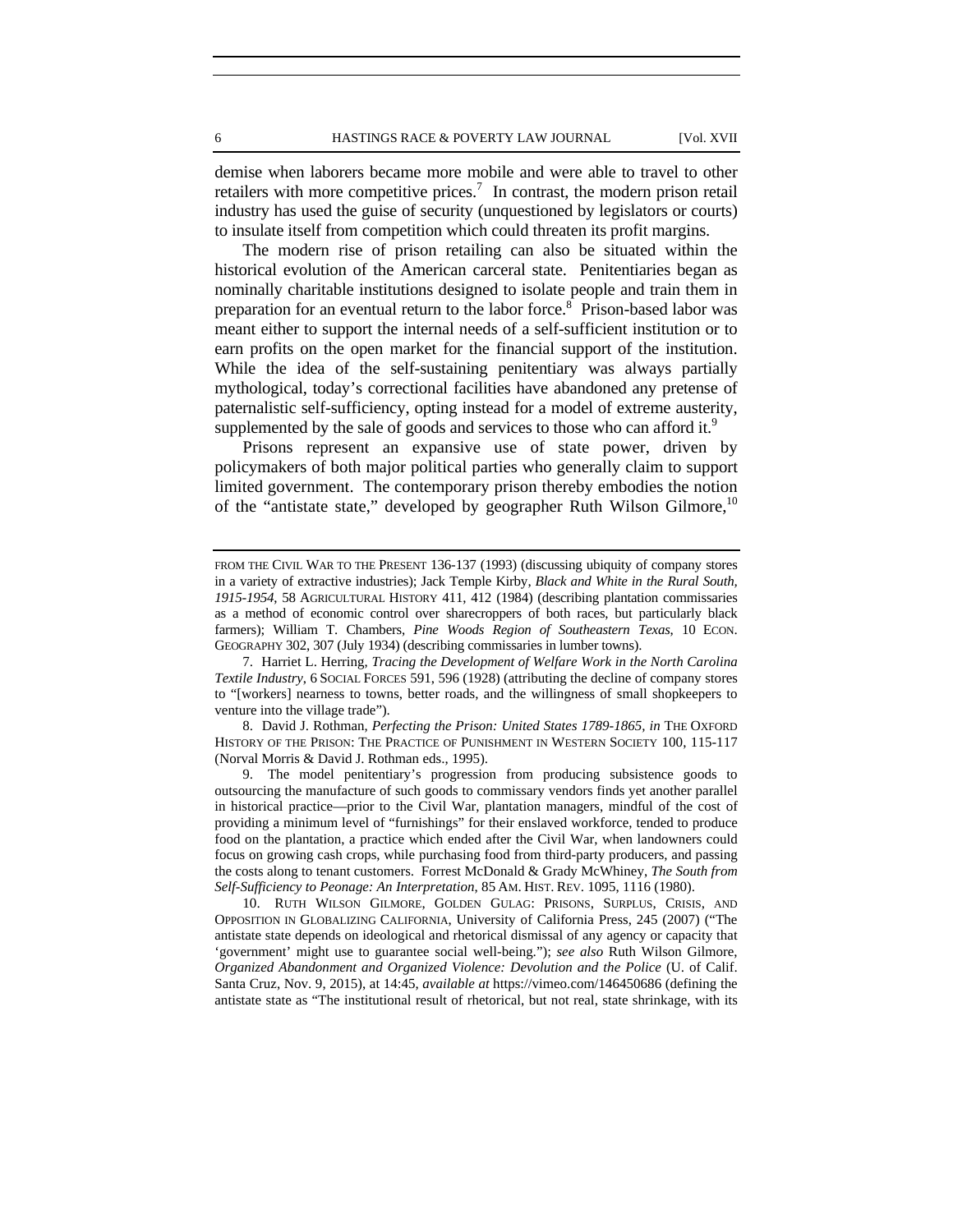demise when laborers became more mobile and were able to travel to other retailers with more competitive prices.[7] In contrast, the modern prison retail industry has used the guise of security (unquestioned by legislators or courts) to insulate itself from competition which could threaten its profit margins.

The modern rise of prison retailing can also be situated within the historical evolution of the American carceral state. Penitentiaries began as nominally charitable institutions designed to isolate people and train them in preparation for an eventual return to the labor force.[8] Prison-based labor was meant either to support the internal needs of a self-sufficient institution or to earn profits on the open market for the financial support of the institution. While the idea of the self-sustaining penitentiary was always partially mythological, today's correctional facilities have abandoned any pretense of paternalistic self-sufficiency, opting instead for a model of extreme austerity, supplemented by the sale of goods and services to those who can afford it.[9]

Prisons represent an expansive use of state power, driven by policymakers of both major political parties who generally claim to support limited government. The contemporary prison thereby embodies the notion of the "antistate state," developed by geographer Ruth Wilson Gilmore,[10]

---

FROM THE CIVIL WAR TO THE PRESENT 136-137 (1993) (discussing ubiquity of company stores in a variety of extractive industries); Jack Temple Kirby, *Black and White in the Rural South, 1915-1954*, 58 AGRICULTURAL HISTORY 411, 412 (1984) (describing plantation commissaries as a method of economic control over sharecroppers of both races, but particularly black farmers); William T. Chambers, *Pine Woods Region of Southeastern Texas*, 10 ECON. GEOGRAPHY 302, 307 (July 1934) (describing commissaries in lumber towns).

7. Harriet L. Herring, *Tracing the Development of Welfare Work in the North Carolina Textile Industry*, 6 SOCIAL FORCES 591, 596 (1928) (attributing the decline of company stores to "[workers] nearness to towns, better roads, and the willingness of small shopkeepers to venture into the village trade").

8. David J. Rothman, *Perfecting the Prison: United States 1789-1865*, *in* THE OXFORD HISTORY OF THE PRISON: THE PRACTICE OF PUNISHMENT IN WESTERN SOCIETY 100, 115-117 (Norval Morris & David J. Rothman eds., 1995).

9. The model penitentiary's progression from producing subsistence goods to outsourcing the manufacture of such goods to commissary vendors finds yet another parallel in historical practice—prior to the Civil War, plantation managers, mindful of the cost of providing a minimum level of "furnishings" for their enslaved workforce, tended to produce food on the plantation, a practice which ended after the Civil War, when landowners could focus on growing cash crops, while purchasing food from third-party producers, and passing the costs along to tenant customers. Forrest McDonald & Grady McWhiney, *The South from Self-Sufficiency to Peonage: An Interpretation*, 85 AM. HIST. REV. 1095, 1116 (1980).

10. RUTH WILSON GILMORE, GOLDEN GULAG: PRISONS, SURPLUS, CRISIS, AND OPPOSITION IN GLOBALIZING CALIFORNIA, University of California Press, 245 (2007) ("The antistate state depends on ideological and rhetorical dismissal of any agency or capacity that 'government' might use to guarantee social well-being."); *see also* Ruth Wilson Gilmore, *Organized Abandonment and Organized Violence: Devolution and the Police* (U. of Calif. Santa Cruz, Nov. 9, 2015), at 14:45, *available at* https://vimeo.com/146450686 (defining the antistate state as "The institutional result of rhetorical, but not real, state shrinkage, with its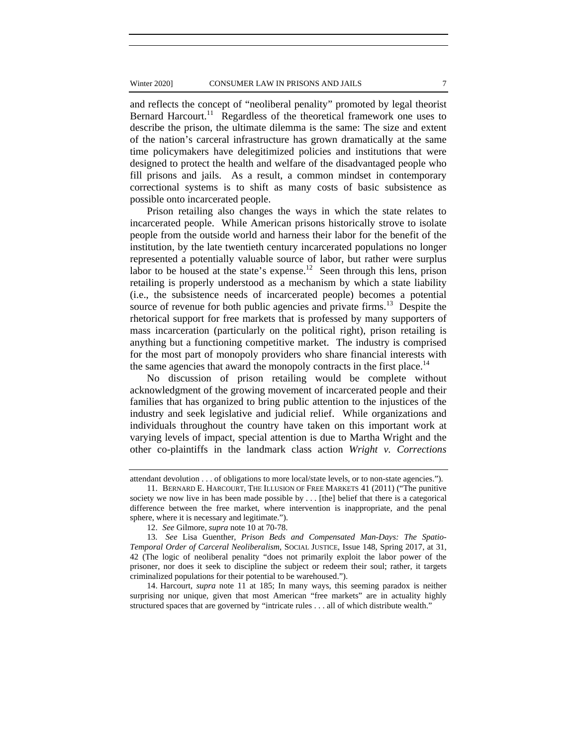and reflects the concept of "neoliberal penality" promoted by legal theorist Bernard Harcourt.[11] Regardless of the theoretical framework one uses to describe the prison, the ultimate dilemma is the same: The size and extent of the nation's carceral infrastructure has grown dramatically at the same time policymakers have delegitimized policies and institutions that were designed to protect the health and welfare of the disadvantaged people who fill prisons and jails. As a result, a common mindset in contemporary correctional systems is to shift as many costs of basic subsistence as possible onto incarcerated people.

Prison retailing also changes the ways in which the state relates to incarcerated people. While American prisons historically strove to isolate people from the outside world and harness their labor for the benefit of the institution, by the late twentieth century incarcerated populations no longer represented a potentially valuable source of labor, but rather were surplus labor to be housed at the state's expense.[12] Seen through this lens, prison retailing is properly understood as a mechanism by which a state liability (i.e., the subsistence needs of incarcerated people) becomes a potential source of revenue for both public agencies and private firms.[13] Despite the rhetorical support for free markets that is professed by many supporters of mass incarceration (particularly on the political right), prison retailing is anything but a functioning competitive market. The industry is comprised for the most part of monopoly providers who share financial interests with the same agencies that award the monopoly contracts in the first place.[14]

No discussion of prison retailing would be complete without acknowledgment of the growing movement of incarcerated people and their families that has organized to bring public attention to the injustices of the industry and seek legislative and judicial relief. While organizations and individuals throughout the country have taken on this important work at varying levels of impact, special attention is due to Martha Wright and the other co-plaintiffs in the landmark class action *Wright v. Corrections*

---

attendant devolution . . . of obligations to more local/state levels, or to non-state agencies.").

11. BERNARD E. HARCOURT, THE ILLUSION OF FREE MARKETS 41 (2011) ("The punitive society we now live in has been made possible by . . . [the] belief that there is a categorical difference between the free market, where intervention is inappropriate, and the penal sphere, where it is necessary and legitimate.").

12. *See* Gilmore, *supra* note 10 at 70-78.

13. *See* Lisa Guenther, *Prison Beds and Compensated Man-Days: The Spatio-Temporal Order of Carceral Neoliberalism*, SOCIAL JUSTICE, Issue 148, Spring 2017, at 31, 42 (The logic of neoliberal penality "does not primarily exploit the labor power of the prisoner, nor does it seek to discipline the subject or redeem their soul; rather, it targets criminalized populations for their potential to be warehoused.").

14. Harcourt, *supra* note 11 at 185; In many ways, this seeming paradox is neither surprising nor unique, given that most American "free markets" are in actuality highly structured spaces that are governed by "intricate rules . . . all of which distribute wealth."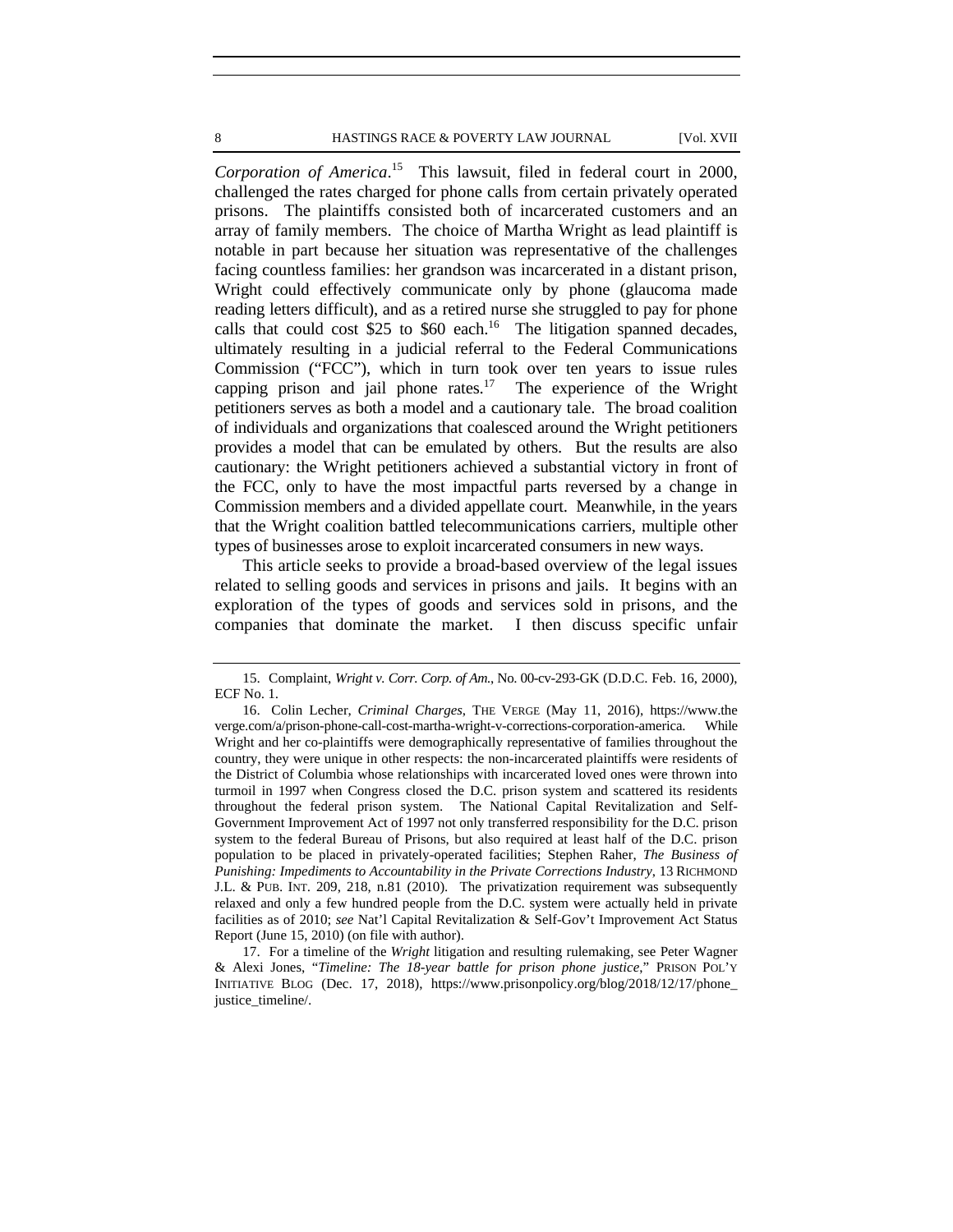*Corporation of America*.[15] This lawsuit, filed in federal court in 2000, challenged the rates charged for phone calls from certain privately operated prisons. The plaintiffs consisted both of incarcerated customers and an array of family members. The choice of Martha Wright as lead plaintiff is notable in part because her situation was representative of the challenges facing countless families: her grandson was incarcerated in a distant prison, Wright could effectively communicate only by phone (glaucoma made reading letters difficult), and as a retired nurse she struggled to pay for phone calls that could cost $25 to $60 each.[16] The litigation spanned decades, ultimately resulting in a judicial referral to the Federal Communications Commission ("FCC"), which in turn took over ten years to issue rules capping prison and jail phone rates.[17] The experience of the Wright petitioners serves as both a model and a cautionary tale. The broad coalition of individuals and organizations that coalesced around the Wright petitioners provides a model that can be emulated by others. But the results are also cautionary: the Wright petitioners achieved a substantial victory in front of the FCC, only to have the most impactful parts reversed by a change in Commission members and a divided appellate court. Meanwhile, in the years that the Wright coalition battled telecommunications carriers, multiple other types of businesses arose to exploit incarcerated consumers in new ways.

This article seeks to provide a broad-based overview of the legal issues related to selling goods and services in prisons and jails. It begins with an exploration of the types of goods and services sold in prisons, and the companies that dominate the market. I then discuss specific unfair

---

15. Complaint, *Wright v. Corr. Corp. of Am.*, No. 00-cv-293-GK (D.D.C. Feb. 16, 2000), ECF No. 1.

16. Colin Lecher, *Criminal Charges*, THE VERGE (May 11, 2016), https://www.theverge.com/a/prison-phone-call-cost-martha-wright-v-corrections-corporation-america. While Wright and her co-plaintiffs were demographically representative of families throughout the country, they were unique in other respects: the non-incarcerated plaintiffs were residents of the District of Columbia whose relationships with incarcerated loved ones were thrown into turmoil in 1997 when Congress closed the D.C. prison system and scattered its residents throughout the federal prison system. The National Capital Revitalization and Self-Government Improvement Act of 1997 not only transferred responsibility for the D.C. prison system to the federal Bureau of Prisons, but also required at least half of the D.C. prison population to be placed in privately-operated facilities; Stephen Raher, *The Business of Punishing: Impediments to Accountability in the Private Corrections Industry*, 13 RICHMOND J.L. & PUB. INT. 209, 218, n.81 (2010). The privatization requirement was subsequently relaxed and only a few hundred people from the D.C. system were actually held in private facilities as of 2010; *see* Nat'l Capital Revitalization & Self-Gov't Improvement Act Status Report (June 15, 2010) (on file with author).

17. For a timeline of the *Wright* litigation and resulting rulemaking, see Peter Wagner & Alexi Jones, "*Timeline: The 18-year battle for prison phone justice*," PRISON POL'Y INITIATIVE BLOG (Dec. 17, 2018), https://www.prisonpolicy.org/blog/2018/12/17/phone_justice_timeline/.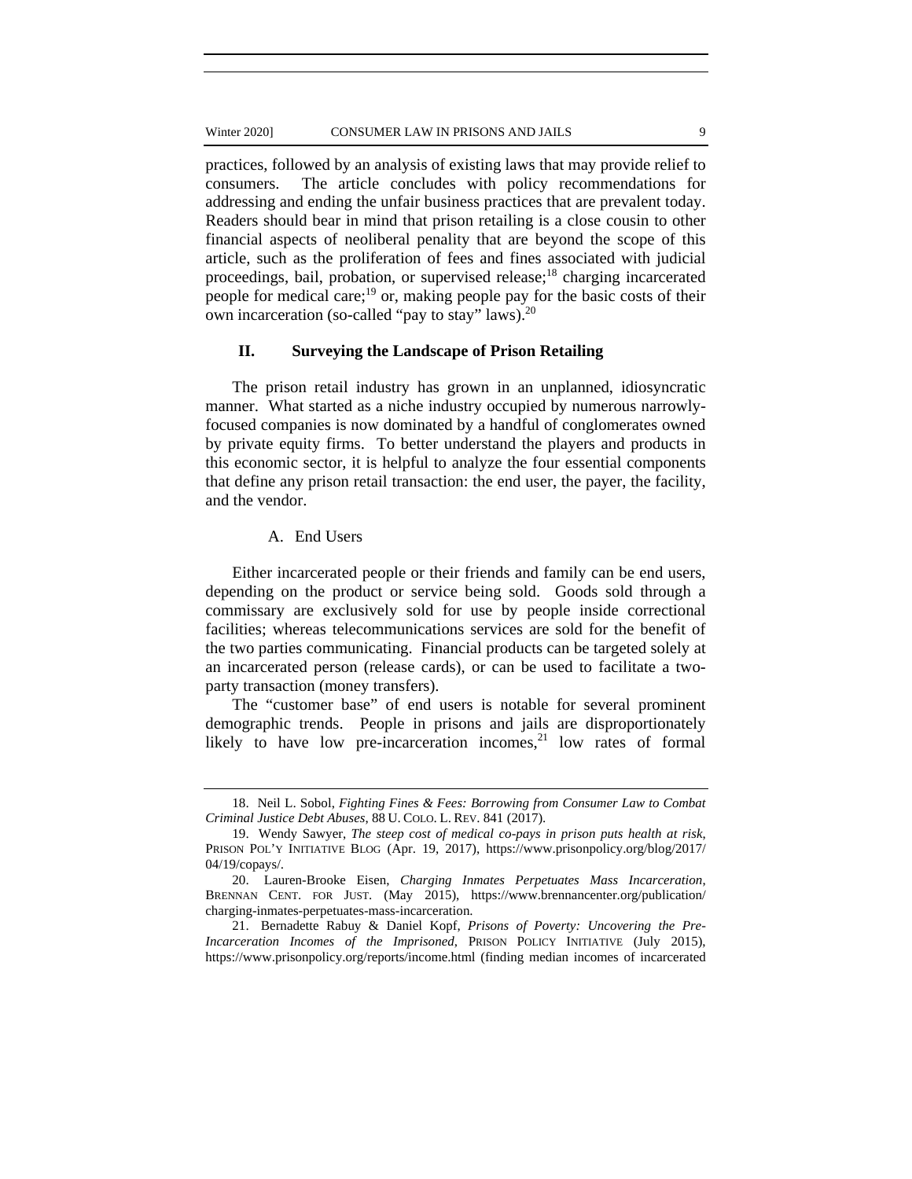practices, followed by an analysis of existing laws that may provide relief to consumers. The article concludes with policy recommendations for addressing and ending the unfair business practices that are prevalent today. Readers should bear in mind that prison retailing is a close cousin to other financial aspects of neoliberal penality that are beyond the scope of this article, such as the proliferation of fees and fines associated with judicial proceedings, bail, probation, or supervised release;[18] charging incarcerated people for medical care;[19] or, making people pay for the basic costs of their own incarceration (so-called "pay to stay" laws).[20]

## II. Surveying the Landscape of Prison Retailing

The prison retail industry has grown in an unplanned, idiosyncratic manner. What started as a niche industry occupied by numerous narrowly-focused companies is now dominated by a handful of conglomerates owned by private equity firms. To better understand the players and products in this economic sector, it is helpful to analyze the four essential components that define any prison retail transaction: the end user, the payer, the facility, and the vendor.

### A. End Users

Either incarcerated people or their friends and family can be end users, depending on the product or service being sold. Goods sold through a commissary are exclusively sold for use by people inside correctional facilities; whereas telecommunications services are sold for the benefit of the two parties communicating. Financial products can be targeted solely at an incarcerated person (release cards), or can be used to facilitate a two-party transaction (money transfers).

The "customer base" of end users is notable for several prominent demographic trends. People in prisons and jails are disproportionately likely to have low pre-incarceration incomes,[21] low rates of formal

---

18. Neil L. Sobol, *Fighting Fines & Fees: Borrowing from Consumer Law to Combat Criminal Justice Debt Abuses*, 88 U. COLO. L. REV. 841 (2017).

19. Wendy Sawyer, *The steep cost of medical co-pays in prison puts health at risk*, PRISON POL'Y INITIATIVE BLOG (Apr. 19, 2017), https://www.prisonpolicy.org/blog/2017/04/19/copays/.

20. Lauren-Brooke Eisen, *Charging Inmates Perpetuates Mass Incarceration*, BRENNAN CENT. FOR JUST. (May 2015), https://www.brennancenter.org/publication/charging-inmates-perpetuates-mass-incarceration.

21. Bernadette Rabuy & Daniel Kopf, *Prisons of Poverty: Uncovering the Pre-Incarceration Incomes of the Imprisoned*, PRISON POLICY INITIATIVE (July 2015), https://www.prisonpolicy.org/reports/income.html (finding median incomes of incarcerated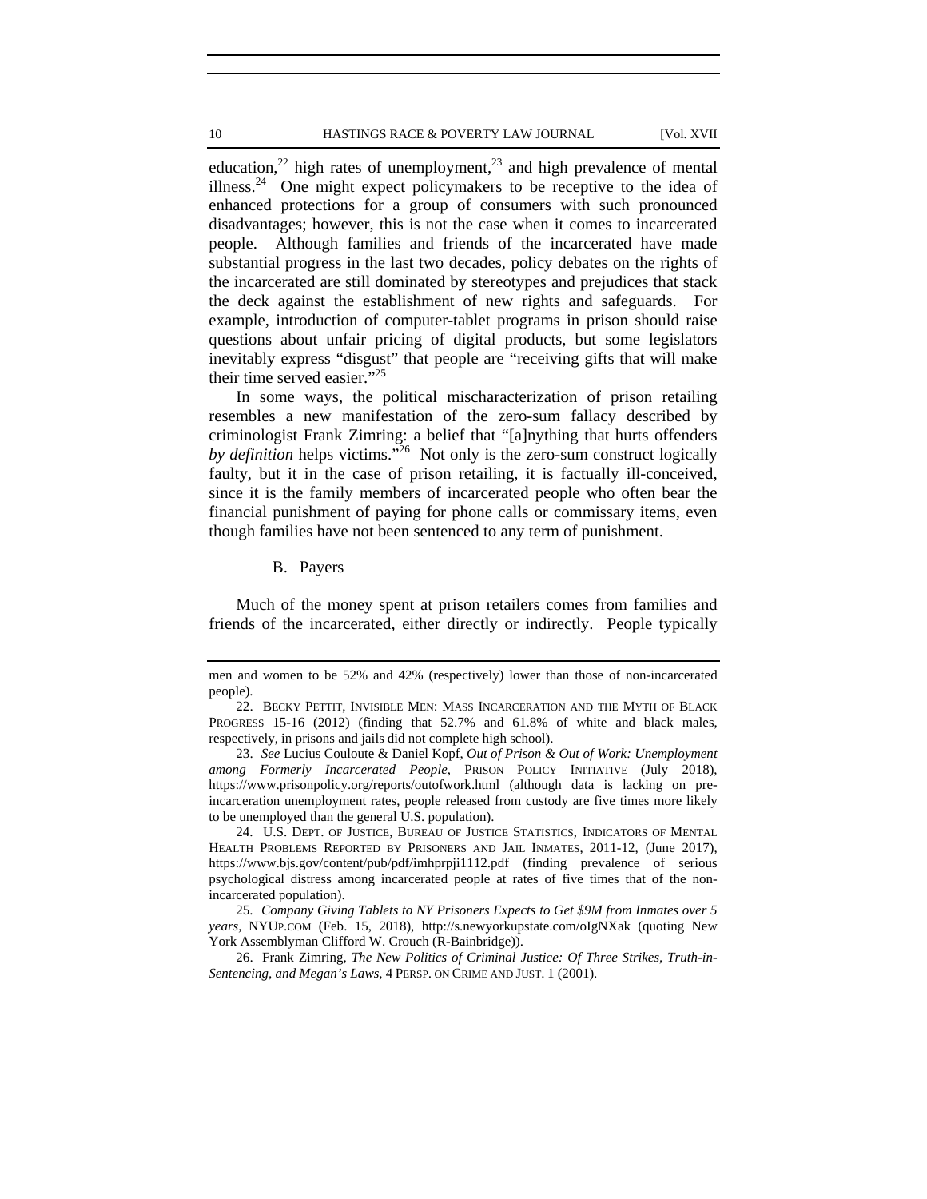education,[22] high rates of unemployment,[23] and high prevalence of mental illness.[24] One might expect policymakers to be receptive to the idea of enhanced protections for a group of consumers with such pronounced disadvantages; however, this is not the case when it comes to incarcerated people. Although families and friends of the incarcerated have made substantial progress in the last two decades, policy debates on the rights of the incarcerated are still dominated by stereotypes and prejudices that stack the deck against the establishment of new rights and safeguards. For example, introduction of computer-tablet programs in prison should raise questions about unfair pricing of digital products, but some legislators inevitably express "disgust" that people are "receiving gifts that will make their time served easier."[25]

In some ways, the political mischaracterization of prison retailing resembles a new manifestation of the zero-sum fallacy described by criminologist Frank Zimring: a belief that "[a]nything that hurts offenders *by definition* helps victims."[26] Not only is the zero-sum construct logically faulty, but it in the case of prison retailing, it is factually ill-conceived, since it is the family members of incarcerated people who often bear the financial punishment of paying for phone calls or commissary items, even though families have not been sentenced to any term of punishment.

### B. Payers

Much of the money spent at prison retailers comes from families and friends of the incarcerated, either directly or indirectly. People typically

---

men and women to be 52% and 42% (respectively) lower than those of non-incarcerated people).

22. BECKY PETTIT, INVISIBLE MEN: MASS INCARCERATION AND THE MYTH OF BLACK PROGRESS 15-16 (2012) (finding that 52.7% and 61.8% of white and black males, respectively, in prisons and jails did not complete high school).

23. *See* Lucius Couloute & Daniel Kopf, *Out of Prison & Out of Work: Unemployment among Formerly Incarcerated People*, PRISON POLICY INITIATIVE (July 2018), https://www.prisonpolicy.org/reports/outofwork.html (although data is lacking on pre-incarceration unemployment rates, people released from custody are five times more likely to be unemployed than the general U.S. population).

24. U.S. DEPT. OF JUSTICE, BUREAU OF JUSTICE STATISTICS, INDICATORS OF MENTAL HEALTH PROBLEMS REPORTED BY PRISONERS AND JAIL INMATES, 2011-12, (June 2017), https://www.bjs.gov/content/pub/pdf/imhprpji1112.pdf (finding prevalence of serious psychological distress among incarcerated people at rates of five times that of the non-incarcerated population).

25. *Company Giving Tablets to NY Prisoners Expects to Get $9M from Inmates over 5 years*, NYUP.COM (Feb. 15, 2018), http://s.newyorkupstate.com/oIgNXak (quoting New York Assemblyman Clifford W. Crouch (R-Bainbridge)).

26. Frank Zimring, *The New Politics of Criminal Justice: Of Three Strikes, Truth-in-Sentencing, and Megan's Laws*, 4 PERSP. ON CRIME AND JUST. 1 (2001).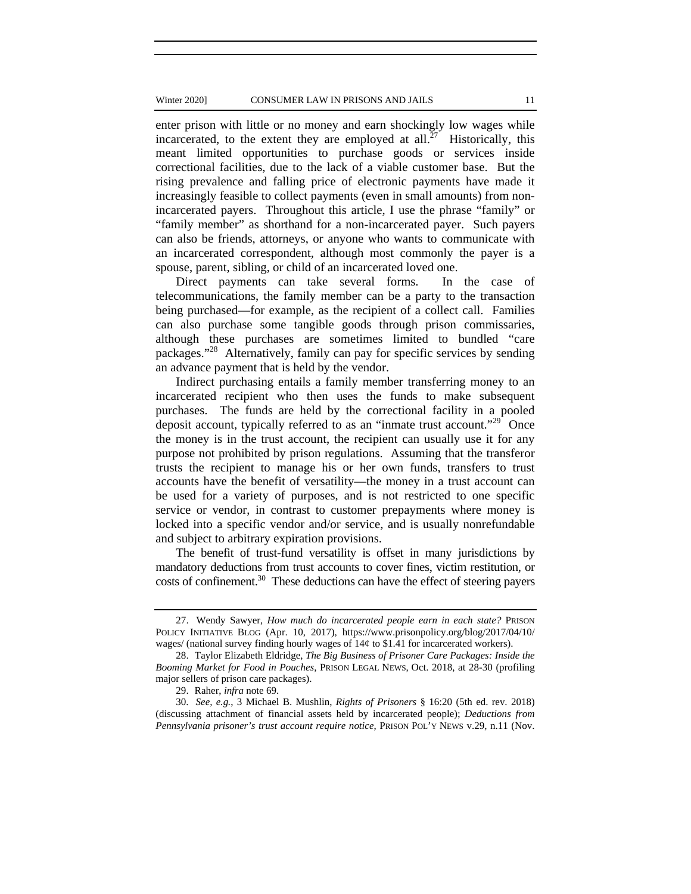enter prison with little or no money and earn shockingly low wages while incarcerated, to the extent they are employed at all.[27] Historically, this meant limited opportunities to purchase goods or services inside correctional facilities, due to the lack of a viable customer base. But the rising prevalence and falling price of electronic payments have made it increasingly feasible to collect payments (even in small amounts) from non-incarcerated payers. Throughout this article, I use the phrase "family" or "family member" as shorthand for a non-incarcerated payer. Such payers can also be friends, attorneys, or anyone who wants to communicate with an incarcerated correspondent, although most commonly the payer is a spouse, parent, sibling, or child of an incarcerated loved one.

Direct payments can take several forms. In the case of telecommunications, the family member can be a party to the transaction being purchased—for example, as the recipient of a collect call. Families can also purchase some tangible goods through prison commissaries, although these purchases are sometimes limited to bundled "care packages."[28] Alternatively, family can pay for specific services by sending an advance payment that is held by the vendor.

Indirect purchasing entails a family member transferring money to an incarcerated recipient who then uses the funds to make subsequent purchases. The funds are held by the correctional facility in a pooled deposit account, typically referred to as an "inmate trust account."[29] Once the money is in the trust account, the recipient can usually use it for any purpose not prohibited by prison regulations. Assuming that the transferor trusts the recipient to manage his or her own funds, transfers to trust accounts have the benefit of versatility—the money in a trust account can be used for a variety of purposes, and is not restricted to one specific service or vendor, in contrast to customer prepayments where money is locked into a specific vendor and/or service, and is usually nonrefundable and subject to arbitrary expiration provisions.

The benefit of trust-fund versatility is offset in many jurisdictions by mandatory deductions from trust accounts to cover fines, victim restitution, or costs of confinement.[30] These deductions can have the effect of steering payers

---

27. Wendy Sawyer, *How much do incarcerated people earn in each state?* PRISON POLICY INITIATIVE BLOG (Apr. 10, 2017), https://www.prisonpolicy.org/blog/2017/04/10/wages/ (national survey finding hourly wages of 14¢ to $1.41 for incarcerated workers).

28. Taylor Elizabeth Eldridge, *The Big Business of Prisoner Care Packages: Inside the Booming Market for Food in Pouches*, PRISON LEGAL NEWS, Oct. 2018, at 28-30 (profiling major sellers of prison care packages).

29. Raher, *infra* note 69.

30. *See, e.g.*, 3 Michael B. Mushlin, *Rights of Prisoners* § 16:20 (5th ed. rev. 2018) (discussing attachment of financial assets held by incarcerated people); *Deductions from Pennsylvania prisoner's trust account require notice*, PRISON POL'Y NEWS v.29, n.11 (Nov.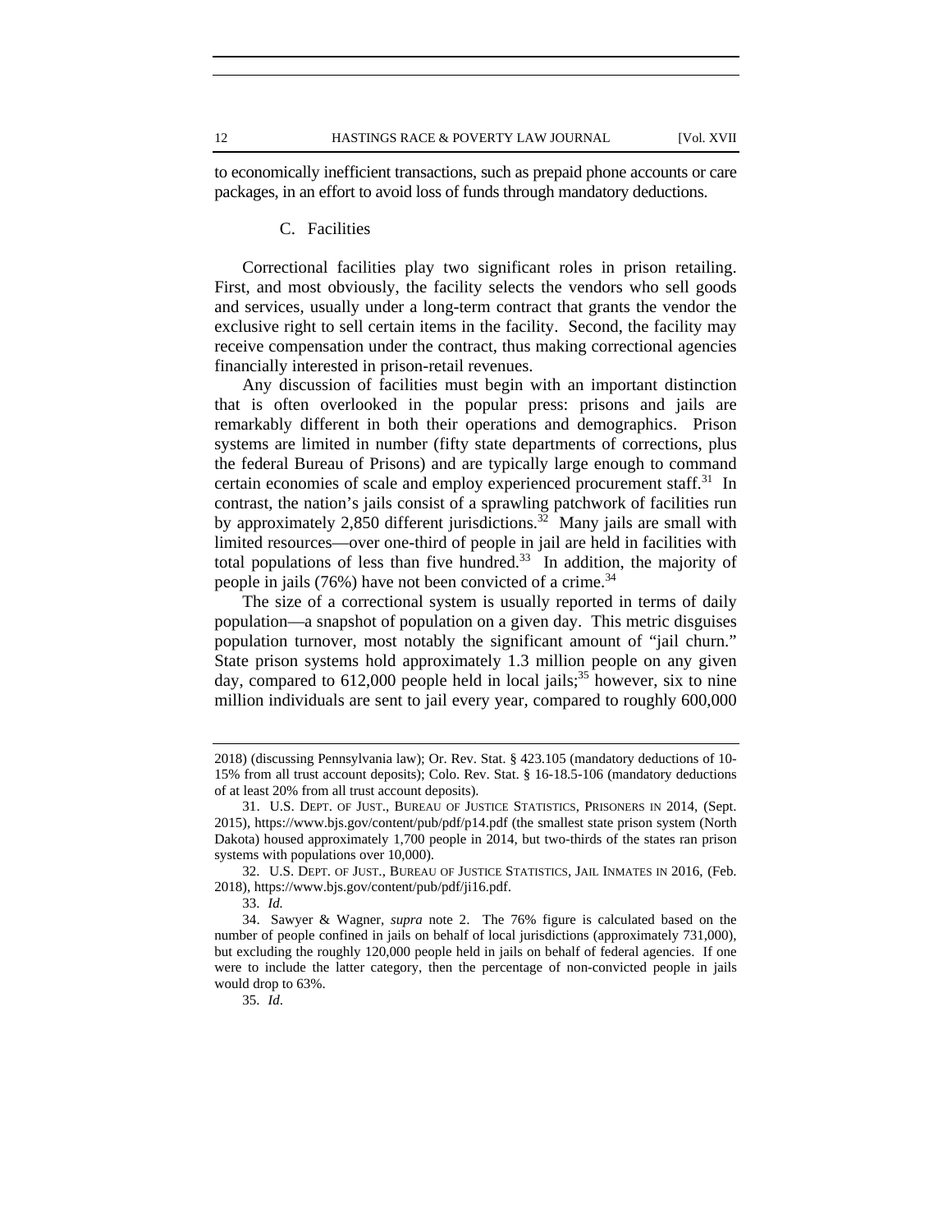to economically inefficient transactions, such as prepaid phone accounts or care packages, in an effort to avoid loss of funds through mandatory deductions.

### C. Facilities

Correctional facilities play two significant roles in prison retailing. First, and most obviously, the facility selects the vendors who sell goods and services, usually under a long-term contract that grants the vendor the exclusive right to sell certain items in the facility. Second, the facility may receive compensation under the contract, thus making correctional agencies financially interested in prison-retail revenues.

Any discussion of facilities must begin with an important distinction that is often overlooked in the popular press: prisons and jails are remarkably different in both their operations and demographics. Prison systems are limited in number (fifty state departments of corrections, plus the federal Bureau of Prisons) and are typically large enough to command certain economies of scale and employ experienced procurement staff.[31] In contrast, the nation's jails consist of a sprawling patchwork of facilities run by approximately 2,850 different jurisdictions.[32] Many jails are small with limited resources—over one-third of people in jail are held in facilities with total populations of less than five hundred.[33] In addition, the majority of people in jails (76%) have not been convicted of a crime.[34]

The size of a correctional system is usually reported in terms of daily population—a snapshot of population on a given day. This metric disguises population turnover, most notably the significant amount of "jail churn." State prison systems hold approximately 1.3 million people on any given day, compared to 612,000 people held in local jails;[35] however, six to nine million individuals are sent to jail every year, compared to roughly 600,000

---

2018) (discussing Pennsylvania law); Or. Rev. Stat. § 423.105 (mandatory deductions of 10-15% from all trust account deposits); Colo. Rev. Stat. § 16-18.5-106 (mandatory deductions of at least 20% from all trust account deposits).

31. U.S. DEPT. OF JUST., BUREAU OF JUSTICE STATISTICS, PRISONERS IN 2014, (Sept. 2015), https://www.bjs.gov/content/pub/pdf/p14.pdf (the smallest state prison system (North Dakota) housed approximately 1,700 people in 2014, but two-thirds of the states ran prison systems with populations over 10,000).

32. U.S. DEPT. OF JUST., BUREAU OF JUSTICE STATISTICS, JAIL INMATES IN 2016, (Feb. 2018), https://www.bjs.gov/content/pub/pdf/ji16.pdf.

33. *Id.*

34. Sawyer & Wagner, *supra* note 2. The 76% figure is calculated based on the number of people confined in jails on behalf of local jurisdictions (approximately 731,000), but excluding the roughly 120,000 people held in jails on behalf of federal agencies. If one were to include the latter category, then the percentage of non-convicted people in jails would drop to 63%.

35. *Id*.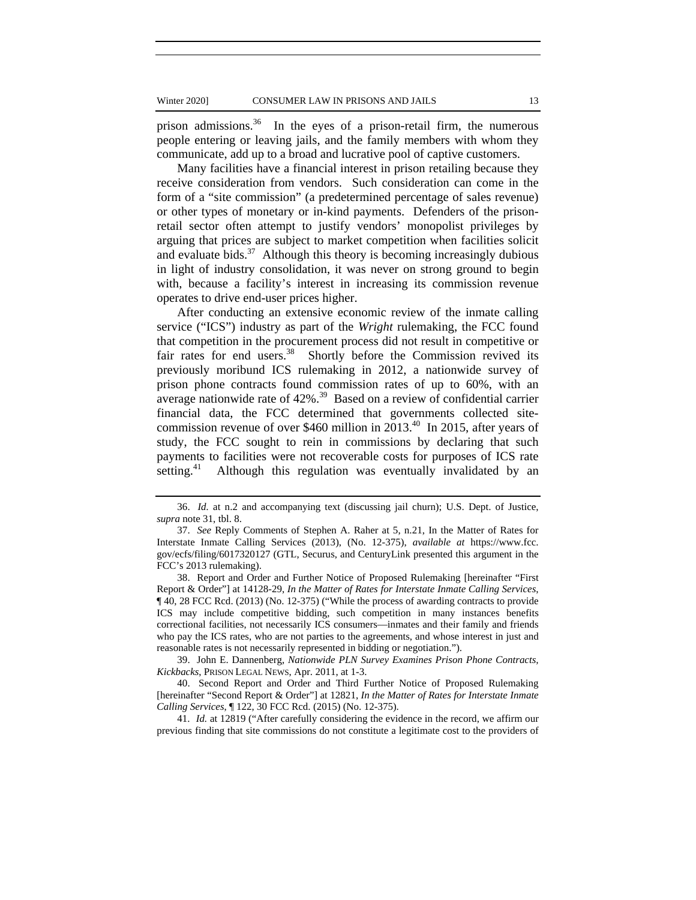prison admissions.[36] In the eyes of a prison-retail firm, the numerous people entering or leaving jails, and the family members with whom they communicate, add up to a broad and lucrative pool of captive customers.

Many facilities have a financial interest in prison retailing because they receive consideration from vendors. Such consideration can come in the form of a "site commission" (a predetermined percentage of sales revenue) or other types of monetary or in-kind payments. Defenders of the prison-retail sector often attempt to justify vendors' monopolist privileges by arguing that prices are subject to market competition when facilities solicit and evaluate bids.[37] Although this theory is becoming increasingly dubious in light of industry consolidation, it was never on strong ground to begin with, because a facility's interest in increasing its commission revenue operates to drive end-user prices higher.

After conducting an extensive economic review of the inmate calling service ("ICS") industry as part of the *Wright* rulemaking, the FCC found that competition in the procurement process did not result in competitive or fair rates for end users.[38] Shortly before the Commission revived its previously moribund ICS rulemaking in 2012, a nationwide survey of prison phone contracts found commission rates of up to 60%, with an average nationwide rate of 42%.[39] Based on a review of confidential carrier financial data, the FCC determined that governments collected site-commission revenue of over $460 million in 2013.[40] In 2015, after years of study, the FCC sought to rein in commissions by declaring that such payments to facilities were not recoverable costs for purposes of ICS rate setting.[41] Although this regulation was eventually invalidated by an

---

36. *Id.* at n.2 and accompanying text (discussing jail churn); U.S. Dept. of Justice, *supra* note 31, tbl. 8.

37. *See* Reply Comments of Stephen A. Raher at 5, n.21, In the Matter of Rates for Interstate Inmate Calling Services (2013), (No. 12-375), *available at* https://www.fcc.gov/ecfs/filing/6017320127 (GTL, Securus, and CenturyLink presented this argument in the FCC's 2013 rulemaking).

38. Report and Order and Further Notice of Proposed Rulemaking [hereinafter "First Report & Order"] at 14128-29, *In the Matter of Rates for Interstate Inmate Calling Services*, ¶ 40, 28 FCC Rcd. (2013) (No. 12-375) ("While the process of awarding contracts to provide ICS may include competitive bidding, such competition in many instances benefits correctional facilities, not necessarily ICS consumers—inmates and their family and friends who pay the ICS rates, who are not parties to the agreements, and whose interest in just and reasonable rates is not necessarily represented in bidding or negotiation.").

39. John E. Dannenberg, *Nationwide PLN Survey Examines Prison Phone Contracts, Kickbacks*, PRISON LEGAL NEWS, Apr. 2011, at 1-3.

40. Second Report and Order and Third Further Notice of Proposed Rulemaking [hereinafter "Second Report & Order"] at 12821, *In the Matter of Rates for Interstate Inmate Calling Services*, ¶ 122, 30 FCC Rcd. (2015) (No. 12-375).

41. *Id.* at 12819 ("After carefully considering the evidence in the record, we affirm our previous finding that site commissions do not constitute a legitimate cost to the providers of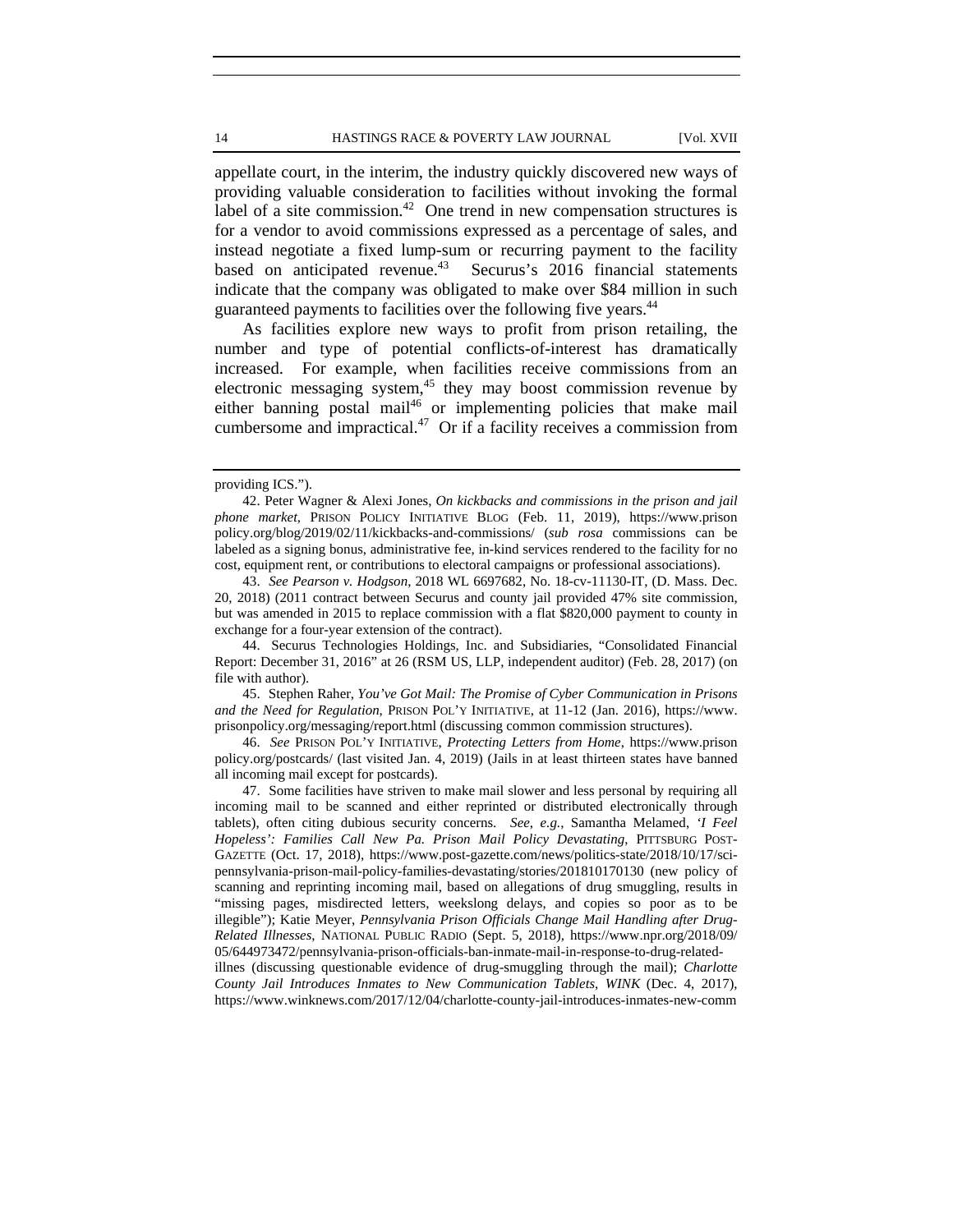appellate court, in the interim, the industry quickly discovered new ways of providing valuable consideration to facilities without invoking the formal label of a site commission.[42] One trend in new compensation structures is for a vendor to avoid commissions expressed as a percentage of sales, and instead negotiate a fixed lump-sum or recurring payment to the facility based on anticipated revenue.[43] Securus's 2016 financial statements indicate that the company was obligated to make over $84 million in such guaranteed payments to facilities over the following five years.[44]

As facilities explore new ways to profit from prison retailing, the number and type of potential conflicts-of-interest has dramatically increased. For example, when facilities receive commissions from an electronic messaging system,[45] they may boost commission revenue by either banning postal mail[46] or implementing policies that make mail cumbersome and impractical.[47] Or if a facility receives a commission from

---

providing ICS.").

42. Peter Wagner & Alexi Jones, *On kickbacks and commissions in the prison and jail phone market*, PRISON POLICY INITIATIVE BLOG (Feb. 11, 2019), https://www.prisonpolicy.org/blog/2019/02/11/kickbacks-and-commissions/ (*sub rosa* commissions can be labeled as a signing bonus, administrative fee, in-kind services rendered to the facility for no cost, equipment rent, or contributions to electoral campaigns or professional associations).

43. *See Pearson v. Hodgson*, 2018 WL 6697682, No. 18-cv-11130-IT, (D. Mass. Dec. 20, 2018) (2011 contract between Securus and county jail provided 47% site commission, but was amended in 2015 to replace commission with a flat $820,000 payment to county in exchange for a four-year extension of the contract).

44. Securus Technologies Holdings, Inc. and Subsidiaries, "Consolidated Financial Report: December 31, 2016" at 26 (RSM US, LLP, independent auditor) (Feb. 28, 2017) (on file with author).

45. Stephen Raher, *You've Got Mail: The Promise of Cyber Communication in Prisons and the Need for Regulation*, PRISON POL'Y INITIATIVE, at 11-12 (Jan. 2016), https://www.prisonpolicy.org/messaging/report.html (discussing common commission structures).

46. *See* PRISON POL'Y INITIATIVE, *Protecting Letters from Home*, https://www.prisonpolicy.org/postcards/ (last visited Jan. 4, 2019) (Jails in at least thirteen states have banned all incoming mail except for postcards).

47. Some facilities have striven to make mail slower and less personal by requiring all incoming mail to be scanned and either reprinted or distributed electronically through tablets), often citing dubious security concerns. *See, e.g.*, Samantha Melamed, *'I Feel Hopeless': Families Call New Pa. Prison Mail Policy Devastating*, PITTSBURG POST-GAZETTE (Oct. 17, 2018), https://www.post-gazette.com/news/politics-state/2018/10/17/sci-pennsylvania-prison-mail-policy-families-devastating/stories/201810170130 (new policy of scanning and reprinting incoming mail, based on allegations of drug smuggling, results in "missing pages, misdirected letters, weekslong delays, and copies so poor as to be illegible"); Katie Meyer, *Pennsylvania Prison Officials Change Mail Handling after Drug-Related Illnesses*, NATIONAL PUBLIC RADIO (Sept. 5, 2018), https://www.npr.org/2018/09/05/644973472/pennsylvania-prison-officials-ban-inmate-mail-in-response-to-drug-related-illnes (discussing questionable evidence of drug-smuggling through the mail); *Charlotte County Jail Introduces Inmates to New Communication Tablets*, *WINK* (Dec. 4, 2017), https://www.winknews.com/2017/12/04/charlotte-county-jail-introduces-inmates-new-comm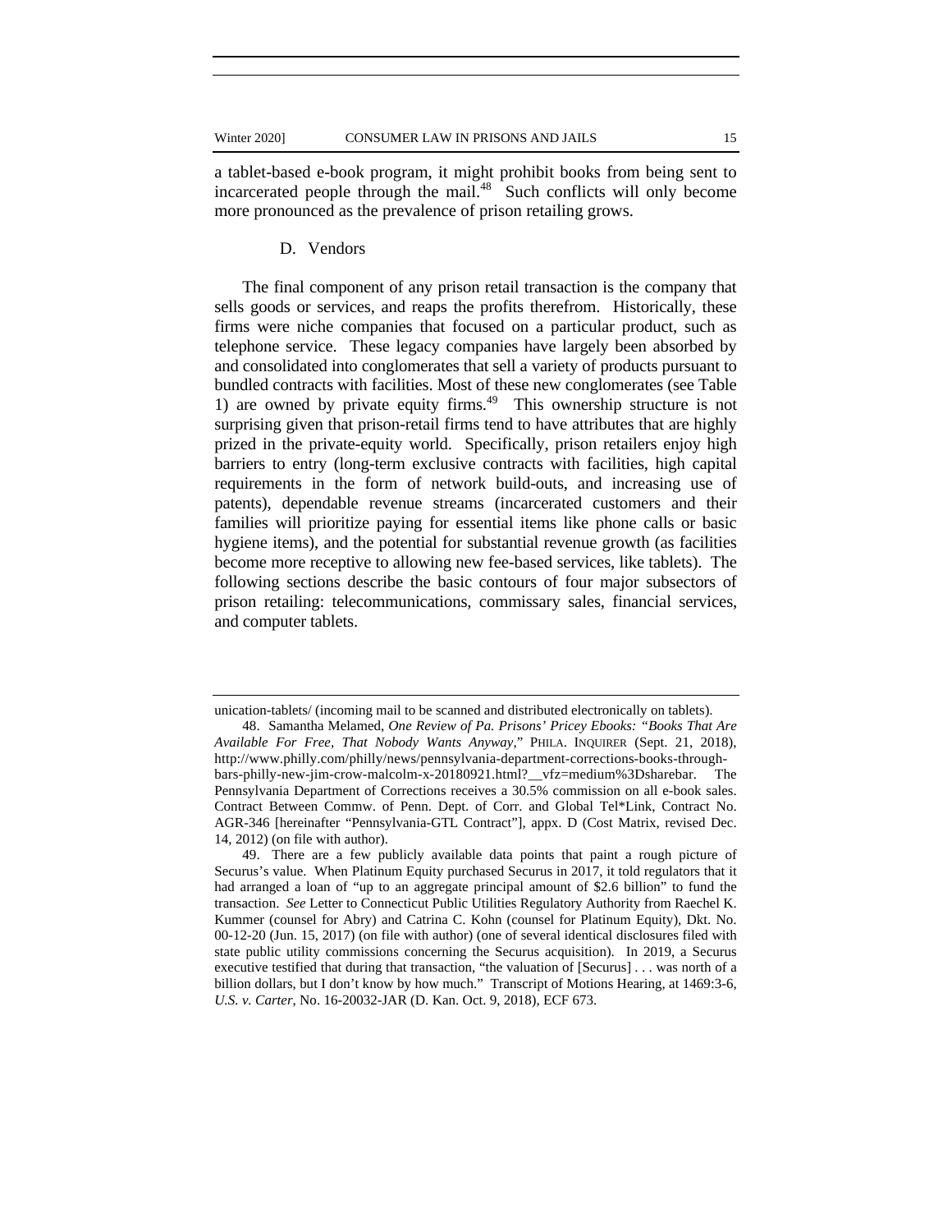a tablet-based e-book program, it might prohibit books from being sent to incarcerated people through the mail.[48] Such conflicts will only become more pronounced as the prevalence of prison retailing grows.

### D. Vendors

The final component of any prison retail transaction is the company that sells goods or services, and reaps the profits therefrom. Historically, these firms were niche companies that focused on a particular product, such as telephone service. These legacy companies have largely been absorbed by and consolidated into conglomerates that sell a variety of products pursuant to bundled contracts with facilities. Most of these new conglomerates (see Table 1) are owned by private equity firms.[49] This ownership structure is not surprising given that prison-retail firms tend to have attributes that are highly prized in the private-equity world. Specifically, prison retailers enjoy high barriers to entry (long-term exclusive contracts with facilities, high capital requirements in the form of network build-outs, and increasing use of patents), dependable revenue streams (incarcerated customers and their families will prioritize paying for essential items like phone calls or basic hygiene items), and the potential for substantial revenue growth (as facilities become more receptive to allowing new fee-based services, like tablets). The following sections describe the basic contours of four major subsectors of prison retailing: telecommunications, commissary sales, financial services, and computer tablets.

---

unication-tablets/ (incoming mail to be scanned and distributed electronically on tablets).

48. Samantha Melamed, *One Review of Pa. Prisons' Pricey Ebooks: "Books That Are Available For Free, That Nobody Wants Anyway*," PHILA. INQUIRER (Sept. 21, 2018), http://www.philly.com/philly/news/pennsylvania-department-corrections-books-through-bars-philly-new-jim-crow-malcolm-x-20180921.html?__vfz=medium%3Dsharebar. The Pennsylvania Department of Corrections receives a 30.5% commission on all e-book sales. Contract Between Commw. of Penn. Dept. of Corr. and Global Tel*Link, Contract No. AGR-346 [hereinafter "Pennsylvania-GTL Contract"], appx. D (Cost Matrix, revised Dec. 14, 2012) (on file with author).

49. There are a few publicly available data points that paint a rough picture of Securus's value. When Platinum Equity purchased Securus in 2017, it told regulators that it had arranged a loan of "up to an aggregate principal amount of $2.6 billion" to fund the transaction. *See* Letter to Connecticut Public Utilities Regulatory Authority from Raechel K. Kummer (counsel for Abry) and Catrina C. Kohn (counsel for Platinum Equity), Dkt. No. 00-12-20 (Jun. 15, 2017) (on file with author) (one of several identical disclosures filed with state public utility commissions concerning the Securus acquisition). In 2019, a Securus executive testified that during that transaction, "the valuation of [Securus] . . . was north of a billion dollars, but I don't know by how much." Transcript of Motions Hearing, at 1469:3-6, *U.S. v. Carter*, No. 16-20032-JAR (D. Kan. Oct. 9, 2018), ECF 673.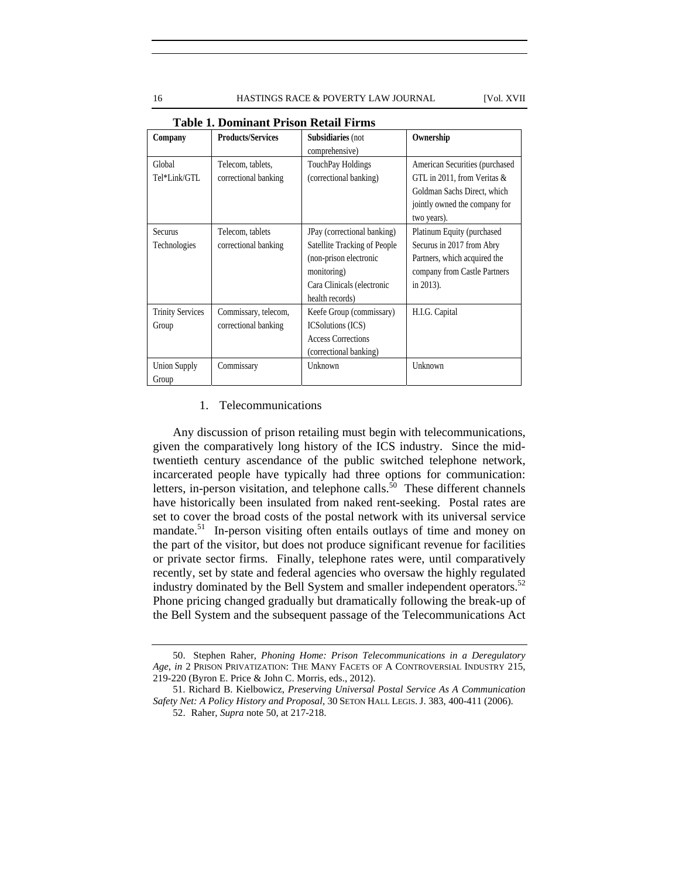**Table 1. Dominant Prison Retail Firms**

| **Company** | **Products/Services** | **Subsidiaries** (not comprehensive) | **Ownership** |
| --- | --- | --- | --- |
| Global Tel*Link/GTL | Telecom, tablets, correctional banking | TouchPay Holdings (correctional banking) | American Securities (purchased GTL in 2011, from Veritas & Goldman Sachs Direct, which jointly owned the company for two years). |
| Securus Technologies | Telecom, tablets correctional banking | JPay (correctional banking) Satellite Tracking of People (non-prison electronic monitoring) Cara Clinicals (electronic health records) | Platinum Equity (purchased Securus in 2017 from Abry Partners, which acquired the company from Castle Partners in 2013). |
| Trinity Services Group | Commissary, telecom, correctional banking | Keefe Group (commissary) ICSolutions (ICS) Access Corrections (correctional banking) | H.I.G. Capital |
| Union Supply Group | Commissary | Unknown | Unknown |

1. Telecommunications

Any discussion of prison retailing must begin with telecommunications, given the comparatively long history of the ICS industry. Since the mid-twentieth century ascendance of the public switched telephone network, incarcerated people have typically had three options for communication: letters, in-person visitation, and telephone calls.[50] These different channels have historically been insulated from naked rent-seeking. Postal rates are set to cover the broad costs of the postal network with its universal service mandate.[51] In-person visiting often entails outlays of time and money on the part of the visitor, but does not produce significant revenue for facilities or private sector firms. Finally, telephone rates were, until comparatively recently, set by state and federal agencies who oversaw the highly regulated industry dominated by the Bell System and smaller independent operators.[52] Phone pricing changed gradually but dramatically following the break-up of the Bell System and the subsequent passage of the Telecommunications Act

---

50. Stephen Raher, *Phoning Home: Prison Telecommunications in a Deregulatory Age*, *in* 2 PRISON PRIVATIZATION: THE MANY FACETS OF A CONTROVERSIAL INDUSTRY 215, 219-220 (Byron E. Price & John C. Morris, eds., 2012).

51. Richard B. Kielbowicz, *Preserving Universal Postal Service As A Communication Safety Net: A Policy History and Proposal*, 30 SETON HALL LEGIS. J. 383, 400-411 (2006).

52. Raher, *Supra* note 50, at 217-218.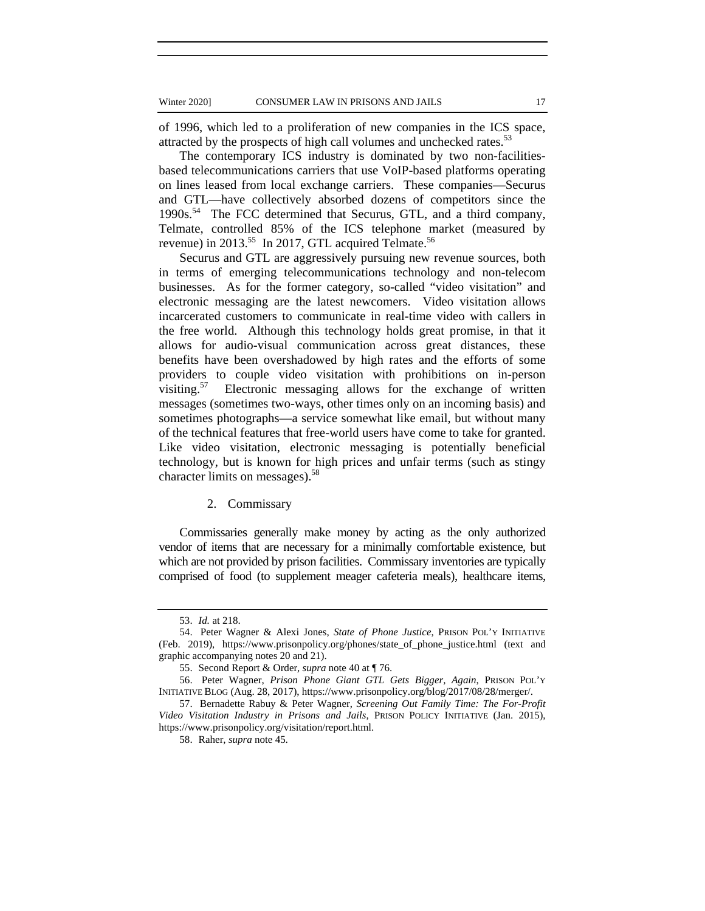of 1996, which led to a proliferation of new companies in the ICS space, attracted by the prospects of high call volumes and unchecked rates.[53]

The contemporary ICS industry is dominated by two non-facilities-based telecommunications carriers that use VoIP-based platforms operating on lines leased from local exchange carriers. These companies—Securus and GTL—have collectively absorbed dozens of competitors since the 1990s.[54] The FCC determined that Securus, GTL, and a third company, Telmate, controlled 85% of the ICS telephone market (measured by revenue) in 2013.[55] In 2017, GTL acquired Telmate.[56]

Securus and GTL are aggressively pursuing new revenue sources, both in terms of emerging telecommunications technology and non-telecom businesses. As for the former category, so-called "video visitation" and electronic messaging are the latest newcomers. Video visitation allows incarcerated customers to communicate in real-time video with callers in the free world. Although this technology holds great promise, in that it allows for audio-visual communication across great distances, these benefits have been overshadowed by high rates and the efforts of some providers to couple video visitation with prohibitions on in-person visiting.[57] Electronic messaging allows for the exchange of written messages (sometimes two-ways, other times only on an incoming basis) and sometimes photographs—a service somewhat like email, but without many of the technical features that free-world users have come to take for granted. Like video visitation, electronic messaging is potentially beneficial technology, but is known for high prices and unfair terms (such as stingy character limits on messages).[58]

### 2. Commissary

Commissaries generally make money by acting as the only authorized vendor of items that are necessary for a minimally comfortable existence, but which are not provided by prison facilities. Commissary inventories are typically comprised of food (to supplement meager cafeteria meals), healthcare items,

---

53. *Id.* at 218.

54. Peter Wagner & Alexi Jones, *State of Phone Justice*, PRISON POL'Y INITIATIVE (Feb. 2019), https://www.prisonpolicy.org/phones/state_of_phone_justice.html (text and graphic accompanying notes 20 and 21).

55. Second Report & Order, *supra* note 40 at ¶ 76.

56. Peter Wagner, *Prison Phone Giant GTL Gets Bigger, Again*, PRISON POL'Y INITIATIVE BLOG (Aug. 28, 2017), https://www.prisonpolicy.org/blog/2017/08/28/merger/.

57. Bernadette Rabuy & Peter Wagner, *Screening Out Family Time: The For-Profit Video Visitation Industry in Prisons and Jails*, PRISON POLICY INITIATIVE (Jan. 2015), https://www.prisonpolicy.org/visitation/report.html.

58. Raher, *supra* note 45.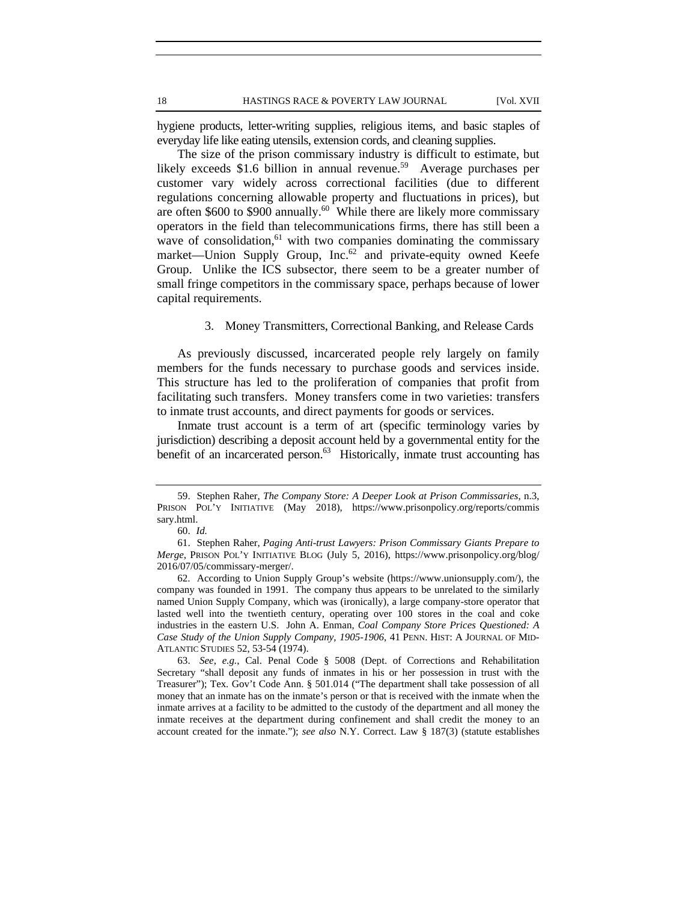hygiene products, letter-writing supplies, religious items, and basic staples of everyday life like eating utensils, extension cords, and cleaning supplies.

The size of the prison commissary industry is difficult to estimate, but likely exceeds $1.6 billion in annual revenue.[59] Average purchases per customer vary widely across correctional facilities (due to different regulations concerning allowable property and fluctuations in prices), but are often $600 to $900 annually.[60] While there are likely more commissary operators in the field than telecommunications firms, there has still been a wave of consolidation,[61] with two companies dominating the commissary market—Union Supply Group, Inc.[62] and private-equity owned Keefe Group. Unlike the ICS subsector, there seem to be a greater number of small fringe competitors in the commissary space, perhaps because of lower capital requirements.

### 3. Money Transmitters, Correctional Banking, and Release Cards

As previously discussed, incarcerated people rely largely on family members for the funds necessary to purchase goods and services inside. This structure has led to the proliferation of companies that profit from facilitating such transfers. Money transfers come in two varieties: transfers to inmate trust accounts, and direct payments for goods or services.

Inmate trust account is a term of art (specific terminology varies by jurisdiction) describing a deposit account held by a governmental entity for the benefit of an incarcerated person.[63] Historically, inmate trust accounting has

---

59. Stephen Raher, *The Company Store: A Deeper Look at Prison Commissaries*, n.3, PRISON POL'Y INITIATIVE (May 2018), https://www.prisonpolicy.org/reports/commissary.html.

60. *Id.*

61. Stephen Raher, *Paging Anti-trust Lawyers: Prison Commissary Giants Prepare to Merge*, PRISON POL'Y INITIATIVE BLOG (July 5, 2016), https://www.prisonpolicy.org/blog/2016/07/05/commissary-merger/.

62. According to Union Supply Group's website (https://www.unionsupply.com/), the company was founded in 1991. The company thus appears to be unrelated to the similarly named Union Supply Company, which was (ironically), a large company-store operator that lasted well into the twentieth century, operating over 100 stores in the coal and coke industries in the eastern U.S. John A. Enman, *Coal Company Store Prices Questioned: A Case Study of the Union Supply Company, 1905-1906*, 41 PENN. HIST: A JOURNAL OF MID-ATLANTIC STUDIES 52, 53-54 (1974).

63. *See, e.g.*, Cal. Penal Code § 5008 (Dept. of Corrections and Rehabilitation Secretary "shall deposit any funds of inmates in his or her possession in trust with the Treasurer"); Tex. Gov't Code Ann. § 501.014 ("The department shall take possession of all money that an inmate has on the inmate's person or that is received with the inmate when the inmate arrives at a facility to be admitted to the custody of the department and all money the inmate receives at the department during confinement and shall credit the money to an account created for the inmate."); *see also* N.Y. Correct. Law § 187(3) (statute establishes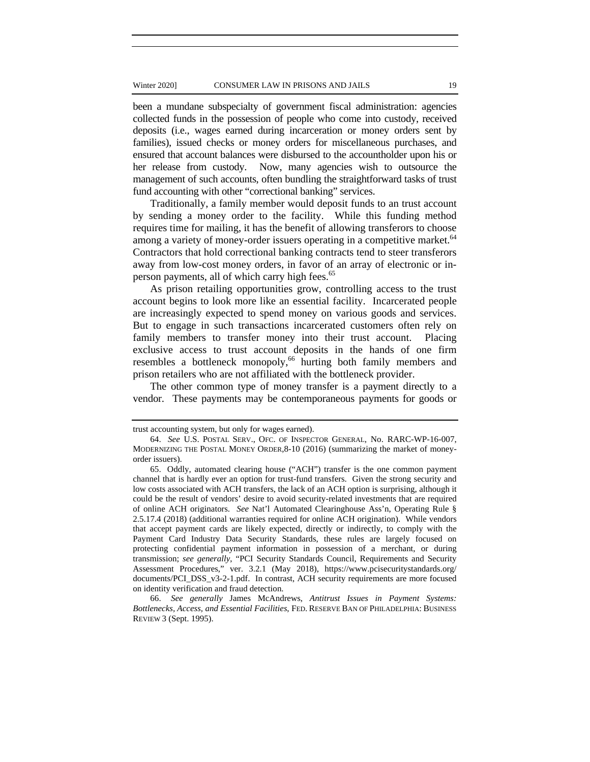been a mundane subspecialty of government fiscal administration: agencies collected funds in the possession of people who come into custody, received deposits (i.e., wages earned during incarceration or money orders sent by families), issued checks or money orders for miscellaneous purchases, and ensured that account balances were disbursed to the accountholder upon his or her release from custody. Now, many agencies wish to outsource the management of such accounts, often bundling the straightforward tasks of trust fund accounting with other "correctional banking" services.

Traditionally, a family member would deposit funds to an trust account by sending a money order to the facility. While this funding method requires time for mailing, it has the benefit of allowing transferors to choose among a variety of money-order issuers operating in a competitive market.[64] Contractors that hold correctional banking contracts tend to steer transferors away from low-cost money orders, in favor of an array of electronic or in-person payments, all of which carry high fees.[65]

As prison retailing opportunities grow, controlling access to the trust account begins to look more like an essential facility. Incarcerated people are increasingly expected to spend money on various goods and services. But to engage in such transactions incarcerated customers often rely on family members to transfer money into their trust account. Placing exclusive access to trust account deposits in the hands of one firm resembles a bottleneck monopoly,[66] hurting both family members and prison retailers who are not affiliated with the bottleneck provider.

The other common type of money transfer is a payment directly to a vendor. These payments may be contemporaneous payments for goods or

---

trust accounting system, but only for wages earned).

64. *See* U.S. POSTAL SERV., OFC. OF INSPECTOR GENERAL, No. RARC-WP-16-007, MODERNIZING THE POSTAL MONEY ORDER,8-10 (2016) (summarizing the market of money-order issuers).

65. Oddly, automated clearing house ("ACH") transfer is the one common payment channel that is hardly ever an option for trust-fund transfers. Given the strong security and low costs associated with ACH transfers, the lack of an ACH option is surprising, although it could be the result of vendors' desire to avoid security-related investments that are required of online ACH originators. *See* Nat'l Automated Clearinghouse Ass'n, Operating Rule § 2.5.17.4 (2018) (additional warranties required for online ACH origination). While vendors that accept payment cards are likely expected, directly or indirectly, to comply with the Payment Card Industry Data Security Standards, these rules are largely focused on protecting confidential payment information in possession of a merchant, or during transmission; *see generally,* "PCI Security Standards Council, Requirements and Security Assessment Procedures," ver. 3.2.1 (May 2018), https://www.pcisecuritystandards.org/documents/PCI_DSS_v3-2-1.pdf. In contrast, ACH security requirements are more focused on identity verification and fraud detection.

66. *See generally* James McAndrews, *Antitrust Issues in Payment Systems: Bottlenecks, Access, and Essential Facilities*, FED. RESERVE BAN OF PHILADELPHIA: BUSINESS REVIEW 3 (Sept. 1995).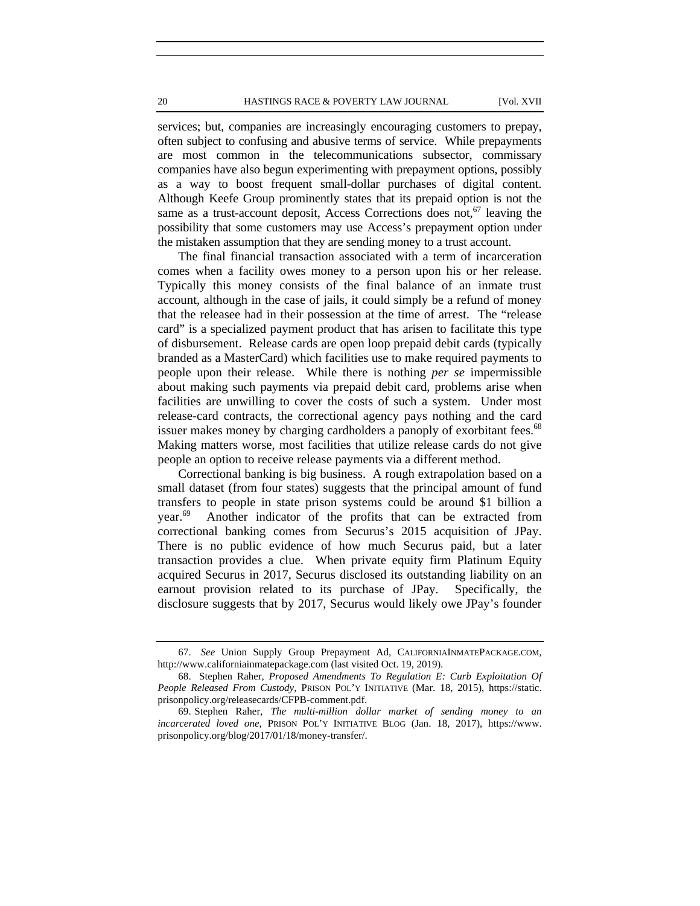services; but, companies are increasingly encouraging customers to prepay, often subject to confusing and abusive terms of service. While prepayments are most common in the telecommunications subsector, commissary companies have also begun experimenting with prepayment options, possibly as a way to boost frequent small-dollar purchases of digital content. Although Keefe Group prominently states that its prepaid option is not the same as a trust-account deposit, Access Corrections does not,[67] leaving the possibility that some customers may use Access's prepayment option under the mistaken assumption that they are sending money to a trust account.

The final financial transaction associated with a term of incarceration comes when a facility owes money to a person upon his or her release. Typically this money consists of the final balance of an inmate trust account, although in the case of jails, it could simply be a refund of money that the releasee had in their possession at the time of arrest. The "release card" is a specialized payment product that has arisen to facilitate this type of disbursement. Release cards are open loop prepaid debit cards (typically branded as a MasterCard) which facilities use to make required payments to people upon their release. While there is nothing *per se* impermissible about making such payments via prepaid debit card, problems arise when facilities are unwilling to cover the costs of such a system. Under most release-card contracts, the correctional agency pays nothing and the card issuer makes money by charging cardholders a panoply of exorbitant fees.[68] Making matters worse, most facilities that utilize release cards do not give people an option to receive release payments via a different method.

Correctional banking is big business. A rough extrapolation based on a small dataset (from four states) suggests that the principal amount of fund transfers to people in state prison systems could be around $1 billion a year.[69] Another indicator of the profits that can be extracted from correctional banking comes from Securus's 2015 acquisition of JPay. There is no public evidence of how much Securus paid, but a later transaction provides a clue. When private equity firm Platinum Equity acquired Securus in 2017, Securus disclosed its outstanding liability on an earnout provision related to its purchase of JPay. Specifically, the disclosure suggests that by 2017, Securus would likely owe JPay's founder

---

67. *See* Union Supply Group Prepayment Ad, CALIFORNIAINMATEPACKAGE.COM, http://www.californiainmatepackage.com (last visited Oct. 19, 2019).

68. Stephen Raher, *Proposed Amendments To Regulation E: Curb Exploitation Of People Released From Custody*, PRISON POL'Y INITIATIVE (Mar. 18, 2015), https://static.prisonpolicy.org/releasecards/CFPB-comment.pdf.

69. Stephen Raher, *The multi-million dollar market of sending money to an incarcerated loved one*, PRISON POL'Y INITIATIVE BLOG (Jan. 18, 2017), https://www.prisonpolicy.org/blog/2017/01/18/money-transfer/.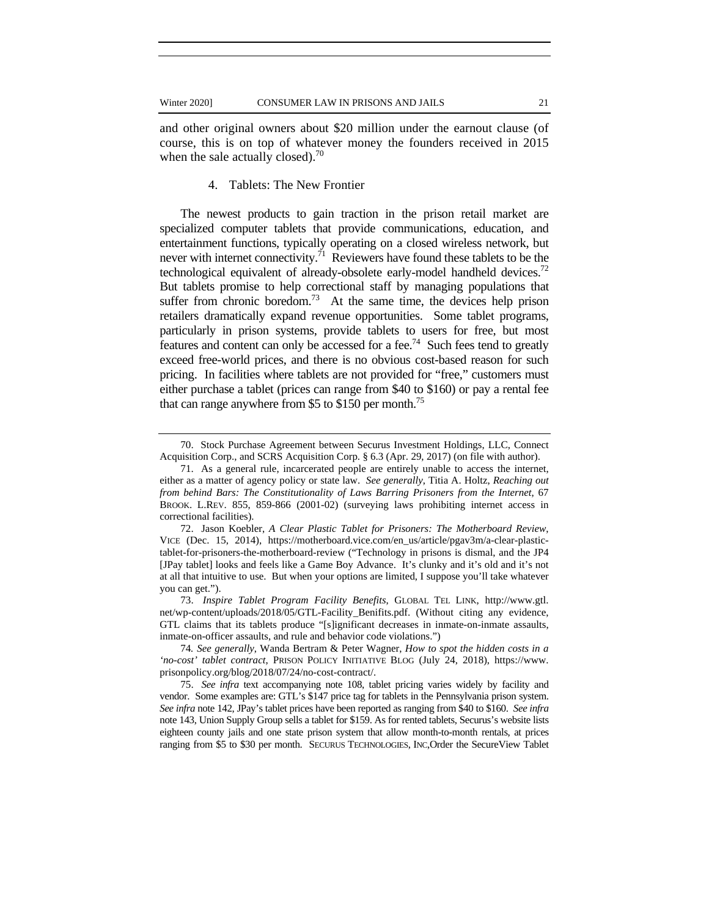and other original owners about $20 million under the earnout clause (of course, this is on top of whatever money the founders received in 2015 when the sale actually closed).[70]

#### 4. Tablets: The New Frontier

The newest products to gain traction in the prison retail market are specialized computer tablets that provide communications, education, and entertainment functions, typically operating on a closed wireless network, but never with internet connectivity.[71] Reviewers have found these tablets to be the technological equivalent of already-obsolete early-model handheld devices.[72] But tablets promise to help correctional staff by managing populations that suffer from chronic boredom.[73] At the same time, the devices help prison retailers dramatically expand revenue opportunities. Some tablet programs, particularly in prison systems, provide tablets to users for free, but most features and content can only be accessed for a fee.[74] Such fees tend to greatly exceed free-world prices, and there is no obvious cost-based reason for such pricing. In facilities where tablets are not provided for "free," customers must either purchase a tablet (prices can range from $40 to $160) or pay a rental fee that can range anywhere from $5 to $150 per month.[75]

---

70. Stock Purchase Agreement between Securus Investment Holdings, LLC, Connect Acquisition Corp., and SCRS Acquisition Corp. § 6.3 (Apr. 29, 2017) (on file with author).

71. As a general rule, incarcerated people are entirely unable to access the internet, either as a matter of agency policy or state law. *See generally*, Titia A. Holtz, *Reaching out from behind Bars: The Constitutionality of Laws Barring Prisoners from the Internet*, 67 BROOK. L.REV. 855, 859-866 (2001-02) (surveying laws prohibiting internet access in correctional facilities).

72. Jason Koebler, *A Clear Plastic Tablet for Prisoners: The Motherboard Review*, VICE (Dec. 15, 2014), https://motherboard.vice.com/en_us/article/pgav3m/a-clear-plastic-tablet-for-prisoners-the-motherboard-review ("Technology in prisons is dismal, and the JP4 [JPay tablet] looks and feels like a Game Boy Advance. It's clunky and it's old and it's not at all that intuitive to use. But when your options are limited, I suppose you'll take whatever you can get.").

73. *Inspire Tablet Program Facility Benefits*, GLOBAL TEL LINK, http://www.gtl.net/wp-content/uploads/2018/05/GTL-Facility_Benifits.pdf. (Without citing any evidence, GTL claims that its tablets produce "[s]ignificant decreases in inmate-on-inmate assaults, inmate-on-officer assaults, and rule and behavior code violations.")

74. *See generally*, Wanda Bertram & Peter Wagner, *How to spot the hidden costs in a 'no-cost' tablet contract*, PRISON POLICY INITIATIVE BLOG (July 24, 2018), https://www.prisonpolicy.org/blog/2018/07/24/no-cost-contract/.

75. *See infra* text accompanying note 108, tablet pricing varies widely by facility and vendor. Some examples are: GTL's $147 price tag for tablets in the Pennsylvania prison system. *See infra* note 142, JPay's tablet prices have been reported as ranging from $40 to $160. *See infra* note 143, Union Supply Group sells a tablet for $159. As for rented tablets, Securus's website lists eighteen county jails and one state prison system that allow month-to-month rentals, at prices ranging from $5 to $30 per month. SECURUS TECHNOLOGIES, INC,Order the SecureView Tablet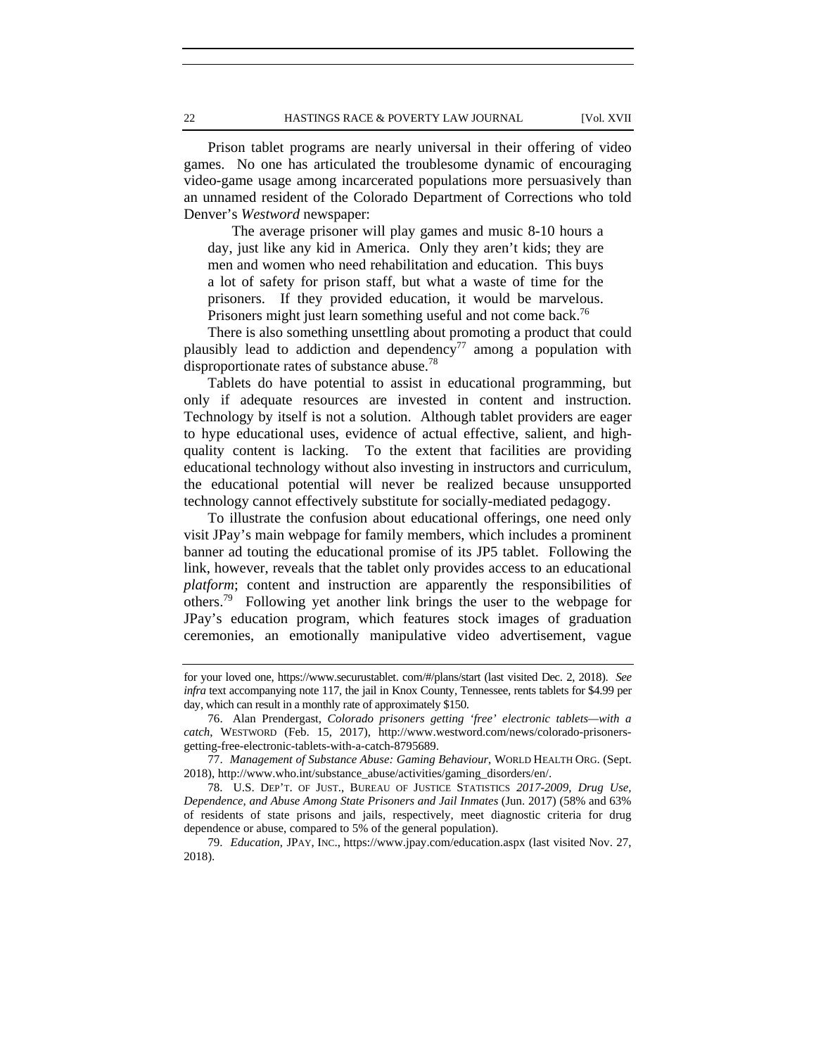Prison tablet programs are nearly universal in their offering of video games. No one has articulated the troublesome dynamic of encouraging video-game usage among incarcerated populations more persuasively than an unnamed resident of the Colorado Department of Corrections who told Denver's *Westword* newspaper:

> The average prisoner will play games and music 8-10 hours a day, just like any kid in America. Only they aren't kids; they are men and women who need rehabilitation and education. This buys a lot of safety for prison staff, but what a waste of time for the prisoners. If they provided education, it would be marvelous. Prisoners might just learn something useful and not come back.[76]

There is also something unsettling about promoting a product that could plausibly lead to addiction and dependency[77] among a population with disproportionate rates of substance abuse.[78]

Tablets do have potential to assist in educational programming, but only if adequate resources are invested in content and instruction. Technology by itself is not a solution. Although tablet providers are eager to hype educational uses, evidence of actual effective, salient, and high-quality content is lacking. To the extent that facilities are providing educational technology without also investing in instructors and curriculum, the educational potential will never be realized because unsupported technology cannot effectively substitute for socially-mediated pedagogy.

To illustrate the confusion about educational offerings, one need only visit JPay's main webpage for family members, which includes a prominent banner ad touting the educational promise of its JP5 tablet. Following the link, however, reveals that the tablet only provides access to an educational *platform*; content and instruction are apparently the responsibilities of others.[79] Following yet another link brings the user to the webpage for JPay's education program, which features stock images of graduation ceremonies, an emotionally manipulative video advertisement, vague

---

for your loved one, https://www.securustablet. com/#/plans/start (last visited Dec. 2, 2018). *See infra* text accompanying note 117, the jail in Knox County, Tennessee, rents tablets for $4.99 per day, which can result in a monthly rate of approximately $150.

76. Alan Prendergast, *Colorado prisoners getting 'free' electronic tablets—with a catch*, WESTWORD (Feb. 15, 2017), http://www.westword.com/news/colorado-prisoners-getting-free-electronic-tablets-with-a-catch-8795689.

77. *Management of Substance Abuse: Gaming Behaviour*, WORLD HEALTH ORG. (Sept. 2018), http://www.who.int/substance_abuse/activities/gaming_disorders/en/.

78. U.S. DEP'T. OF JUST., BUREAU OF JUSTICE STATISTICS *2017-2009*, *Drug Use, Dependence, and Abuse Among State Prisoners and Jail Inmates* (Jun. 2017) (58% and 63% of residents of state prisons and jails, respectively, meet diagnostic criteria for drug dependence or abuse, compared to 5% of the general population).

79. *Education*, JPAY, INC., https://www.jpay.com/education.aspx (last visited Nov. 27, 2018).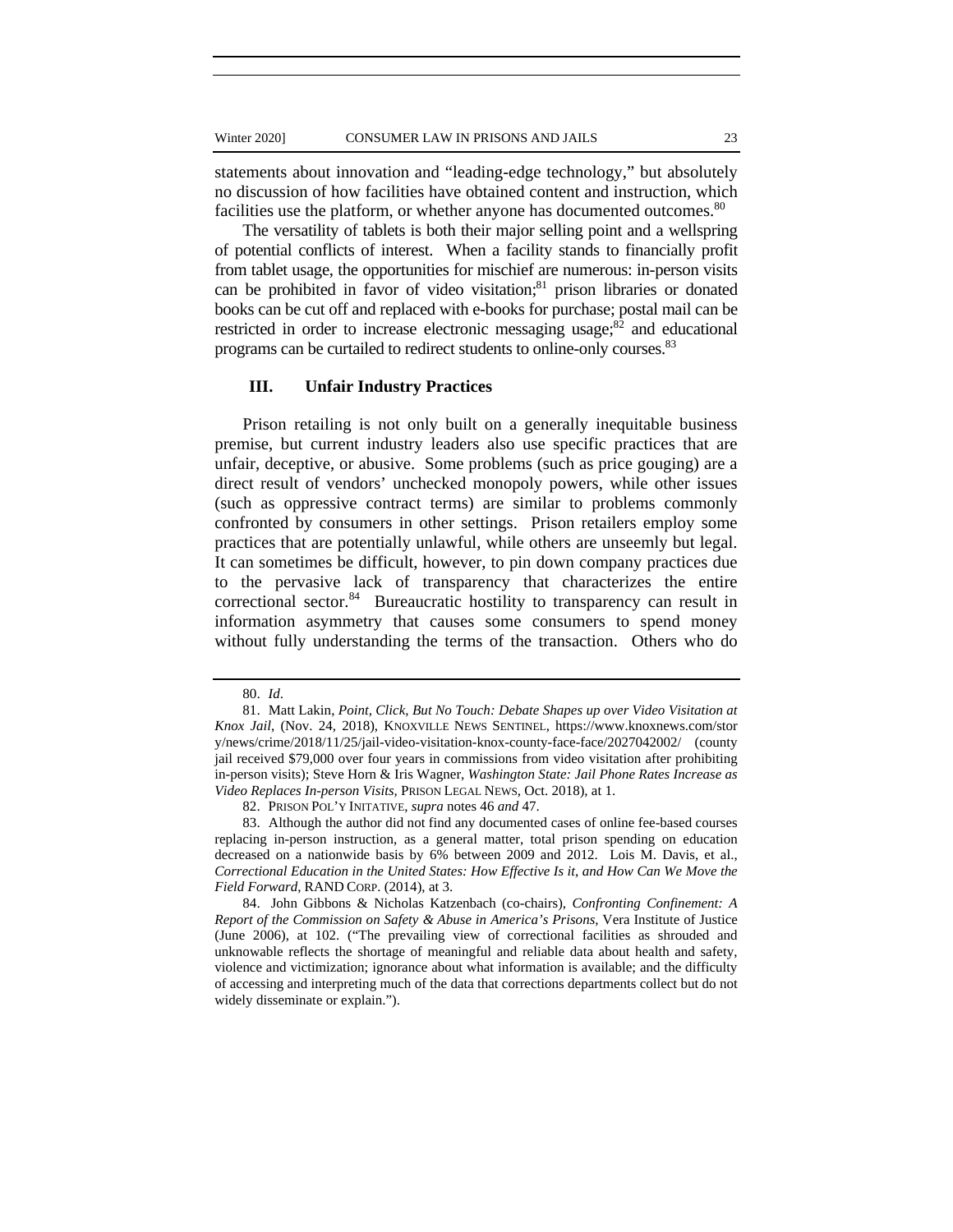statements about innovation and "leading-edge technology," but absolutely no discussion of how facilities have obtained content and instruction, which facilities use the platform, or whether anyone has documented outcomes.[80]

The versatility of tablets is both their major selling point and a wellspring of potential conflicts of interest. When a facility stands to financially profit from tablet usage, the opportunities for mischief are numerous: in-person visits can be prohibited in favor of video visitation;[81] prison libraries or donated books can be cut off and replaced with e-books for purchase; postal mail can be restricted in order to increase electronic messaging usage;[82] and educational programs can be curtailed to redirect students to online-only courses.[83]

## III. Unfair Industry Practices

Prison retailing is not only built on a generally inequitable business premise, but current industry leaders also use specific practices that are unfair, deceptive, or abusive. Some problems (such as price gouging) are a direct result of vendors' unchecked monopoly powers, while other issues (such as oppressive contract terms) are similar to problems commonly confronted by consumers in other settings. Prison retailers employ some practices that are potentially unlawful, while others are unseemly but legal. It can sometimes be difficult, however, to pin down company practices due to the pervasive lack of transparency that characterizes the entire correctional sector.[84] Bureaucratic hostility to transparency can result in information asymmetry that causes some consumers to spend money without fully understanding the terms of the transaction. Others who do

---

80. *Id*.

81. Matt Lakin, *Point, Click, But No Touch: Debate Shapes up over Video Visitation at Knox Jail*, (Nov. 24, 2018), KNOXVILLE NEWS SENTINEL, https://www.knoxnews.com/story/news/crime/2018/11/25/jail-video-visitation-knox-county-face-face/2027042002/ (county jail received $79,000 over four years in commissions from video visitation after prohibiting in-person visits); Steve Horn & Iris Wagner, *Washington State: Jail Phone Rates Increase as Video Replaces In-person Visits*, PRISON LEGAL NEWS, Oct. 2018), at 1.

82. PRISON POL'Y INITATIVE, *supra* notes 46 *and* 47.

83. Although the author did not find any documented cases of online fee-based courses replacing in-person instruction, as a general matter, total prison spending on education decreased on a nationwide basis by 6% between 2009 and 2012. Lois M. Davis, et al., *Correctional Education in the United States: How Effective Is it, and How Can We Move the Field Forward*, RAND CORP. (2014), at 3.

84. John Gibbons & Nicholas Katzenbach (co-chairs), *Confronting Confinement: A Report of the Commission on Safety & Abuse in America's Prisons*, Vera Institute of Justice (June 2006), at 102. ("The prevailing view of correctional facilities as shrouded and unknowable reflects the shortage of meaningful and reliable data about health and safety, violence and victimization; ignorance about what information is available; and the difficulty of accessing and interpreting much of the data that corrections departments collect but do not widely disseminate or explain.").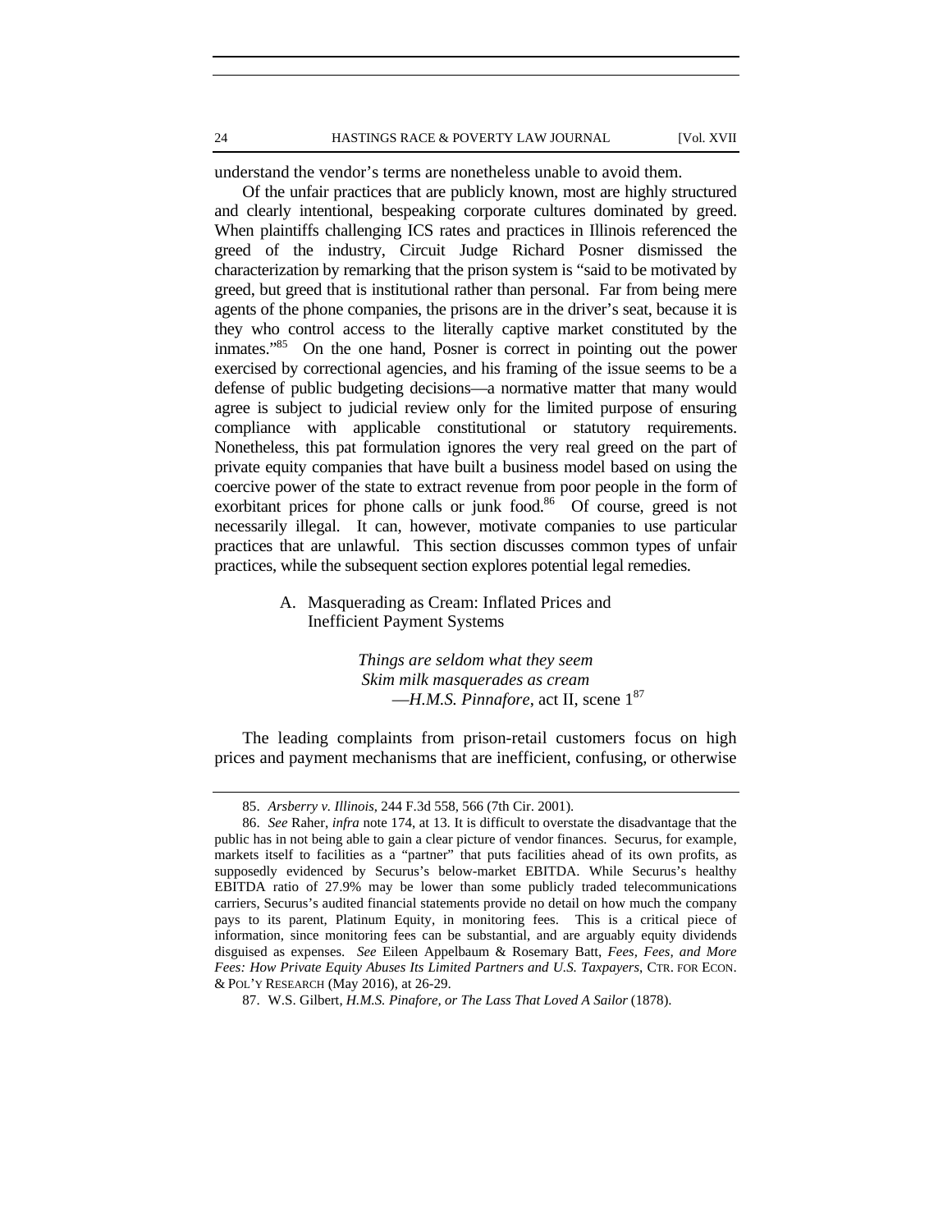understand the vendor's terms are nonetheless unable to avoid them.

Of the unfair practices that are publicly known, most are highly structured and clearly intentional, bespeaking corporate cultures dominated by greed. When plaintiffs challenging ICS rates and practices in Illinois referenced the greed of the industry, Circuit Judge Richard Posner dismissed the characterization by remarking that the prison system is "said to be motivated by greed, but greed that is institutional rather than personal. Far from being mere agents of the phone companies, the prisons are in the driver's seat, because it is they who control access to the literally captive market constituted by the inmates."[85] On the one hand, Posner is correct in pointing out the power exercised by correctional agencies, and his framing of the issue seems to be a defense of public budgeting decisions—a normative matter that many would agree is subject to judicial review only for the limited purpose of ensuring compliance with applicable constitutional or statutory requirements. Nonetheless, this pat formulation ignores the very real greed on the part of private equity companies that have built a business model based on using the coercive power of the state to extract revenue from poor people in the form of exorbitant prices for phone calls or junk food.[86] Of course, greed is not necessarily illegal. It can, however, motivate companies to use particular practices that are unlawful. This section discusses common types of unfair practices, while the subsequent section explores potential legal remedies.

### A. Masquerading as Cream: Inflated Prices and Inefficient Payment Systems

> *Things are seldom what they seem*
> *Skim milk masquerades as cream*
> —*H.M.S. Pinnafore*, act II, scene 1[87]

The leading complaints from prison-retail customers focus on high prices and payment mechanisms that are inefficient, confusing, or otherwise

---

85. *Arsberry v. Illinois*, 244 F.3d 558, 566 (7th Cir. 2001).

86. *See* Raher, *infra* note 174, at 13. It is difficult to overstate the disadvantage that the public has in not being able to gain a clear picture of vendor finances. Securus, for example, markets itself to facilities as a "partner" that puts facilities ahead of its own profits, as supposedly evidenced by Securus's below-market EBITDA. While Securus's healthy EBITDA ratio of 27.9% may be lower than some publicly traded telecommunications carriers, Securus's audited financial statements provide no detail on how much the company pays to its parent, Platinum Equity, in monitoring fees. This is a critical piece of information, since monitoring fees can be substantial, and are arguably equity dividends disguised as expenses. *See* Eileen Appelbaum & Rosemary Batt, *Fees, Fees, and More Fees: How Private Equity Abuses Its Limited Partners and U.S. Taxpayers*, CTR. FOR ECON. & POL'Y RESEARCH (May 2016), at 26-29.

87. W.S. Gilbert, *H.M.S. Pinafore, or The Lass That Loved A Sailor* (1878).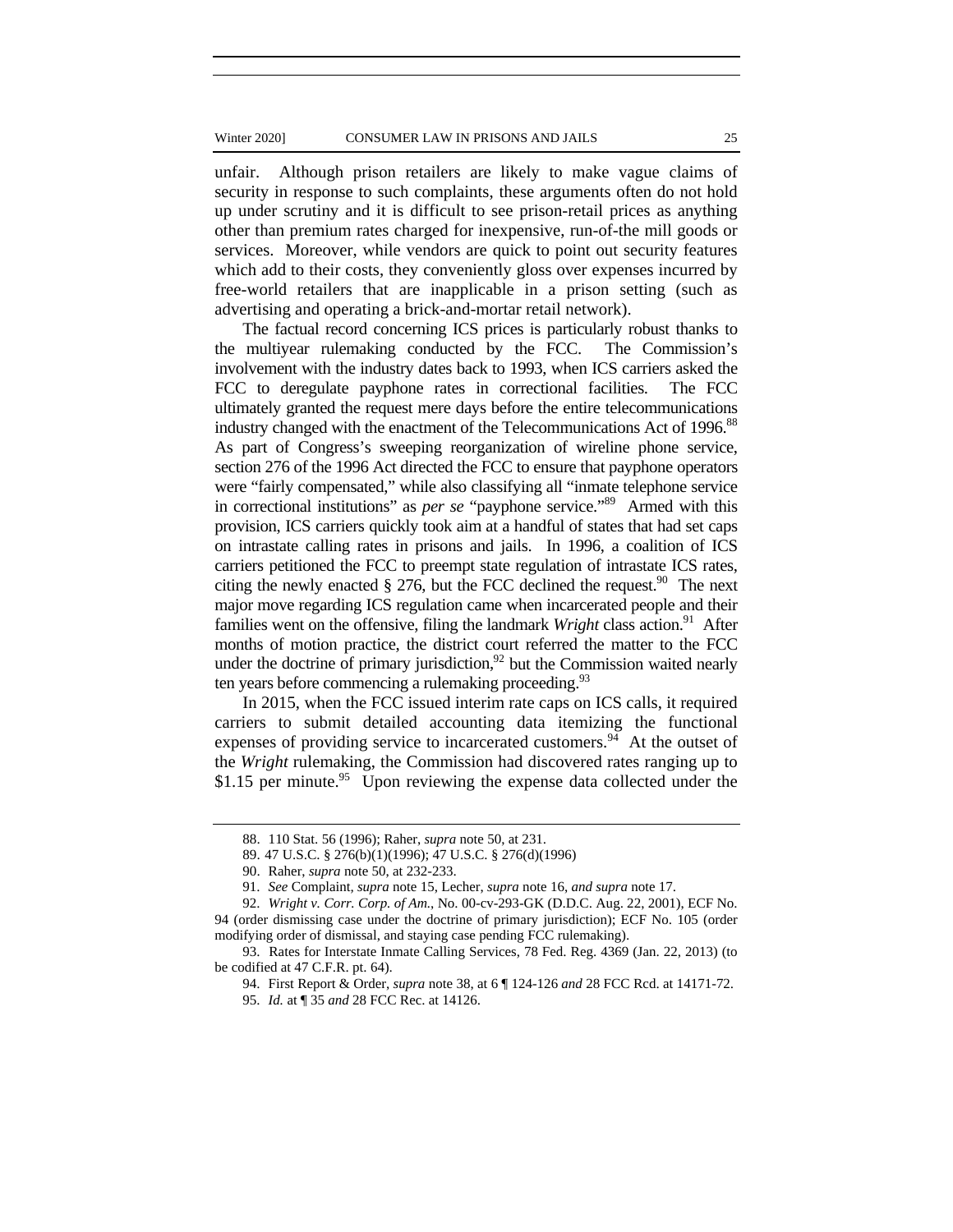unfair. Although prison retailers are likely to make vague claims of security in response to such complaints, these arguments often do not hold up under scrutiny and it is difficult to see prison-retail prices as anything other than premium rates charged for inexpensive, run-of-the mill goods or services. Moreover, while vendors are quick to point out security features which add to their costs, they conveniently gloss over expenses incurred by free-world retailers that are inapplicable in a prison setting (such as advertising and operating a brick-and-mortar retail network).

The factual record concerning ICS prices is particularly robust thanks to the multiyear rulemaking conducted by the FCC. The Commission's involvement with the industry dates back to 1993, when ICS carriers asked the FCC to deregulate payphone rates in correctional facilities. The FCC ultimately granted the request mere days before the entire telecommunications industry changed with the enactment of the Telecommunications Act of 1996.[88] As part of Congress's sweeping reorganization of wireline phone service, section 276 of the 1996 Act directed the FCC to ensure that payphone operators were "fairly compensated," while also classifying all "inmate telephone service in correctional institutions" as *per se* "payphone service."[89] Armed with this provision, ICS carriers quickly took aim at a handful of states that had set caps on intrastate calling rates in prisons and jails. In 1996, a coalition of ICS carriers petitioned the FCC to preempt state regulation of intrastate ICS rates, citing the newly enacted § 276, but the FCC declined the request.[90] The next major move regarding ICS regulation came when incarcerated people and their families went on the offensive, filing the landmark *Wright* class action.[91] After months of motion practice, the district court referred the matter to the FCC under the doctrine of primary jurisdiction,[92] but the Commission waited nearly ten years before commencing a rulemaking proceeding.[93]

In 2015, when the FCC issued interim rate caps on ICS calls, it required carriers to submit detailed accounting data itemizing the functional expenses of providing service to incarcerated customers.[94] At the outset of the *Wright* rulemaking, the Commission had discovered rates ranging up to \$1.15 per minute.[95] Upon reviewing the expense data collected under the

---

88. 110 Stat. 56 (1996); Raher, *supra* note 50, at 231.

89. 47 U.S.C. § 276(b)(1)(1996); 47 U.S.C. § 276(d)(1996)

90. Raher, *supra* note 50, at 232-233.

91. *See* Complaint, *supra* note 15, Lecher, *supra* note 16, *and supra* note 17.

92. *Wright v. Corr. Corp. of Am.*, No. 00-cv-293-GK (D.D.C. Aug. 22, 2001), ECF No. 94 (order dismissing case under the doctrine of primary jurisdiction); ECF No. 105 (order modifying order of dismissal, and staying case pending FCC rulemaking).

93. Rates for Interstate Inmate Calling Services, 78 Fed. Reg. 4369 (Jan. 22, 2013) (to be codified at 47 C.F.R. pt. 64).

94. First Report & Order, *supra* note 38, at 6 ¶ 124-126 *and* 28 FCC Rcd. at 14171-72.

95. *Id.* at ¶ 35 *and* 28 FCC Rec. at 14126.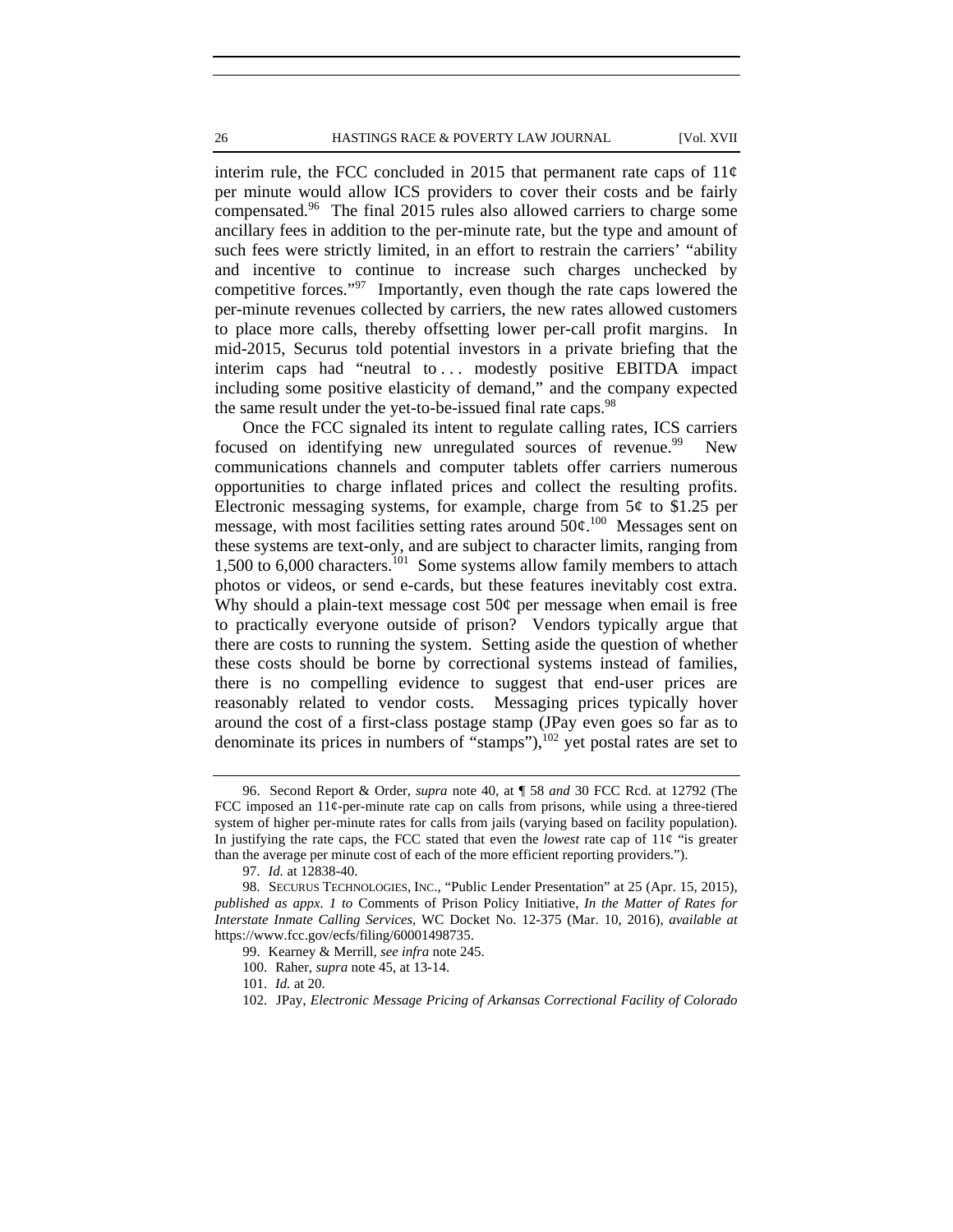interim rule, the FCC concluded in 2015 that permanent rate caps of 11¢ per minute would allow ICS providers to cover their costs and be fairly compensated.[96] The final 2015 rules also allowed carriers to charge some ancillary fees in addition to the per-minute rate, but the type and amount of such fees were strictly limited, in an effort to restrain the carriers' "ability and incentive to continue to increase such charges unchecked by competitive forces."[97] Importantly, even though the rate caps lowered the per-minute revenues collected by carriers, the new rates allowed customers to place more calls, thereby offsetting lower per-call profit margins. In mid-2015, Securus told potential investors in a private briefing that the interim caps had "neutral to . . . modestly positive EBITDA impact including some positive elasticity of demand," and the company expected the same result under the yet-to-be-issued final rate caps.[98]

Once the FCC signaled its intent to regulate calling rates, ICS carriers focused on identifying new unregulated sources of revenue.[99] New communications channels and computer tablets offer carriers numerous opportunities to charge inflated prices and collect the resulting profits. Electronic messaging systems, for example, charge from 5¢ to $1.25 per message, with most facilities setting rates around 50¢.[100] Messages sent on these systems are text-only, and are subject to character limits, ranging from 1,500 to 6,000 characters.[101] Some systems allow family members to attach photos or videos, or send e-cards, but these features inevitably cost extra. Why should a plain-text message cost 50¢ per message when email is free to practically everyone outside of prison? Vendors typically argue that there are costs to running the system. Setting aside the question of whether these costs should be borne by correctional systems instead of families, there is no compelling evidence to suggest that end-user prices are reasonably related to vendor costs. Messaging prices typically hover around the cost of a first-class postage stamp (JPay even goes so far as to denominate its prices in numbers of "stamps"),[102] yet postal rates are set to

---

96. Second Report & Order, *supra* note 40, at ¶ 58 *and* 30 FCC Rcd. at 12792 (The FCC imposed an 11¢-per-minute rate cap on calls from prisons, while using a three-tiered system of higher per-minute rates for calls from jails (varying based on facility population). In justifying the rate caps, the FCC stated that even the *lowest* rate cap of 11¢ "is greater than the average per minute cost of each of the more efficient reporting providers.").

97. *Id.* at 12838-40.

98. SECURUS TECHNOLOGIES, INC., "Public Lender Presentation" at 25 (Apr. 15, 2015), *published as appx. 1 to* Comments of Prison Policy Initiative, *In the Matter of Rates for Interstate Inmate Calling Services*, WC Docket No. 12-375 (Mar. 10, 2016), *available at* https://www.fcc.gov/ecfs/filing/60001498735.

99. Kearney & Merrill, *see infra* note 245.

100. Raher, *supra* note 45, at 13-14.

101. *Id.* at 20.

102. JPay, *Electronic Message Pricing of Arkansas Correctional Facility of Colorado*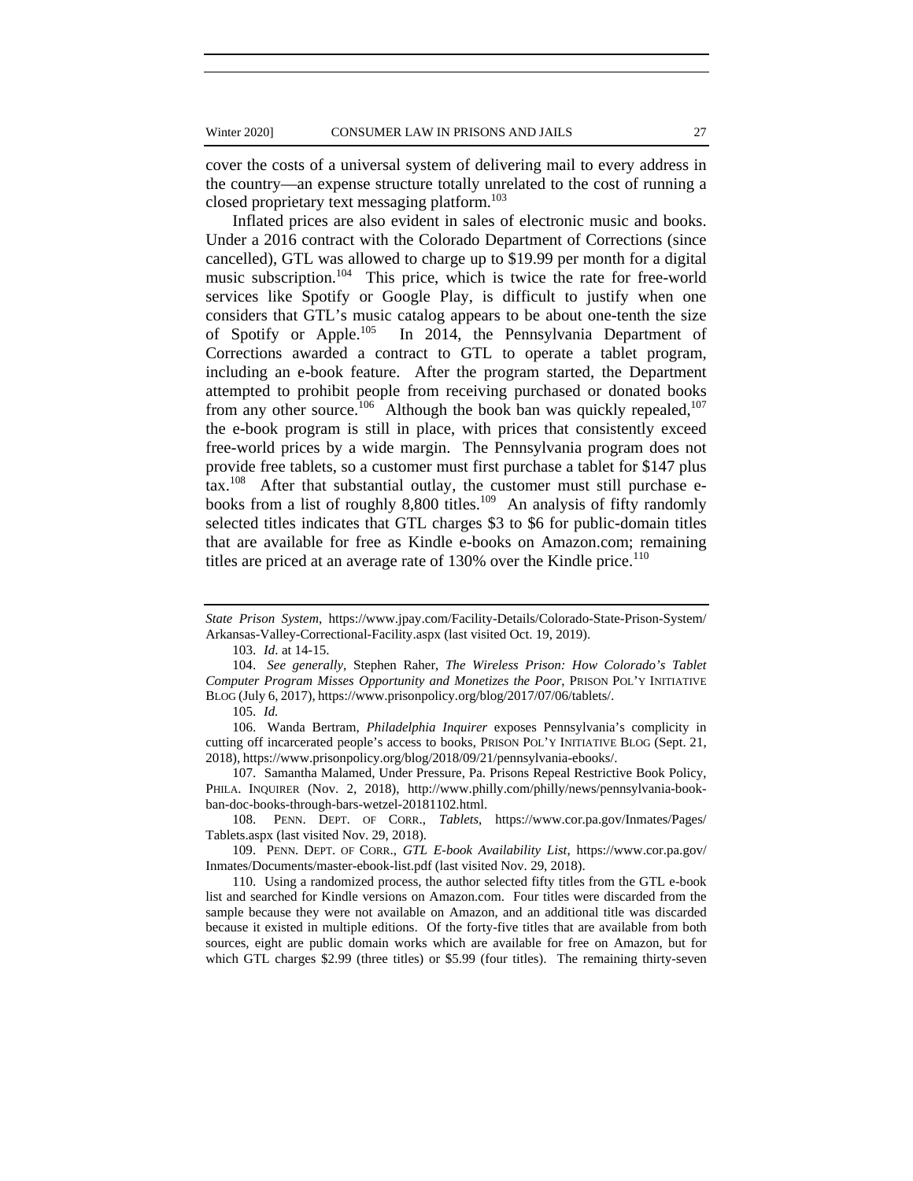cover the costs of a universal system of delivering mail to every address in the country—an expense structure totally unrelated to the cost of running a closed proprietary text messaging platform.[103]

Inflated prices are also evident in sales of electronic music and books. Under a 2016 contract with the Colorado Department of Corrections (since cancelled), GTL was allowed to charge up to $19.99 per month for a digital music subscription.[104] This price, which is twice the rate for free-world services like Spotify or Google Play, is difficult to justify when one considers that GTL's music catalog appears to be about one-tenth the size of Spotify or Apple.[105] In 2014, the Pennsylvania Department of Corrections awarded a contract to GTL to operate a tablet program, including an e-book feature. After the program started, the Department attempted to prohibit people from receiving purchased or donated books from any other source.[106] Although the book ban was quickly repealed,[107] the e-book program is still in place, with prices that consistently exceed free-world prices by a wide margin. The Pennsylvania program does not provide free tablets, so a customer must first purchase a tablet for $147 plus tax.[108] After that substantial outlay, the customer must still purchase e-books from a list of roughly 8,800 titles.[109] An analysis of fifty randomly selected titles indicates that GTL charges $3 to $6 for public-domain titles that are available for free as Kindle e-books on Amazon.com; remaining titles are priced at an average rate of 130% over the Kindle price.[110]

---

*State Prison System*, https://www.jpay.com/Facility-Details/Colorado-State-Prison-System/Arkansas-Valley-Correctional-Facility.aspx (last visited Oct. 19, 2019).

103. *Id*. at 14-15.

104. *See generally*, Stephen Raher, *The Wireless Prison: How Colorado's Tablet Computer Program Misses Opportunity and Monetizes the Poor*, PRISON POL'Y INITIATIVE BLOG (July 6, 2017), https://www.prisonpolicy.org/blog/2017/07/06/tablets/.

105. *Id.*

106. Wanda Bertram, *Philadelphia Inquirer* exposes Pennsylvania's complicity in cutting off incarcerated people's access to books, PRISON POL'Y INITIATIVE BLOG (Sept. 21, 2018), https://www.prisonpolicy.org/blog/2018/09/21/pennsylvania-ebooks/.

107. Samantha Malamed, Under Pressure, Pa. Prisons Repeal Restrictive Book Policy, PHILA. INQUIRER (Nov. 2, 2018), http://www.philly.com/philly/news/pennsylvania-book-ban-doc-books-through-bars-wetzel-20181102.html.

108. PENN. DEPT. OF CORR., *Tablets*, https://www.cor.pa.gov/Inmates/Pages/Tablets.aspx (last visited Nov. 29, 2018).

109. PENN. DEPT. OF CORR., *GTL E-book Availability List*, https://www.cor.pa.gov/Inmates/Documents/master-ebook-list.pdf (last visited Nov. 29, 2018).

110. Using a randomized process, the author selected fifty titles from the GTL e-book list and searched for Kindle versions on Amazon.com. Four titles were discarded from the sample because they were not available on Amazon, and an additional title was discarded because it existed in multiple editions. Of the forty-five titles that are available from both sources, eight are public domain works which are available for free on Amazon, but for which GTL charges $2.99 (three titles) or $5.99 (four titles). The remaining thirty-seven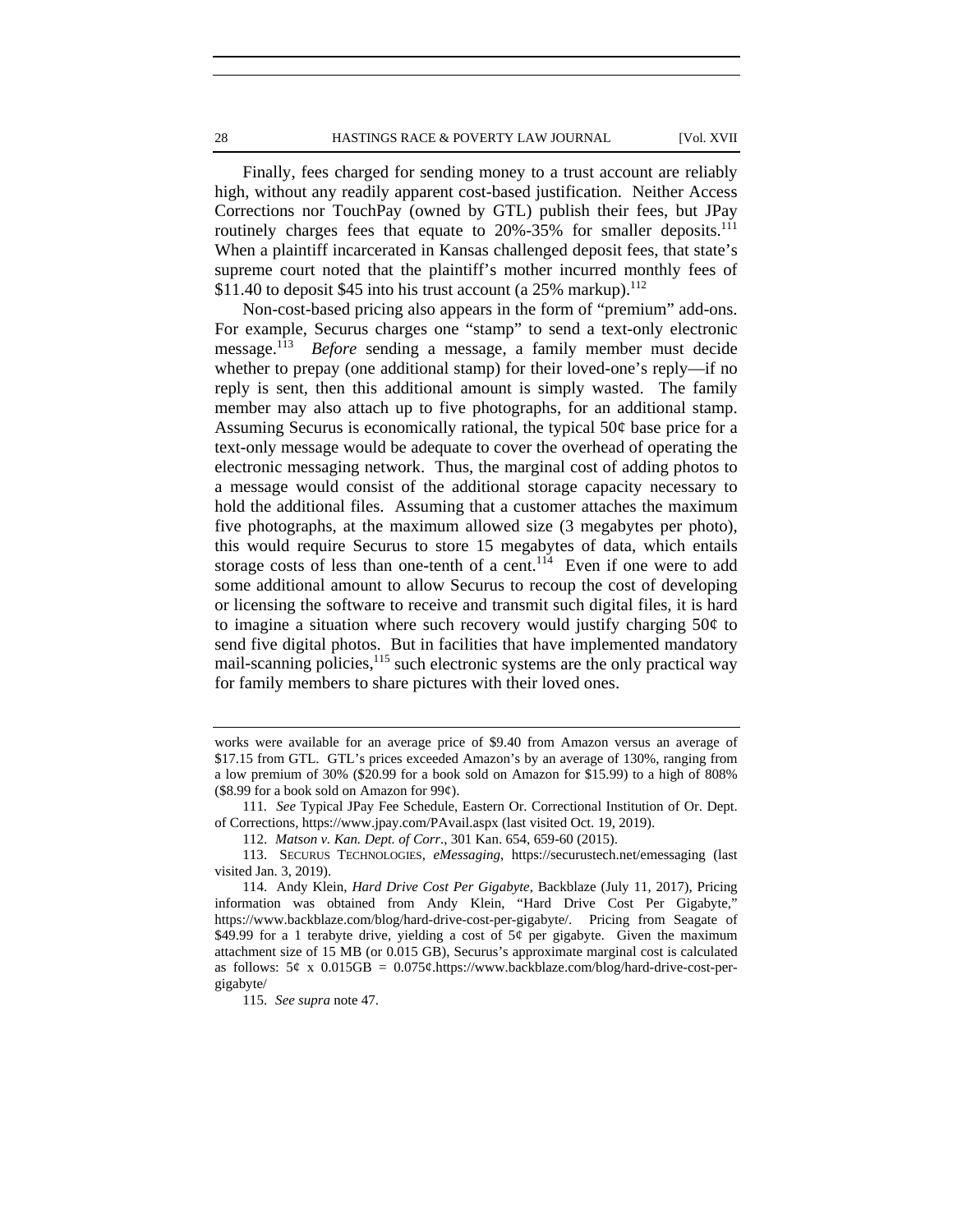Finally, fees charged for sending money to a trust account are reliably high, without any readily apparent cost-based justification. Neither Access Corrections nor TouchPay (owned by GTL) publish their fees, but JPay routinely charges fees that equate to 20%-35% for smaller deposits.[111] When a plaintiff incarcerated in Kansas challenged deposit fees, that state's supreme court noted that the plaintiff's mother incurred monthly fees of $11.40 to deposit $45 into his trust account (a 25% markup).[112]

Non-cost-based pricing also appears in the form of "premium" add-ons. For example, Securus charges one "stamp" to send a text-only electronic message.[113] *Before* sending a message, a family member must decide whether to prepay (one additional stamp) for their loved-one's reply—if no reply is sent, then this additional amount is simply wasted. The family member may also attach up to five photographs, for an additional stamp. Assuming Securus is economically rational, the typical 50¢ base price for a text-only message would be adequate to cover the overhead of operating the electronic messaging network. Thus, the marginal cost of adding photos to a message would consist of the additional storage capacity necessary to hold the additional files. Assuming that a customer attaches the maximum five photographs, at the maximum allowed size (3 megabytes per photo), this would require Securus to store 15 megabytes of data, which entails storage costs of less than one-tenth of a cent.[114] Even if one were to add some additional amount to allow Securus to recoup the cost of developing or licensing the software to receive and transmit such digital files, it is hard to imagine a situation where such recovery would justify charging 50¢ to send five digital photos. But in facilities that have implemented mandatory mail-scanning policies,[115] such electronic systems are the only practical way for family members to share pictures with their loved ones.

---

works were available for an average price of $9.40 from Amazon versus an average of $17.15 from GTL. GTL's prices exceeded Amazon's by an average of 130%, ranging from a low premium of 30% ($20.99 for a book sold on Amazon for $15.99) to a high of 808% ($8.99 for a book sold on Amazon for 99¢).

111. *See* Typical JPay Fee Schedule, Eastern Or. Correctional Institution of Or. Dept. of Corrections, https://www.jpay.com/PAvail.aspx (last visited Oct. 19, 2019).

112. *Matson v. Kan. Dept. of Corr.*, 301 Kan. 654, 659-60 (2015).

113. SECURUS TECHNOLOGIES, *eMessaging*, https://securustech.net/emessaging (last visited Jan. 3, 2019).

114. Andy Klein, *Hard Drive Cost Per Gigabyte*, Backblaze (July 11, 2017), Pricing information was obtained from Andy Klein, "Hard Drive Cost Per Gigabyte," https://www.backblaze.com/blog/hard-drive-cost-per-gigabyte/. Pricing from Seagate of $49.99 for a 1 terabyte drive, yielding a cost of 5¢ per gigabyte. Given the maximum attachment size of 15 MB (or 0.015 GB), Securus's approximate marginal cost is calculated as follows: 5¢ x 0.015GB = 0.075¢.https://www.backblaze.com/blog/hard-drive-cost-per-gigabyte/

115. *See supra* note 47.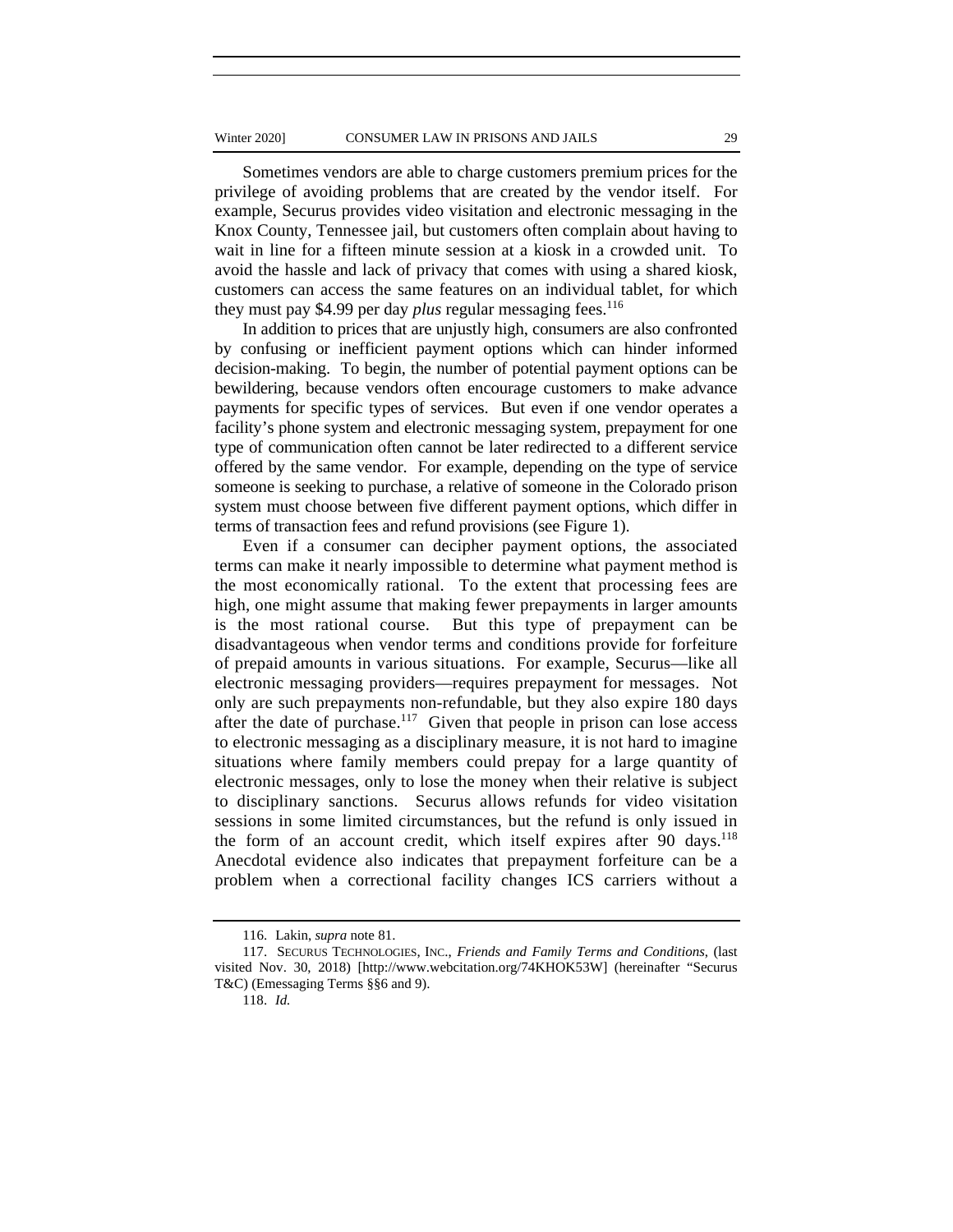Sometimes vendors are able to charge customers premium prices for the privilege of avoiding problems that are created by the vendor itself. For example, Securus provides video visitation and electronic messaging in the Knox County, Tennessee jail, but customers often complain about having to wait in line for a fifteen minute session at a kiosk in a crowded unit. To avoid the hassle and lack of privacy that comes with using a shared kiosk, customers can access the same features on an individual tablet, for which they must pay $4.99 per day *plus* regular messaging fees.[116]

In addition to prices that are unjustly high, consumers are also confronted by confusing or inefficient payment options which can hinder informed decision-making. To begin, the number of potential payment options can be bewildering, because vendors often encourage customers to make advance payments for specific types of services. But even if one vendor operates a facility's phone system and electronic messaging system, prepayment for one type of communication often cannot be later redirected to a different service offered by the same vendor. For example, depending on the type of service someone is seeking to purchase, a relative of someone in the Colorado prison system must choose between five different payment options, which differ in terms of transaction fees and refund provisions (see Figure 1).

Even if a consumer can decipher payment options, the associated terms can make it nearly impossible to determine what payment method is the most economically rational. To the extent that processing fees are high, one might assume that making fewer prepayments in larger amounts is the most rational course. But this type of prepayment can be disadvantageous when vendor terms and conditions provide for forfeiture of prepaid amounts in various situations. For example, Securus—like all electronic messaging providers—requires prepayment for messages. Not only are such prepayments non-refundable, but they also expire 180 days after the date of purchase.[117] Given that people in prison can lose access to electronic messaging as a disciplinary measure, it is not hard to imagine situations where family members could prepay for a large quantity of electronic messages, only to lose the money when their relative is subject to disciplinary sanctions. Securus allows refunds for video visitation sessions in some limited circumstances, but the refund is only issued in the form of an account credit, which itself expires after 90 days.[118] Anecdotal evidence also indicates that prepayment forfeiture can be a problem when a correctional facility changes ICS carriers without a

---

116. Lakin, *supra* note 81.

117. SECURUS TECHNOLOGIES, INC., *Friends and Family Terms and Conditions*, (last visited Nov. 30, 2018) [http://www.webcitation.org/74KHOK53W] (hereinafter "Securus T&C) (Emessaging Terms §§6 and 9).

118. *Id.*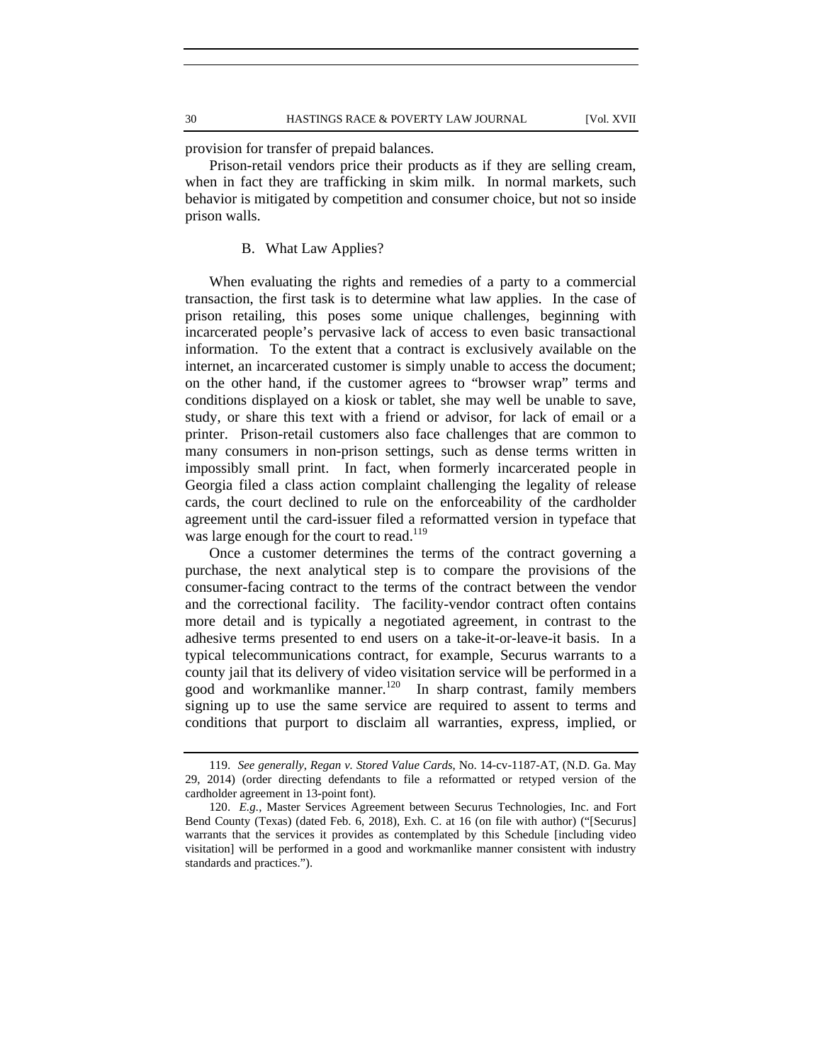provision for transfer of prepaid balances.

Prison-retail vendors price their products as if they are selling cream, when in fact they are trafficking in skim milk. In normal markets, such behavior is mitigated by competition and consumer choice, but not so inside prison walls.

### B. What Law Applies?

When evaluating the rights and remedies of a party to a commercial transaction, the first task is to determine what law applies. In the case of prison retailing, this poses some unique challenges, beginning with incarcerated people's pervasive lack of access to even basic transactional information. To the extent that a contract is exclusively available on the internet, an incarcerated customer is simply unable to access the document; on the other hand, if the customer agrees to "browser wrap" terms and conditions displayed on a kiosk or tablet, she may well be unable to save, study, or share this text with a friend or advisor, for lack of email or a printer. Prison-retail customers also face challenges that are common to many consumers in non-prison settings, such as dense terms written in impossibly small print. In fact, when formerly incarcerated people in Georgia filed a class action complaint challenging the legality of release cards, the court declined to rule on the enforceability of the cardholder agreement until the card-issuer filed a reformatted version in typeface that was large enough for the court to read.[119]

Once a customer determines the terms of the contract governing a purchase, the next analytical step is to compare the provisions of the consumer-facing contract to the terms of the contract between the vendor and the correctional facility. The facility-vendor contract often contains more detail and is typically a negotiated agreement, in contrast to the adhesive terms presented to end users on a take-it-or-leave-it basis. In a typical telecommunications contract, for example, Securus warrants to a county jail that its delivery of video visitation service will be performed in a good and workmanlike manner.[120] In sharp contrast, family members signing up to use the same service are required to assent to terms and conditions that purport to disclaim all warranties, express, implied, or

---

119. *See generally*, *Regan v. Stored Value Cards*, No. 14-cv-1187-AT, (N.D. Ga. May 29, 2014) (order directing defendants to file a reformatted or retyped version of the cardholder agreement in 13-point font).

120. *E.g.*, Master Services Agreement between Securus Technologies, Inc. and Fort Bend County (Texas) (dated Feb. 6, 2018), Exh. C. at 16 (on file with author) ("[Securus] warrants that the services it provides as contemplated by this Schedule [including video visitation] will be performed in a good and workmanlike manner consistent with industry standards and practices.").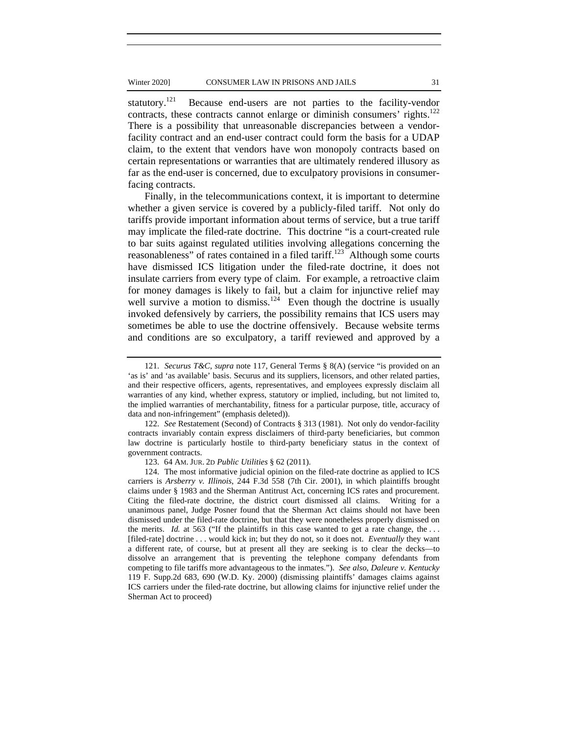statutory.[121] Because end-users are not parties to the facility-vendor contracts, these contracts cannot enlarge or diminish consumers' rights.[122] There is a possibility that unreasonable discrepancies between a vendor-facility contract and an end-user contract could form the basis for a UDAP claim, to the extent that vendors have won monopoly contracts based on certain representations or warranties that are ultimately rendered illusory as far as the end-user is concerned, due to exculpatory provisions in consumer-facing contracts.

Finally, in the telecommunications context, it is important to determine whether a given service is covered by a publicly-filed tariff. Not only do tariffs provide important information about terms of service, but a true tariff may implicate the filed-rate doctrine. This doctrine "is a court-created rule to bar suits against regulated utilities involving allegations concerning the reasonableness" of rates contained in a filed tariff.[123] Although some courts have dismissed ICS litigation under the filed-rate doctrine, it does not insulate carriers from every type of claim. For example, a retroactive claim for money damages is likely to fail, but a claim for injunctive relief may well survive a motion to dismiss.[124] Even though the doctrine is usually invoked defensively by carriers, the possibility remains that ICS users may sometimes be able to use the doctrine offensively. Because website terms and conditions are so exculpatory, a tariff reviewed and approved by a

---

121. *Securus T&C*, *supra* note 117, General Terms § 8(A) (service "is provided on an 'as is' and 'as available' basis. Securus and its suppliers, licensors, and other related parties, and their respective officers, agents, representatives, and employees expressly disclaim all warranties of any kind, whether express, statutory or implied, including, but not limited to, the implied warranties of merchantability, fitness for a particular purpose, title, accuracy of data and non-infringement" (emphasis deleted)).

122. *See* Restatement (Second) of Contracts § 313 (1981). Not only do vendor-facility contracts invariably contain express disclaimers of third-party beneficiaries, but common law doctrine is particularly hostile to third-party beneficiary status in the context of government contracts.

123. 64 AM. JUR. 2D *Public Utilities* § 62 (2011).

124. The most informative judicial opinion on the filed-rate doctrine as applied to ICS carriers is *Arsberry v. Illinois*, 244 F.3d 558 (7th Cir. 2001), in which plaintiffs brought claims under § 1983 and the Sherman Antitrust Act, concerning ICS rates and procurement. Citing the filed-rate doctrine, the district court dismissed all claims. Writing for a unanimous panel, Judge Posner found that the Sherman Act claims should not have been dismissed under the filed-rate doctrine, but that they were nonetheless properly dismissed on the merits. *Id.* at 563 ("If the plaintiffs in this case wanted to get a rate change, the . . . [filed-rate] doctrine . . . would kick in; but they do not, so it does not. *Eventually* they want a different rate, of course, but at present all they are seeking is to clear the decks—to dissolve an arrangement that is preventing the telephone company defendants from competing to file tariffs more advantageous to the inmates."). *See also*, *Daleure v. Kentucky* 119 F. Supp.2d 683, 690 (W.D. Ky. 2000) (dismissing plaintiffs' damages claims against ICS carriers under the filed-rate doctrine, but allowing claims for injunctive relief under the Sherman Act to proceed)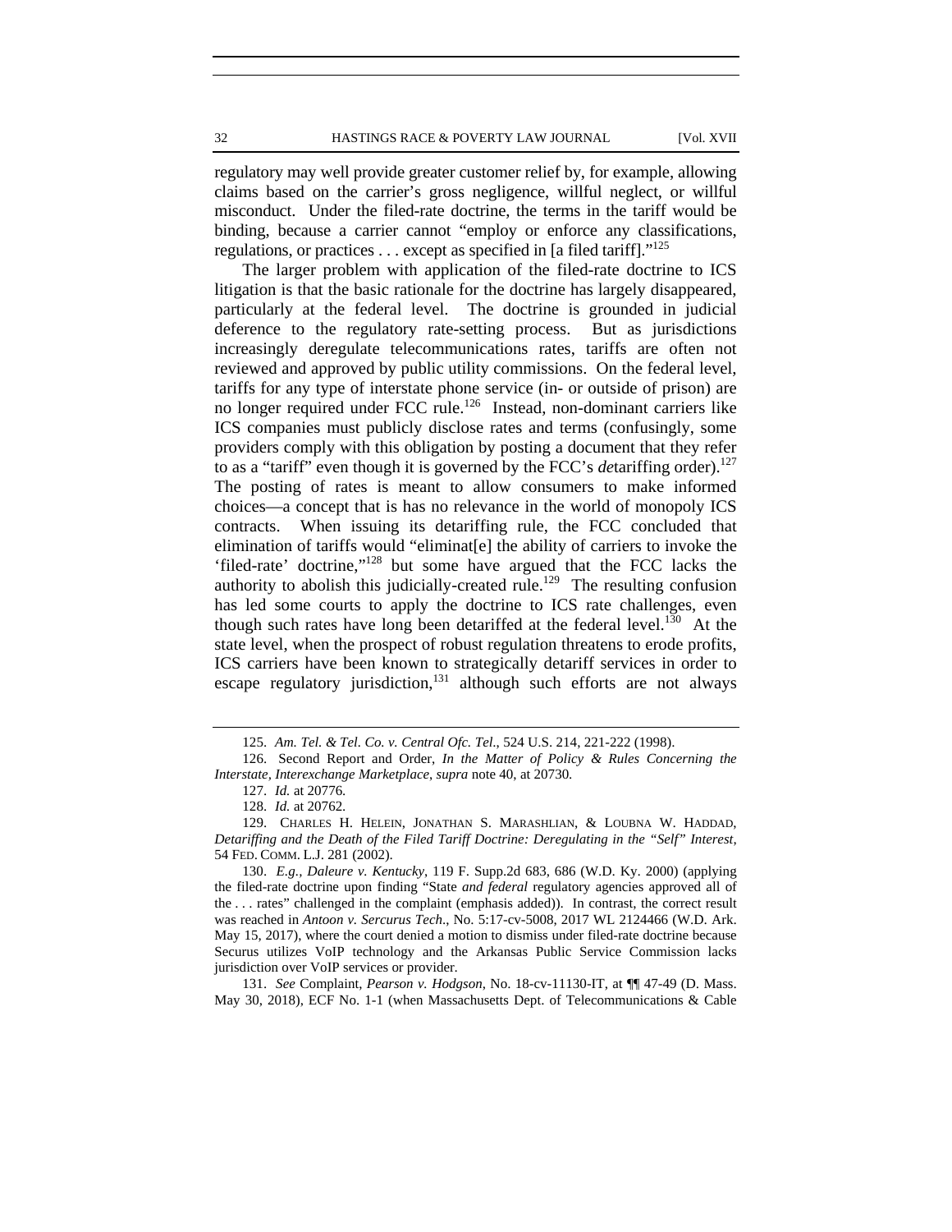regulatory may well provide greater customer relief by, for example, allowing claims based on the carrier's gross negligence, willful neglect, or willful misconduct. Under the filed-rate doctrine, the terms in the tariff would be binding, because a carrier cannot "employ or enforce any classifications, regulations, or practices . . . except as specified in [a filed tariff]."[125]

The larger problem with application of the filed-rate doctrine to ICS litigation is that the basic rationale for the doctrine has largely disappeared, particularly at the federal level. The doctrine is grounded in judicial deference to the regulatory rate-setting process. But as jurisdictions increasingly deregulate telecommunications rates, tariffs are often not reviewed and approved by public utility commissions. On the federal level, tariffs for any type of interstate phone service (in- or outside of prison) are no longer required under FCC rule.[126] Instead, non-dominant carriers like ICS companies must publicly disclose rates and terms (confusingly, some providers comply with this obligation by posting a document that they refer to as a "tariff" even though it is governed by the FCC's *de*tariffing order).[127] The posting of rates is meant to allow consumers to make informed choices—a concept that is has no relevance in the world of monopoly ICS contracts. When issuing its detariffing rule, the FCC concluded that elimination of tariffs would "eliminat[e] the ability of carriers to invoke the 'filed-rate' doctrine,"[128] but some have argued that the FCC lacks the authority to abolish this judicially-created rule.[129] The resulting confusion has led some courts to apply the doctrine to ICS rate challenges, even though such rates have long been detariffed at the federal level.[130] At the state level, when the prospect of robust regulation threatens to erode profits, ICS carriers have been known to strategically detariff services in order to escape regulatory jurisdiction,[131] although such efforts are not always

---

125. *Am. Tel. & Tel. Co. v. Central Ofc. Tel.*, 524 U.S. 214, 221-222 (1998).

126. Second Report and Order, *In the Matter of Policy & Rules Concerning the Interstate, Interexchange Marketplace*, *supra* note 40, at 20730.

127. *Id.* at 20776.

128. *Id.* at 20762.

129. CHARLES H. HELEIN, JONATHAN S. MARASHLIAN, & LOUBNA W. HADDAD, *Detariffing and the Death of the Filed Tariff Doctrine: Deregulating in the "Self" Interest*, 54 FED. COMM. L.J. 281 (2002).

130. *E.g.*, *Daleure v. Kentucky*, 119 F. Supp.2d 683, 686 (W.D. Ky. 2000) (applying the filed-rate doctrine upon finding "State *and federal* regulatory agencies approved all of the . . . rates" challenged in the complaint (emphasis added)). In contrast, the correct result was reached in *Antoon v. Sercurus Tech*., No. 5:17-cv-5008, 2017 WL 2124466 (W.D. Ark. May 15, 2017), where the court denied a motion to dismiss under filed-rate doctrine because Securus utilizes VoIP technology and the Arkansas Public Service Commission lacks jurisdiction over VoIP services or provider.

131. *See* Complaint, *Pearson v. Hodgson*, No. 18-cv-11130-IT, at ¶¶ 47-49 (D. Mass. May 30, 2018), ECF No. 1-1 (when Massachusetts Dept. of Telecommunications & Cable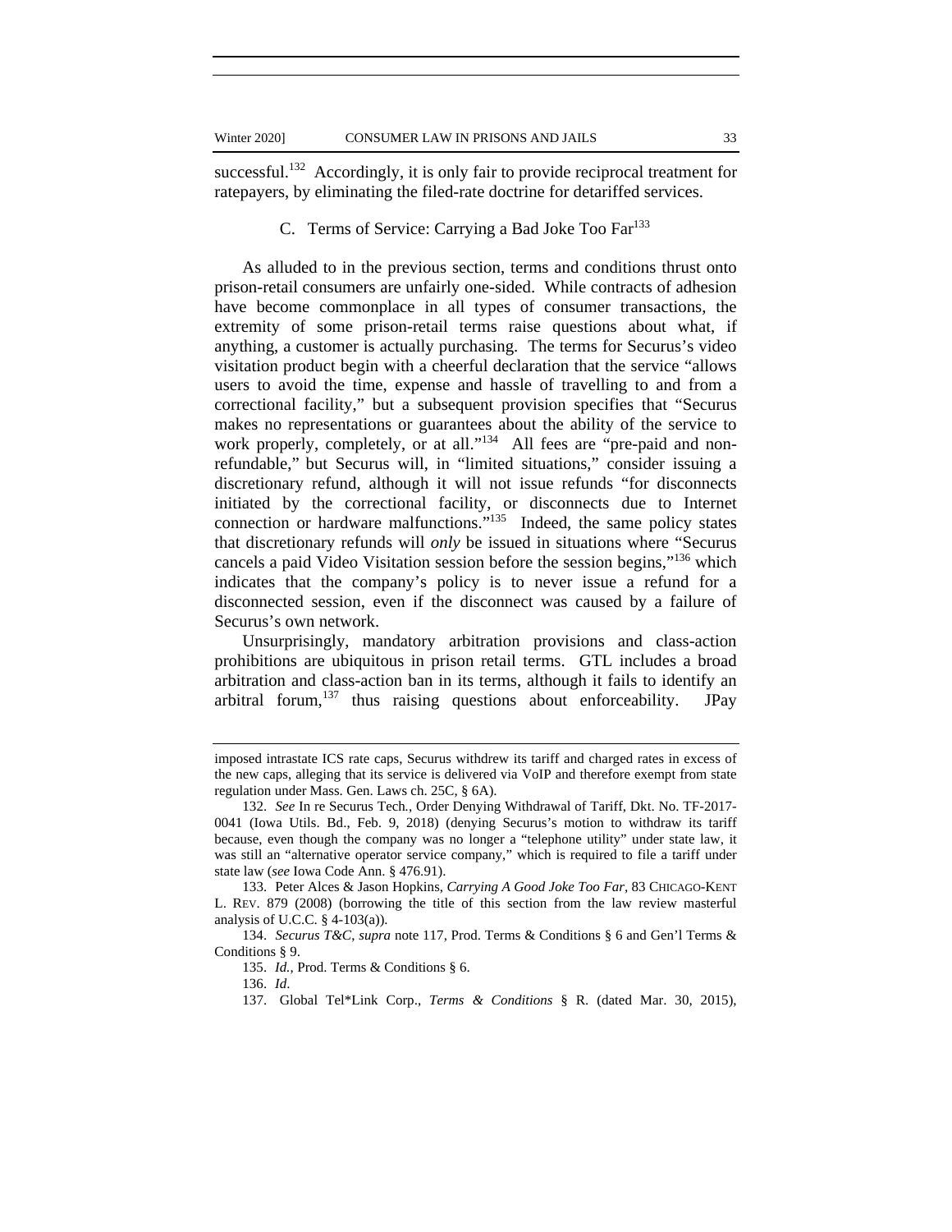successful.[132] Accordingly, it is only fair to provide reciprocal treatment for ratepayers, by eliminating the filed-rate doctrine for detariffed services.

### C. Terms of Service: Carrying a Bad Joke Too Far[133]

As alluded to in the previous section, terms and conditions thrust onto prison-retail consumers are unfairly one-sided. While contracts of adhesion have become commonplace in all types of consumer transactions, the extremity of some prison-retail terms raise questions about what, if anything, a customer is actually purchasing. The terms for Securus's video visitation product begin with a cheerful declaration that the service "allows users to avoid the time, expense and hassle of travelling to and from a correctional facility," but a subsequent provision specifies that "Securus makes no representations or guarantees about the ability of the service to work properly, completely, or at all."[134] All fees are "pre-paid and non-refundable," but Securus will, in "limited situations," consider issuing a discretionary refund, although it will not issue refunds "for disconnects initiated by the correctional facility, or disconnects due to Internet connection or hardware malfunctions."[135] Indeed, the same policy states that discretionary refunds will *only* be issued in situations where "Securus cancels a paid Video Visitation session before the session begins,"[136] which indicates that the company's policy is to never issue a refund for a disconnected session, even if the disconnect was caused by a failure of Securus's own network.

Unsurprisingly, mandatory arbitration provisions and class-action prohibitions are ubiquitous in prison retail terms. GTL includes a broad arbitration and class-action ban in its terms, although it fails to identify an arbitral forum,[137] thus raising questions about enforceability. JPay

---

imposed intrastate ICS rate caps, Securus withdrew its tariff and charged rates in excess of the new caps, alleging that its service is delivered via VoIP and therefore exempt from state regulation under Mass. Gen. Laws ch. 25C, § 6A).

132. *See* In re Securus Tech., Order Denying Withdrawal of Tariff, Dkt. No. TF-2017-0041 (Iowa Utils. Bd., Feb. 9, 2018) (denying Securus's motion to withdraw its tariff because, even though the company was no longer a "telephone utility" under state law, it was still an "alternative operator service company," which is required to file a tariff under state law (*see* Iowa Code Ann. § 476.91).

133. Peter Alces & Jason Hopkins, *Carrying A Good Joke Too Far*, 83 CHICAGO-KENT L. REV. 879 (2008) (borrowing the title of this section from the law review masterful analysis of U.C.C. § 4-103(a)).

134. *Securus T&C*, *supra* note 117, Prod. Terms & Conditions § 6 and Gen'l Terms & Conditions § 9.

135. *Id.*, Prod. Terms & Conditions § 6.

136. *Id.*

137. Global Tel\*Link Corp., *Terms & Conditions* § R. (dated Mar. 30, 2015),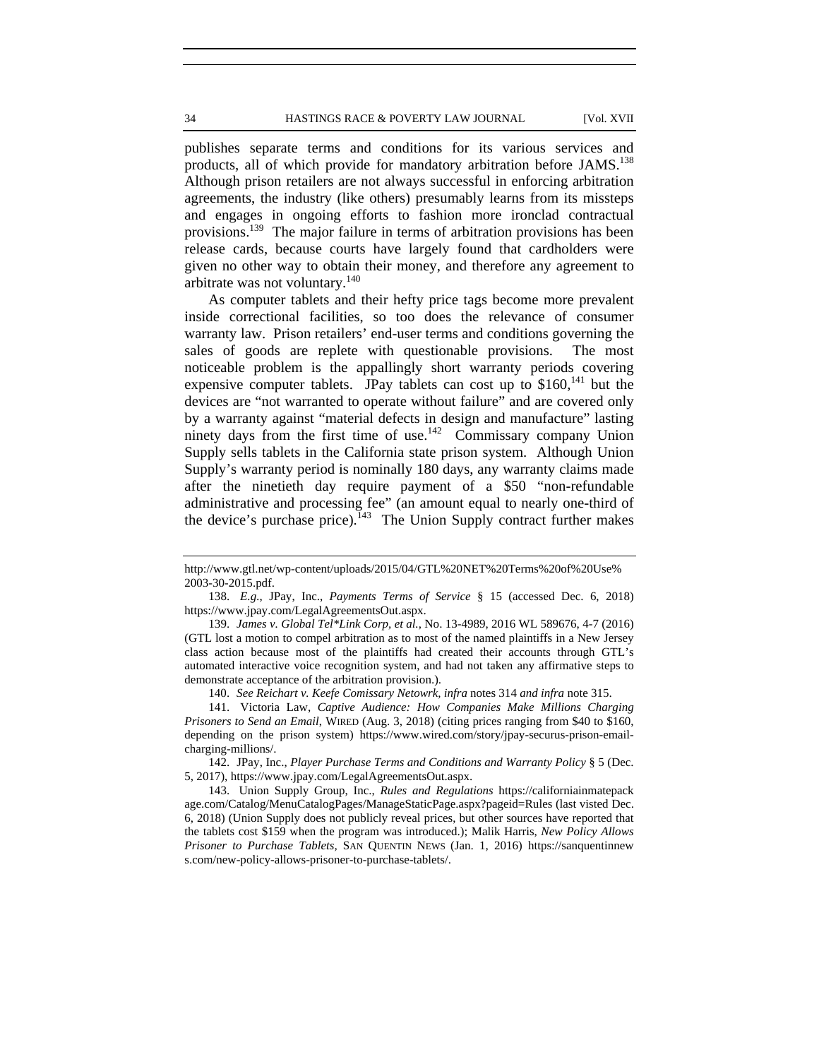publishes separate terms and conditions for its various services and products, all of which provide for mandatory arbitration before JAMS.[138] Although prison retailers are not always successful in enforcing arbitration agreements, the industry (like others) presumably learns from its missteps and engages in ongoing efforts to fashion more ironclad contractual provisions.[139] The major failure in terms of arbitration provisions has been release cards, because courts have largely found that cardholders were given no other way to obtain their money, and therefore any agreement to arbitrate was not voluntary.[140]

As computer tablets and their hefty price tags become more prevalent inside correctional facilities, so too does the relevance of consumer warranty law. Prison retailers' end-user terms and conditions governing the sales of goods are replete with questionable provisions. The most noticeable problem is the appallingly short warranty periods covering expensive computer tablets. JPay tablets can cost up to $160,[141] but the devices are "not warranted to operate without failure" and are covered only by a warranty against "material defects in design and manufacture" lasting ninety days from the first time of use.[142] Commissary company Union Supply sells tablets in the California state prison system. Although Union Supply's warranty period is nominally 180 days, any warranty claims made after the ninetieth day require payment of a $50 "non-refundable administrative and processing fee" (an amount equal to nearly one-third of the device's purchase price).[143] The Union Supply contract further makes

---

http://www.gtl.net/wp-content/uploads/2015/04/GTL%20NET%20Terms%20of%20Use%2003-30-2015.pdf.

138. *E.g.*, JPay, Inc., *Payments Terms of Service* § 15 (accessed Dec. 6, 2018) https://www.jpay.com/LegalAgreementsOut.aspx.

139. *James v. Global Tel\*Link Corp, et al.*, No. 13-4989, 2016 WL 589676, 4-7 (2016) (GTL lost a motion to compel arbitration as to most of the named plaintiffs in a New Jersey class action because most of the plaintiffs had created their accounts through GTL's automated interactive voice recognition system, and had not taken any affirmative steps to demonstrate acceptance of the arbitration provision.).

140. *See Reichart v. Keefe Comissary Netowrk*, *infra* notes 314 *and infra* note 315.

141. Victoria Law, *Captive Audience: How Companies Make Millions Charging Prisoners to Send an Email*, WIRED (Aug. 3, 2018) (citing prices ranging from $40 to $160, depending on the prison system) https://www.wired.com/story/jpay-securus-prison-email-charging-millions/.

142. JPay, Inc., *Player Purchase Terms and Conditions and Warranty Policy* § 5 (Dec. 5, 2017), https://www.jpay.com/LegalAgreementsOut.aspx.

143. Union Supply Group, Inc., *Rules and Regulations* https://californiainmatepackage.com/Catalog/MenuCatalogPages/ManageStaticPage.aspx?pageid=Rules (last visted Dec. 6, 2018) (Union Supply does not publicly reveal prices, but other sources have reported that the tablets cost $159 when the program was introduced.); Malik Harris, *New Policy Allows Prisoner to Purchase Tablets*, SAN QUENTIN NEWS (Jan. 1, 2016) https://sanquentinnews.com/new-policy-allows-prisoner-to-purchase-tablets/.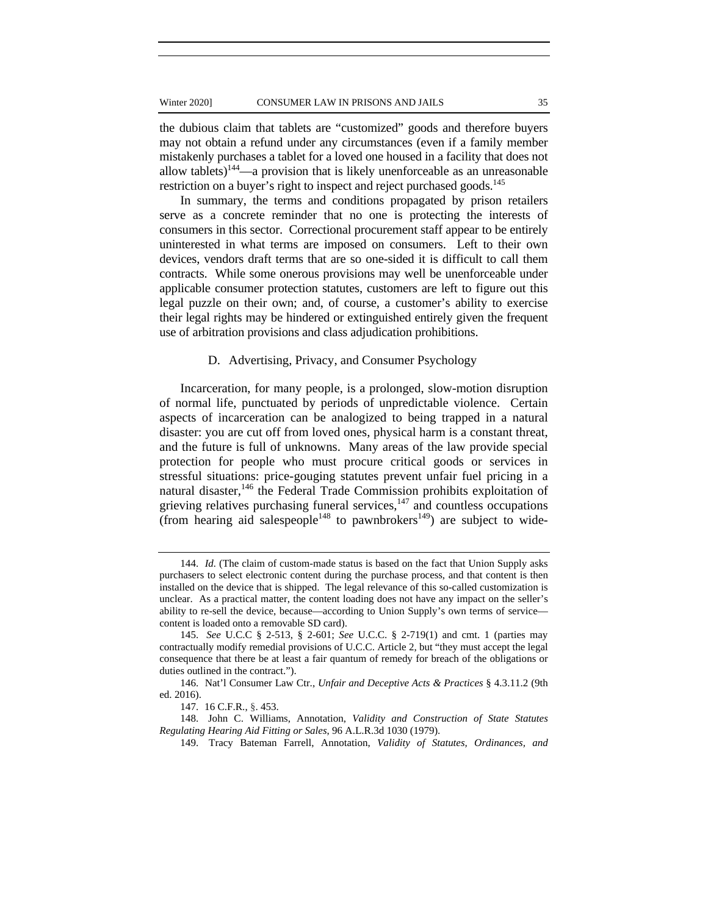the dubious claim that tablets are "customized" goods and therefore buyers may not obtain a refund under any circumstances (even if a family member mistakenly purchases a tablet for a loved one housed in a facility that does not allow tablets)[144]—a provision that is likely unenforceable as an unreasonable restriction on a buyer's right to inspect and reject purchased goods.[145]

In summary, the terms and conditions propagated by prison retailers serve as a concrete reminder that no one is protecting the interests of consumers in this sector. Correctional procurement staff appear to be entirely uninterested in what terms are imposed on consumers. Left to their own devices, vendors draft terms that are so one-sided it is difficult to call them contracts. While some onerous provisions may well be unenforceable under applicable consumer protection statutes, customers are left to figure out this legal puzzle on their own; and, of course, a customer's ability to exercise their legal rights may be hindered or extinguished entirely given the frequent use of arbitration provisions and class adjudication prohibitions.

### D. Advertising, Privacy, and Consumer Psychology

Incarceration, for many people, is a prolonged, slow-motion disruption of normal life, punctuated by periods of unpredictable violence. Certain aspects of incarceration can be analogized to being trapped in a natural disaster: you are cut off from loved ones, physical harm is a constant threat, and the future is full of unknowns. Many areas of the law provide special protection for people who must procure critical goods or services in stressful situations: price-gouging statutes prevent unfair fuel pricing in a natural disaster,[146] the Federal Trade Commission prohibits exploitation of grieving relatives purchasing funeral services,[147] and countless occupations (from hearing aid salespeople[148] to pawnbrokers[149]) are subject to wide-

---

144. *Id.* (The claim of custom-made status is based on the fact that Union Supply asks purchasers to select electronic content during the purchase process, and that content is then installed on the device that is shipped. The legal relevance of this so-called customization is unclear. As a practical matter, the content loading does not have any impact on the seller's ability to re-sell the device, because—according to Union Supply's own terms of service—content is loaded onto a removable SD card).

145. *See* U.C.C § 2-513, § 2-601; *See* U.C.C. § 2-719(1) and cmt. 1 (parties may contractually modify remedial provisions of U.C.C. Article 2, but "they must accept the legal consequence that there be at least a fair quantum of remedy for breach of the obligations or duties outlined in the contract.").

146. Nat'l Consumer Law Ctr., *Unfair and Deceptive Acts & Practices* § 4.3.11.2 (9th ed. 2016).

147. 16 C.F.R., §. 453.

148. John C. Williams, Annotation, *Validity and Construction of State Statutes Regulating Hearing Aid Fitting or Sales*, 96 A.L.R.3d 1030 (1979).

149. Tracy Bateman Farrell, Annotation, *Validity of Statutes, Ordinances, and*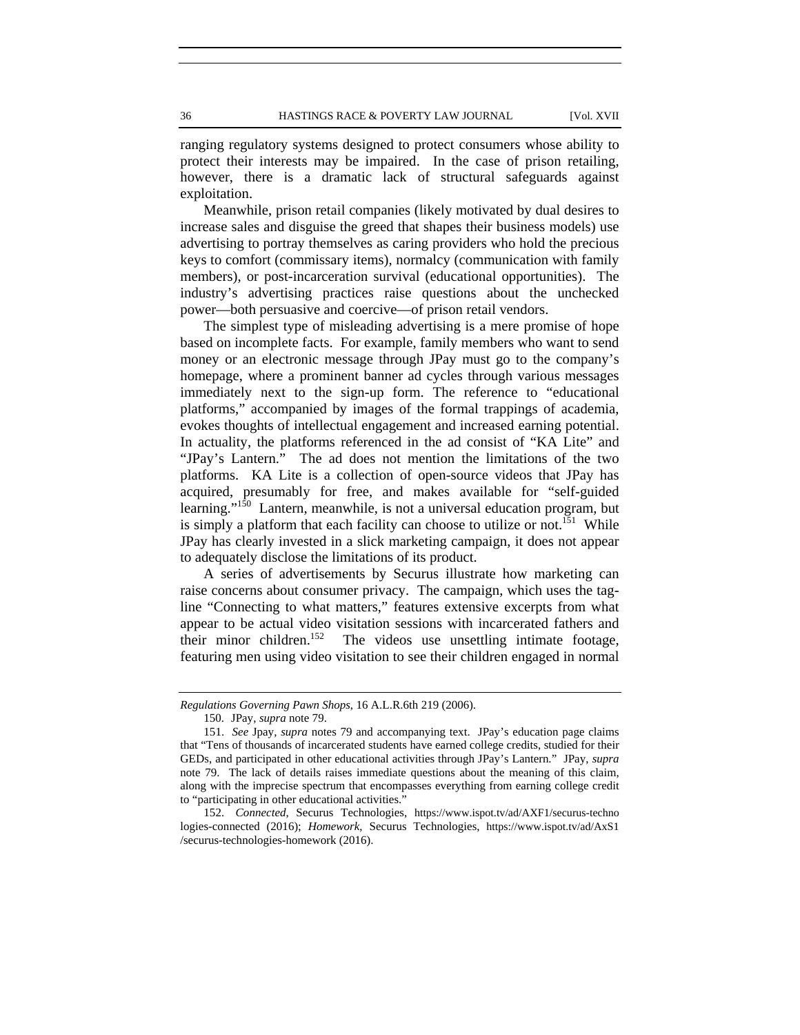ranging regulatory systems designed to protect consumers whose ability to protect their interests may be impaired. In the case of prison retailing, however, there is a dramatic lack of structural safeguards against exploitation.

Meanwhile, prison retail companies (likely motivated by dual desires to increase sales and disguise the greed that shapes their business models) use advertising to portray themselves as caring providers who hold the precious keys to comfort (commissary items), normalcy (communication with family members), or post-incarceration survival (educational opportunities). The industry's advertising practices raise questions about the unchecked power—both persuasive and coercive—of prison retail vendors.

The simplest type of misleading advertising is a mere promise of hope based on incomplete facts. For example, family members who want to send money or an electronic message through JPay must go to the company's homepage, where a prominent banner ad cycles through various messages immediately next to the sign-up form. The reference to "educational platforms," accompanied by images of the formal trappings of academia, evokes thoughts of intellectual engagement and increased earning potential. In actuality, the platforms referenced in the ad consist of "KA Lite" and "JPay's Lantern." The ad does not mention the limitations of the two platforms. KA Lite is a collection of open-source videos that JPay has acquired, presumably for free, and makes available for "self-guided learning."[150] Lantern, meanwhile, is not a universal education program, but is simply a platform that each facility can choose to utilize or not.[151] While JPay has clearly invested in a slick marketing campaign, it does not appear to adequately disclose the limitations of its product.

A series of advertisements by Securus illustrate how marketing can raise concerns about consumer privacy. The campaign, which uses the tag-line "Connecting to what matters," features extensive excerpts from what appear to be actual video visitation sessions with incarcerated fathers and their minor children.[152] The videos use unsettling intimate footage, featuring men using video visitation to see their children engaged in normal

---

*Regulations Governing Pawn Shops*, 16 A.L.R.6th 219 (2006).

150. JPay, *supra* note 79.

151. *See* Jpay, *supra* notes 79 and accompanying text. JPay's education page claims that "Tens of thousands of incarcerated students have earned college credits, studied for their GEDs, and participated in other educational activities through JPay's Lantern." JPay, *supra* note 79. The lack of details raises immediate questions about the meaning of this claim, along with the imprecise spectrum that encompasses everything from earning college credit to "participating in other educational activities."

152. *Connected*, Securus Technologies, https://www.ispot.tv/ad/AXF1/securus-technologies-connected (2016); *Homework*, Securus Technologies, https://www.ispot.tv/ad/AxS1/securus-technologies-homework (2016).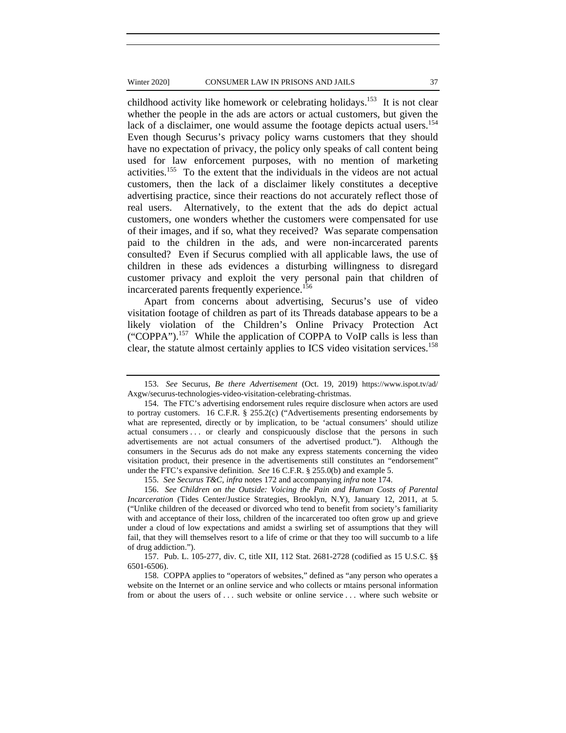childhood activity like homework or celebrating holidays.[153] It is not clear whether the people in the ads are actors or actual customers, but given the lack of a disclaimer, one would assume the footage depicts actual users.[154] Even though Securus's privacy policy warns customers that they should have no expectation of privacy, the policy only speaks of call content being used for law enforcement purposes, with no mention of marketing activities.[155] To the extent that the individuals in the videos are not actual customers, then the lack of a disclaimer likely constitutes a deceptive advertising practice, since their reactions do not accurately reflect those of real users. Alternatively, to the extent that the ads do depict actual customers, one wonders whether the customers were compensated for use of their images, and if so, what they received? Was separate compensation paid to the children in the ads, and were non-incarcerated parents consulted? Even if Securus complied with all applicable laws, the use of children in these ads evidences a disturbing willingness to disregard customer privacy and exploit the very personal pain that children of incarcerated parents frequently experience.[156]

Apart from concerns about advertising, Securus's use of video visitation footage of children as part of its Threads database appears to be a likely violation of the Children's Online Privacy Protection Act ("COPPA").[157] While the application of COPPA to VoIP calls is less than clear, the statute almost certainly applies to ICS video visitation services.[158]

---

153. *See* Securus, *Be there Advertisement* (Oct. 19, 2019) https://www.ispot.tv/ad/Axgw/securus-technologies-video-visitation-celebrating-christmas.

154. The FTC's advertising endorsement rules require disclosure when actors are used to portray customers. 16 C.F.R. § 255.2(c) ("Advertisements presenting endorsements by what are represented, directly or by implication, to be 'actual consumers' should utilize actual consumers . . . or clearly and conspicuously disclose that the persons in such advertisements are not actual consumers of the advertised product."). Although the consumers in the Securus ads do not make any express statements concerning the video visitation product, their presence in the advertisements still constitutes an "endorsement" under the FTC's expansive definition. *See* 16 C.F.R. § 255.0(b) and example 5.

155. *See Securus T&C, infra* notes 172 and accompanying *infra* note 174.

156. *See Children on the Outside: Voicing the Pain and Human Costs of Parental Incarceration* (Tides Center/Justice Strategies, Brooklyn, N.Y), January 12, 2011, at 5. ("Unlike children of the deceased or divorced who tend to benefit from society's familiarity with and acceptance of their loss, children of the incarcerated too often grow up and grieve under a cloud of low expectations and amidst a swirling set of assumptions that they will fail, that they will themselves resort to a life of crime or that they too will succumb to a life of drug addiction.").

157. Pub. L. 105-277, div. C, title XII, 112 Stat. 2681-2728 (codified as 15 U.S.C. §§ 6501-6506).

158. COPPA applies to "operators of websites," defined as "any person who operates a website on the Internet or an online service and who collects or mtains personal information from or about the users of . . . such website or online service . . . where such website or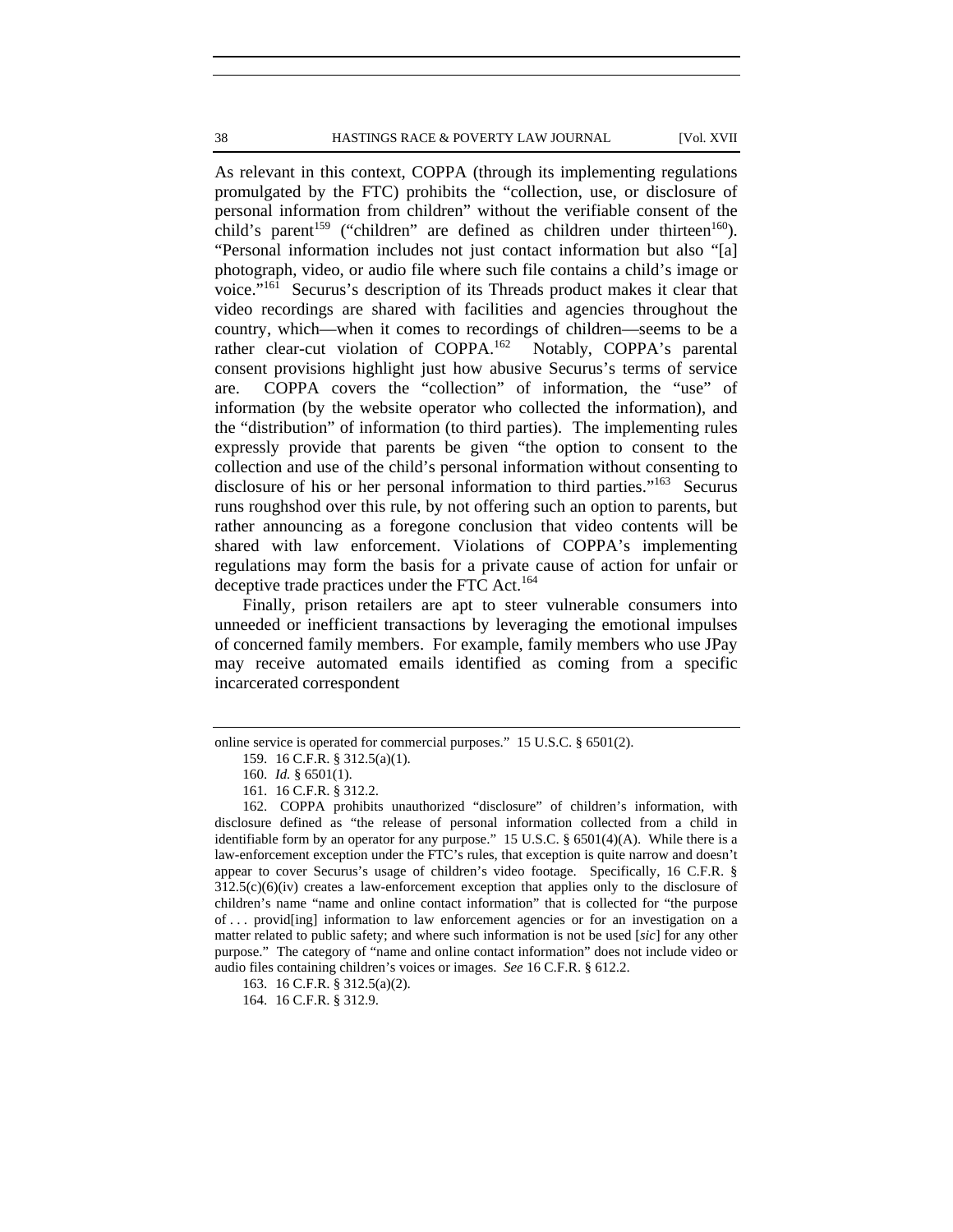As relevant in this context, COPPA (through its implementing regulations promulgated by the FTC) prohibits the "collection, use, or disclosure of personal information from children" without the verifiable consent of the child's parent[159] ("children" are defined as children under thirteen[160]). "Personal information includes not just contact information but also "[a] photograph, video, or audio file where such file contains a child's image or voice."[161] Securus's description of its Threads product makes it clear that video recordings are shared with facilities and agencies throughout the country, which—when it comes to recordings of children—seems to be a rather clear-cut violation of COPPA.[162] Notably, COPPA's parental consent provisions highlight just how abusive Securus's terms of service are. COPPA covers the "collection" of information, the "use" of information (by the website operator who collected the information), and the "distribution" of information (to third parties). The implementing rules expressly provide that parents be given "the option to consent to the collection and use of the child's personal information without consenting to disclosure of his or her personal information to third parties."[163] Securus runs roughshod over this rule, by not offering such an option to parents, but rather announcing as a foregone conclusion that video contents will be shared with law enforcement. Violations of COPPA's implementing regulations may form the basis for a private cause of action for unfair or deceptive trade practices under the FTC Act.[164]

Finally, prison retailers are apt to steer vulnerable consumers into unneeded or inefficient transactions by leveraging the emotional impulses of concerned family members. For example, family members who use JPay may receive automated emails identified as coming from a specific incarcerated correspondent

---

online service is operated for commercial purposes." 15 U.S.C. § 6501(2).

159. 16 C.F.R. § 312.5(a)(1).

160. *Id.* § 6501(1).

161. 16 C.F.R. § 312.2.

162. COPPA prohibits unauthorized "disclosure" of children's information, with disclosure defined as "the release of personal information collected from a child in identifiable form by an operator for any purpose." 15 U.S.C. § 6501(4)(A). While there is a law-enforcement exception under the FTC's rules, that exception is quite narrow and doesn't appear to cover Securus's usage of children's video footage. Specifically, 16 C.F.R. § 312.5(c)(6)(iv) creates a law-enforcement exception that applies only to the disclosure of children's name "name and online contact information" that is collected for "the purpose of . . . provid[ing] information to law enforcement agencies or for an investigation on a matter related to public safety; and where such information is not be used [*sic*] for any other purpose." The category of "name and online contact information" does not include video or audio files containing children's voices or images. *See* 16 C.F.R. § 612.2.

163. 16 C.F.R. § 312.5(a)(2).

164. 16 C.F.R. § 312.9.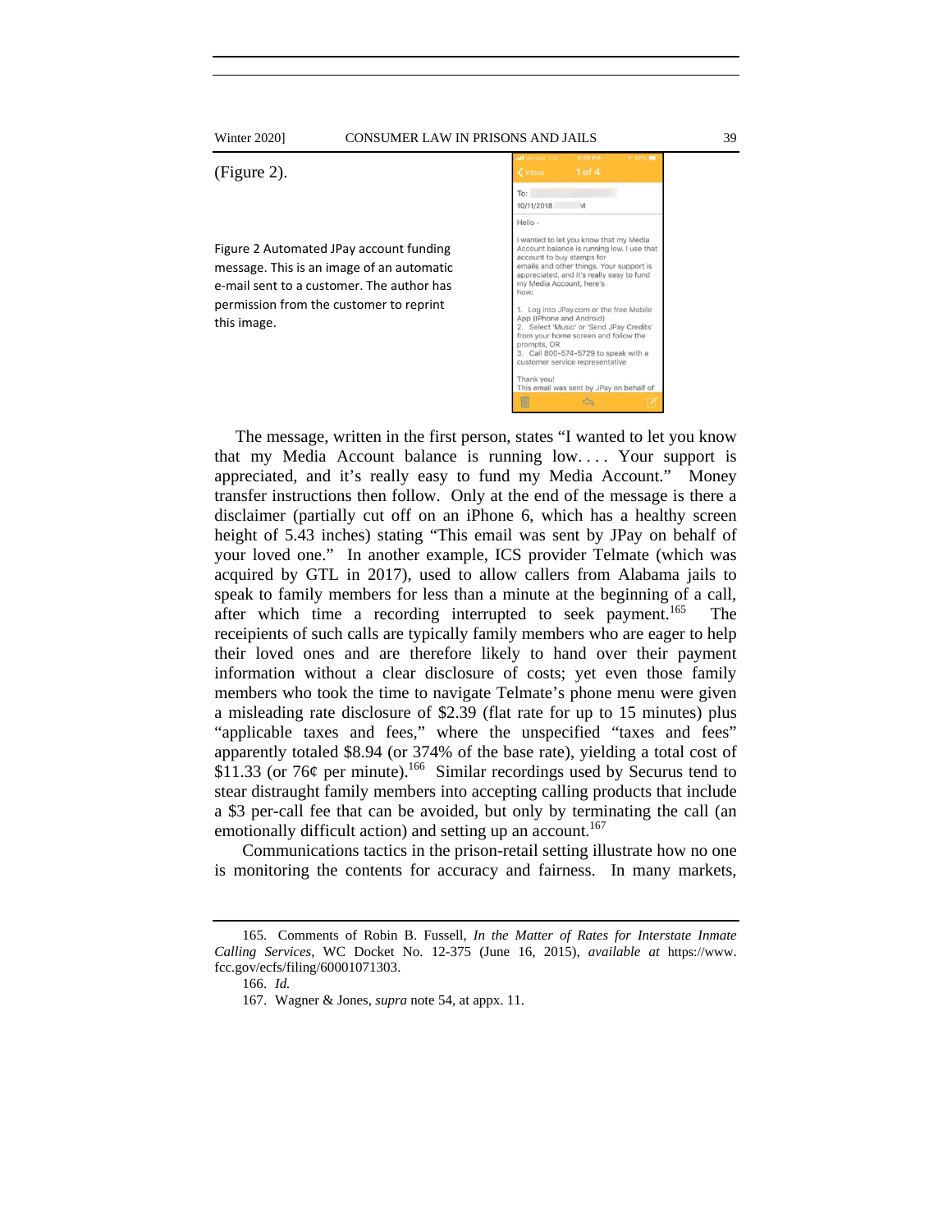(Figure 2).

Figure 2 Automated JPay account funding message. This is an image of an automatic e-mail sent to a customer. The author has permission from the customer to reprint this image.

The message, written in the first person, states "I wanted to let you know that my Media Account balance is running low. . . . Your support is appreciated, and it's really easy to fund my Media Account." Money transfer instructions then follow. Only at the end of the message is there a disclaimer (partially cut off on an iPhone 6, which has a healthy screen height of 5.43 inches) stating "This email was sent by JPay on behalf of your loved one." In another example, ICS provider Telmate (which was acquired by GTL in 2017), used to allow callers from Alabama jails to speak to family members for less than a minute at the beginning of a call, after which time a recording interrupted to seek payment.[165] The receipients of such calls are typically family members who are eager to help their loved ones and are therefore likely to hand over their payment information without a clear disclosure of costs; yet even those family members who took the time to navigate Telmate's phone menu were given a misleading rate disclosure of $2.39 (flat rate for up to 15 minutes) plus "applicable taxes and fees," where the unspecified "taxes and fees" apparently totaled $8.94 (or 374% of the base rate), yielding a total cost of $11.33 (or 76¢ per minute).[166] Similar recordings used by Securus tend to stear distraught family members into accepting calling products that include a $3 per-call fee that can be avoided, but only by terminating the call (an emotionally difficult action) and setting up an account.[167]

Communications tactics in the prison-retail setting illustrate how no one is monitoring the contents for accuracy and fairness. In many markets,

165. Comments of Robin B. Fussell, *In the Matter of Rates for Interstate Inmate Calling Services*, WC Docket No. 12-375 (June 16, 2015), *available at* https://www.fcc.gov/ecfs/filing/60001071303.

166. *Id.*

167. Wagner & Jones, *supra* note 54, at appx. 11.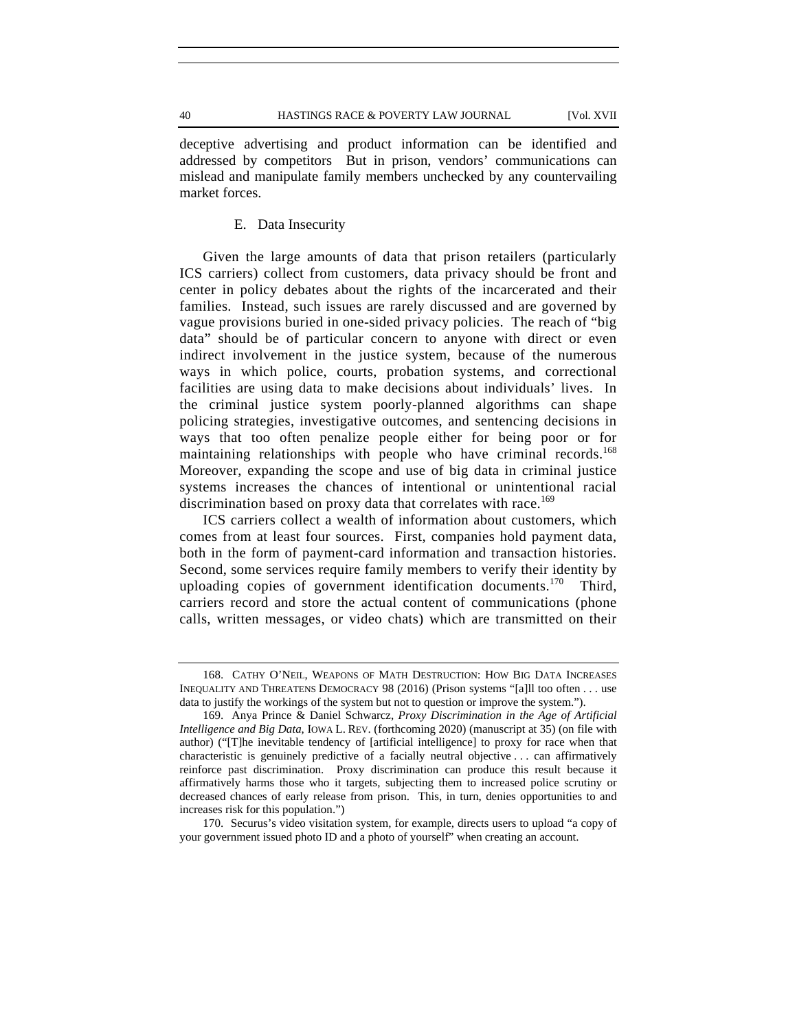deceptive advertising and product information can be identified and addressed by competitors But in prison, vendors' communications can mislead and manipulate family members unchecked by any countervailing market forces.

### E. Data Insecurity

Given the large amounts of data that prison retailers (particularly ICS carriers) collect from customers, data privacy should be front and center in policy debates about the rights of the incarcerated and their families. Instead, such issues are rarely discussed and are governed by vague provisions buried in one-sided privacy policies. The reach of "big data" should be of particular concern to anyone with direct or even indirect involvement in the justice system, because of the numerous ways in which police, courts, probation systems, and correctional facilities are using data to make decisions about individuals' lives. In the criminal justice system poorly-planned algorithms can shape policing strategies, investigative outcomes, and sentencing decisions in ways that too often penalize people either for being poor or for maintaining relationships with people who have criminal records.[168] Moreover, expanding the scope and use of big data in criminal justice systems increases the chances of intentional or unintentional racial discrimination based on proxy data that correlates with race.[169]

ICS carriers collect a wealth of information about customers, which comes from at least four sources. First, companies hold payment data, both in the form of payment-card information and transaction histories. Second, some services require family members to verify their identity by uploading copies of government identification documents.[170] Third, carriers record and store the actual content of communications (phone calls, written messages, or video chats) which are transmitted on their

---

168. CATHY O'NEIL, WEAPONS OF MATH DESTRUCTION: HOW BIG DATA INCREASES INEQUALITY AND THREATENS DEMOCRACY 98 (2016) (Prison systems "[a]ll too often . . . use data to justify the workings of the system but not to question or improve the system.").

169. Anya Prince & Daniel Schwarcz, *Proxy Discrimination in the Age of Artificial Intelligence and Big Data*, IOWA L. REV. (forthcoming 2020) (manuscript at 35) (on file with author) ("[T]he inevitable tendency of [artificial intelligence] to proxy for race when that characteristic is genuinely predictive of a facially neutral objective . . . can affirmatively reinforce past discrimination. Proxy discrimination can produce this result because it affirmatively harms those who it targets, subjecting them to increased police scrutiny or decreased chances of early release from prison. This, in turn, denies opportunities to and increases risk for this population.")

170. Securus's video visitation system, for example, directs users to upload "a copy of your government issued photo ID and a photo of yourself" when creating an account.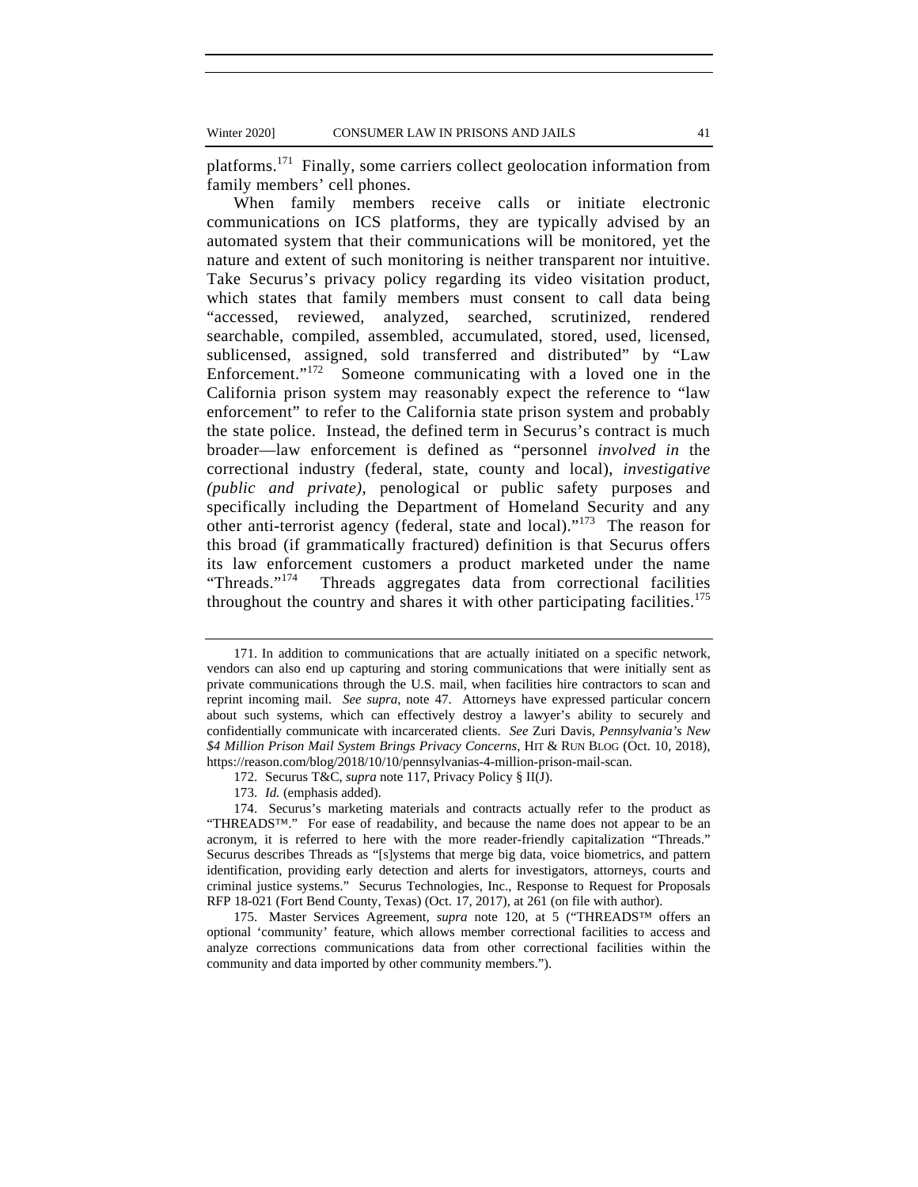platforms.[171] Finally, some carriers collect geolocation information from family members' cell phones.

When family members receive calls or initiate electronic communications on ICS platforms, they are typically advised by an automated system that their communications will be monitored, yet the nature and extent of such monitoring is neither transparent nor intuitive. Take Securus's privacy policy regarding its video visitation product, which states that family members must consent to call data being "accessed, reviewed, analyzed, searched, scrutinized, rendered searchable, compiled, assembled, accumulated, stored, used, licensed, sublicensed, assigned, sold transferred and distributed" by "Law Enforcement."[172] Someone communicating with a loved one in the California prison system may reasonably expect the reference to "law enforcement" to refer to the California state prison system and probably the state police. Instead, the defined term in Securus's contract is much broader—law enforcement is defined as "personnel *involved in* the correctional industry (federal, state, county and local), *investigative (public and private)*, penological or public safety purposes and specifically including the Department of Homeland Security and any other anti-terrorist agency (federal, state and local)."[173] The reason for this broad (if grammatically fractured) definition is that Securus offers its law enforcement customers a product marketed under the name "Threads."[174] Threads aggregates data from correctional facilities throughout the country and shares it with other participating facilities.[175]

---

171. In addition to communications that are actually initiated on a specific network, vendors can also end up capturing and storing communications that were initially sent as private communications through the U.S. mail, when facilities hire contractors to scan and reprint incoming mail. *See supra*, note 47. Attorneys have expressed particular concern about such systems, which can effectively destroy a lawyer's ability to securely and confidentially communicate with incarcerated clients. *See* Zuri Davis, *Pennsylvania's New $4 Million Prison Mail System Brings Privacy Concerns*, HIT & RUN BLOG (Oct. 10, 2018), https://reason.com/blog/2018/10/10/pennsylvanias-4-million-prison-mail-scan.

172. Securus T&C, *supra* note 117, Privacy Policy § II(J).

173. *Id.* (emphasis added).

174. Securus's marketing materials and contracts actually refer to the product as "THREADS™." For ease of readability, and because the name does not appear to be an acronym, it is referred to here with the more reader-friendly capitalization "Threads." Securus describes Threads as "[s]ystems that merge big data, voice biometrics, and pattern identification, providing early detection and alerts for investigators, attorneys, courts and criminal justice systems." Securus Technologies, Inc., Response to Request for Proposals RFP 18-021 (Fort Bend County, Texas) (Oct. 17, 2017), at 261 (on file with author).

175. Master Services Agreement, *supra* note 120, at 5 ("THREADS™ offers an optional 'community' feature, which allows member correctional facilities to access and analyze corrections communications data from other correctional facilities within the community and data imported by other community members.").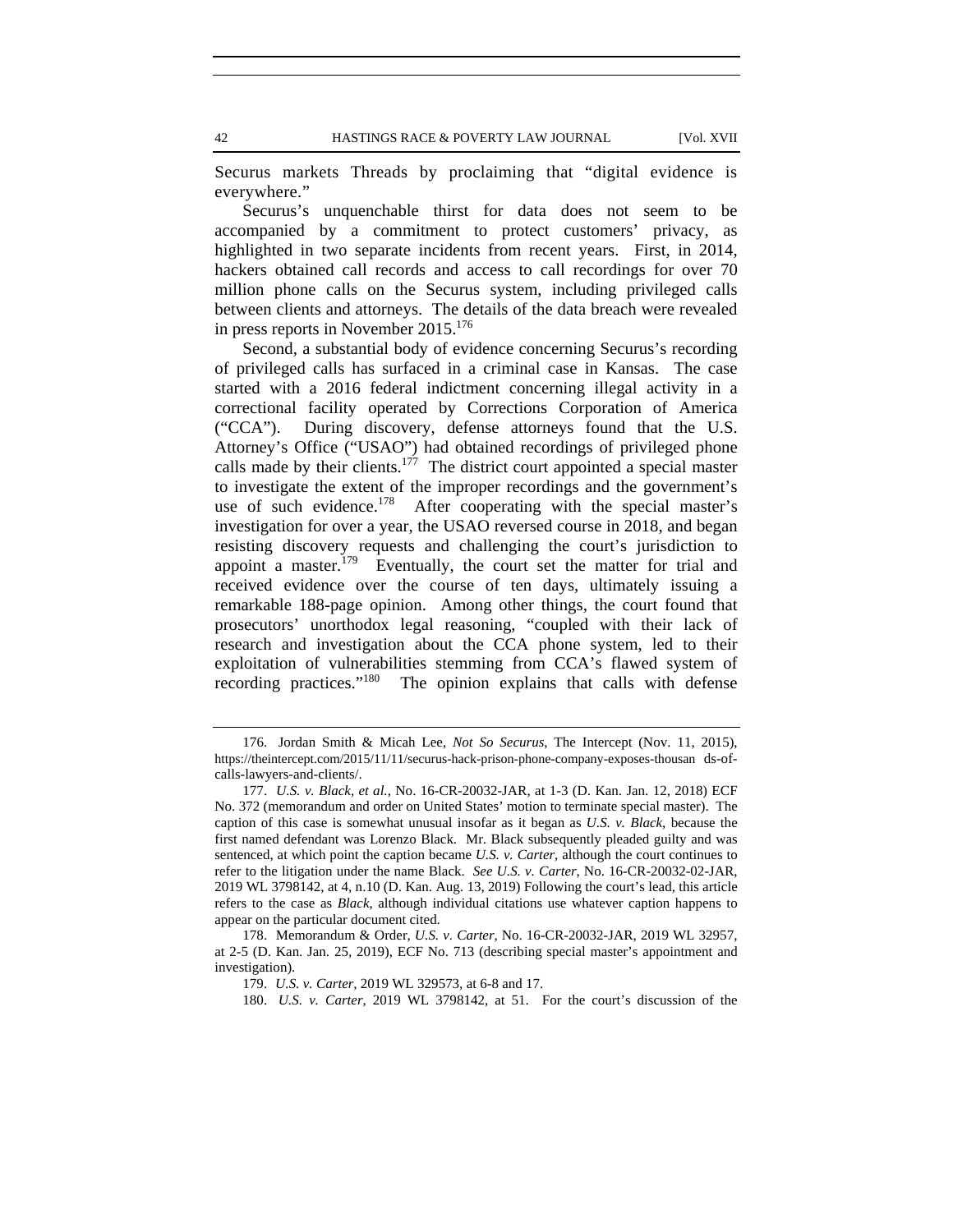Securus markets Threads by proclaiming that "digital evidence is everywhere."

Securus's unquenchable thirst for data does not seem to be accompanied by a commitment to protect customers' privacy, as highlighted in two separate incidents from recent years. First, in 2014, hackers obtained call records and access to call recordings for over 70 million phone calls on the Securus system, including privileged calls between clients and attorneys. The details of the data breach were revealed in press reports in November 2015.[176]

Second, a substantial body of evidence concerning Securus's recording of privileged calls has surfaced in a criminal case in Kansas. The case started with a 2016 federal indictment concerning illegal activity in a correctional facility operated by Corrections Corporation of America ("CCA"). During discovery, defense attorneys found that the U.S. Attorney's Office ("USAO") had obtained recordings of privileged phone calls made by their clients.[177] The district court appointed a special master to investigate the extent of the improper recordings and the government's use of such evidence.[178] After cooperating with the special master's investigation for over a year, the USAO reversed course in 2018, and began resisting discovery requests and challenging the court's jurisdiction to appoint a master.[179] Eventually, the court set the matter for trial and received evidence over the course of ten days, ultimately issuing a remarkable 188-page opinion. Among other things, the court found that prosecutors' unorthodox legal reasoning, "coupled with their lack of research and investigation about the CCA phone system, led to their exploitation of vulnerabilities stemming from CCA's flawed system of recording practices."[180] The opinion explains that calls with defense

---

176. Jordan Smith & Micah Lee, *Not So Securus*, The Intercept (Nov. 11, 2015), https://theintercept.com/2015/11/11/securus-hack-prison-phone-company-exposes-thousands-of-calls-lawyers-and-clients/.

177. *U.S. v. Black, et al.*, No. 16-CR-20032-JAR, at 1-3 (D. Kan. Jan. 12, 2018) ECF No. 372 (memorandum and order on United States' motion to terminate special master). The caption of this case is somewhat unusual insofar as it began as *U.S. v. Black*, because the first named defendant was Lorenzo Black. Mr. Black subsequently pleaded guilty and was sentenced, at which point the caption became *U.S. v. Carter*, although the court continues to refer to the litigation under the name Black. *See U.S. v. Carter*, No. 16-CR-20032-02-JAR, 2019 WL 3798142, at 4, n.10 (D. Kan. Aug. 13, 2019) Following the court's lead, this article refers to the case as *Black*, although individual citations use whatever caption happens to appear on the particular document cited.

178. Memorandum & Order, *U.S. v. Carter*, No. 16-CR-20032-JAR, 2019 WL 32957, at 2-5 (D. Kan. Jan. 25, 2019), ECF No. 713 (describing special master's appointment and investigation).

179. *U.S. v. Carter*, 2019 WL 329573, at 6-8 and 17.

180. *U.S. v. Carter*, 2019 WL 3798142, at 51. For the court's discussion of the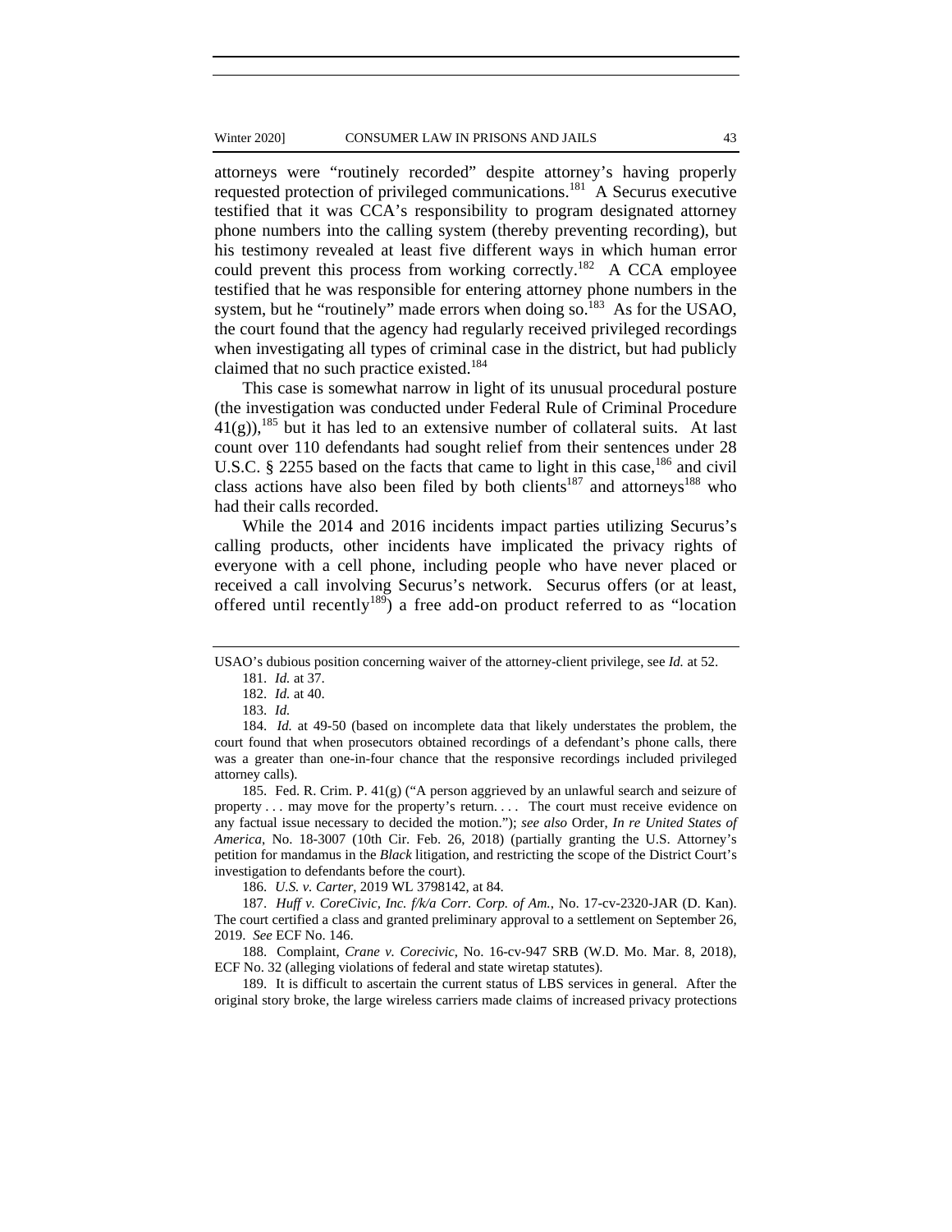attorneys were "routinely recorded" despite attorney's having properly requested protection of privileged communications.[181] A Securus executive testified that it was CCA's responsibility to program designated attorney phone numbers into the calling system (thereby preventing recording), but his testimony revealed at least five different ways in which human error could prevent this process from working correctly.[182] A CCA employee testified that he was responsible for entering attorney phone numbers in the system, but he "routinely" made errors when doing so.[183] As for the USAO, the court found that the agency had regularly received privileged recordings when investigating all types of criminal case in the district, but had publicly claimed that no such practice existed.[184]

This case is somewhat narrow in light of its unusual procedural posture (the investigation was conducted under Federal Rule of Criminal Procedure 41(g)),[185] but it has led to an extensive number of collateral suits. At last count over 110 defendants had sought relief from their sentences under 28 U.S.C. § 2255 based on the facts that came to light in this case,[186] and civil class actions have also been filed by both clients[187] and attorneys[188] who had their calls recorded.

While the 2014 and 2016 incidents impact parties utilizing Securus's calling products, other incidents have implicated the privacy rights of everyone with a cell phone, including people who have never placed or received a call involving Securus's network. Securus offers (or at least, offered until recently[189]) a free add-on product referred to as "location

---

USAO's dubious position concerning waiver of the attorney-client privilege, see *Id.* at 52.

181. *Id.* at 37.

182. *Id.* at 40.

183. *Id.*

184. *Id.* at 49-50 (based on incomplete data that likely understates the problem, the court found that when prosecutors obtained recordings of a defendant's phone calls, there was a greater than one-in-four chance that the responsive recordings included privileged attorney calls).

185. Fed. R. Crim. P. 41(g) ("A person aggrieved by an unlawful search and seizure of property . . . may move for the property's return. . . . The court must receive evidence on any factual issue necessary to decided the motion."); *see also* Order, *In re United States of America*, No. 18-3007 (10th Cir. Feb. 26, 2018) (partially granting the U.S. Attorney's petition for mandamus in the *Black* litigation, and restricting the scope of the District Court's investigation to defendants before the court).

186. *U.S. v. Carter*, 2019 WL 3798142, at 84.

187. *Huff v. CoreCivic, Inc. f/k/a Corr. Corp. of Am.*, No. 17-cv-2320-JAR (D. Kan). The court certified a class and granted preliminary approval to a settlement on September 26, 2019. *See* ECF No. 146.

188. Complaint, *Crane v. Corecivic*, No. 16-cv-947 SRB (W.D. Mo. Mar. 8, 2018), ECF No. 32 (alleging violations of federal and state wiretap statutes).

189. It is difficult to ascertain the current status of LBS services in general. After the original story broke, the large wireless carriers made claims of increased privacy protections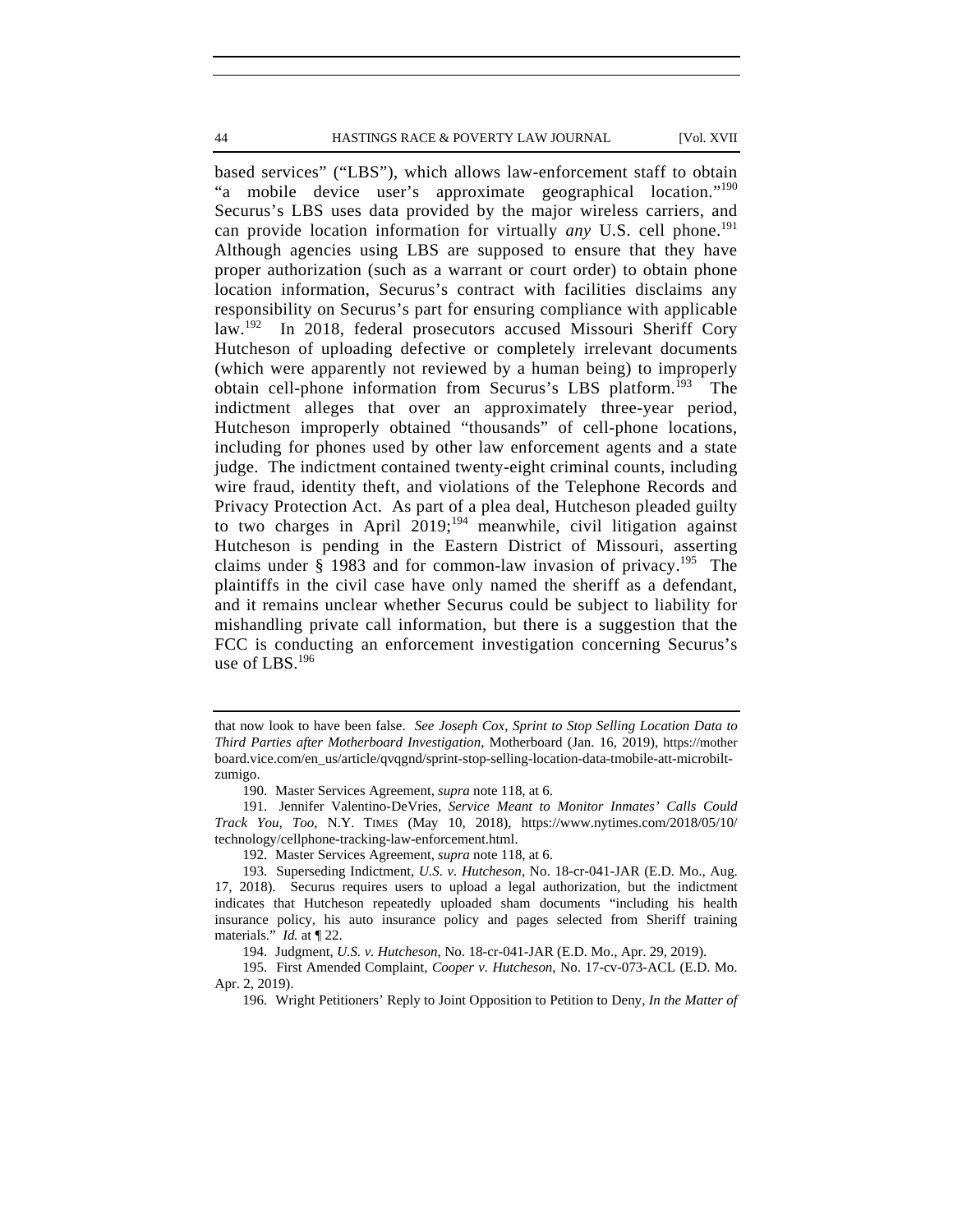based services" ("LBS"), which allows law-enforcement staff to obtain "a mobile device user's approximate geographical location."[190] Securus's LBS uses data provided by the major wireless carriers, and can provide location information for virtually *any* U.S. cell phone.[191] Although agencies using LBS are supposed to ensure that they have proper authorization (such as a warrant or court order) to obtain phone location information, Securus's contract with facilities disclaims any responsibility on Securus's part for ensuring compliance with applicable law.[192] In 2018, federal prosecutors accused Missouri Sheriff Cory Hutcheson of uploading defective or completely irrelevant documents (which were apparently not reviewed by a human being) to improperly obtain cell-phone information from Securus's LBS platform.[193] The indictment alleges that over an approximately three-year period, Hutcheson improperly obtained "thousands" of cell-phone locations, including for phones used by other law enforcement agents and a state judge. The indictment contained twenty-eight criminal counts, including wire fraud, identity theft, and violations of the Telephone Records and Privacy Protection Act. As part of a plea deal, Hutcheson pleaded guilty to two charges in April 2019;[194] meanwhile, civil litigation against Hutcheson is pending in the Eastern District of Missouri, asserting claims under § 1983 and for common-law invasion of privacy.[195] The plaintiffs in the civil case have only named the sheriff as a defendant, and it remains unclear whether Securus could be subject to liability for mishandling private call information, but there is a suggestion that the FCC is conducting an enforcement investigation concerning Securus's use of LBS.[196]

---

that now look to have been false. *See* Joseph Cox, *Sprint to Stop Selling Location Data to Third Parties after Motherboard Investigation*, Motherboard (Jan. 16, 2019), https://motherboard.vice.com/en_us/article/qvqgnd/sprint-stop-selling-location-data-tmobile-att-microbilt-zumigo.

190. Master Services Agreement, *supra* note 118, at 6.

191. Jennifer Valentino-DeVries, *Service Meant to Monitor Inmates' Calls Could Track You, Too*, N.Y. TIMES (May 10, 2018), https://www.nytimes.com/2018/05/10/technology/cellphone-tracking-law-enforcement.html.

192. Master Services Agreement, *supra* note 118, at 6.

193. Superseding Indictment, *U.S. v. Hutcheson*, No. 18-cr-041-JAR (E.D. Mo., Aug. 17, 2018). Securus requires users to upload a legal authorization, but the indictment indicates that Hutcheson repeatedly uploaded sham documents "including his health insurance policy, his auto insurance policy and pages selected from Sheriff training materials." *Id.* at ¶ 22.

194. Judgment, *U.S. v. Hutcheson*, No. 18-cr-041-JAR (E.D. Mo., Apr. 29, 2019).

195. First Amended Complaint, *Cooper v. Hutcheson*, No. 17-cv-073-ACL (E.D. Mo. Apr. 2, 2019).

196. Wright Petitioners' Reply to Joint Opposition to Petition to Deny, *In the Matter of*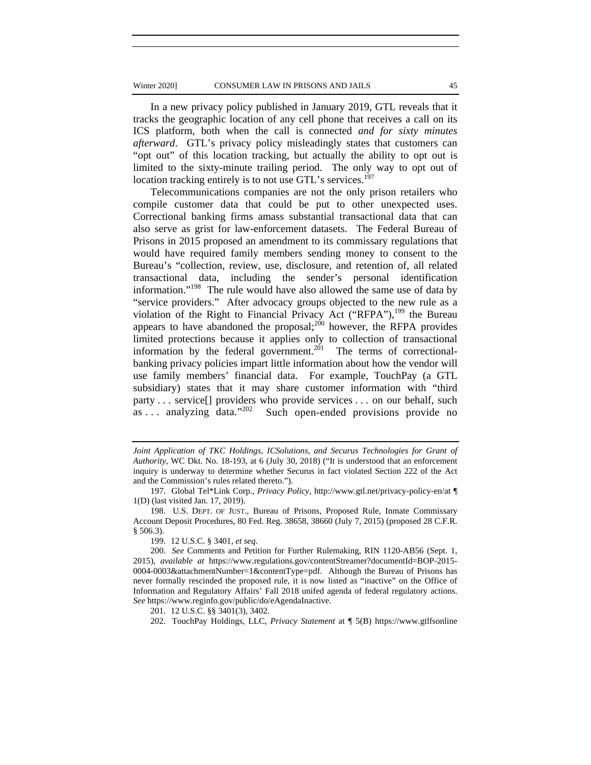In a new privacy policy published in January 2019, GTL reveals that it tracks the geographic location of any cell phone that receives a call on its ICS platform, both when the call is connected *and for sixty minutes afterward*. GTL's privacy policy misleadingly states that customers can "opt out" of this location tracking, but actually the ability to opt out is limited to the sixty-minute trailing period. The only way to opt out of location tracking entirely is to not use GTL's services.[197]

Telecommunications companies are not the only prison retailers who compile customer data that could be put to other unexpected uses. Correctional banking firms amass substantial transactional data that can also serve as grist for law-enforcement datasets. The Federal Bureau of Prisons in 2015 proposed an amendment to its commissary regulations that would have required family members sending money to consent to the Bureau's "collection, review, use, disclosure, and retention of, all related transactional data, including the sender's personal identification information."[198] The rule would have also allowed the same use of data by "service providers." After advocacy groups objected to the new rule as a violation of the Right to Financial Privacy Act ("RFPA"),[199] the Bureau appears to have abandoned the proposal;[200] however, the RFPA provides limited protections because it applies only to collection of transactional information by the federal government.[201] The terms of correctional-banking privacy policies impart little information about how the vendor will use family members' financial data. For example, TouchPay (a GTL subsidiary) states that it may share customer information with "third party . . . service[] providers who provide services . . . on our behalf, such as . . . analyzing data."[202] Such open-ended provisions provide no

---

*Joint Application of TKC Holdings, ICSolutions, and Securus Technologies for Grant of Authority*, WC Dkt. No. 18-193, at 6 (July 30, 2018) ("It is understood that an enforcement inquiry is underway to determine whether Securus in fact violated Section 222 of the Act and the Commission's rules related thereto.").

197. Global Tel*Link Corp., *Privacy Policy*, http://www.gtl.net/privacy-policy-en/at ¶ 1(D) (last visited Jan. 17, 2019).

198. U.S. DEPT. OF JUST., Bureau of Prisons, Proposed Rule, Inmate Commissary Account Deposit Procedures, 80 Fed. Reg. 38658, 38660 (July 7, 2015) (proposed 28 C.F.R. § 506.3).

199. 12 U.S.C. § 3401, *et seq.*

200. *See* Comments and Petition for Further Rulemaking, RIN 1120-AB56 (Sept. 1, 2015), *available at* https://www.regulations.gov/contentStreamer?documentId=BOP-2015-0004-0003&attachmentNumber=1&contentType=pdf. Although the Bureau of Prisons has never formally rescinded the proposed rule, it is now listed as "inactive" on the Office of Information and Regulatory Affairs' Fall 2018 unifed agenda of federal regulatory actions. *See* https://www.reginfo.gov/public/do/eAgendaInactive.

201. 12 U.S.C. §§ 3401(3), 3402.

202. TouchPay Holdings, LLC, *Privacy Statement* at ¶ 5(B) https://www.gtlfsonline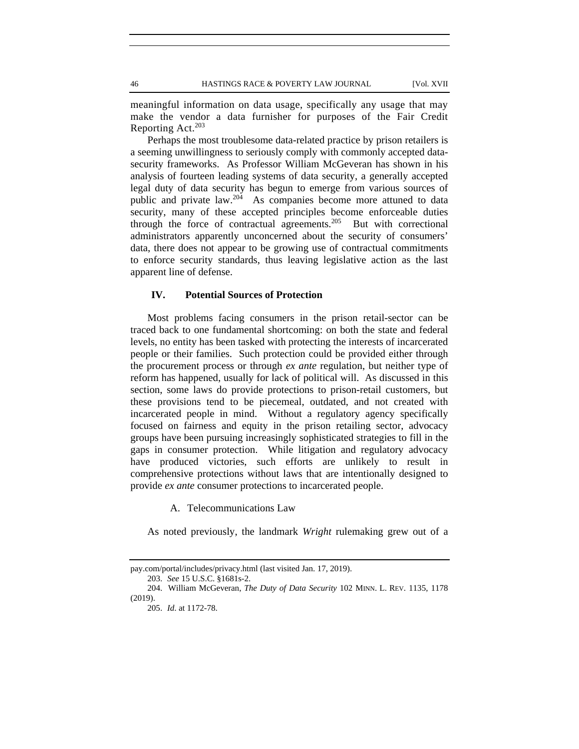meaningful information on data usage, specifically any usage that may make the vendor a data furnisher for purposes of the Fair Credit Reporting Act.[203]

Perhaps the most troublesome data-related practice by prison retailers is a seeming unwillingness to seriously comply with commonly accepted data-security frameworks. As Professor William McGeveran has shown in his analysis of fourteen leading systems of data security, a generally accepted legal duty of data security has begun to emerge from various sources of public and private law.[204] As companies become more attuned to data security, many of these accepted principles become enforceable duties through the force of contractual agreements.[205] But with correctional administrators apparently unconcerned about the security of consumers' data, there does not appear to be growing use of contractual commitments to enforce security standards, thus leaving legislative action as the last apparent line of defense.

## IV. Potential Sources of Protection

Most problems facing consumers in the prison retail-sector can be traced back to one fundamental shortcoming: on both the state and federal levels, no entity has been tasked with protecting the interests of incarcerated people or their families. Such protection could be provided either through the procurement process or through *ex ante* regulation, but neither type of reform has happened, usually for lack of political will. As discussed in this section, some laws do provide protections to prison-retail customers, but these provisions tend to be piecemeal, outdated, and not created with incarcerated people in mind. Without a regulatory agency specifically focused on fairness and equity in the prison retailing sector, advocacy groups have been pursuing increasingly sophisticated strategies to fill in the gaps in consumer protection. While litigation and regulatory advocacy have produced victories, such efforts are unlikely to result in comprehensive protections without laws that are intentionally designed to provide *ex ante* consumer protections to incarcerated people.

### A. Telecommunications Law

As noted previously, the landmark *Wright* rulemaking grew out of a

---

pay.com/portal/includes/privacy.html (last visited Jan. 17, 2019).

203. *See* 15 U.S.C. §1681s-2.

204. William McGeveran, *The Duty of Data Security* 102 MINN. L. REV. 1135, 1178 (2019).

205. *Id*. at 1172-78.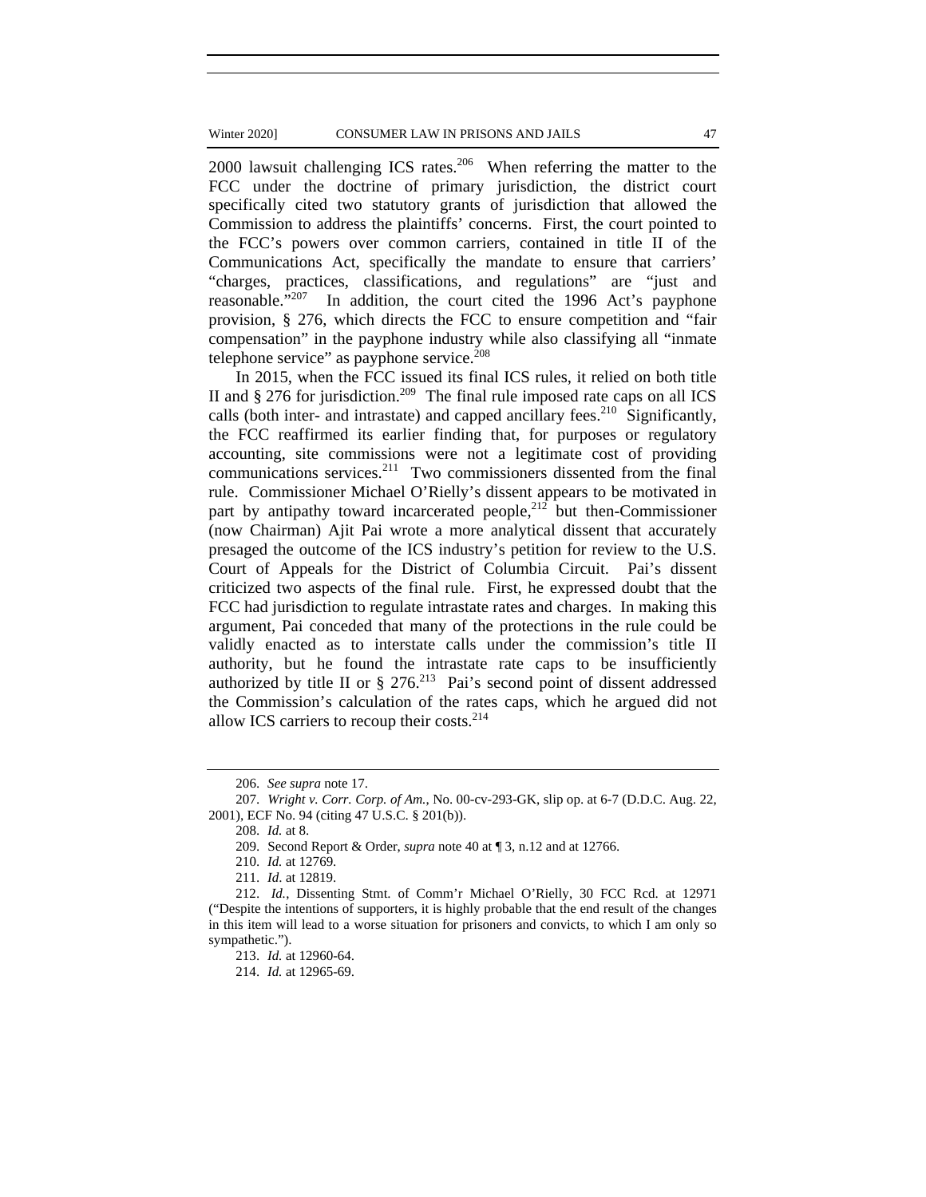2000 lawsuit challenging ICS rates.[206] When referring the matter to the FCC under the doctrine of primary jurisdiction, the district court specifically cited two statutory grants of jurisdiction that allowed the Commission to address the plaintiffs' concerns. First, the court pointed to the FCC's powers over common carriers, contained in title II of the Communications Act, specifically the mandate to ensure that carriers' "charges, practices, classifications, and regulations" are "just and reasonable."[207] In addition, the court cited the 1996 Act's payphone provision, § 276, which directs the FCC to ensure competition and "fair compensation" in the payphone industry while also classifying all "inmate telephone service" as payphone service.[208]

In 2015, when the FCC issued its final ICS rules, it relied on both title II and § 276 for jurisdiction.[209] The final rule imposed rate caps on all ICS calls (both inter- and intrastate) and capped ancillary fees.[210] Significantly, the FCC reaffirmed its earlier finding that, for purposes or regulatory accounting, site commissions were not a legitimate cost of providing communications services.[211] Two commissioners dissented from the final rule. Commissioner Michael O'Rielly's dissent appears to be motivated in part by antipathy toward incarcerated people,[212] but then-Commissioner (now Chairman) Ajit Pai wrote a more analytical dissent that accurately presaged the outcome of the ICS industry's petition for review to the U.S. Court of Appeals for the District of Columbia Circuit. Pai's dissent criticized two aspects of the final rule. First, he expressed doubt that the FCC had jurisdiction to regulate intrastate rates and charges. In making this argument, Pai conceded that many of the protections in the rule could be validly enacted as to interstate calls under the commission's title II authority, but he found the intrastate rate caps to be insufficiently authorized by title II or § 276.[213] Pai's second point of dissent addressed the Commission's calculation of the rates caps, which he argued did not allow ICS carriers to recoup their costs.[214]

---

206. *See supra* note 17.

207. *Wright v. Corr. Corp. of Am.*, No. 00-cv-293-GK, slip op. at 6-7 (D.D.C. Aug. 22, 2001), ECF No. 94 (citing 47 U.S.C. § 201(b)).

208. *Id.* at 8.

209. Second Report & Order, *supra* note 40 at ¶ 3, n.12 and at 12766.

210. *Id.* at 12769.

211. *Id*. at 12819.

212. *Id.*, Dissenting Stmt. of Comm'r Michael O'Rielly, 30 FCC Rcd. at 12971 ("Despite the intentions of supporters, it is highly probable that the end result of the changes in this item will lead to a worse situation for prisoners and convicts, to which I am only so sympathetic.").

213. *Id.* at 12960-64.

214. *Id.* at 12965-69.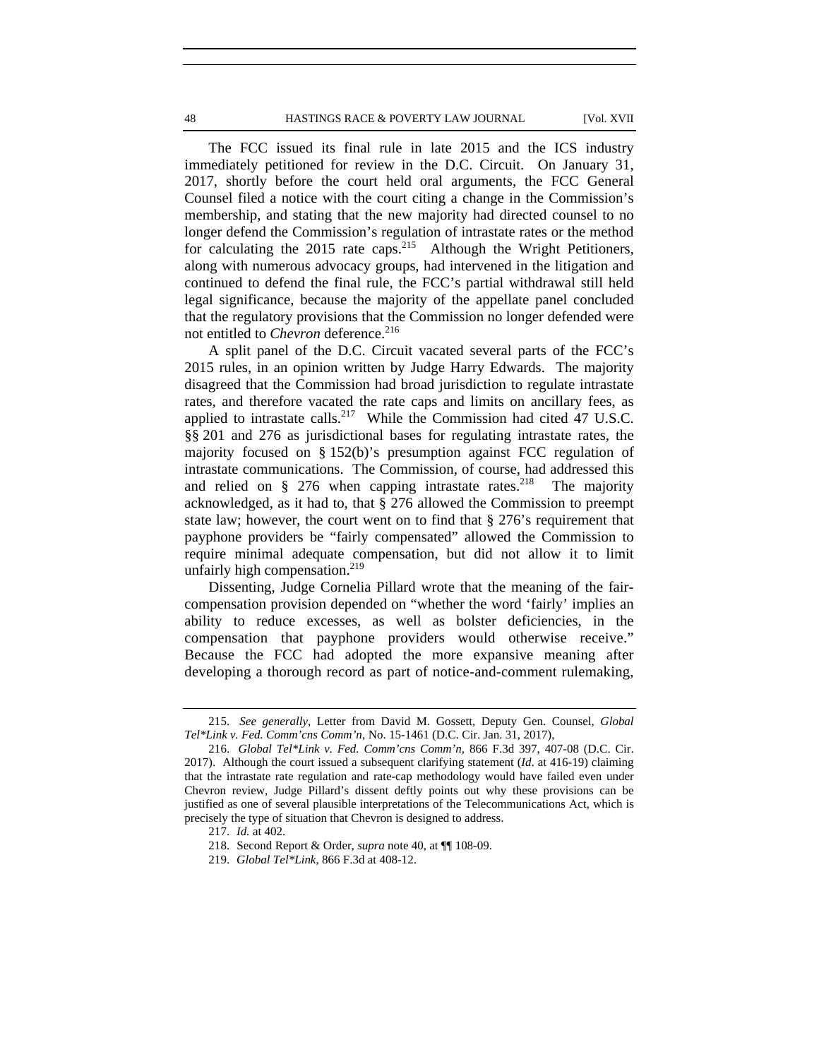The FCC issued its final rule in late 2015 and the ICS industry immediately petitioned for review in the D.C. Circuit. On January 31, 2017, shortly before the court held oral arguments, the FCC General Counsel filed a notice with the court citing a change in the Commission's membership, and stating that the new majority had directed counsel to no longer defend the Commission's regulation of intrastate rates or the method for calculating the 2015 rate caps.[215] Although the Wright Petitioners, along with numerous advocacy groups, had intervened in the litigation and continued to defend the final rule, the FCC's partial withdrawal still held legal significance, because the majority of the appellate panel concluded that the regulatory provisions that the Commission no longer defended were not entitled to *Chevron* deference.[216]

A split panel of the D.C. Circuit vacated several parts of the FCC's 2015 rules, in an opinion written by Judge Harry Edwards. The majority disagreed that the Commission had broad jurisdiction to regulate intrastate rates, and therefore vacated the rate caps and limits on ancillary fees, as applied to intrastate calls.[217] While the Commission had cited 47 U.S.C. §§ 201 and 276 as jurisdictional bases for regulating intrastate rates, the majority focused on § 152(b)'s presumption against FCC regulation of intrastate communications. The Commission, of course, had addressed this and relied on § 276 when capping intrastate rates.[218] The majority acknowledged, as it had to, that § 276 allowed the Commission to preempt state law; however, the court went on to find that § 276's requirement that payphone providers be "fairly compensated" allowed the Commission to require minimal adequate compensation, but did not allow it to limit unfairly high compensation.[219]

Dissenting, Judge Cornelia Pillard wrote that the meaning of the fair-compensation provision depended on "whether the word 'fairly' implies an ability to reduce excesses, as well as bolster deficiencies, in the compensation that payphone providers would otherwise receive." Because the FCC had adopted the more expansive meaning after developing a thorough record as part of notice-and-comment rulemaking,

---

215. *See generally*, Letter from David M. Gossett, Deputy Gen. Counsel, *Global Tel\*Link v. Fed. Comm'cns Comm'n*, No. 15-1461 (D.C. Cir. Jan. 31, 2017),

216. *Global Tel\*Link v. Fed. Comm'cns Comm'n*, 866 F.3d 397, 407-08 (D.C. Cir. 2017). Although the court issued a subsequent clarifying statement (*Id*. at 416-19) claiming that the intrastate rate regulation and rate-cap methodology would have failed even under Chevron review, Judge Pillard's dissent deftly points out why these provisions can be justified as one of several plausible interpretations of the Telecommunications Act, which is precisely the type of situation that Chevron is designed to address.

217. *Id.* at 402.

218. Second Report & Order, *supra* note 40, at ¶¶ 108-09.

219. *Global Tel\*Link*, 866 F.3d at 408-12.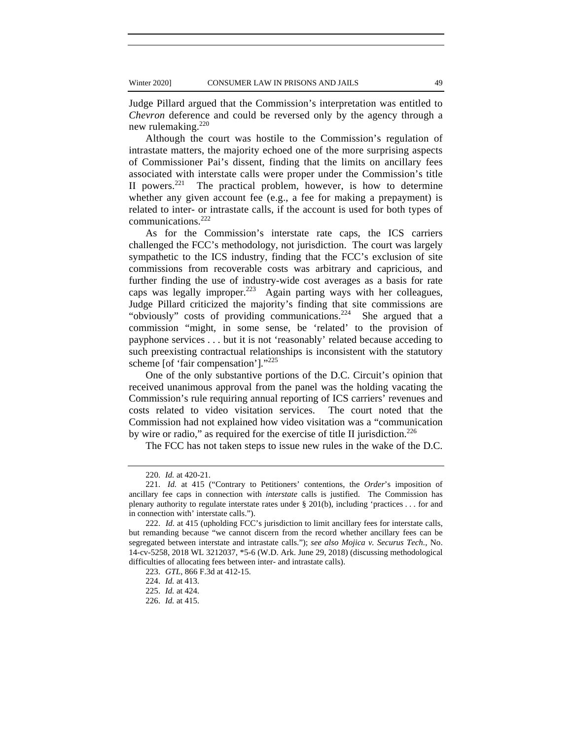Judge Pillard argued that the Commission's interpretation was entitled to *Chevron* deference and could be reversed only by the agency through a new rulemaking.[220]

Although the court was hostile to the Commission's regulation of intrastate matters, the majority echoed one of the more surprising aspects of Commissioner Pai's dissent, finding that the limits on ancillary fees associated with interstate calls were proper under the Commission's title II powers.[221] The practical problem, however, is how to determine whether any given account fee (e.g., a fee for making a prepayment) is related to inter- or intrastate calls, if the account is used for both types of communications.[222]

As for the Commission's interstate rate caps, the ICS carriers challenged the FCC's methodology, not jurisdiction. The court was largely sympathetic to the ICS industry, finding that the FCC's exclusion of site commissions from recoverable costs was arbitrary and capricious, and further finding the use of industry-wide cost averages as a basis for rate caps was legally improper.[223] Again parting ways with her colleagues, Judge Pillard criticized the majority's finding that site commissions are "obviously" costs of providing communications.[224] She argued that a commission "might, in some sense, be 'related' to the provision of payphone services . . . but it is not 'reasonably' related because acceding to such preexisting contractual relationships is inconsistent with the statutory scheme [of 'fair compensation']."[225]

One of the only substantive portions of the D.C. Circuit's opinion that received unanimous approval from the panel was the holding vacating the Commission's rule requiring annual reporting of ICS carriers' revenues and costs related to video visitation services. The court noted that the Commission had not explained how video visitation was a "communication by wire or radio," as required for the exercise of title II jurisdiction.[226]

The FCC has not taken steps to issue new rules in the wake of the D.C.

---

220. *Id.* at 420-21.

221. *Id.* at 415 ("Contrary to Petitioners' contentions, the *Order*'s imposition of ancillary fee caps in connection with *interstate* calls is justified. The Commission has plenary authority to regulate interstate rates under § 201(b), including 'practices . . . for and in connection with' interstate calls.").

222. *Id.* at 415 (upholding FCC's jurisdiction to limit ancillary fees for interstate calls, but remanding because "we cannot discern from the record whether ancillary fees can be segregated between interstate and intrastate calls."); *see also Mojica v. Securus Tech.*, No. 14-cv-5258, 2018 WL 3212037, *5-6 (W.D. Ark. June 29, 2018) (discussing methodological difficulties of allocating fees between inter- and intrastate calls).

223. *GTL*, 866 F.3d at 412-15.

224. *Id.* at 413.

225. *Id.* at 424.

226. *Id.* at 415.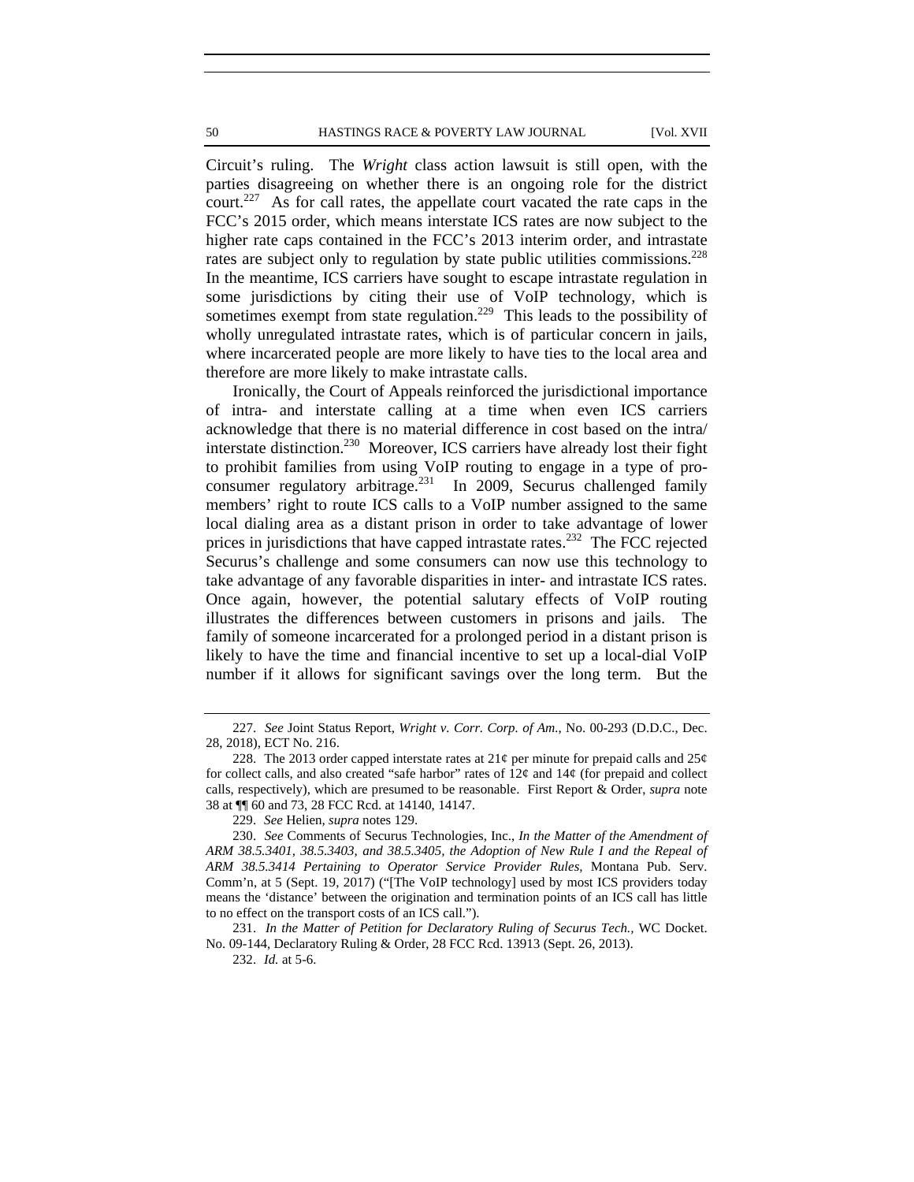Circuit's ruling. The *Wright* class action lawsuit is still open, with the parties disagreeing on whether there is an ongoing role for the district court.[227] As for call rates, the appellate court vacated the rate caps in the FCC's 2015 order, which means interstate ICS rates are now subject to the higher rate caps contained in the FCC's 2013 interim order, and intrastate rates are subject only to regulation by state public utilities commissions.[228] In the meantime, ICS carriers have sought to escape intrastate regulation in some jurisdictions by citing their use of VoIP technology, which is sometimes exempt from state regulation.[229] This leads to the possibility of wholly unregulated intrastate rates, which is of particular concern in jails, where incarcerated people are more likely to have ties to the local area and therefore are more likely to make intrastate calls.

Ironically, the Court of Appeals reinforced the jurisdictional importance of intra- and interstate calling at a time when even ICS carriers acknowledge that there is no material difference in cost based on the intra/interstate distinction.[230] Moreover, ICS carriers have already lost their fight to prohibit families from using VoIP routing to engage in a type of pro-consumer regulatory arbitrage.[231] In 2009, Securus challenged family members' right to route ICS calls to a VoIP number assigned to the same local dialing area as a distant prison in order to take advantage of lower prices in jurisdictions that have capped intrastate rates.[232] The FCC rejected Securus's challenge and some consumers can now use this technology to take advantage of any favorable disparities in inter- and intrastate ICS rates. Once again, however, the potential salutary effects of VoIP routing illustrates the differences between customers in prisons and jails. The family of someone incarcerated for a prolonged period in a distant prison is likely to have the time and financial incentive to set up a local-dial VoIP number if it allows for significant savings over the long term. But the

---

227. *See* Joint Status Report, *Wright v. Corr. Corp. of Am.*, No. 00-293 (D.D.C., Dec. 28, 2018), ECT No. 216.

228. The 2013 order capped interstate rates at 21¢ per minute for prepaid calls and 25¢ for collect calls, and also created "safe harbor" rates of 12¢ and 14¢ (for prepaid and collect calls, respectively), which are presumed to be reasonable. First Report & Order, *supra* note 38 at ¶¶ 60 and 73, 28 FCC Rcd. at 14140, 14147.

229. *See* Helien, *supra* notes 129.

230. *See* Comments of Securus Technologies, Inc., *In the Matter of the Amendment of ARM 38.5.3401, 38.5.3403, and 38.5.3405, the Adoption of New Rule I and the Repeal of ARM 38.5.3414 Pertaining to Operator Service Provider Rules*, Montana Pub. Serv. Comm'n, at 5 (Sept. 19, 2017) ("[The VoIP technology] used by most ICS providers today means the 'distance' between the origination and termination points of an ICS call has little to no effect on the transport costs of an ICS call.").

231. *In the Matter of Petition for Declaratory Ruling of Securus Tech.*, WC Docket. No. 09-144, Declaratory Ruling & Order, 28 FCC Rcd. 13913 (Sept. 26, 2013).

232. *Id.* at 5-6.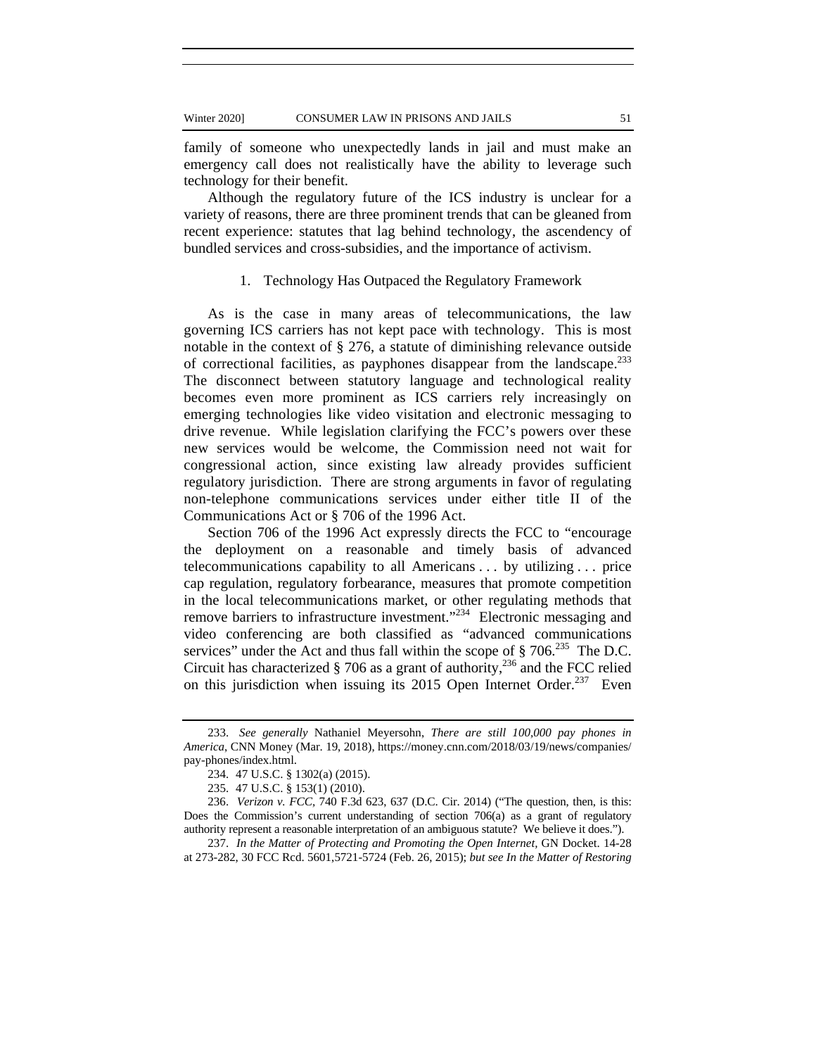family of someone who unexpectedly lands in jail and must make an emergency call does not realistically have the ability to leverage such technology for their benefit.

Although the regulatory future of the ICS industry is unclear for a variety of reasons, there are three prominent trends that can be gleaned from recent experience: statutes that lag behind technology, the ascendency of bundled services and cross-subsidies, and the importance of activism.

### 1. Technology Has Outpaced the Regulatory Framework

As is the case in many areas of telecommunications, the law governing ICS carriers has not kept pace with technology. This is most notable in the context of § 276, a statute of diminishing relevance outside of correctional facilities, as payphones disappear from the landscape.[233] The disconnect between statutory language and technological reality becomes even more prominent as ICS carriers rely increasingly on emerging technologies like video visitation and electronic messaging to drive revenue. While legislation clarifying the FCC's powers over these new services would be welcome, the Commission need not wait for congressional action, since existing law already provides sufficient regulatory jurisdiction. There are strong arguments in favor of regulating non-telephone communications services under either title II of the Communications Act or § 706 of the 1996 Act.

Section 706 of the 1996 Act expressly directs the FCC to "encourage the deployment on a reasonable and timely basis of advanced telecommunications capability to all Americans . . . by utilizing . . . price cap regulation, regulatory forbearance, measures that promote competition in the local telecommunications market, or other regulating methods that remove barriers to infrastructure investment."[234] Electronic messaging and video conferencing are both classified as "advanced communications services" under the Act and thus fall within the scope of § 706.[235] The D.C. Circuit has characterized § 706 as a grant of authority,[236] and the FCC relied on this jurisdiction when issuing its 2015 Open Internet Order.[237] Even

---

233. *See generally* Nathaniel Meyersohn, *There are still 100,000 pay phones in America*, CNN Money (Mar. 19, 2018), https://money.cnn.com/2018/03/19/news/companies/pay-phones/index.html.

234. 47 U.S.C. § 1302(a) (2015).

235. 47 U.S.C. § 153(1) (2010).

236. *Verizon v. FCC*, 740 F.3d 623, 637 (D.C. Cir. 2014) ("The question, then, is this: Does the Commission's current understanding of section 706(a) as a grant of regulatory authority represent a reasonable interpretation of an ambiguous statute? We believe it does.").

237. *In the Matter of Protecting and Promoting the Open Internet*, GN Docket. 14-28 at 273-282, 30 FCC Rcd. 5601,5721-5724 (Feb. 26, 2015); *but see In the Matter of Restoring*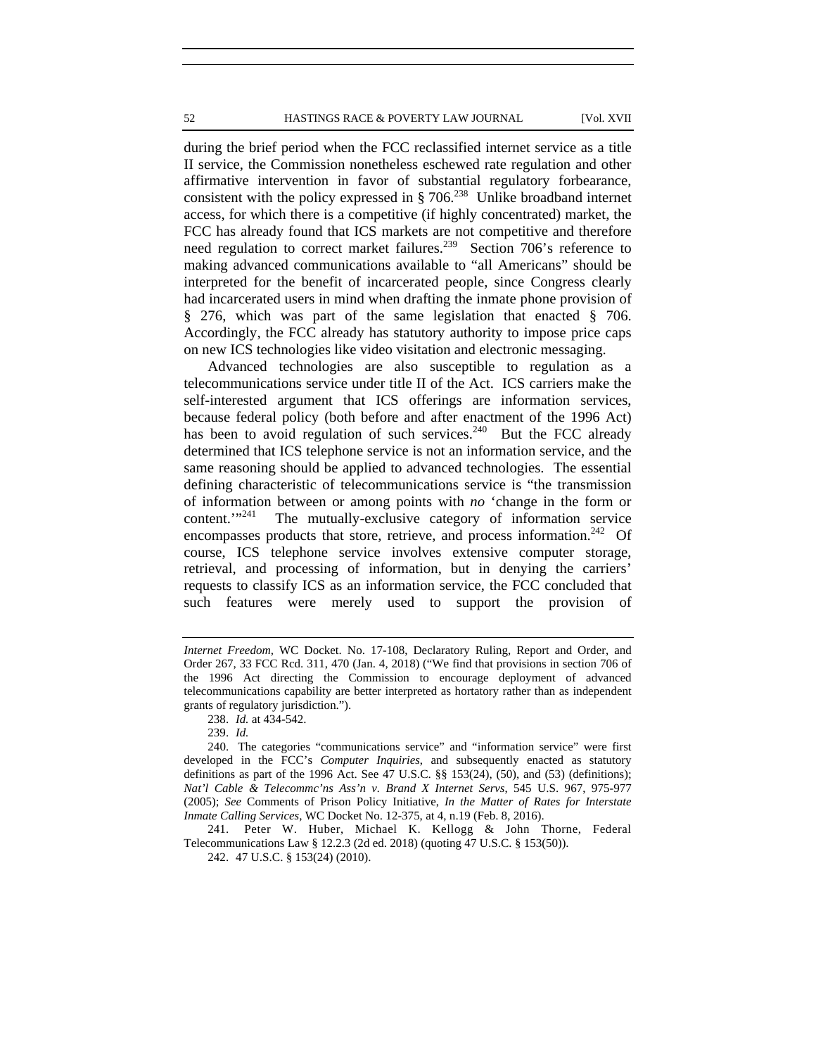during the brief period when the FCC reclassified internet service as a title II service, the Commission nonetheless eschewed rate regulation and other affirmative intervention in favor of substantial regulatory forbearance, consistent with the policy expressed in § 706.[238] Unlike broadband internet access, for which there is a competitive (if highly concentrated) market, the FCC has already found that ICS markets are not competitive and therefore need regulation to correct market failures.[239] Section 706's reference to making advanced communications available to "all Americans" should be interpreted for the benefit of incarcerated people, since Congress clearly had incarcerated users in mind when drafting the inmate phone provision of § 276, which was part of the same legislation that enacted § 706. Accordingly, the FCC already has statutory authority to impose price caps on new ICS technologies like video visitation and electronic messaging.

Advanced technologies are also susceptible to regulation as a telecommunications service under title II of the Act. ICS carriers make the self-interested argument that ICS offerings are information services, because federal policy (both before and after enactment of the 1996 Act) has been to avoid regulation of such services.[240] But the FCC already determined that ICS telephone service is not an information service, and the same reasoning should be applied to advanced technologies. The essential defining characteristic of telecommunications service is "the transmission of information between or among points with *no* 'change in the form or content.'"[241] The mutually-exclusive category of information service encompasses products that store, retrieve, and process information.[242] Of course, ICS telephone service involves extensive computer storage, retrieval, and processing of information, but in denying the carriers' requests to classify ICS as an information service, the FCC concluded that such features were merely used to support the provision of

---

*Internet Freedom*, WC Docket. No. 17-108, Declaratory Ruling, Report and Order, and Order 267, 33 FCC Rcd. 311, 470 (Jan. 4, 2018) ("We find that provisions in section 706 of the 1996 Act directing the Commission to encourage deployment of advanced telecommunications capability are better interpreted as hortatory rather than as independent grants of regulatory jurisdiction.").

238. *Id.* at 434-542.

239. *Id.*

240. The categories "communications service" and "information service" were first developed in the FCC's *Computer Inquiries*, and subsequently enacted as statutory definitions as part of the 1996 Act. See 47 U.S.C. §§ 153(24), (50), and (53) (definitions); *Nat'l Cable & Telecommc'ns Ass'n v. Brand X Internet Servs*, 545 U.S. 967, 975-977 (2005); *See* Comments of Prison Policy Initiative, *In the Matter of Rates for Interstate Inmate Calling Services*, WC Docket No. 12-375, at 4, n.19 (Feb. 8, 2016).

241. Peter W. Huber, Michael K. Kellogg & John Thorne, Federal Telecommunications Law § 12.2.3 (2d ed. 2018) (quoting 47 U.S.C. § 153(50)).

242. 47 U.S.C. § 153(24) (2010).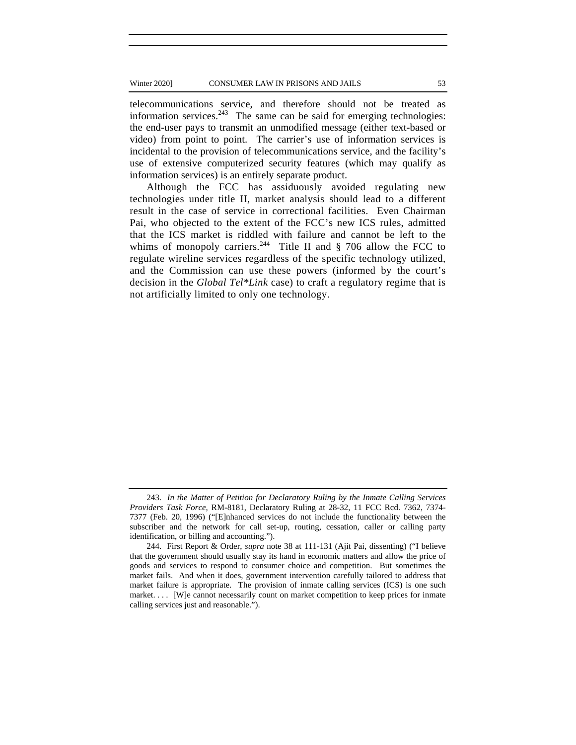telecommunications service, and therefore should not be treated as information services.[243] The same can be said for emerging technologies: the end-user pays to transmit an unmodified message (either text-based or video) from point to point. The carrier's use of information services is incidental to the provision of telecommunications service, and the facility's use of extensive computerized security features (which may qualify as information services) is an entirely separate product.

Although the FCC has assiduously avoided regulating new technologies under title II, market analysis should lead to a different result in the case of service in correctional facilities. Even Chairman Pai, who objected to the extent of the FCC's new ICS rules, admitted that the ICS market is riddled with failure and cannot be left to the whims of monopoly carriers.[244] Title II and § 706 allow the FCC to regulate wireline services regardless of the specific technology utilized, and the Commission can use these powers (informed by the court's decision in the *Global Tel*Link* case) to craft a regulatory regime that is not artificially limited to only one technology.

---

243. *In the Matter of Petition for Declaratory Ruling by the Inmate Calling Services Providers Task Force,* RM-8181, Declaratory Ruling at 28-32, 11 FCC Rcd. 7362, 7374-7377 (Feb. 20, 1996) ("[E]nhanced services do not include the functionality between the subscriber and the network for call set-up, routing, cessation, caller or calling party identification, or billing and accounting.").

244. First Report & Order, *supra* note 38 at 111-131 (Ajit Pai, dissenting) ("I believe that the government should usually stay its hand in economic matters and allow the price of goods and services to respond to consumer choice and competition. But sometimes the market fails. And when it does, government intervention carefully tailored to address that market failure is appropriate. The provision of inmate calling services (ICS) is one such market. . . . [W]e cannot necessarily count on market competition to keep prices for inmate calling services just and reasonable.").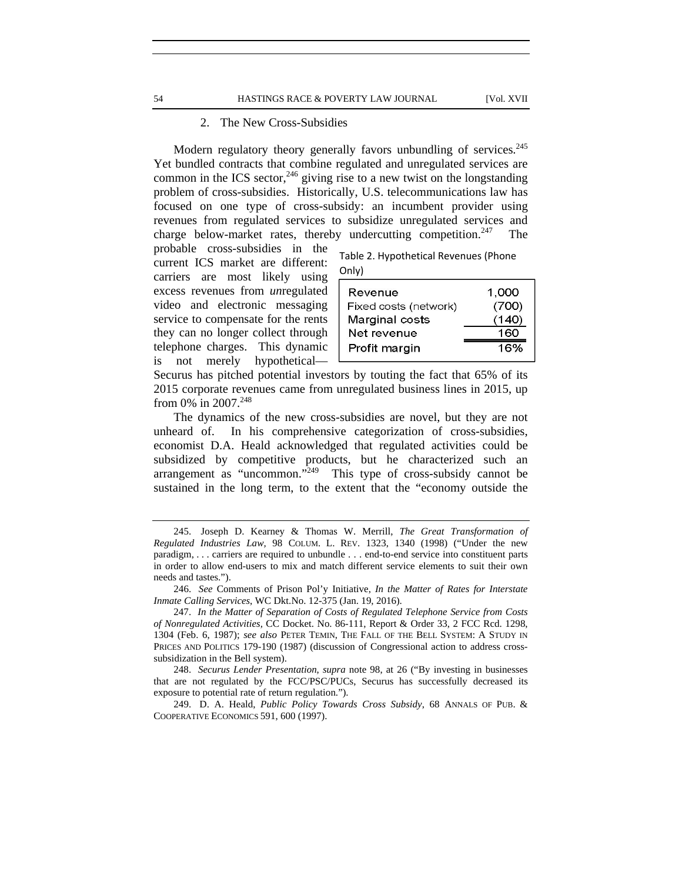### 2. The New Cross-Subsidies

Modern regulatory theory generally favors unbundling of services.[245] Yet bundled contracts that combine regulated and unregulated services are common in the ICS sector,[246] giving rise to a new twist on the longstanding problem of cross-subsidies. Historically, U.S. telecommunications law has focused on one type of cross-subsidy: an incumbent provider using revenues from regulated services to subsidize unregulated services and charge below-market rates, thereby undercutting competition.[247] The probable cross-subsidies in the current ICS market are different: carriers are most likely using excess revenues from *un*regulated video and electronic messaging service to compensate for the rents they can no longer collect through telephone charges. This dynamic is not merely hypothetical—Securus has pitched potential investors by touting the fact that 65% of its 2015 corporate revenues came from unregulated business lines in 2015, up from 0% in 2007.[248]

Table 2. Hypothetical Revenues (Phone Only)

| | |
|---|---|
| Revenue | 1,000 |
| Fixed costs (network) | (700) |
| Marginal costs | (140) |
| Net revenue | 160 |
| Profit margin | 16% |

The dynamics of the new cross-subsidies are novel, but they are not unheard of. In his comprehensive categorization of cross-subsidies, economist D.A. Heald acknowledged that regulated activities could be subsidized by competitive products, but he characterized such an arrangement as "uncommon."[249] This type of cross-subsidy cannot be sustained in the long term, to the extent that the "economy outside the

---

245. Joseph D. Kearney & Thomas W. Merrill, *The Great Transformation of Regulated Industries Law*, 98 COLUM. L. REV. 1323, 1340 (1998) ("Under the new paradigm, . . . carriers are required to unbundle . . . end-to-end service into constituent parts in order to allow end-users to mix and match different service elements to suit their own needs and tastes.").

246. *See* Comments of Prison Pol'y Initiative, *In the Matter of Rates for Interstate Inmate Calling Services*, WC Dkt.No. 12-375 (Jan. 19, 2016).

247. *In the Matter of Separation of Costs of Regulated Telephone Service from Costs of Nonregulated Activities*, CC Docket. No. 86-111, Report & Order 33, 2 FCC Rcd. 1298, 1304 (Feb. 6, 1987); *see also* PETER TEMIN, THE FALL OF THE BELL SYSTEM: A STUDY IN PRICES AND POLITICS 179-190 (1987) (discussion of Congressional action to address cross-subsidization in the Bell system).

248. *Securus Lender Presentation*, *supra* note 98, at 26 ("By investing in businesses that are not regulated by the FCC/PSC/PUCs, Securus has successfully decreased its exposure to potential rate of return regulation.").

249. D. A. Heald, *Public Policy Towards Cross Subsidy*, 68 ANNALS OF PUB. & COOPERATIVE ECONOMICS 591, 600 (1997).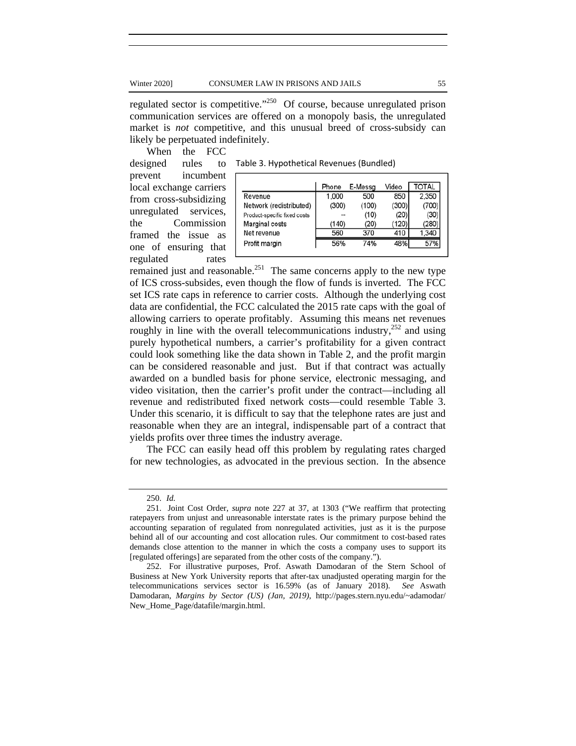regulated sector is competitive."[250] Of course, because unregulated prison communication services are offered on a monopoly basis, the unregulated market is *not* competitive, and this unusual breed of cross-subsidy can likely be perpetuated indefinitely.

When the FCC designed rules to prevent incumbent local exchange carriers from cross-subsidizing unregulated services, the Commission framed the issue as one of ensuring that regulated rates remained just and reasonable.[251] The same concerns apply to the new type of ICS cross-subsides, even though the flow of funds is inverted. The FCC set ICS rate caps in reference to carrier costs. Although the underlying cost data are confidential, the FCC calculated the 2015 rate caps with the goal of allowing carriers to operate profitably. Assuming this means net revenues roughly in line with the overall telecommunications industry,[252] and using purely hypothetical numbers, a carrier's profitability for a given contract could look something like the data shown in Table 2, and the profit margin can be considered reasonable and just. But if that contract was actually awarded on a bundled basis for phone service, electronic messaging, and video visitation, then the carrier's profit under the contract—including all revenue and redistributed fixed network costs—could resemble Table 3. Under this scenario, it is difficult to say that the telephone rates are just and reasonable when they are an integral, indispensable part of a contract that yields profits over three times the industry average.

Table 3. Hypothetical Revenues (Bundled)

| | Phone | E-Messg | Video | TOTAL |
|---|---|---|---|---|
| Revenue | 1,000 | 500 | 850 | 2,350 |
| Network (redistributed) | (300) | (100) | (300) | (700) |
| Product-specific fixed costs | -- | (10) | (20) | (30) |
| Marginal costs | (140) | (20) | (120) | (280) |
| Net revenue | 560 | 370 | 410 | 1,340 |
| Profit margin | 56% | 74% | 48% | 57% |

The FCC can easily head off this problem by regulating rates charged for new technologies, as advocated in the previous section. In the absence

250. *Id.*

251. Joint Cost Order, *supra* note 227 at 37, at 1303 ("We reaffirm that protecting ratepayers from unjust and unreasonable interstate rates is the primary purpose behind the accounting separation of regulated from nonregulated activities, just as it is the purpose behind all of our accounting and cost allocation rules. Our commitment to cost-based rates demands close attention to the manner in which the costs a company uses to support its [regulated offerings] are separated from the other costs of the company.").

252. For illustrative purposes, Prof. Aswath Damodaran of the Stern School of Business at New York University reports that after-tax unadjusted operating margin for the telecommunications services sector is 16.59% (as of January 2018). *See* Aswath Damodaran, *Margins by Sector (US) (Jan, 2019)*, http://pages.stern.nyu.edu/~adamodar/New_Home_Page/datafile/margin.html.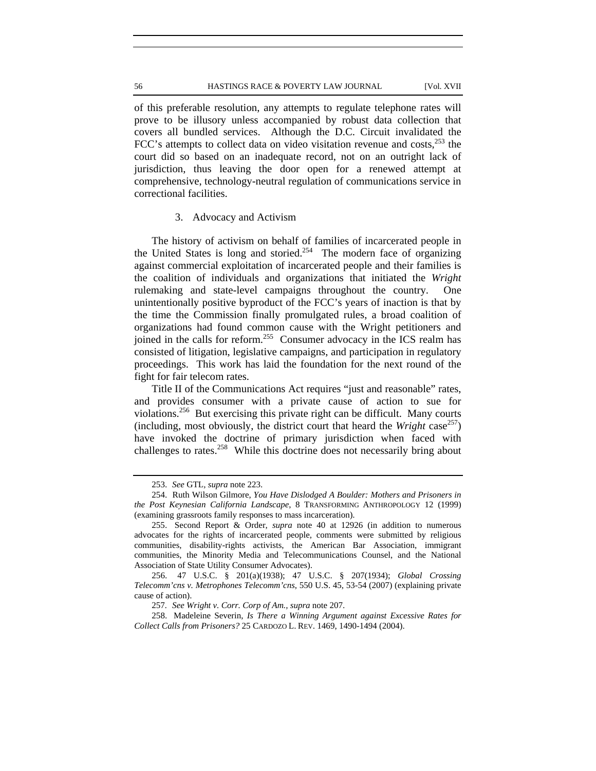of this preferable resolution, any attempts to regulate telephone rates will prove to be illusory unless accompanied by robust data collection that covers all bundled services. Although the D.C. Circuit invalidated the FCC's attempts to collect data on video visitation revenue and costs,[253] the court did so based on an inadequate record, not on an outright lack of jurisdiction, thus leaving the door open for a renewed attempt at comprehensive, technology-neutral regulation of communications service in correctional facilities.

### 3. Advocacy and Activism

The history of activism on behalf of families of incarcerated people in the United States is long and storied.[254] The modern face of organizing against commercial exploitation of incarcerated people and their families is the coalition of individuals and organizations that initiated the *Wright* rulemaking and state-level campaigns throughout the country. One unintentionally positive byproduct of the FCC's years of inaction is that by the time the Commission finally promulgated rules, a broad coalition of organizations had found common cause with the Wright petitioners and joined in the calls for reform.[255] Consumer advocacy in the ICS realm has consisted of litigation, legislative campaigns, and participation in regulatory proceedings. This work has laid the foundation for the next round of the fight for fair telecom rates.

Title II of the Communications Act requires "just and reasonable" rates, and provides consumer with a private cause of action to sue for violations.[256] But exercising this private right can be difficult. Many courts (including, most obviously, the district court that heard the *Wright* case[257]) have invoked the doctrine of primary jurisdiction when faced with challenges to rates.[258] While this doctrine does not necessarily bring about

---

253. *See* GTL, *supra* note 223.

254. Ruth Wilson Gilmore, *You Have Dislodged A Boulder: Mothers and Prisoners in the Post Keynesian California Landscape*, 8 TRANSFORMING ANTHROPOLOGY 12 (1999) (examining grassroots family responses to mass incarceration).

255. Second Report & Order, *supra* note 40 at 12926 (in addition to numerous advocates for the rights of incarcerated people, comments were submitted by religious communities, disability-rights activists, the American Bar Association, immigrant communities, the Minority Media and Telecommunications Counsel, and the National Association of State Utility Consumer Advocates).

256. 47 U.S.C. § 201(a)(1938); 47 U.S.C. § 207(1934); *Global Crossing Telecomm'cns v. Metrophones Telecomm'cns*, 550 U.S. 45, 53-54 (2007) (explaining private cause of action).

257. *See Wright v. Corr. Corp of Am., supra* note 207.

258. Madeleine Severin, *Is There a Winning Argument against Excessive Rates for Collect Calls from Prisoners?* 25 CARDOZO L. REV. 1469, 1490-1494 (2004).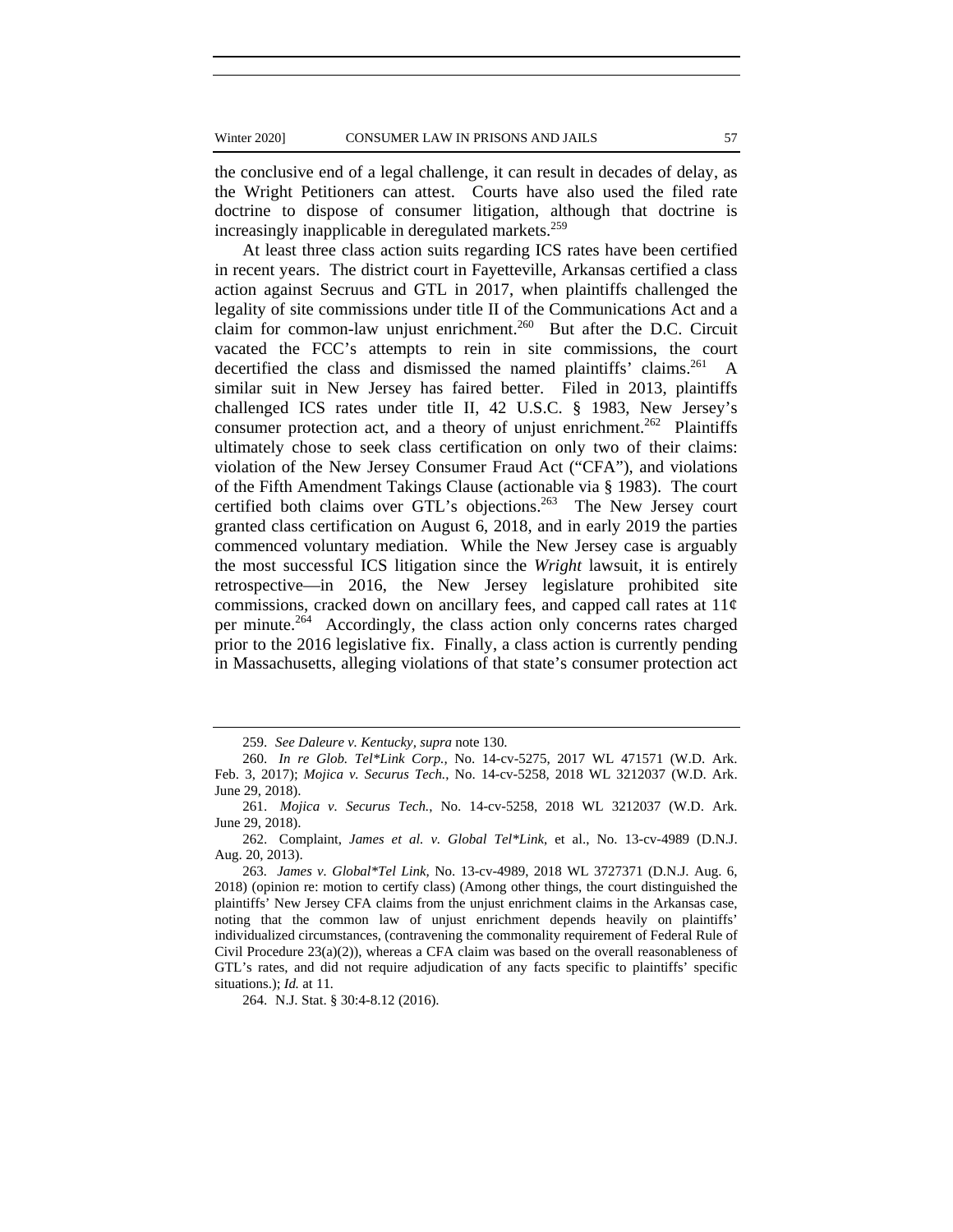the conclusive end of a legal challenge, it can result in decades of delay, as the Wright Petitioners can attest. Courts have also used the filed rate doctrine to dispose of consumer litigation, although that doctrine is increasingly inapplicable in deregulated markets.[259]

At least three class action suits regarding ICS rates have been certified in recent years. The district court in Fayetteville, Arkansas certified a class action against Secruus and GTL in 2017, when plaintiffs challenged the legality of site commissions under title II of the Communications Act and a claim for common-law unjust enrichment.[260] But after the D.C. Circuit vacated the FCC's attempts to rein in site commissions, the court decertified the class and dismissed the named plaintiffs' claims.[261] A similar suit in New Jersey has faired better. Filed in 2013, plaintiffs challenged ICS rates under title II, 42 U.S.C. § 1983, New Jersey's consumer protection act, and a theory of unjust enrichment.[262] Plaintiffs ultimately chose to seek class certification on only two of their claims: violation of the New Jersey Consumer Fraud Act ("CFA"), and violations of the Fifth Amendment Takings Clause (actionable via § 1983). The court certified both claims over GTL's objections.[263] The New Jersey court granted class certification on August 6, 2018, and in early 2019 the parties commenced voluntary mediation. While the New Jersey case is arguably the most successful ICS litigation since the *Wright* lawsuit, it is entirely retrospective—in 2016, the New Jersey legislature prohibited site commissions, cracked down on ancillary fees, and capped call rates at 11¢ per minute.[264] Accordingly, the class action only concerns rates charged prior to the 2016 legislative fix. Finally, a class action is currently pending in Massachusetts, alleging violations of that state's consumer protection act

---

259. *See Daleure v. Kentucky*, *supra* note 130.

260. *In re Glob. Tel*Link Corp.*, No. 14-cv-5275, 2017 WL 471571 (W.D. Ark. Feb. 3, 2017); *Mojica v. Securus Tech.*, No. 14-cv-5258, 2018 WL 3212037 (W.D. Ark. June 29, 2018).

261. *Mojica v. Securus Tech.*, No. 14-cv-5258, 2018 WL 3212037 (W.D. Ark. June 29, 2018).

262. Complaint, *James et al. v. Global Tel*Link*, et al., No. 13-cv-4989 (D.N.J. Aug. 20, 2013).

263. *James v. Global*Tel Link*, No. 13-cv-4989, 2018 WL 3727371 (D.N.J. Aug. 6, 2018) (opinion re: motion to certify class) (Among other things, the court distinguished the plaintiffs' New Jersey CFA claims from the unjust enrichment claims in the Arkansas case, noting that the common law of unjust enrichment depends heavily on plaintiffs' individualized circumstances, (contravening the commonality requirement of Federal Rule of Civil Procedure 23(a)(2)), whereas a CFA claim was based on the overall reasonableness of GTL's rates, and did not require adjudication of any facts specific to plaintiffs' specific situations.); *Id.* at 11.

264. N.J. Stat. § 30:4-8.12 (2016).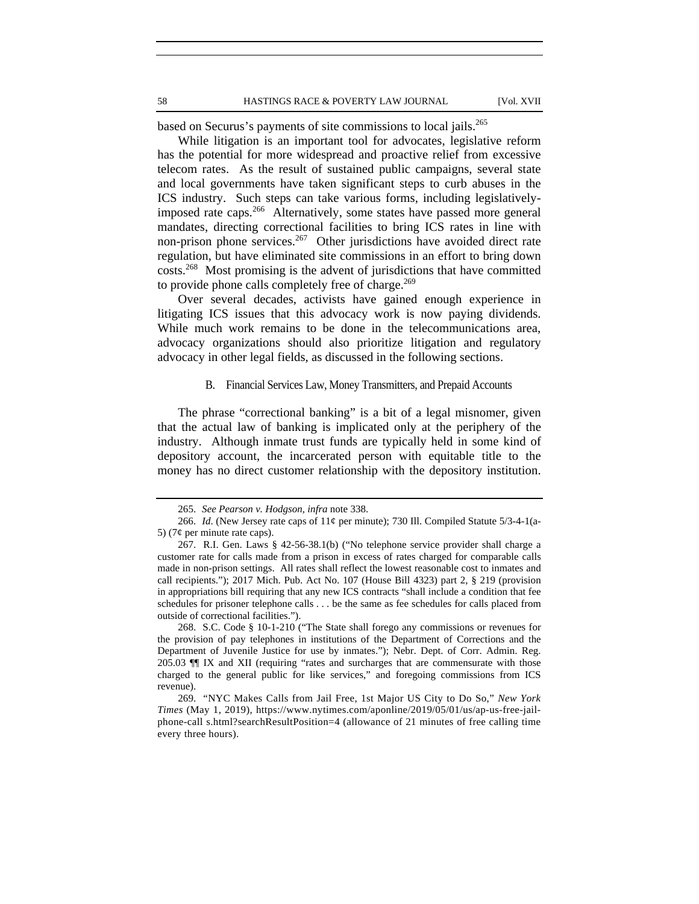based on Securus's payments of site commissions to local jails.[265]

While litigation is an important tool for advocates, legislative reform has the potential for more widespread and proactive relief from excessive telecom rates. As the result of sustained public campaigns, several state and local governments have taken significant steps to curb abuses in the ICS industry. Such steps can take various forms, including legislatively-imposed rate caps.[266] Alternatively, some states have passed more general mandates, directing correctional facilities to bring ICS rates in line with non-prison phone services.[267] Other jurisdictions have avoided direct rate regulation, but have eliminated site commissions in an effort to bring down costs.[268] Most promising is the advent of jurisdictions that have committed to provide phone calls completely free of charge.[269]

Over several decades, activists have gained enough experience in litigating ICS issues that this advocacy work is now paying dividends. While much work remains to be done in the telecommunications area, advocacy organizations should also prioritize litigation and regulatory advocacy in other legal fields, as discussed in the following sections.

### B. Financial Services Law, Money Transmitters, and Prepaid Accounts

The phrase "correctional banking" is a bit of a legal misnomer, given that the actual law of banking is implicated only at the periphery of the industry. Although inmate trust funds are typically held in some kind of depository account, the incarcerated person with equitable title to the money has no direct customer relationship with the depository institution.

---

265. *See Pearson v. Hodgson*, *infra* note 338.

266. *Id*. (New Jersey rate caps of 11¢ per minute); 730 Ill. Compiled Statute 5/3-4-1(a-5) (7¢ per minute rate caps).

267. R.I. Gen. Laws § 42-56-38.1(b) ("No telephone service provider shall charge a customer rate for calls made from a prison in excess of rates charged for comparable calls made in non-prison settings. All rates shall reflect the lowest reasonable cost to inmates and call recipients."); 2017 Mich. Pub. Act No. 107 (House Bill 4323) part 2, § 219 (provision in appropriations bill requiring that any new ICS contracts "shall include a condition that fee schedules for prisoner telephone calls . . . be the same as fee schedules for calls placed from outside of correctional facilities.").

268. S.C. Code § 10-1-210 ("The State shall forego any commissions or revenues for the provision of pay telephones in institutions of the Department of Corrections and the Department of Juvenile Justice for use by inmates."); Nebr. Dept. of Corr. Admin. Reg. 205.03 ¶¶ IX and XII (requiring "rates and surcharges that are commensurate with those charged to the general public for like services," and foregoing commissions from ICS revenue).

269. "NYC Makes Calls from Jail Free, 1st Major US City to Do So," *New York Times* (May 1, 2019), https://www.nytimes.com/aponline/2019/05/01/us/ap-us-free-jail-phone-call s.html?searchResultPosition=4 (allowance of 21 minutes of free calling time every three hours).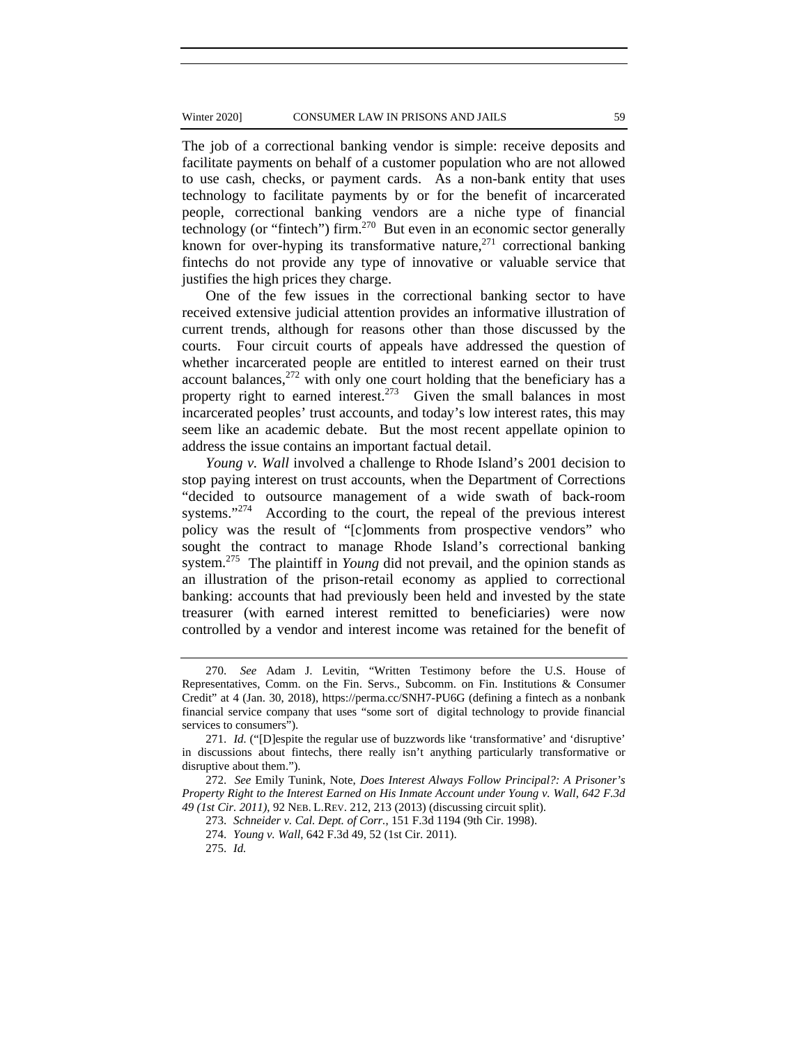The job of a correctional banking vendor is simple: receive deposits and facilitate payments on behalf of a customer population who are not allowed to use cash, checks, or payment cards. As a non-bank entity that uses technology to facilitate payments by or for the benefit of incarcerated people, correctional banking vendors are a niche type of financial technology (or "fintech") firm.[270] But even in an economic sector generally known for over-hyping its transformative nature,[271] correctional banking fintechs do not provide any type of innovative or valuable service that justifies the high prices they charge.

One of the few issues in the correctional banking sector to have received extensive judicial attention provides an informative illustration of current trends, although for reasons other than those discussed by the courts. Four circuit courts of appeals have addressed the question of whether incarcerated people are entitled to interest earned on their trust account balances,[272] with only one court holding that the beneficiary has a property right to earned interest.[273] Given the small balances in most incarcerated peoples' trust accounts, and today's low interest rates, this may seem like an academic debate. But the most recent appellate opinion to address the issue contains an important factual detail.

*Young v. Wall* involved a challenge to Rhode Island's 2001 decision to stop paying interest on trust accounts, when the Department of Corrections "decided to outsource management of a wide swath of back-room systems."[274] According to the court, the repeal of the previous interest policy was the result of "[c]omments from prospective vendors" who sought the contract to manage Rhode Island's correctional banking system.[275] The plaintiff in *Young* did not prevail, and the opinion stands as an illustration of the prison-retail economy as applied to correctional banking: accounts that had previously been held and invested by the state treasurer (with earned interest remitted to beneficiaries) were now controlled by a vendor and interest income was retained for the benefit of

---

270. *See* Adam J. Levitin, "Written Testimony before the U.S. House of Representatives, Comm. on the Fin. Servs., Subcomm. on Fin. Institutions & Consumer Credit" at 4 (Jan. 30, 2018), https://perma.cc/SNH7-PU6G (defining a fintech as a nonbank financial service company that uses "some sort of digital technology to provide financial services to consumers").

271. *Id.* ("[D]espite the regular use of buzzwords like 'transformative' and 'disruptive' in discussions about fintechs, there really isn't anything particularly transformative or disruptive about them.").

272. *See* Emily Tunink, Note, *Does Interest Always Follow Principal?: A Prisoner's Property Right to the Interest Earned on His Inmate Account under Young v. Wall, 642 F.3d 49 (1st Cir. 2011)*, 92 NEB. L.REV. 212, 213 (2013) (discussing circuit split).

273. *Schneider v. Cal. Dept. of Corr.*, 151 F.3d 1194 (9th Cir. 1998).

274. *Young v. Wall*, 642 F.3d 49, 52 (1st Cir. 2011).

275. *Id.*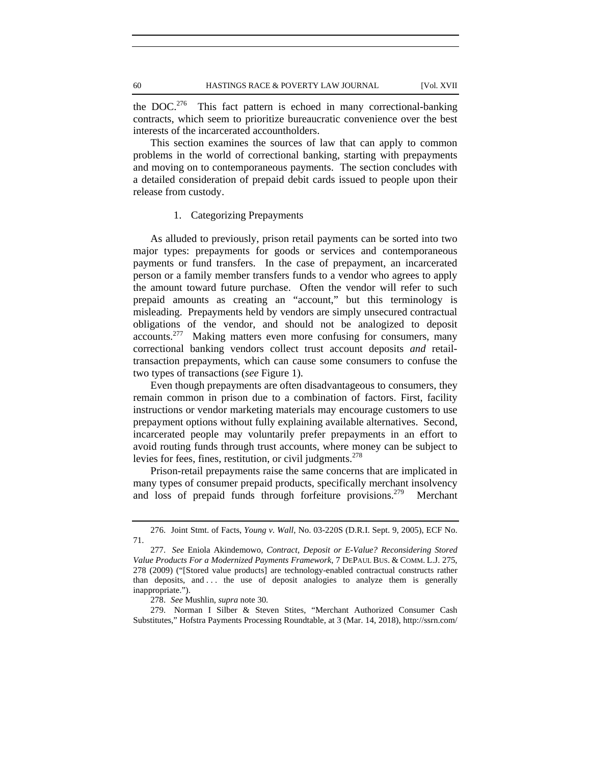the DOC.[276] This fact pattern is echoed in many correctional-banking contracts, which seem to prioritize bureaucratic convenience over the best interests of the incarcerated accountholders.

This section examines the sources of law that can apply to common problems in the world of correctional banking, starting with prepayments and moving on to contemporaneous payments. The section concludes with a detailed consideration of prepaid debit cards issued to people upon their release from custody.

### 1. Categorizing Prepayments

As alluded to previously, prison retail payments can be sorted into two major types: prepayments for goods or services and contemporaneous payments or fund transfers. In the case of prepayment, an incarcerated person or a family member transfers funds to a vendor who agrees to apply the amount toward future purchase. Often the vendor will refer to such prepaid amounts as creating an "account," but this terminology is misleading. Prepayments held by vendors are simply unsecured contractual obligations of the vendor, and should not be analogized to deposit accounts.[277] Making matters even more confusing for consumers, many correctional banking vendors collect trust account deposits *and* retail-transaction prepayments, which can cause some consumers to confuse the two types of transactions (*see* Figure 1).

Even though prepayments are often disadvantageous to consumers, they remain common in prison due to a combination of factors. First, facility instructions or vendor marketing materials may encourage customers to use prepayment options without fully explaining available alternatives. Second, incarcerated people may voluntarily prefer prepayments in an effort to avoid routing funds through trust accounts, where money can be subject to levies for fees, fines, restitution, or civil judgments.[278]

Prison-retail prepayments raise the same concerns that are implicated in many types of consumer prepaid products, specifically merchant insolvency and loss of prepaid funds through forfeiture provisions.[279] Merchant

---

276. Joint Stmt. of Facts, *Young v. Wall*, No. 03-220S (D.R.I. Sept. 9, 2005), ECF No. 71.

277. *See* Eniola Akindemowo, *Contract, Deposit or E-Value? Reconsidering Stored Value Products For a Modernized Payments Framework*, 7 DEPAUL BUS. & COMM. L.J. 275, 278 (2009) ("[Stored value products] are technology-enabled contractual constructs rather than deposits, and . . . the use of deposit analogies to analyze them is generally inappropriate.").

278. *See* Mushlin, *supra* note 30.

279. Norman I Silber & Steven Stites, "Merchant Authorized Consumer Cash Substitutes," Hofstra Payments Processing Roundtable, at 3 (Mar. 14, 2018), http://ssrn.com/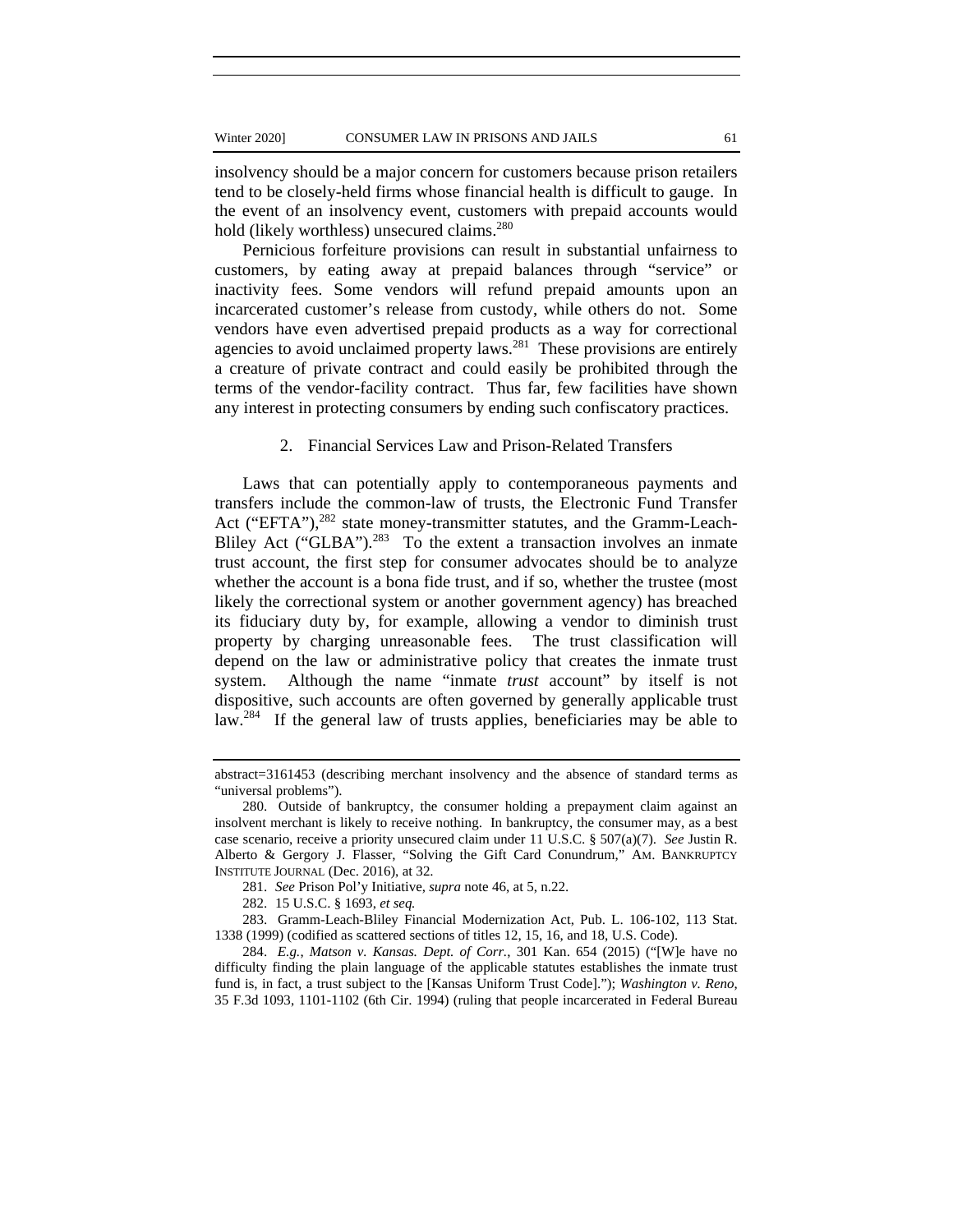insolvency should be a major concern for customers because prison retailers tend to be closely-held firms whose financial health is difficult to gauge. In the event of an insolvency event, customers with prepaid accounts would hold (likely worthless) unsecured claims.[280]

Pernicious forfeiture provisions can result in substantial unfairness to customers, by eating away at prepaid balances through "service" or inactivity fees. Some vendors will refund prepaid amounts upon an incarcerated customer's release from custody, while others do not. Some vendors have even advertised prepaid products as a way for correctional agencies to avoid unclaimed property laws.[281] These provisions are entirely a creature of private contract and could easily be prohibited through the terms of the vendor-facility contract. Thus far, few facilities have shown any interest in protecting consumers by ending such confiscatory practices.

### 2. Financial Services Law and Prison-Related Transfers

Laws that can potentially apply to contemporaneous payments and transfers include the common-law of trusts, the Electronic Fund Transfer Act ("EFTA"),[282] state money-transmitter statutes, and the Gramm-Leach-Bliley Act ("GLBA").[283] To the extent a transaction involves an inmate trust account, the first step for consumer advocates should be to analyze whether the account is a bona fide trust, and if so, whether the trustee (most likely the correctional system or another government agency) has breached its fiduciary duty by, for example, allowing a vendor to diminish trust property by charging unreasonable fees. The trust classification will depend on the law or administrative policy that creates the inmate trust system. Although the name "inmate *trust* account" by itself is not dispositive, such accounts are often governed by generally applicable trust law.[284] If the general law of trusts applies, beneficiaries may be able to

---

abstract=3161453 (describing merchant insolvency and the absence of standard terms as "universal problems").

280. Outside of bankruptcy, the consumer holding a prepayment claim against an insolvent merchant is likely to receive nothing. In bankruptcy, the consumer may, as a best case scenario, receive a priority unsecured claim under 11 U.S.C. § 507(a)(7). *See* Justin R. Alberto & Gergory J. Flasser, "Solving the Gift Card Conundrum," AM. BANKRUPTCY INSTITUTE JOURNAL (Dec. 2016), at 32.

281. *See* Prison Pol'y Initiative, *supra* note 46, at 5, n.22.

282. 15 U.S.C. § 1693, *et seq.*

283. Gramm-Leach-Bliley Financial Modernization Act, Pub. L. 106-102, 113 Stat. 1338 (1999) (codified as scattered sections of titles 12, 15, 16, and 18, U.S. Code).

284. *E.g.*, *Matson v. Kansas. Dept. of Corr.*, 301 Kan. 654 (2015) ("[W]e have no difficulty finding the plain language of the applicable statutes establishes the inmate trust fund is, in fact, a trust subject to the [Kansas Uniform Trust Code]."); *Washington v. Reno*, 35 F.3d 1093, 1101-1102 (6th Cir. 1994) (ruling that people incarcerated in Federal Bureau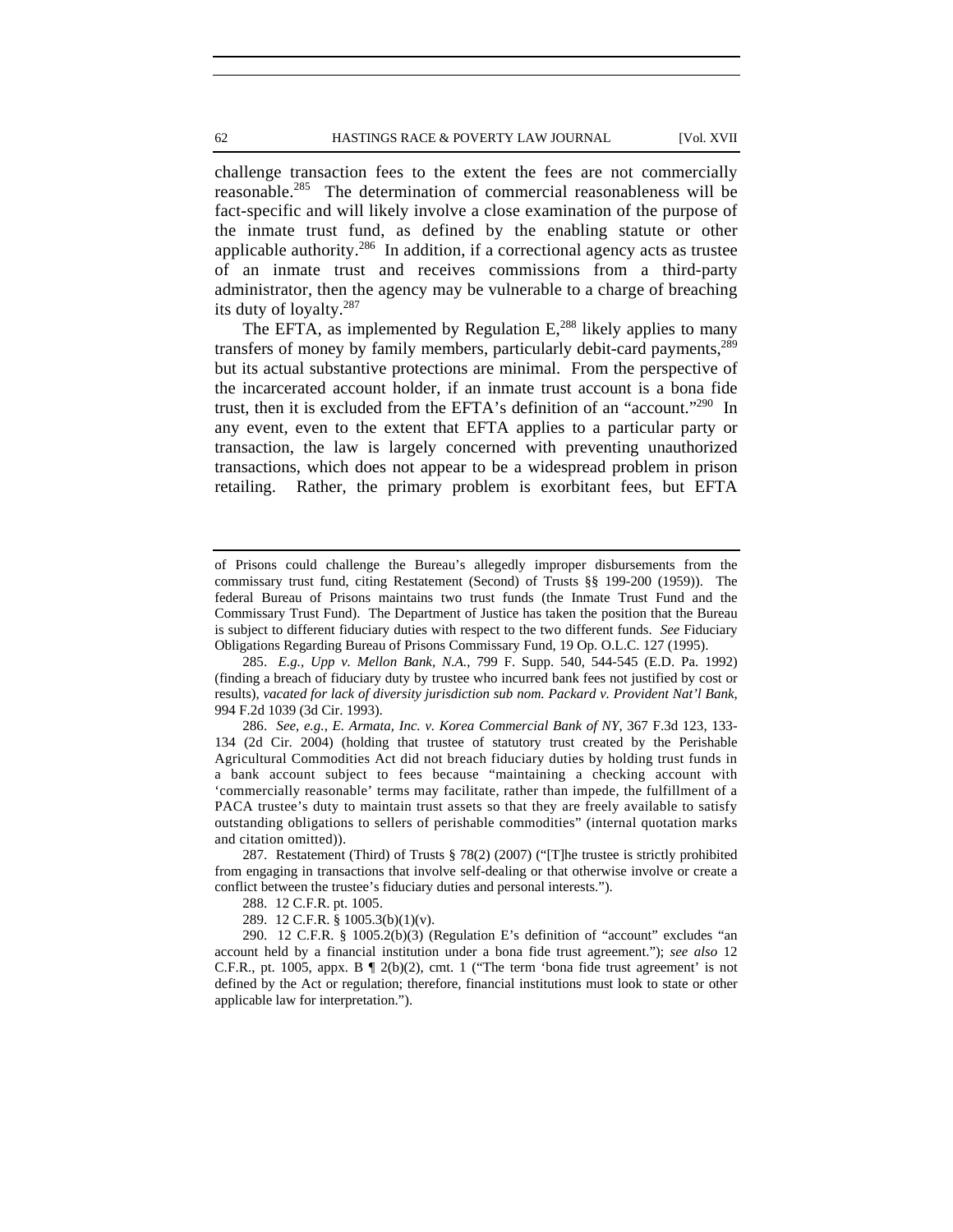challenge transaction fees to the extent the fees are not commercially reasonable.[285] The determination of commercial reasonableness will be fact-specific and will likely involve a close examination of the purpose of the inmate trust fund, as defined by the enabling statute or other applicable authority.[286] In addition, if a correctional agency acts as trustee of an inmate trust and receives commissions from a third-party administrator, then the agency may be vulnerable to a charge of breaching its duty of loyalty.[287]

The EFTA, as implemented by Regulation E,[288] likely applies to many transfers of money by family members, particularly debit-card payments,[289] but its actual substantive protections are minimal. From the perspective of the incarcerated account holder, if an inmate trust account is a bona fide trust, then it is excluded from the EFTA's definition of an "account."[290] In any event, even to the extent that EFTA applies to a particular party or transaction, the law is largely concerned with preventing unauthorized transactions, which does not appear to be a widespread problem in prison retailing. Rather, the primary problem is exorbitant fees, but EFTA

---

of Prisons could challenge the Bureau's allegedly improper disbursements from the commissary trust fund, citing Restatement (Second) of Trusts §§ 199-200 (1959)). The federal Bureau of Prisons maintains two trust funds (the Inmate Trust Fund and the Commissary Trust Fund). The Department of Justice has taken the position that the Bureau is subject to different fiduciary duties with respect to the two different funds. *See* Fiduciary Obligations Regarding Bureau of Prisons Commissary Fund, 19 Op. O.L.C. 127 (1995).

285. *E.g.*, *Upp v. Mellon Bank, N.A.*, 799 F. Supp. 540, 544-545 (E.D. Pa. 1992) (finding a breach of fiduciary duty by trustee who incurred bank fees not justified by cost or results), *vacated for lack of diversity jurisdiction sub nom. Packard v. Provident Nat'l Bank*, 994 F.2d 1039 (3d Cir. 1993).

286. *See*, *e.g.*, *E. Armata, Inc. v. Korea Commercial Bank of NY*, 367 F.3d 123, 133-134 (2d Cir. 2004) (holding that trustee of statutory trust created by the Perishable Agricultural Commodities Act did not breach fiduciary duties by holding trust funds in a bank account subject to fees because "maintaining a checking account with 'commercially reasonable' terms may facilitate, rather than impede, the fulfillment of a PACA trustee's duty to maintain trust assets so that they are freely available to satisfy outstanding obligations to sellers of perishable commodities" (internal quotation marks and citation omitted)).

287. Restatement (Third) of Trusts § 78(2) (2007) ("[T]he trustee is strictly prohibited from engaging in transactions that involve self-dealing or that otherwise involve or create a conflict between the trustee's fiduciary duties and personal interests.").

288. 12 C.F.R. pt. 1005.

289. 12 C.F.R. § 1005.3(b)(1)(v).

290. 12 C.F.R. § 1005.2(b)(3) (Regulation E's definition of "account" excludes "an account held by a financial institution under a bona fide trust agreement."); *see also* 12 C.F.R., pt. 1005, appx. B ¶ 2(b)(2), cmt. 1 ("The term 'bona fide trust agreement' is not defined by the Act or regulation; therefore, financial institutions must look to state or other applicable law for interpretation.").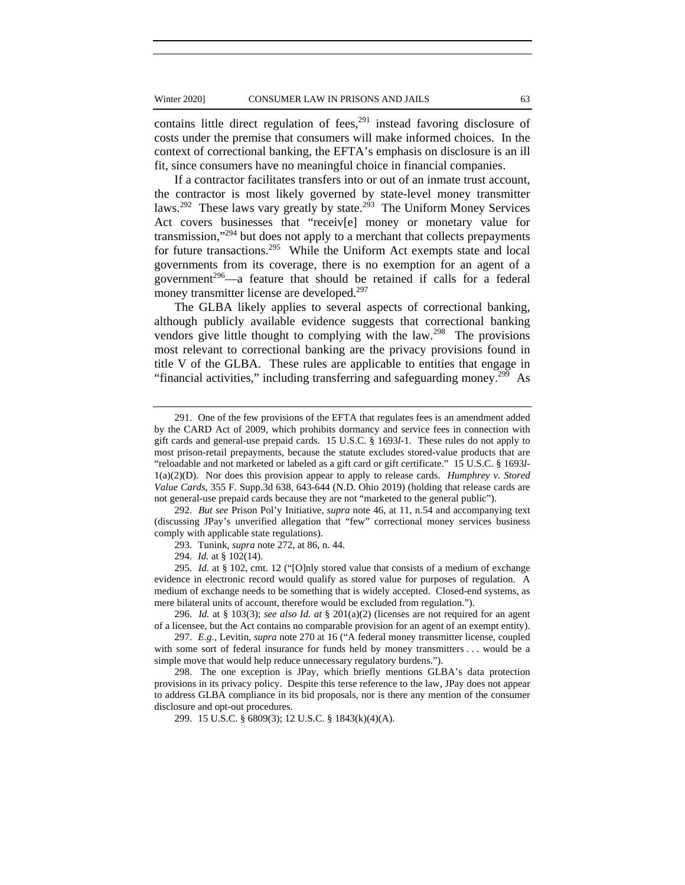contains little direct regulation of fees,[291] instead favoring disclosure of costs under the premise that consumers will make informed choices. In the context of correctional banking, the EFTA's emphasis on disclosure is an ill fit, since consumers have no meaningful choice in financial companies.

If a contractor facilitates transfers into or out of an inmate trust account, the contractor is most likely governed by state-level money transmitter laws.[292] These laws vary greatly by state.[293] The Uniform Money Services Act covers businesses that "receiv[e] money or monetary value for transmission,"[294] but does not apply to a merchant that collects prepayments for future transactions.[295] While the Uniform Act exempts state and local governments from its coverage, there is no exemption for an agent of a government[296]—a feature that should be retained if calls for a federal money transmitter license are developed.[297]

The GLBA likely applies to several aspects of correctional banking, although publicly available evidence suggests that correctional banking vendors give little thought to complying with the law.[298] The provisions most relevant to correctional banking are the privacy provisions found in title V of the GLBA. These rules are applicable to entities that engage in "financial activities," including transferring and safeguarding money.[299] As

---

291. One of the few provisions of the EFTA that regulates fees is an amendment added by the CARD Act of 2009, which prohibits dormancy and service fees in connection with gift cards and general-use prepaid cards. 15 U.S.C. § 1693*l*-1. These rules do not apply to most prison-retail prepayments, because the statute excludes stored-value products that are "reloadable and not marketed or labeled as a gift card or gift certificate." 15 U.S.C. § 1693*l*-1(a)(2)(D). Nor does this provision appear to apply to release cards. *Humphrey v. Stored Value Cards*, 355 F. Supp.3d 638, 643-644 (N.D. Ohio 2019) (holding that release cards are not general-use prepaid cards because they are not "marketed to the general public").

292. *But see* Prison Pol'y Initiative, *supra* note 46, at 11, n.54 and accompanying text (discussing JPay's unverified allegation that "few" correctional money services business comply with applicable state regulations).

293. Tunink, *supra* note 272, at 86, n. 44.

294. *Id.* at § 102(14).

295. *Id.* at § 102, cmt. 12 ("[O]nly stored value that consists of a medium of exchange evidence in electronic record would qualify as stored value for purposes of regulation. A medium of exchange needs to be something that is widely accepted. Closed-end systems, as mere bilateral units of account, therefore would be excluded from regulation.").

296. *Id.* at § 103(3); *see also Id. at* § 201(a)(2) (licenses are not required for an agent of a licensee, but the Act contains no comparable provision for an agent of an exempt entity).

297. *E.g.*, Levitin, *supra* note 270 at 16 ("A federal money transmitter license, coupled with some sort of federal insurance for funds held by money transmitters . . . would be a simple move that would help reduce unnecessary regulatory burdens.").

298. The one exception is JPay, which briefly mentions GLBA's data protection provisions in its privacy policy. Despite this terse reference to the law, JPay does not appear to address GLBA compliance in its bid proposals, nor is there any mention of the consumer disclosure and opt-out procedures.

299. 15 U.S.C. § 6809(3); 12 U.S.C. § 1843(k)(4)(A).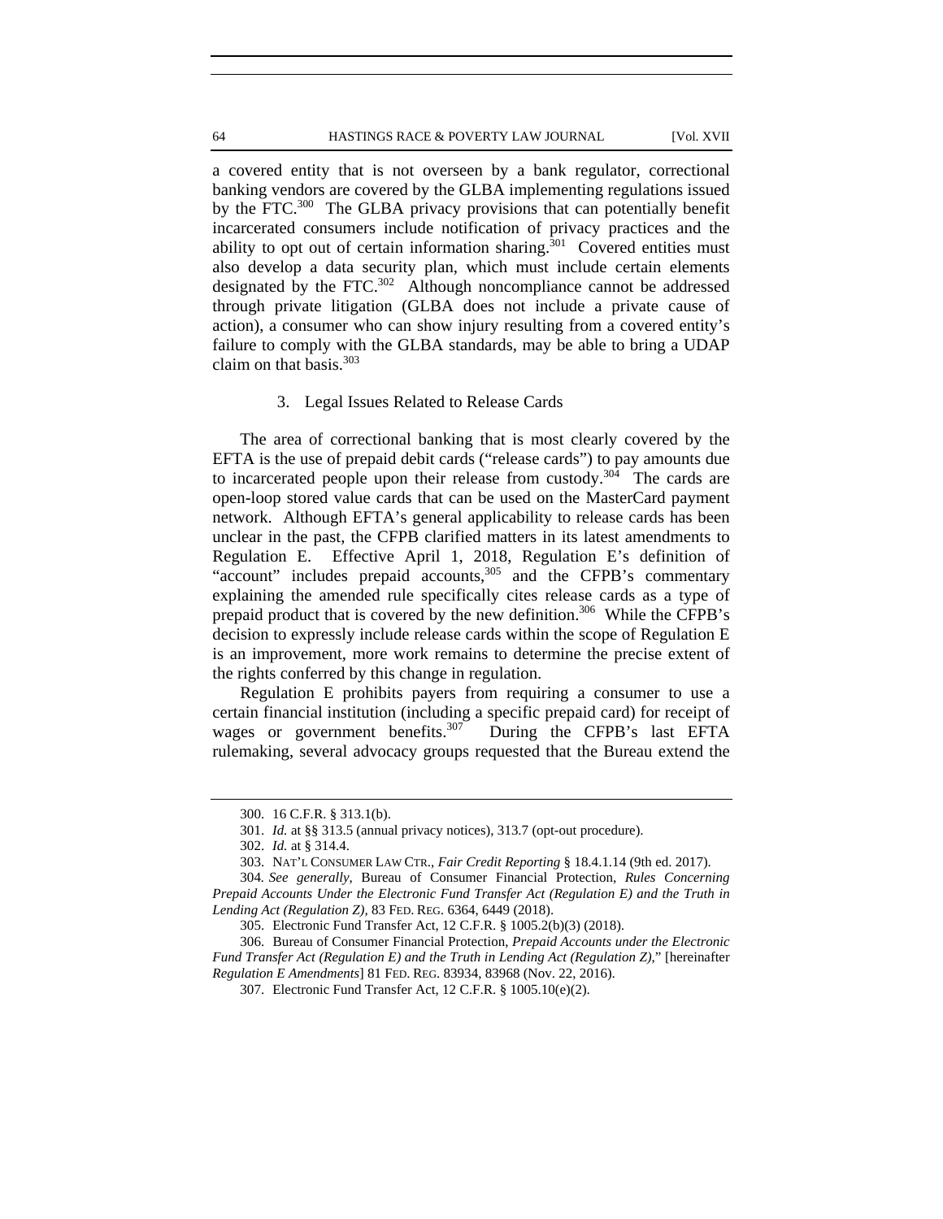a covered entity that is not overseen by a bank regulator, correctional banking vendors are covered by the GLBA implementing regulations issued by the FTC.[300] The GLBA privacy provisions that can potentially benefit incarcerated consumers include notification of privacy practices and the ability to opt out of certain information sharing.[301] Covered entities must also develop a data security plan, which must include certain elements designated by the FTC.[302] Although noncompliance cannot be addressed through private litigation (GLBA does not include a private cause of action), a consumer who can show injury resulting from a covered entity's failure to comply with the GLBA standards, may be able to bring a UDAP claim on that basis.[303]

### 3. Legal Issues Related to Release Cards

The area of correctional banking that is most clearly covered by the EFTA is the use of prepaid debit cards ("release cards") to pay amounts due to incarcerated people upon their release from custody.[304] The cards are open-loop stored value cards that can be used on the MasterCard payment network. Although EFTA's general applicability to release cards has been unclear in the past, the CFPB clarified matters in its latest amendments to Regulation E. Effective April 1, 2018, Regulation E's definition of "account" includes prepaid accounts,[305] and the CFPB's commentary explaining the amended rule specifically cites release cards as a type of prepaid product that is covered by the new definition.[306] While the CFPB's decision to expressly include release cards within the scope of Regulation E is an improvement, more work remains to determine the precise extent of the rights conferred by this change in regulation.

Regulation E prohibits payers from requiring a consumer to use a certain financial institution (including a specific prepaid card) for receipt of wages or government benefits.[307] During the CFPB's last EFTA rulemaking, several advocacy groups requested that the Bureau extend the

---

300. 16 C.F.R. § 313.1(b).

301. *Id.* at §§ 313.5 (annual privacy notices), 313.7 (opt-out procedure).

302. *Id.* at § 314.4.

303. NAT'L CONSUMER LAW CTR., *Fair Credit Reporting* § 18.4.1.14 (9th ed. 2017).

304. *See generally*, Bureau of Consumer Financial Protection, *Rules Concerning Prepaid Accounts Under the Electronic Fund Transfer Act (Regulation E) and the Truth in Lending Act (Regulation Z)*, 83 FED. REG. 6364, 6449 (2018).

305. Electronic Fund Transfer Act, 12 C.F.R. § 1005.2(b)(3) (2018).

306. Bureau of Consumer Financial Protection, *Prepaid Accounts under the Electronic Fund Transfer Act (Regulation E) and the Truth in Lending Act (Regulation Z)*," [hereinafter *Regulation E Amendments*] 81 FED. REG. 83934, 83968 (Nov. 22, 2016).

307. Electronic Fund Transfer Act, 12 C.F.R. § 1005.10(e)(2).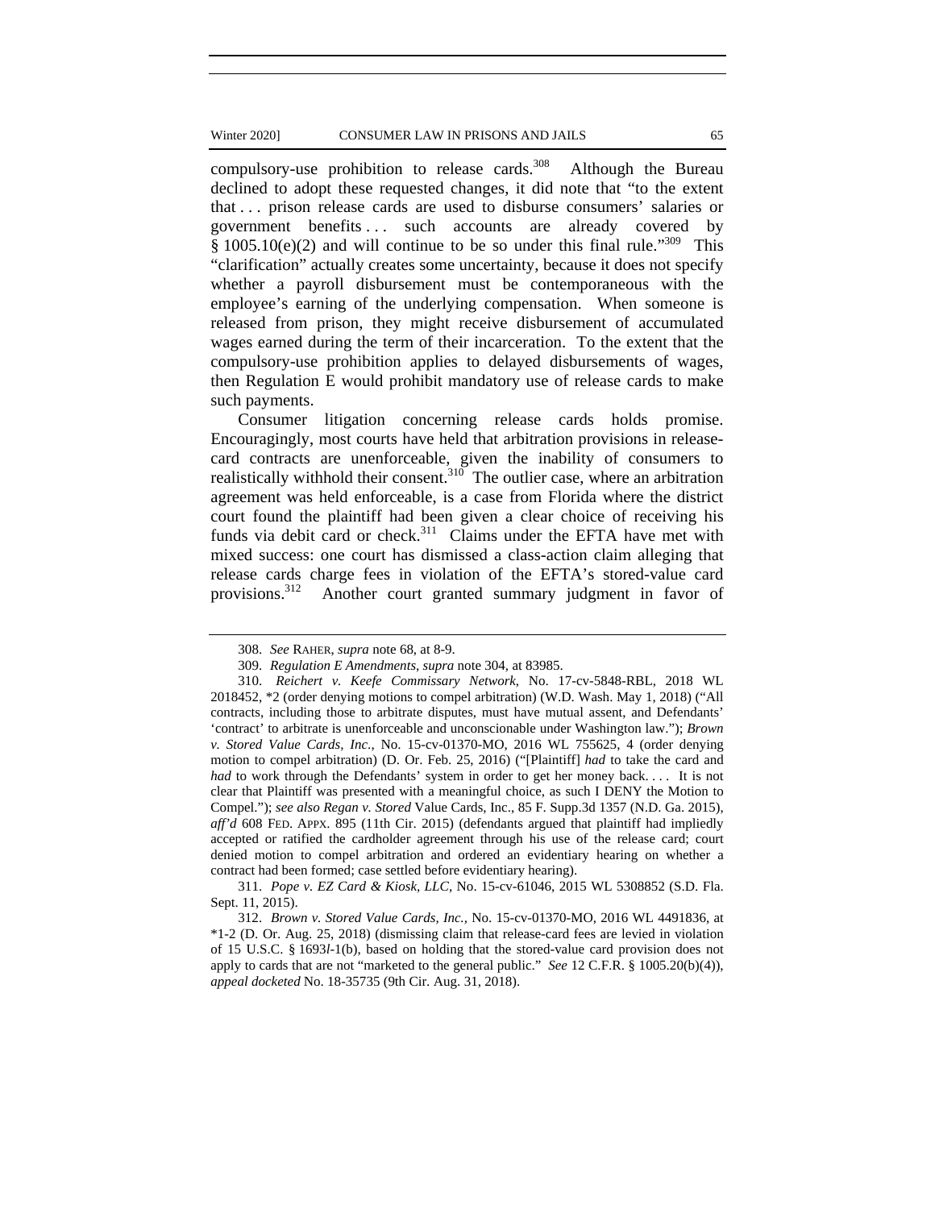compulsory-use prohibition to release cards.[308] Although the Bureau declined to adopt these requested changes, it did note that "to the extent that . . . prison release cards are used to disburse consumers' salaries or government benefits . . . such accounts are already covered by § 1005.10(e)(2) and will continue to be so under this final rule."[309] This "clarification" actually creates some uncertainty, because it does not specify whether a payroll disbursement must be contemporaneous with the employee's earning of the underlying compensation. When someone is released from prison, they might receive disbursement of accumulated wages earned during the term of their incarceration. To the extent that the compulsory-use prohibition applies to delayed disbursements of wages, then Regulation E would prohibit mandatory use of release cards to make such payments.

Consumer litigation concerning release cards holds promise. Encouragingly, most courts have held that arbitration provisions in release-card contracts are unenforceable, given the inability of consumers to realistically withhold their consent.[310] The outlier case, where an arbitration agreement was held enforceable, is a case from Florida where the district court found the plaintiff had been given a clear choice of receiving his funds via debit card or check.[311] Claims under the EFTA have met with mixed success: one court has dismissed a class-action claim alleging that release cards charge fees in violation of the EFTA's stored-value card provisions.[312] Another court granted summary judgment in favor of

---

308. *See* RAHER, *supra* note 68, at 8-9.

309. *Regulation E Amendments*, *supra* note 304, at 83985.

310. *Reichert v. Keefe Commissary Network*, No. 17-cv-5848-RBL, 2018 WL 2018452, *2 (order denying motions to compel arbitration) (W.D. Wash. May 1, 2018) ("All contracts, including those to arbitrate disputes, must have mutual assent, and Defendants' 'contract' to arbitrate is unenforceable and unconscionable under Washington law."); *Brown v. Stored Value Cards, Inc*., No. 15-cv-01370-MO, 2016 WL 755625, 4 (order denying motion to compel arbitration) (D. Or. Feb. 25, 2016) ("[Plaintiff] *had* to take the card and *had* to work through the Defendants' system in order to get her money back. . . . It is not clear that Plaintiff was presented with a meaningful choice, as such I DENY the Motion to Compel."); *see also Regan v. Stored* Value Cards, Inc., 85 F. Supp.3d 1357 (N.D. Ga. 2015), *aff'd* 608 FED. APPX. 895 (11th Cir. 2015) (defendants argued that plaintiff had impliedly accepted or ratified the cardholder agreement through his use of the release card; court denied motion to compel arbitration and ordered an evidentiary hearing on whether a contract had been formed; case settled before evidentiary hearing).

311. *Pope v. EZ Card & Kiosk, LLC*, No. 15-cv-61046, 2015 WL 5308852 (S.D. Fla. Sept. 11, 2015).

312. *Brown v. Stored Value Cards, Inc.,* No. 15-cv-01370-MO, 2016 WL 4491836, at *1-2 (D. Or. Aug. 25, 2018) (dismissing claim that release-card fees are levied in violation of 15 U.S.C. § 1693*l*-1(b), based on holding that the stored-value card provision does not apply to cards that are not "marketed to the general public." *See* 12 C.F.R. § 1005.20(b)(4)), *appeal docketed* No. 18-35735 (9th Cir. Aug. 31, 2018).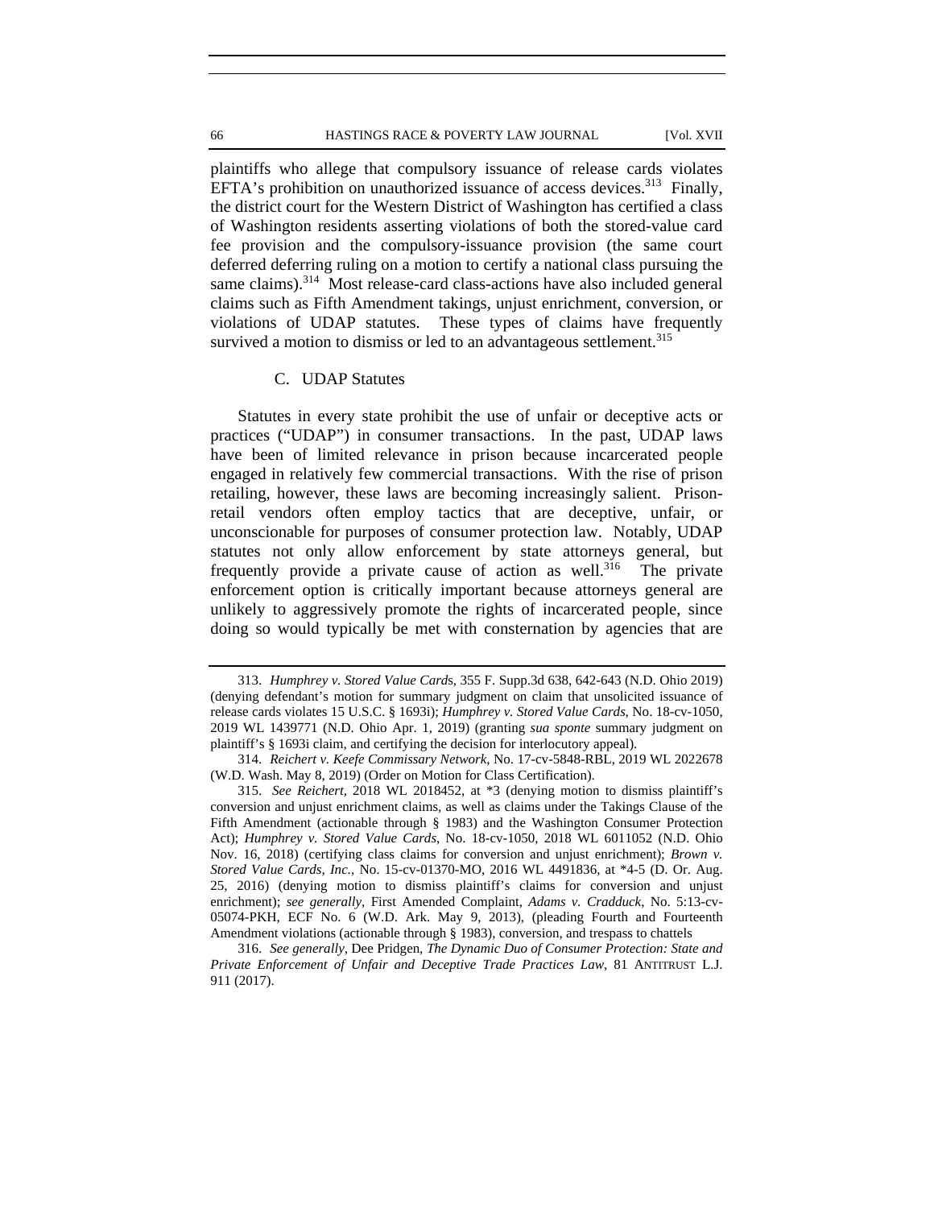plaintiffs who allege that compulsory issuance of release cards violates EFTA's prohibition on unauthorized issuance of access devices.[313] Finally, the district court for the Western District of Washington has certified a class of Washington residents asserting violations of both the stored-value card fee provision and the compulsory-issuance provision (the same court deferred deferring ruling on a motion to certify a national class pursuing the same claims).[314] Most release-card class-actions have also included general claims such as Fifth Amendment takings, unjust enrichment, conversion, or violations of UDAP statutes. These types of claims have frequently survived a motion to dismiss or led to an advantageous settlement.[315]

### C. UDAP Statutes

Statutes in every state prohibit the use of unfair or deceptive acts or practices ("UDAP") in consumer transactions. In the past, UDAP laws have been of limited relevance in prison because incarcerated people engaged in relatively few commercial transactions. With the rise of prison retailing, however, these laws are becoming increasingly salient. Prison-retail vendors often employ tactics that are deceptive, unfair, or unconscionable for purposes of consumer protection law. Notably, UDAP statutes not only allow enforcement by state attorneys general, but frequently provide a private cause of action as well.[316] The private enforcement option is critically important because attorneys general are unlikely to aggressively promote the rights of incarcerated people, since doing so would typically be met with consternation by agencies that are

---

313. *Humphrey v. Stored Value Cards*, 355 F. Supp.3d 638, 642-643 (N.D. Ohio 2019) (denying defendant's motion for summary judgment on claim that unsolicited issuance of release cards violates 15 U.S.C. § 1693i); *Humphrey v. Stored Value Cards*, No. 18-cv-1050, 2019 WL 1439771 (N.D. Ohio Apr. 1, 2019) (granting *sua sponte* summary judgment on plaintiff's § 1693i claim, and certifying the decision for interlocutory appeal).

314. *Reichert v. Keefe Commissary Network*, No. 17-cv-5848-RBL, 2019 WL 2022678 (W.D. Wash. May 8, 2019) (Order on Motion for Class Certification).

315. *See Reichert*, 2018 WL 2018452, at *3 (denying motion to dismiss plaintiff's conversion and unjust enrichment claims, as well as claims under the Takings Clause of the Fifth Amendment (actionable through § 1983) and the Washington Consumer Protection Act); *Humphrey v. Stored Value Cards*, No. 18-cv-1050, 2018 WL 6011052 (N.D. Ohio Nov. 16, 2018) (certifying class claims for conversion and unjust enrichment); *Brown v. Stored Value Cards, Inc.*, No. 15-cv-01370-MO, 2016 WL 4491836, at *4-5 (D. Or. Aug. 25, 2016) (denying motion to dismiss plaintiff's claims for conversion and unjust enrichment); *see generally*, First Amended Complaint, *Adams v. Cradduck*, No. 5:13-cv-05074-PKH, ECF No. 6 (W.D. Ark. May 9, 2013), (pleading Fourth and Fourteenth Amendment violations (actionable through § 1983), conversion, and trespass to chattels

316. *See generally*, Dee Pridgen, *The Dynamic Duo of Consumer Protection: State and Private Enforcement of Unfair and Deceptive Trade Practices Law*, 81 ANTITRUST L.J. 911 (2017).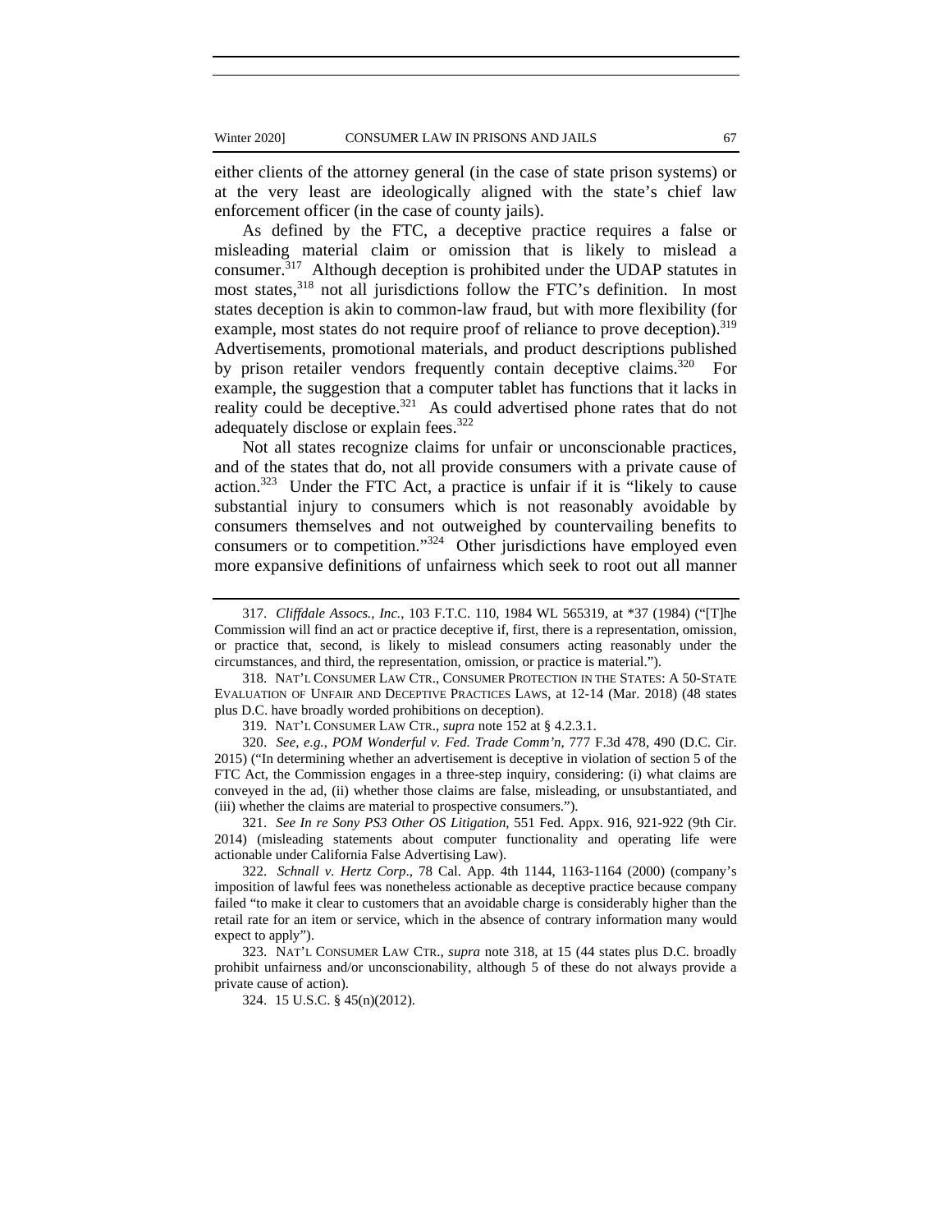either clients of the attorney general (in the case of state prison systems) or at the very least are ideologically aligned with the state's chief law enforcement officer (in the case of county jails).

As defined by the FTC, a deceptive practice requires a false or misleading material claim or omission that is likely to mislead a consumer.[317] Although deception is prohibited under the UDAP statutes in most states,[318] not all jurisdictions follow the FTC's definition. In most states deception is akin to common-law fraud, but with more flexibility (for example, most states do not require proof of reliance to prove deception).[319] Advertisements, promotional materials, and product descriptions published by prison retailer vendors frequently contain deceptive claims.[320] For example, the suggestion that a computer tablet has functions that it lacks in reality could be deceptive.[321] As could advertised phone rates that do not adequately disclose or explain fees.[322]

Not all states recognize claims for unfair or unconscionable practices, and of the states that do, not all provide consumers with a private cause of action.[323] Under the FTC Act, a practice is unfair if it is "likely to cause substantial injury to consumers which is not reasonably avoidable by consumers themselves and not outweighed by countervailing benefits to consumers or to competition."[324] Other jurisdictions have employed even more expansive definitions of unfairness which seek to root out all manner

---

317. *Cliffdale Assocs., Inc.*, 103 F.T.C. 110, 1984 WL 565319, at *37 (1984) ("[T]he Commission will find an act or practice deceptive if, first, there is a representation, omission, or practice that, second, is likely to mislead consumers acting reasonably under the circumstances, and third, the representation, omission, or practice is material.").

318. NAT'L CONSUMER LAW CTR., CONSUMER PROTECTION IN THE STATES: A 50-STATE EVALUATION OF UNFAIR AND DECEPTIVE PRACTICES LAWS, at 12-14 (Mar. 2018) (48 states plus D.C. have broadly worded prohibitions on deception).

319. NAT'L CONSUMER LAW CTR., *supra* note 152 at § 4.2.3.1.

320. *See, e.g.*, *POM Wonderful v. Fed. Trade Comm'n*, 777 F.3d 478, 490 (D.C. Cir. 2015) ("In determining whether an advertisement is deceptive in violation of section 5 of the FTC Act, the Commission engages in a three-step inquiry, considering: (i) what claims are conveyed in the ad, (ii) whether those claims are false, misleading, or unsubstantiated, and (iii) whether the claims are material to prospective consumers.").

321. *See In re Sony PS3 Other OS Litigation*, 551 Fed. Appx. 916, 921-922 (9th Cir. 2014) (misleading statements about computer functionality and operating life were actionable under California False Advertising Law).

322. *Schnall v. Hertz Corp*., 78 Cal. App. 4th 1144, 1163-1164 (2000) (company's imposition of lawful fees was nonetheless actionable as deceptive practice because company failed "to make it clear to customers that an avoidable charge is considerably higher than the retail rate for an item or service, which in the absence of contrary information many would expect to apply").

323. NAT'L CONSUMER LAW CTR., *supra* note 318, at 15 (44 states plus D.C. broadly prohibit unfairness and/or unconscionability, although 5 of these do not always provide a private cause of action).

324. 15 U.S.C. § 45(n)(2012).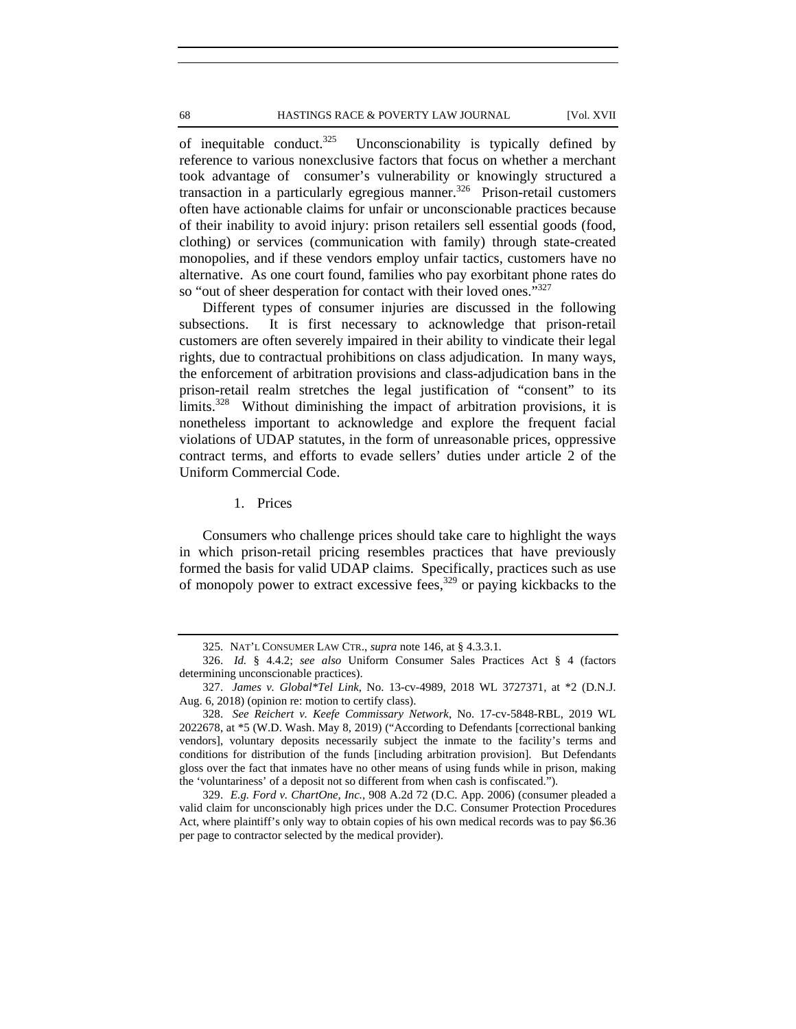of inequitable conduct.[325] Unconscionability is typically defined by reference to various nonexclusive factors that focus on whether a merchant took advantage of consumer's vulnerability or knowingly structured a transaction in a particularly egregious manner.[326] Prison-retail customers often have actionable claims for unfair or unconscionable practices because of their inability to avoid injury: prison retailers sell essential goods (food, clothing) or services (communication with family) through state-created monopolies, and if these vendors employ unfair tactics, customers have no alternative. As one court found, families who pay exorbitant phone rates do so "out of sheer desperation for contact with their loved ones."[327]

Different types of consumer injuries are discussed in the following subsections. It is first necessary to acknowledge that prison-retail customers are often severely impaired in their ability to vindicate their legal rights, due to contractual prohibitions on class adjudication. In many ways, the enforcement of arbitration provisions and class-adjudication bans in the prison-retail realm stretches the legal justification of "consent" to its limits.[328] Without diminishing the impact of arbitration provisions, it is nonetheless important to acknowledge and explore the frequent facial violations of UDAP statutes, in the form of unreasonable prices, oppressive contract terms, and efforts to evade sellers' duties under article 2 of the Uniform Commercial Code.

1. Prices

Consumers who challenge prices should take care to highlight the ways in which prison-retail pricing resembles practices that have previously formed the basis for valid UDAP claims. Specifically, practices such as use of monopoly power to extract excessive fees,[329] or paying kickbacks to the

---

325. NAT'L CONSUMER LAW CTR., *supra* note 146, at § 4.3.3.1.

326. *Id.* § 4.4.2; *see also* Uniform Consumer Sales Practices Act § 4 (factors determining unconscionable practices).

327. *James v. Global\*Tel Link*, No. 13-cv-4989, 2018 WL 3727371, at \*2 (D.N.J. Aug. 6, 2018) (opinion re: motion to certify class).

328. *See Reichert v. Keefe Commissary Network*, No. 17-cv-5848-RBL, 2019 WL 2022678, at \*5 (W.D. Wash. May 8, 2019) ("According to Defendants [correctional banking vendors], voluntary deposits necessarily subject the inmate to the facility's terms and conditions for distribution of the funds [including arbitration provision]. But Defendants gloss over the fact that inmates have no other means of using funds while in prison, making the 'voluntariness' of a deposit not so different from when cash is confiscated.").

329. *E.g. Ford v. ChartOne, Inc.*, 908 A.2d 72 (D.C. App. 2006) (consumer pleaded a valid claim for unconscionably high prices under the D.C. Consumer Protection Procedures Act, where plaintiff's only way to obtain copies of his own medical records was to pay $6.36 per page to contractor selected by the medical provider).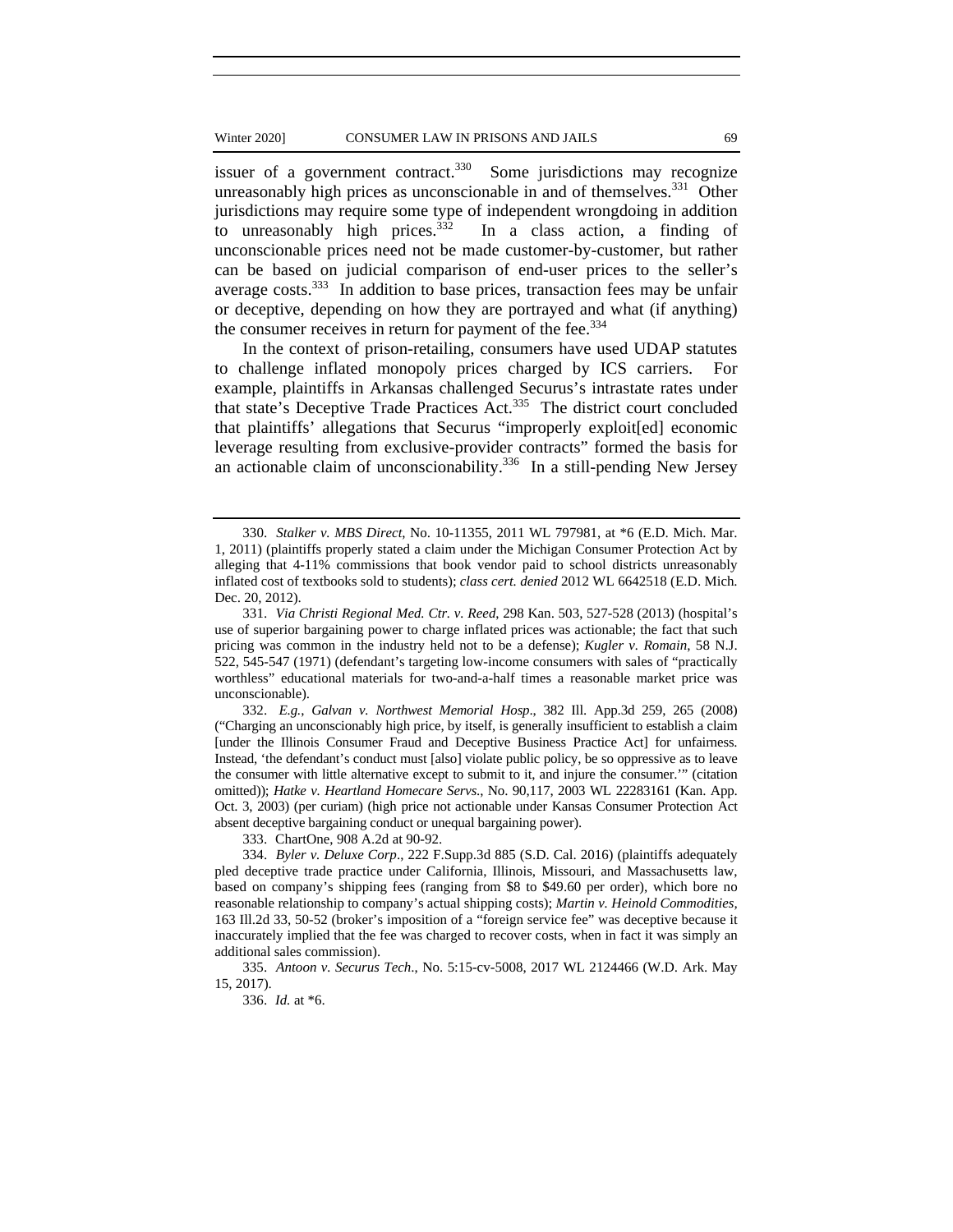issuer of a government contract.[330] Some jurisdictions may recognize unreasonably high prices as unconscionable in and of themselves.[331] Other jurisdictions may require some type of independent wrongdoing in addition to unreasonably high prices.[332] In a class action, a finding of unconscionable prices need not be made customer-by-customer, but rather can be based on judicial comparison of end-user prices to the seller's average costs.[333] In addition to base prices, transaction fees may be unfair or deceptive, depending on how they are portrayed and what (if anything) the consumer receives in return for payment of the fee.[334]

In the context of prison-retailing, consumers have used UDAP statutes to challenge inflated monopoly prices charged by ICS carriers. For example, plaintiffs in Arkansas challenged Securus's intrastate rates under that state's Deceptive Trade Practices Act.[335] The district court concluded that plaintiffs' allegations that Securus "improperly exploit[ed] economic leverage resulting from exclusive-provider contracts" formed the basis for an actionable claim of unconscionability.[336] In a still-pending New Jersey

---

330. *Stalker v. MBS Direct*, No. 10-11355, 2011 WL 797981, at *6 (E.D. Mich. Mar. 1, 2011) (plaintiffs properly stated a claim under the Michigan Consumer Protection Act by alleging that 4-11% commissions that book vendor paid to school districts unreasonably inflated cost of textbooks sold to students); *class cert. denied* 2012 WL 6642518 (E.D. Mich. Dec. 20, 2012).

331. *Via Christi Regional Med. Ctr. v. Reed*, 298 Kan. 503, 527-528 (2013) (hospital's use of superior bargaining power to charge inflated prices was actionable; the fact that such pricing was common in the industry held not to be a defense); *Kugler v. Romain*, 58 N.J. 522, 545-547 (1971) (defendant's targeting low-income consumers with sales of "practically worthless" educational materials for two-and-a-half times a reasonable market price was unconscionable).

332. *E.g.*, *Galvan v. Northwest Memorial Hosp*., 382 Ill. App.3d 259, 265 (2008) ("Charging an unconscionably high price, by itself, is generally insufficient to establish a claim [under the Illinois Consumer Fraud and Deceptive Business Practice Act] for unfairness. Instead, 'the defendant's conduct must [also] violate public policy, be so oppressive as to leave the consumer with little alternative except to submit to it, and injure the consumer.'" (citation omitted)); *Hatke v. Heartland Homecare Servs.*, No. 90,117, 2003 WL 22283161 (Kan. App. Oct. 3, 2003) (per curiam) (high price not actionable under Kansas Consumer Protection Act absent deceptive bargaining conduct or unequal bargaining power).

333. ChartOne, 908 A.2d at 90-92.

334. *Byler v. Deluxe Corp*., 222 F.Supp.3d 885 (S.D. Cal. 2016) (plaintiffs adequately pled deceptive trade practice under California, Illinois, Missouri, and Massachusetts law, based on company's shipping fees (ranging from $8 to $49.60 per order), which bore no reasonable relationship to company's actual shipping costs); *Martin v. Heinold Commodities*, 163 Ill.2d 33, 50-52 (broker's imposition of a "foreign service fee" was deceptive because it inaccurately implied that the fee was charged to recover costs, when in fact it was simply an additional sales commission).

335. *Antoon v. Securus Tech*., No. 5:15-cv-5008, 2017 WL 2124466 (W.D. Ark. May 15, 2017).

336. *Id.* at *6.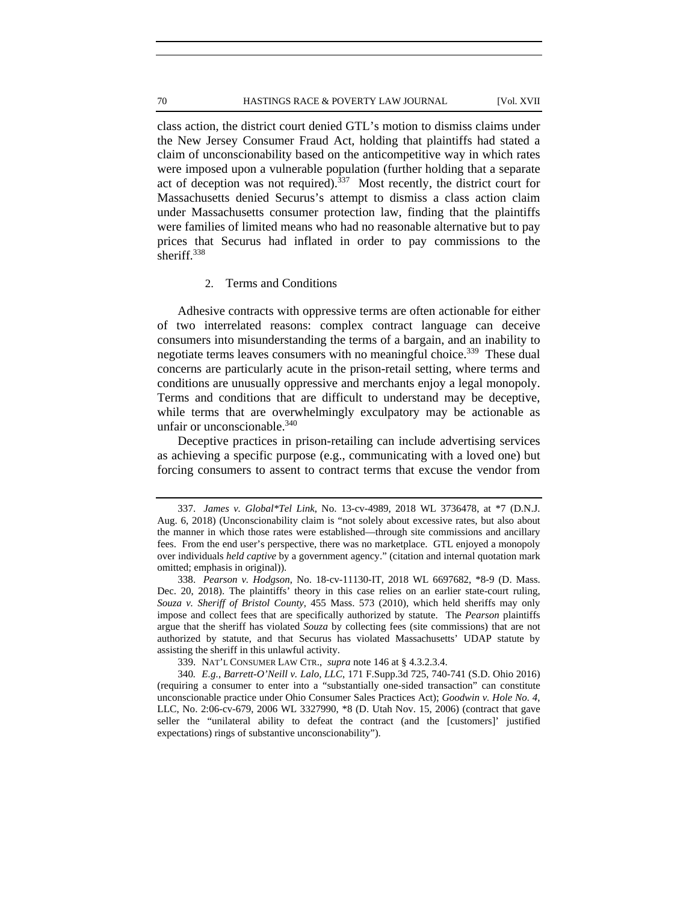class action, the district court denied GTL's motion to dismiss claims under the New Jersey Consumer Fraud Act, holding that plaintiffs had stated a claim of unconscionability based on the anticompetitive way in which rates were imposed upon a vulnerable population (further holding that a separate act of deception was not required).[337] Most recently, the district court for Massachusetts denied Securus's attempt to dismiss a class action claim under Massachusetts consumer protection law, finding that the plaintiffs were families of limited means who had no reasonable alternative but to pay prices that Securus had inflated in order to pay commissions to the sheriff.[338]

### 2. Terms and Conditions

Adhesive contracts with oppressive terms are often actionable for either of two interrelated reasons: complex contract language can deceive consumers into misunderstanding the terms of a bargain, and an inability to negotiate terms leaves consumers with no meaningful choice.[339] These dual concerns are particularly acute in the prison-retail setting, where terms and conditions are unusually oppressive and merchants enjoy a legal monopoly. Terms and conditions that are difficult to understand may be deceptive, while terms that are overwhelmingly exculpatory may be actionable as unfair or unconscionable.[340]

Deceptive practices in prison-retailing can include advertising services as achieving a specific purpose (e.g., communicating with a loved one) but forcing consumers to assent to contract terms that excuse the vendor from

---

337. *James v. Global\*Tel Link*, No. 13-cv-4989, 2018 WL 3736478, at \*7 (D.N.J. Aug. 6, 2018) (Unconscionability claim is "not solely about excessive rates, but also about the manner in which those rates were established—through site commissions and ancillary fees. From the end user's perspective, there was no marketplace. GTL enjoyed a monopoly over individuals *held captive* by a government agency." (citation and internal quotation mark omitted; emphasis in original)).

338. *Pearson v. Hodgson*, No. 18-cv-11130-IT, 2018 WL 6697682, \*8-9 (D. Mass. Dec. 20, 2018). The plaintiffs' theory in this case relies on an earlier state-court ruling, *Souza v. Sheriff of Bristol County*, 455 Mass. 573 (2010), which held sheriffs may only impose and collect fees that are specifically authorized by statute. The *Pearson* plaintiffs argue that the sheriff has violated *Souza* by collecting fees (site commissions) that are not authorized by statute, and that Securus has violated Massachusetts' UDAP statute by assisting the sheriff in this unlawful activity.

339. NAT'L CONSUMER LAW CTR., *supra* note 146 at § 4.3.2.3.4.

340. *E.g.*, *Barrett-O'Neill v. Lalo, LLC*, 171 F.Supp.3d 725, 740-741 (S.D. Ohio 2016) (requiring a consumer to enter into a "substantially one-sided transaction" can constitute unconscionable practice under Ohio Consumer Sales Practices Act); *Goodwin v. Hole No. 4*, LLC, No. 2:06-cv-679, 2006 WL 3327990, \*8 (D. Utah Nov. 15, 2006) (contract that gave seller the "unilateral ability to defeat the contract (and the [customers]' justified expectations) rings of substantive unconscionability").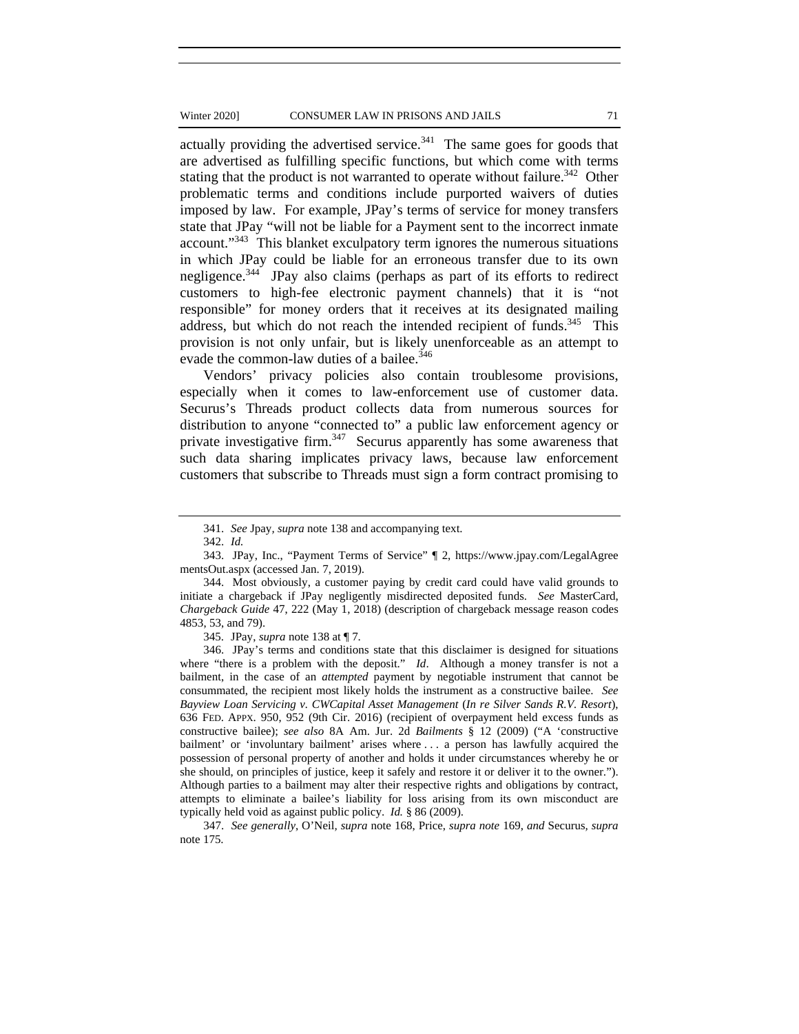actually providing the advertised service.[341] The same goes for goods that are advertised as fulfilling specific functions, but which come with terms stating that the product is not warranted to operate without failure.[342] Other problematic terms and conditions include purported waivers of duties imposed by law. For example, JPay's terms of service for money transfers state that JPay "will not be liable for a Payment sent to the incorrect inmate account."[343] This blanket exculpatory term ignores the numerous situations in which JPay could be liable for an erroneous transfer due to its own negligence.[344] JPay also claims (perhaps as part of its efforts to redirect customers to high-fee electronic payment channels) that it is "not responsible" for money orders that it receives at its designated mailing address, but which do not reach the intended recipient of funds.[345] This provision is not only unfair, but is likely unenforceable as an attempt to evade the common-law duties of a bailee.[346]

Vendors' privacy policies also contain troublesome provisions, especially when it comes to law-enforcement use of customer data. Securus's Threads product collects data from numerous sources for distribution to anyone "connected to" a public law enforcement agency or private investigative firm.[347] Securus apparently has some awareness that such data sharing implicates privacy laws, because law enforcement customers that subscribe to Threads must sign a form contract promising to

---

341. *See* Jpay, *supra* note 138 and accompanying text.

342. *Id.*

343. JPay, Inc., "Payment Terms of Service" ¶ 2, https://www.jpay.com/LegalAgreementsOut.aspx (accessed Jan. 7, 2019).

344. Most obviously, a customer paying by credit card could have valid grounds to initiate a chargeback if JPay negligently misdirected deposited funds. *See* MasterCard, *Chargeback Guide* 47, 222 (May 1, 2018) (description of chargeback message reason codes 4853, 53, and 79).

345. JPay, *supra* note 138 at ¶ 7.

346. JPay's terms and conditions state that this disclaimer is designed for situations where "there is a problem with the deposit." *Id*. Although a money transfer is not a bailment, in the case of an *attempted* payment by negotiable instrument that cannot be consummated, the recipient most likely holds the instrument as a constructive bailee. *See Bayview Loan Servicing v. CWCapital Asset Management* (*In re Silver Sands R.V. Resort*), 636 FED. APPX. 950, 952 (9th Cir. 2016) (recipient of overpayment held excess funds as constructive bailee); *see also* 8A Am. Jur. 2d *Bailments* § 12 (2009) ("A 'constructive bailment' or 'involuntary bailment' arises where . . . a person has lawfully acquired the possession of personal property of another and holds it under circumstances whereby he or she should, on principles of justice, keep it safely and restore it or deliver it to the owner."). Although parties to a bailment may alter their respective rights and obligations by contract, attempts to eliminate a bailee's liability for loss arising from its own misconduct are typically held void as against public policy. *Id.* § 86 (2009).

347. *See generally*, O'Neil, *supra* note 168, Price, *supra note* 169, *and* Securus, *supra* note 175.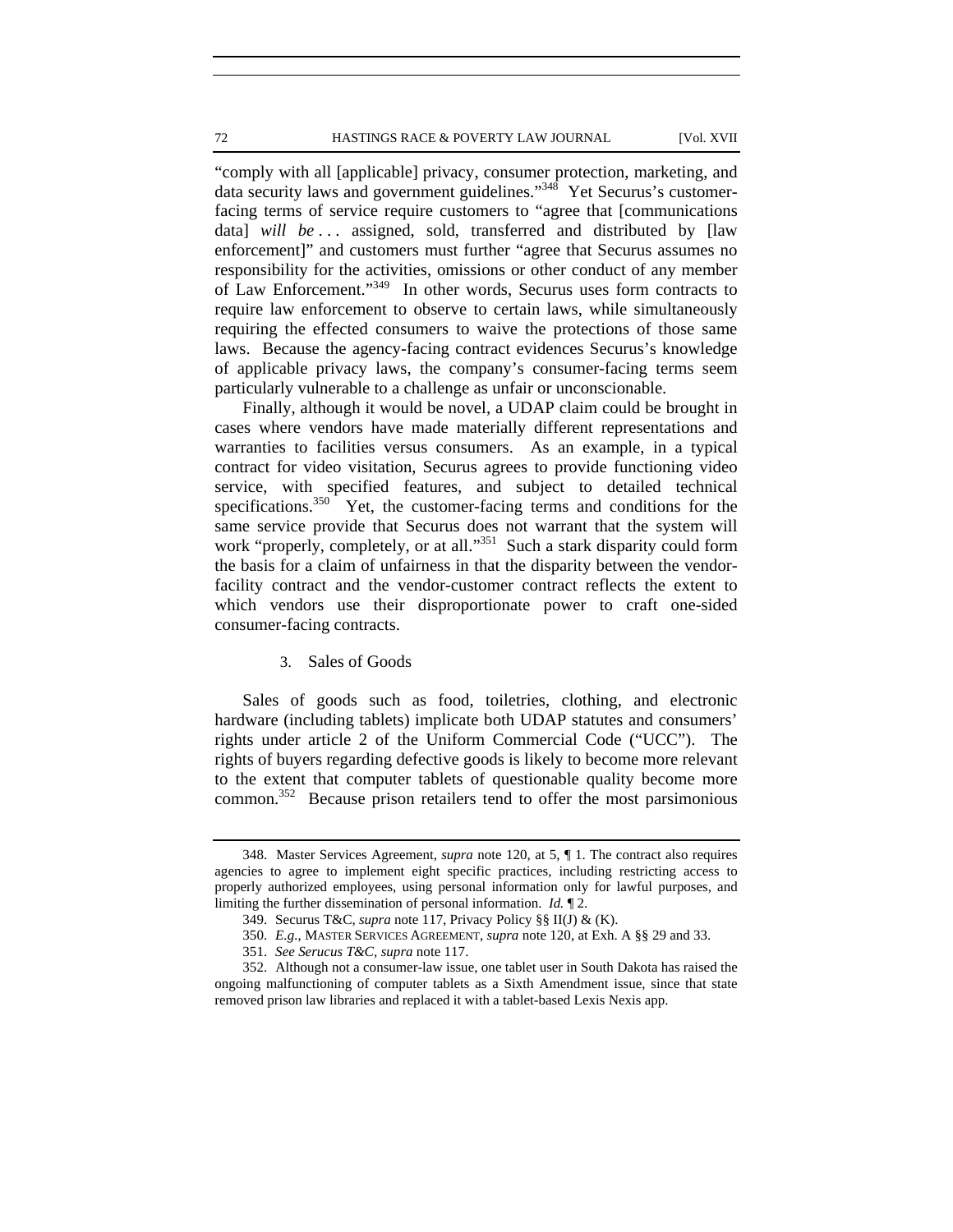"comply with all [applicable] privacy, consumer protection, marketing, and data security laws and government guidelines."[348] Yet Securus's customer-facing terms of service require customers to "agree that [communications data] *will be* . . . assigned, sold, transferred and distributed by [law enforcement]" and customers must further "agree that Securus assumes no responsibility for the activities, omissions or other conduct of any member of Law Enforcement."[349] In other words, Securus uses form contracts to require law enforcement to observe to certain laws, while simultaneously requiring the effected consumers to waive the protections of those same laws. Because the agency-facing contract evidences Securus's knowledge of applicable privacy laws, the company's consumer-facing terms seem particularly vulnerable to a challenge as unfair or unconscionable.

Finally, although it would be novel, a UDAP claim could be brought in cases where vendors have made materially different representations and warranties to facilities versus consumers. As an example, in a typical contract for video visitation, Securus agrees to provide functioning video service, with specified features, and subject to detailed technical specifications.[350] Yet, the customer-facing terms and conditions for the same service provide that Securus does not warrant that the system will work "properly, completely, or at all."[351] Such a stark disparity could form the basis for a claim of unfairness in that the disparity between the vendor-facility contract and the vendor-customer contract reflects the extent to which vendors use their disproportionate power to craft one-sided consumer-facing contracts.

### 3. Sales of Goods

Sales of goods such as food, toiletries, clothing, and electronic hardware (including tablets) implicate both UDAP statutes and consumers' rights under article 2 of the Uniform Commercial Code ("UCC"). The rights of buyers regarding defective goods is likely to become more relevant to the extent that computer tablets of questionable quality become more common.[352] Because prison retailers tend to offer the most parsimonious

---

348. Master Services Agreement, *supra* note 120, at 5, ¶ 1. The contract also requires agencies to agree to implement eight specific practices, including restricting access to properly authorized employees, using personal information only for lawful purposes, and limiting the further dissemination of personal information. *Id.* ¶ 2.

349. Securus T&C, *supra* note 117, Privacy Policy §§ II(J) & (K).

350. *E.g.*, MASTER SERVICES AGREEMENT, *supra* note 120, at Exh. A §§ 29 and 33.

351. *See Serucus T&C, supra* note 117.

352. Although not a consumer-law issue, one tablet user in South Dakota has raised the ongoing malfunctioning of computer tablets as a Sixth Amendment issue, since that state removed prison law libraries and replaced it with a tablet-based Lexis Nexis app.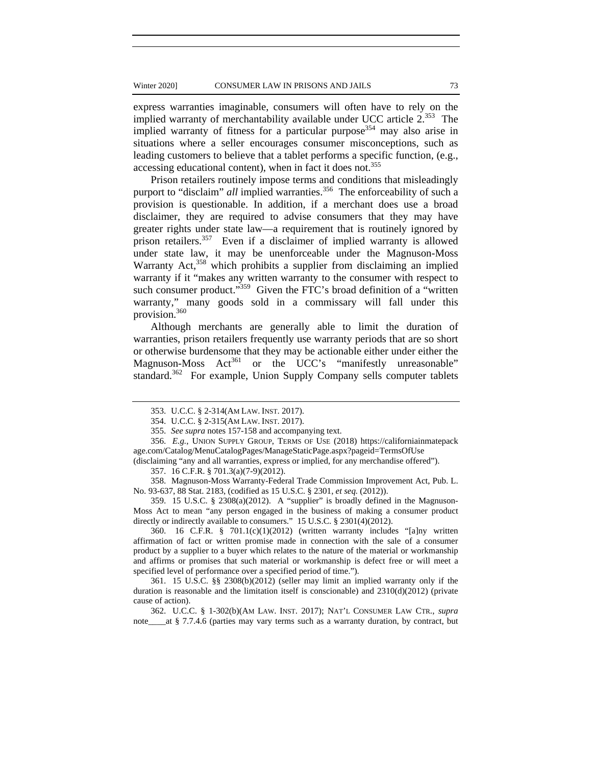express warranties imaginable, consumers will often have to rely on the implied warranty of merchantability available under UCC article 2.[353] The implied warranty of fitness for a particular purpose[354] may also arise in situations where a seller encourages consumer misconceptions, such as leading customers to believe that a tablet performs a specific function, (e.g., accessing educational content), when in fact it does not.[355]

Prison retailers routinely impose terms and conditions that misleadingly purport to "disclaim" *all* implied warranties.[356] The enforceability of such a provision is questionable. In addition, if a merchant does use a broad disclaimer, they are required to advise consumers that they may have greater rights under state law—a requirement that is routinely ignored by prison retailers.[357] Even if a disclaimer of implied warranty is allowed under state law, it may be unenforceable under the Magnuson-Moss Warranty Act,[358] which prohibits a supplier from disclaiming an implied warranty if it "makes any written warranty to the consumer with respect to such consumer product."[359] Given the FTC's broad definition of a "written warranty," many goods sold in a commissary will fall under this provision.[360]

Although merchants are generally able to limit the duration of warranties, prison retailers frequently use warranty periods that are so short or otherwise burdensome that they may be actionable either under either the Magnuson-Moss Act[361] or the UCC's "manifestly unreasonable" standard.[362] For example, Union Supply Company sells computer tablets

---

353. U.C.C. § 2-314(AM LAW. INST. 2017).

354. U.C.C. § 2-315(AM LAW. INST. 2017).

355. *See supra* notes 157-158 and accompanying text.

356. *E.g.*, UNION SUPPLY GROUP, TERMS OF USE (2018) https://californiainmatepackage.com/Catalog/MenuCatalogPages/ManageStaticPage.aspx?pageid=TermsOfUse (disclaiming "any and all warranties, express or implied, for any merchandise offered").

357. 16 C.F.R. § 701.3(a)(7-9)(2012).

358. Magnuson-Moss Warranty-Federal Trade Commission Improvement Act, Pub. L. No. 93-637, 88 Stat. 2183, (codified as 15 U.S.C. § 2301, *et seq.* (2012)).

359. 15 U.S.C. § 2308(a)(2012). A "supplier" is broadly defined in the Magnuson-Moss Act to mean "any person engaged in the business of making a consumer product directly or indirectly available to consumers." 15 U.S.C. § 2301(4)(2012).

360. 16 C.F.R. § 701.1(c)(1)(2012) (written warranty includes "[a]ny written affirmation of fact or written promise made in connection with the sale of a consumer product by a supplier to a buyer which relates to the nature of the material or workmanship and affirms or promises that such material or workmanship is defect free or will meet a specified level of performance over a specified period of time.").

361. 15 U.S.C. §§ 2308(b)(2012) (seller may limit an implied warranty only if the duration is reasonable and the limitation itself is conscionable) and 2310(d)(2012) (private cause of action).

362. U.C.C. § 1-302(b)(AM LAW. INST. 2017); NAT'L CONSUMER LAW CTR., *supra* note____at § 7.7.4.6 (parties may vary terms such as a warranty duration, by contract, but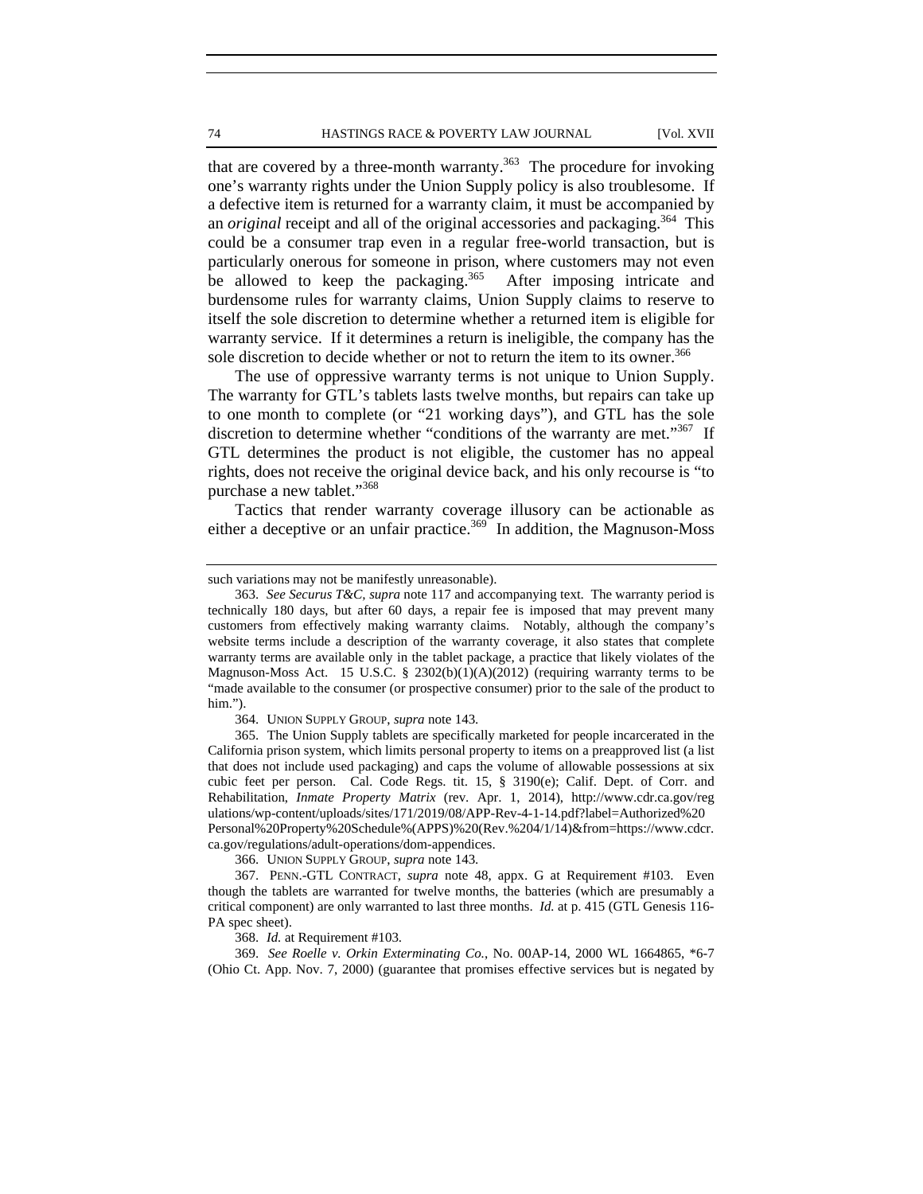that are covered by a three-month warranty.[363] The procedure for invoking one's warranty rights under the Union Supply policy is also troublesome. If a defective item is returned for a warranty claim, it must be accompanied by an *original* receipt and all of the original accessories and packaging.[364] This could be a consumer trap even in a regular free-world transaction, but is particularly onerous for someone in prison, where customers may not even be allowed to keep the packaging.[365] After imposing intricate and burdensome rules for warranty claims, Union Supply claims to reserve to itself the sole discretion to determine whether a returned item is eligible for warranty service. If it determines a return is ineligible, the company has the sole discretion to decide whether or not to return the item to its owner.[366]

The use of oppressive warranty terms is not unique to Union Supply. The warranty for GTL's tablets lasts twelve months, but repairs can take up to one month to complete (or "21 working days"), and GTL has the sole discretion to determine whether "conditions of the warranty are met."[367] If GTL determines the product is not eligible, the customer has no appeal rights, does not receive the original device back, and his only recourse is "to purchase a new tablet."[368]

Tactics that render warranty coverage illusory can be actionable as either a deceptive or an unfair practice.[369] In addition, the Magnuson-Moss

---

such variations may not be manifestly unreasonable).

363. *See Securus T&C*, *supra* note 117 and accompanying text. The warranty period is technically 180 days, but after 60 days, a repair fee is imposed that may prevent many customers from effectively making warranty claims. Notably, although the company's website terms include a description of the warranty coverage, it also states that complete warranty terms are available only in the tablet package, a practice that likely violates of the Magnuson-Moss Act. 15 U.S.C. § 2302(b)(1)(A)(2012) (requiring warranty terms to be "made available to the consumer (or prospective consumer) prior to the sale of the product to him.").

364. UNION SUPPLY GROUP, *supra* note 143.

365. The Union Supply tablets are specifically marketed for people incarcerated in the California prison system, which limits personal property to items on a preapproved list (a list that does not include used packaging) and caps the volume of allowable possessions at six cubic feet per person. Cal. Code Regs. tit. 15, § 3190(e); Calif. Dept. of Corr. and Rehabilitation, *Inmate Property Matrix* (rev. Apr. 1, 2014), http://www.cdr.ca.gov/regulations/wp-content/uploads/sites/171/2019/08/APP-Rev-4-1-14.pdf?label=Authorized%20 Personal%20Property%20Schedule%(APPS)%20(Rev.%204/1/14)&from=https://www.cdcr.ca.gov/regulations/adult-operations/dom-appendices.

366. UNION SUPPLY GROUP, *supra* note 143.

367. PENN.-GTL CONTRACT, *supra* note 48, appx. G at Requirement #103. Even though the tablets are warranted for twelve months, the batteries (which are presumably a critical component) are only warranted to last three months. *Id.* at p. 415 (GTL Genesis 116-PA spec sheet).

368. *Id.* at Requirement #103.

369. *See Roelle v. Orkin Exterminating Co.*, No. 00AP-14, 2000 WL 1664865, *6-7 (Ohio Ct. App. Nov. 7, 2000) (guarantee that promises effective services but is negated by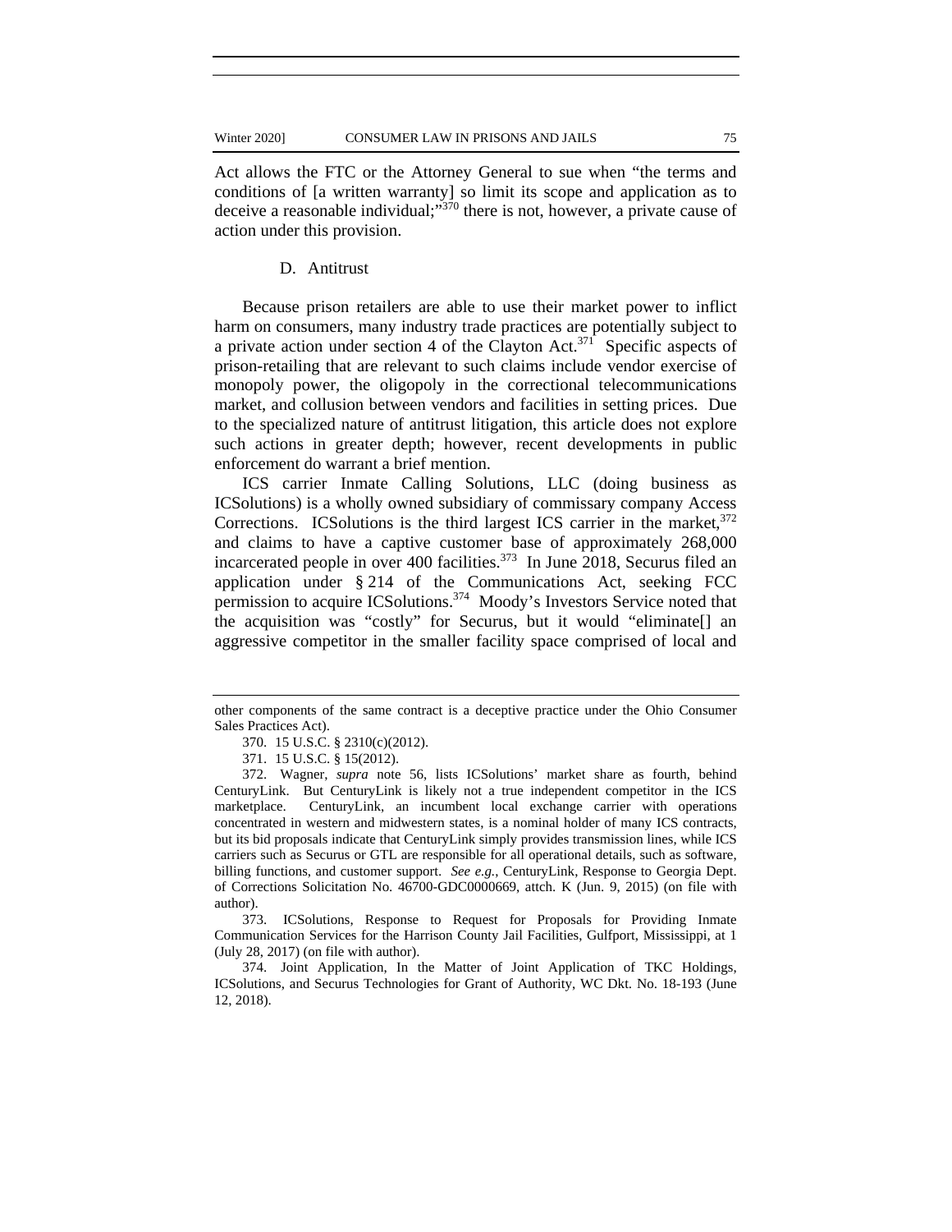Act allows the FTC or the Attorney General to sue when "the terms and conditions of [a written warranty] so limit its scope and application as to deceive a reasonable individual;"[370] there is not, however, a private cause of action under this provision.

### D. Antitrust

Because prison retailers are able to use their market power to inflict harm on consumers, many industry trade practices are potentially subject to a private action under section 4 of the Clayton Act.[371] Specific aspects of prison-retailing that are relevant to such claims include vendor exercise of monopoly power, the oligopoly in the correctional telecommunications market, and collusion between vendors and facilities in setting prices. Due to the specialized nature of antitrust litigation, this article does not explore such actions in greater depth; however, recent developments in public enforcement do warrant a brief mention.

ICS carrier Inmate Calling Solutions, LLC (doing business as ICSolutions) is a wholly owned subsidiary of commissary company Access Corrections. ICSolutions is the third largest ICS carrier in the market,[372] and claims to have a captive customer base of approximately 268,000 incarcerated people in over 400 facilities.[373] In June 2018, Securus filed an application under § 214 of the Communications Act, seeking FCC permission to acquire ICSolutions.[374] Moody's Investors Service noted that the acquisition was "costly" for Securus, but it would "eliminate[] an aggressive competitor in the smaller facility space comprised of local and

---

other components of the same contract is a deceptive practice under the Ohio Consumer Sales Practices Act).

370. 15 U.S.C. § 2310(c)(2012).

371. 15 U.S.C. § 15(2012).

372. Wagner, *supra* note 56, lists ICSolutions' market share as fourth, behind CenturyLink. But CenturyLink is likely not a true independent competitor in the ICS marketplace. CenturyLink, an incumbent local exchange carrier with operations concentrated in western and midwestern states, is a nominal holder of many ICS contracts, but its bid proposals indicate that CenturyLink simply provides transmission lines, while ICS carriers such as Securus or GTL are responsible for all operational details, such as software, billing functions, and customer support. *See e.g.*, CenturyLink, Response to Georgia Dept. of Corrections Solicitation No. 46700-GDC0000669, attch. K (Jun. 9, 2015) (on file with author).

373. ICSolutions, Response to Request for Proposals for Providing Inmate Communication Services for the Harrison County Jail Facilities, Gulfport, Mississippi, at 1 (July 28, 2017) (on file with author).

374. Joint Application, In the Matter of Joint Application of TKC Holdings, ICSolutions, and Securus Technologies for Grant of Authority, WC Dkt. No. 18-193 (June 12, 2018).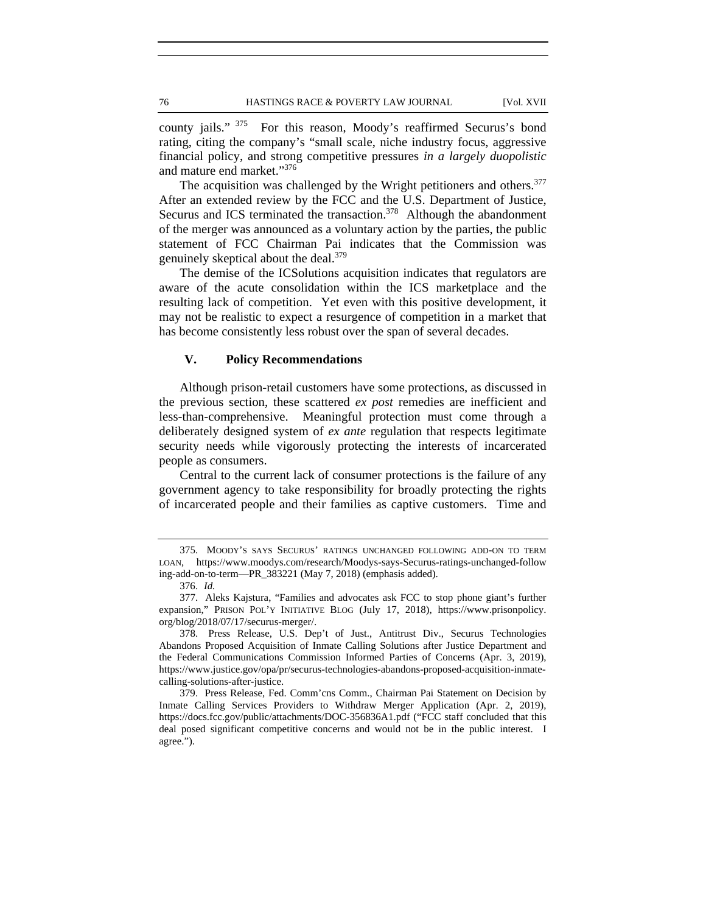county jails."[375] For this reason, Moody's reaffirmed Securus's bond rating, citing the company's "small scale, niche industry focus, aggressive financial policy, and strong competitive pressures *in a largely duopolistic* and mature end market."[376]

The acquisition was challenged by the Wright petitioners and others.[377] After an extended review by the FCC and the U.S. Department of Justice, Securus and ICS terminated the transaction.[378] Although the abandonment of the merger was announced as a voluntary action by the parties, the public statement of FCC Chairman Pai indicates that the Commission was genuinely skeptical about the deal.[379]

The demise of the ICSolutions acquisition indicates that regulators are aware of the acute consolidation within the ICS marketplace and the resulting lack of competition. Yet even with this positive development, it may not be realistic to expect a resurgence of competition in a market that has become consistently less robust over the span of several decades.

## V. Policy Recommendations

Although prison-retail customers have some protections, as discussed in the previous section, these scattered *ex post* remedies are inefficient and less-than-comprehensive. Meaningful protection must come through a deliberately designed system of *ex ante* regulation that respects legitimate security needs while vigorously protecting the interests of incarcerated people as consumers.

Central to the current lack of consumer protections is the failure of any government agency to take responsibility for broadly protecting the rights of incarcerated people and their families as captive customers. Time and

---

375. MOODY'S SAYS SECURUS' RATINGS UNCHANGED FOLLOWING ADD-ON TO TERM LOAN, https://www.moodys.com/research/Moodys-says-Securus-ratings-unchanged-following-add-on-to-term—PR_383221 (May 7, 2018) (emphasis added).

376. *Id.*

377. Aleks Kajstura, "Families and advocates ask FCC to stop phone giant's further expansion," PRISON POL'Y INITIATIVE BLOG (July 17, 2018), https://www.prisonpolicy.org/blog/2018/07/17/securus-merger/.

378. Press Release, U.S. Dep't of Just., Antitrust Div., Securus Technologies Abandons Proposed Acquisition of Inmate Calling Solutions after Justice Department and the Federal Communications Commission Informed Parties of Concerns (Apr. 3, 2019), https://www.justice.gov/opa/pr/securus-technologies-abandons-proposed-acquisition-inmate-calling-solutions-after-justice.

379. Press Release, Fed. Comm'cns Comm., Chairman Pai Statement on Decision by Inmate Calling Services Providers to Withdraw Merger Application (Apr. 2, 2019), https://docs.fcc.gov/public/attachments/DOC-356836A1.pdf ("FCC staff concluded that this deal posed significant competitive concerns and would not be in the public interest. I agree.").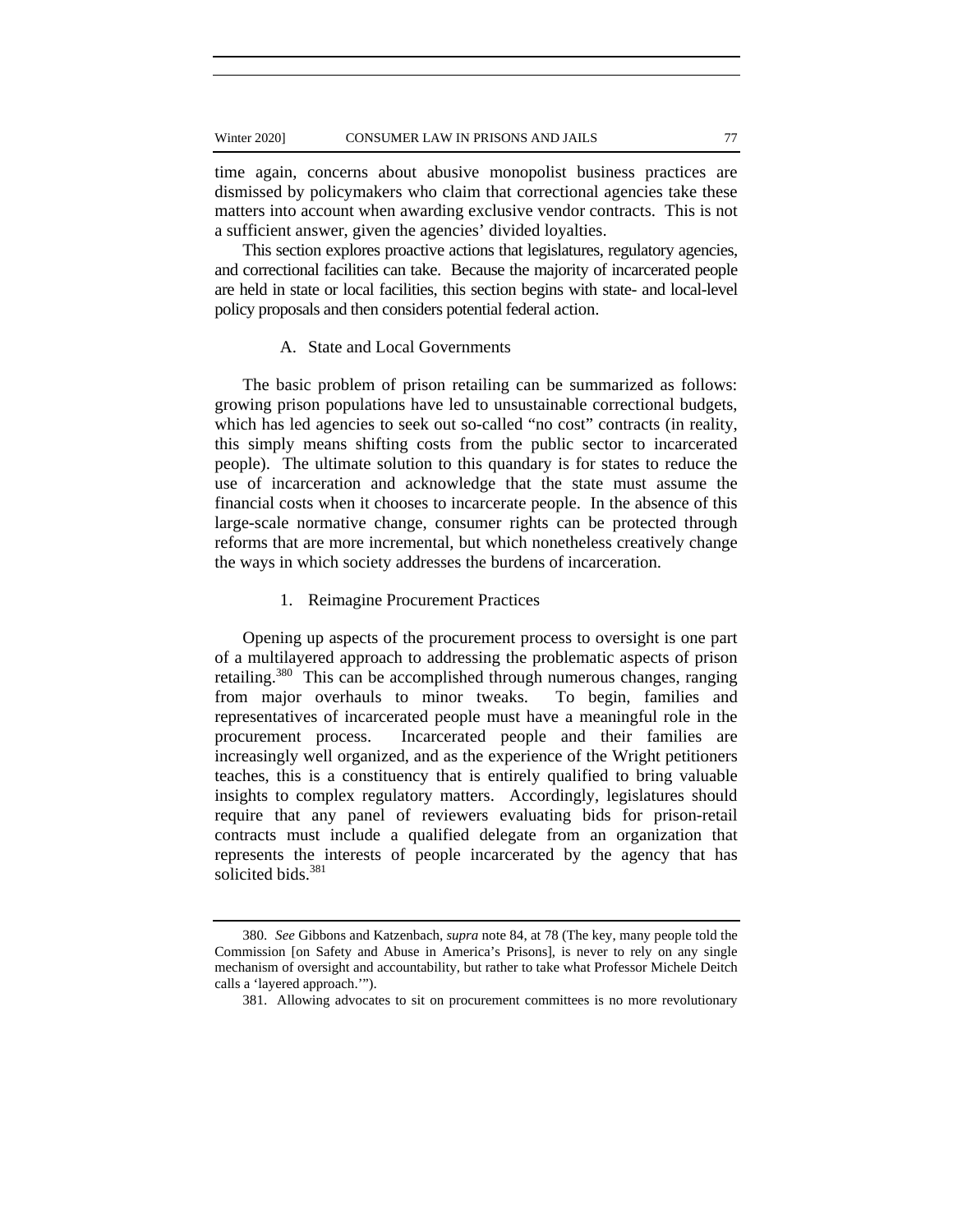time again, concerns about abusive monopolist business practices are dismissed by policymakers who claim that correctional agencies take these matters into account when awarding exclusive vendor contracts. This is not a sufficient answer, given the agencies' divided loyalties.

This section explores proactive actions that legislatures, regulatory agencies, and correctional facilities can take. Because the majority of incarcerated people are held in state or local facilities, this section begins with state- and local-level policy proposals and then considers potential federal action.

### A. State and Local Governments

The basic problem of prison retailing can be summarized as follows: growing prison populations have led to unsustainable correctional budgets, which has led agencies to seek out so-called "no cost" contracts (in reality, this simply means shifting costs from the public sector to incarcerated people). The ultimate solution to this quandary is for states to reduce the use of incarceration and acknowledge that the state must assume the financial costs when it chooses to incarcerate people. In the absence of this large-scale normative change, consumer rights can be protected through reforms that are more incremental, but which nonetheless creatively change the ways in which society addresses the burdens of incarceration.

#### 1. Reimagine Procurement Practices

Opening up aspects of the procurement process to oversight is one part of a multilayered approach to addressing the problematic aspects of prison retailing.[380] This can be accomplished through numerous changes, ranging from major overhauls to minor tweaks. To begin, families and representatives of incarcerated people must have a meaningful role in the procurement process. Incarcerated people and their families are increasingly well organized, and as the experience of the Wright petitioners teaches, this is a constituency that is entirely qualified to bring valuable insights to complex regulatory matters. Accordingly, legislatures should require that any panel of reviewers evaluating bids for prison-retail contracts must include a qualified delegate from an organization that represents the interests of people incarcerated by the agency that has solicited bids.[381]

---

380. *See* Gibbons and Katzenbach, *supra* note 84, at 78 (The key, many people told the Commission [on Safety and Abuse in America's Prisons], is never to rely on any single mechanism of oversight and accountability, but rather to take what Professor Michele Deitch calls a 'layered approach.'").

381. Allowing advocates to sit on procurement committees is no more revolutionary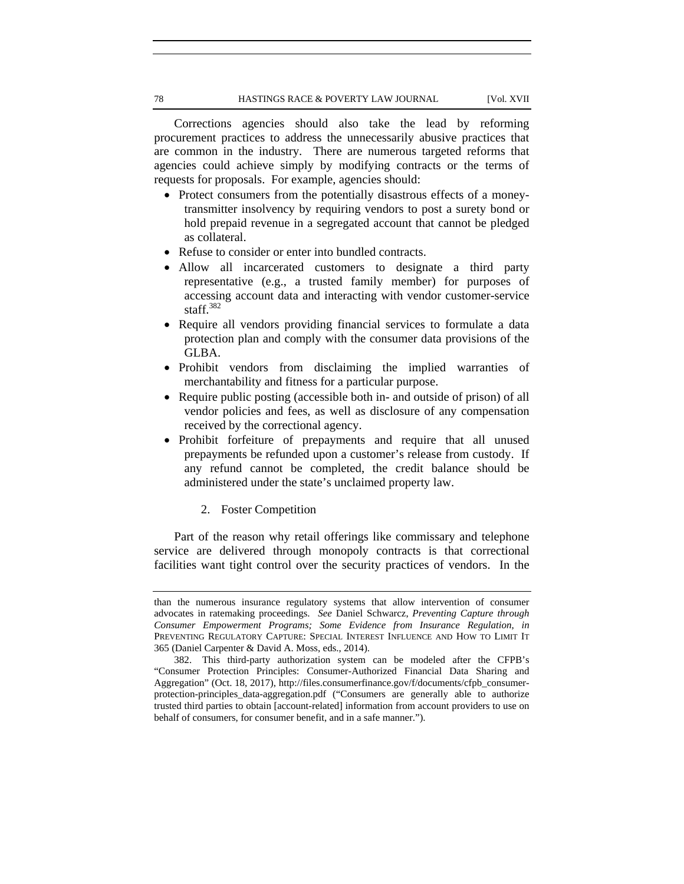Corrections agencies should also take the lead by reforming procurement practices to address the unnecessarily abusive practices that are common in the industry. There are numerous targeted reforms that agencies could achieve simply by modifying contracts or the terms of requests for proposals. For example, agencies should:

- Protect consumers from the potentially disastrous effects of a money-transmitter insolvency by requiring vendors to post a surety bond or hold prepaid revenue in a segregated account that cannot be pledged as collateral.
- Refuse to consider or enter into bundled contracts.
- Allow all incarcerated customers to designate a third party representative (e.g., a trusted family member) for purposes of accessing account data and interacting with vendor customer-service staff.[382]
- Require all vendors providing financial services to formulate a data protection plan and comply with the consumer data provisions of the GLBA.
- Prohibit vendors from disclaiming the implied warranties of merchantability and fitness for a particular purpose.
- Require public posting (accessible both in- and outside of prison) of all vendor policies and fees, as well as disclosure of any compensation received by the correctional agency.
- Prohibit forfeiture of prepayments and require that all unused prepayments be refunded upon a customer's release from custody. If any refund cannot be completed, the credit balance should be administered under the state's unclaimed property law.

### 2. Foster Competition

Part of the reason why retail offerings like commissary and telephone service are delivered through monopoly contracts is that correctional facilities want tight control over the security practices of vendors. In the

---

than the numerous insurance regulatory systems that allow intervention of consumer advocates in ratemaking proceedings. *See* Daniel Schwarcz, *Preventing Capture through Consumer Empowerment Programs; Some Evidence from Insurance Regulation*, *in* PREVENTING REGULATORY CAPTURE: SPECIAL INTEREST INFLUENCE AND HOW TO LIMIT IT 365 (Daniel Carpenter & David A. Moss, eds., 2014).

382. This third-party authorization system can be modeled after the CFPB's "Consumer Protection Principles: Consumer-Authorized Financial Data Sharing and Aggregation" (Oct. 18, 2017), http://files.consumerfinance.gov/f/documents/cfpb_consumer-protection-principles_data-aggregation.pdf ("Consumers are generally able to authorize trusted third parties to obtain [account-related] information from account providers to use on behalf of consumers, for consumer benefit, and in a safe manner.").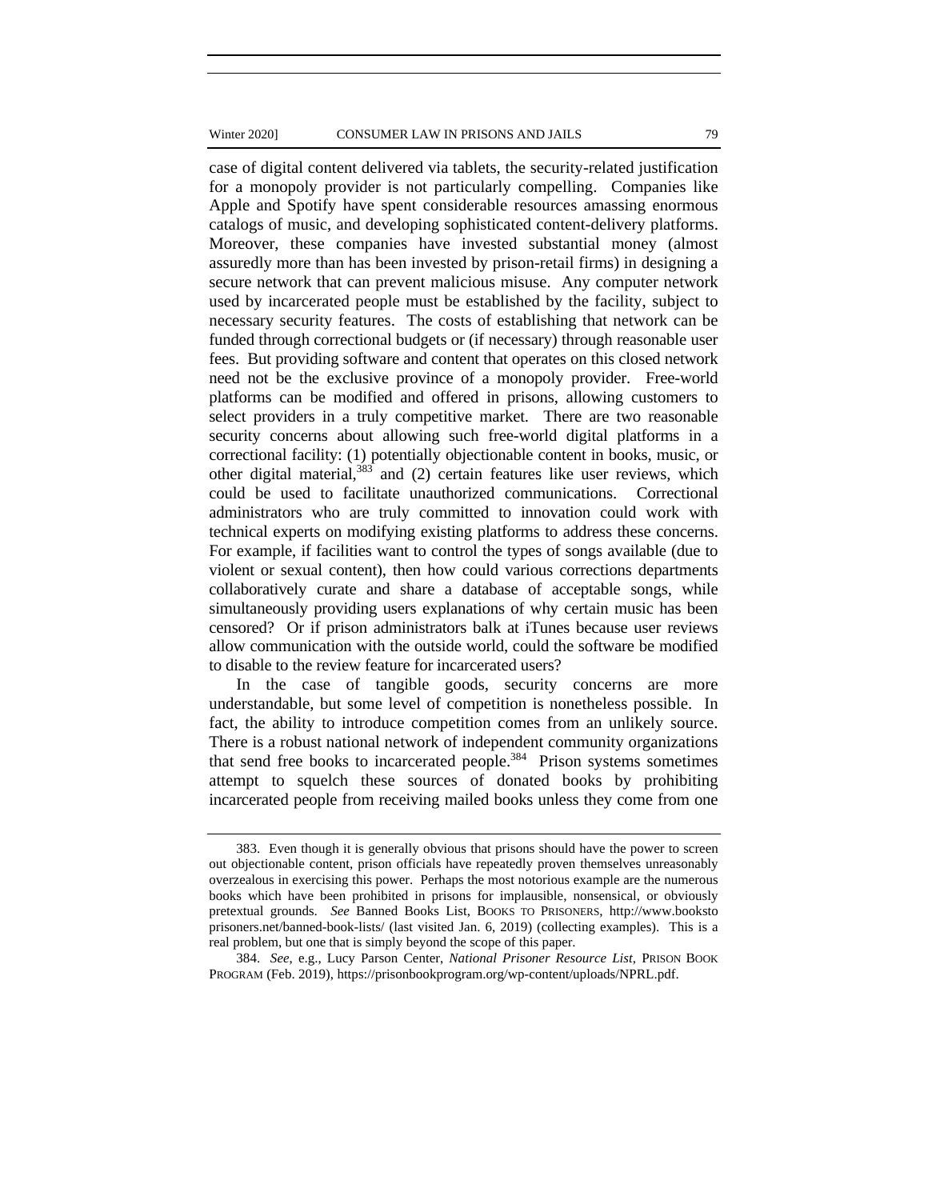case of digital content delivered via tablets, the security-related justification for a monopoly provider is not particularly compelling. Companies like Apple and Spotify have spent considerable resources amassing enormous catalogs of music, and developing sophisticated content-delivery platforms. Moreover, these companies have invested substantial money (almost assuredly more than has been invested by prison-retail firms) in designing a secure network that can prevent malicious misuse. Any computer network used by incarcerated people must be established by the facility, subject to necessary security features. The costs of establishing that network can be funded through correctional budgets or (if necessary) through reasonable user fees. But providing software and content that operates on this closed network need not be the exclusive province of a monopoly provider. Free-world platforms can be modified and offered in prisons, allowing customers to select providers in a truly competitive market. There are two reasonable security concerns about allowing such free-world digital platforms in a correctional facility: (1) potentially objectionable content in books, music, or other digital material,[383] and (2) certain features like user reviews, which could be used to facilitate unauthorized communications. Correctional administrators who are truly committed to innovation could work with technical experts on modifying existing platforms to address these concerns. For example, if facilities want to control the types of songs available (due to violent or sexual content), then how could various corrections departments collaboratively curate and share a database of acceptable songs, while simultaneously providing users explanations of why certain music has been censored? Or if prison administrators balk at iTunes because user reviews allow communication with the outside world, could the software be modified to disable to the review feature for incarcerated users?

In the case of tangible goods, security concerns are more understandable, but some level of competition is nonetheless possible. In fact, the ability to introduce competition comes from an unlikely source. There is a robust national network of independent community organizations that send free books to incarcerated people.[384] Prison systems sometimes attempt to squelch these sources of donated books by prohibiting incarcerated people from receiving mailed books unless they come from one

---

383. Even though it is generally obvious that prisons should have the power to screen out objectionable content, prison officials have repeatedly proven themselves unreasonably overzealous in exercising this power. Perhaps the most notorious example are the numerous books which have been prohibited in prisons for implausible, nonsensical, or obviously pretextual grounds. *See* Banned Books List, BOOKS TO PRISONERS, http://www.bookstoprisoners.net/banned-book-lists/ (last visited Jan. 6, 2019) (collecting examples). This is a real problem, but one that is simply beyond the scope of this paper.

384. *See, e.g.*, Lucy Parson Center, *National Prisoner Resource List*, PRISON BOOK PROGRAM (Feb. 2019), https://prisonbookprogram.org/wp-content/uploads/NPRL.pdf.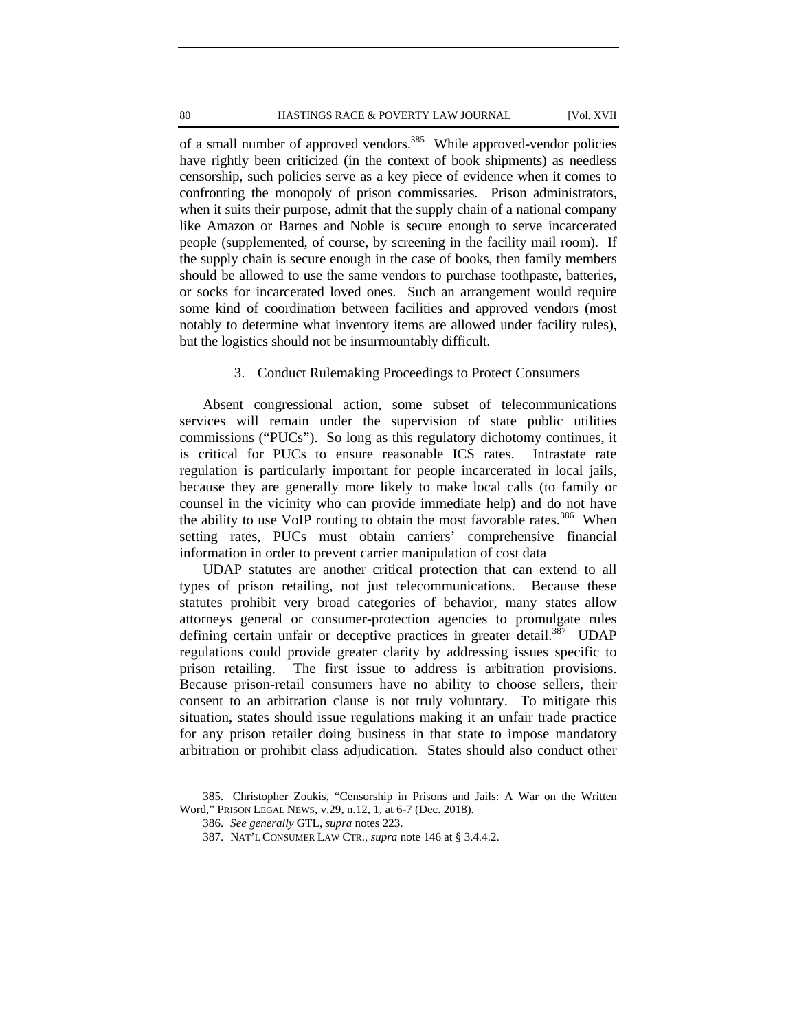of a small number of approved vendors.[385] While approved-vendor policies have rightly been criticized (in the context of book shipments) as needless censorship, such policies serve as a key piece of evidence when it comes to confronting the monopoly of prison commissaries. Prison administrators, when it suits their purpose, admit that the supply chain of a national company like Amazon or Barnes and Noble is secure enough to serve incarcerated people (supplemented, of course, by screening in the facility mail room). If the supply chain is secure enough in the case of books, then family members should be allowed to use the same vendors to purchase toothpaste, batteries, or socks for incarcerated loved ones. Such an arrangement would require some kind of coordination between facilities and approved vendors (most notably to determine what inventory items are allowed under facility rules), but the logistics should not be insurmountably difficult.

### 3. Conduct Rulemaking Proceedings to Protect Consumers

Absent congressional action, some subset of telecommunications services will remain under the supervision of state public utilities commissions ("PUCs"). So long as this regulatory dichotomy continues, it is critical for PUCs to ensure reasonable ICS rates. Intrastate rate regulation is particularly important for people incarcerated in local jails, because they are generally more likely to make local calls (to family or counsel in the vicinity who can provide immediate help) and do not have the ability to use VoIP routing to obtain the most favorable rates.[386] When setting rates, PUCs must obtain carriers' comprehensive financial information in order to prevent carrier manipulation of cost data

UDAP statutes are another critical protection that can extend to all types of prison retailing, not just telecommunications. Because these statutes prohibit very broad categories of behavior, many states allow attorneys general or consumer-protection agencies to promulgate rules defining certain unfair or deceptive practices in greater detail.[387] UDAP regulations could provide greater clarity by addressing issues specific to prison retailing. The first issue to address is arbitration provisions. Because prison-retail consumers have no ability to choose sellers, their consent to an arbitration clause is not truly voluntary. To mitigate this situation, states should issue regulations making it an unfair trade practice for any prison retailer doing business in that state to impose mandatory arbitration or prohibit class adjudication. States should also conduct other

---

385. Christopher Zoukis, "Censorship in Prisons and Jails: A War on the Written Word," PRISON LEGAL NEWS, v.29, n.12, 1, at 6-7 (Dec. 2018).

386. *See generally* GTL, *supra* notes 223.

387. NAT'L CONSUMER LAW CTR., *supra* note 146 at § 3.4.4.2.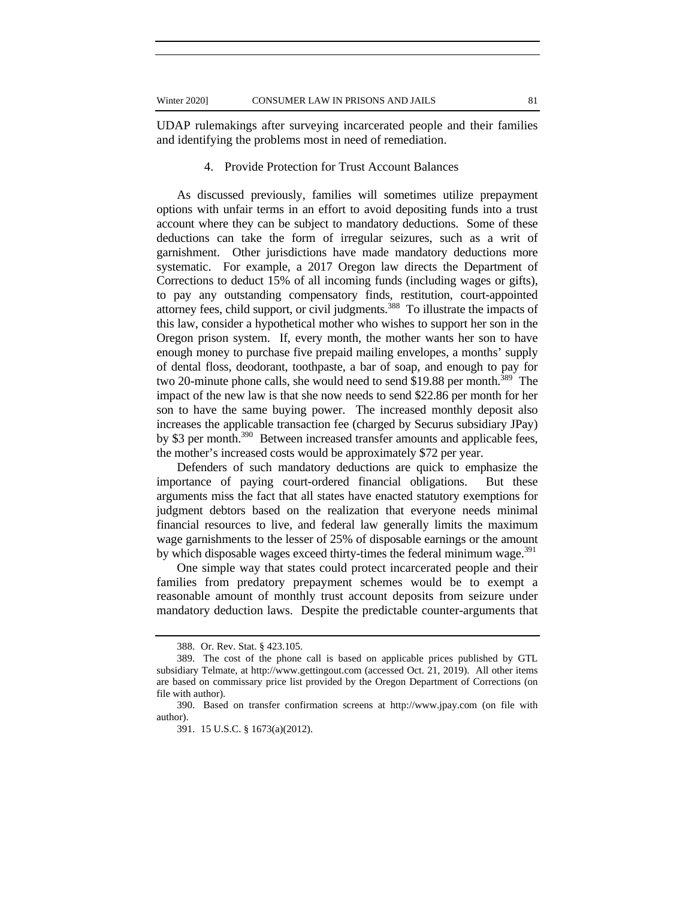UDAP rulemakings after surveying incarcerated people and their families and identifying the problems most in need of remediation.

#### 4. Provide Protection for Trust Account Balances

As discussed previously, families will sometimes utilize prepayment options with unfair terms in an effort to avoid depositing funds into a trust account where they can be subject to mandatory deductions. Some of these deductions can take the form of irregular seizures, such as a writ of garnishment. Other jurisdictions have made mandatory deductions more systematic. For example, a 2017 Oregon law directs the Department of Corrections to deduct 15% of all incoming funds (including wages or gifts), to pay any outstanding compensatory finds, restitution, court-appointed attorney fees, child support, or civil judgments.[388] To illustrate the impacts of this law, consider a hypothetical mother who wishes to support her son in the Oregon prison system. If, every month, the mother wants her son to have enough money to purchase five prepaid mailing envelopes, a months' supply of dental floss, deodorant, toothpaste, a bar of soap, and enough to pay for two 20-minute phone calls, she would need to send $19.88 per month.[389] The impact of the new law is that she now needs to send $22.86 per month for her son to have the same buying power. The increased monthly deposit also increases the applicable transaction fee (charged by Securus subsidiary JPay) by $3 per month.[390] Between increased transfer amounts and applicable fees, the mother's increased costs would be approximately $72 per year.

Defenders of such mandatory deductions are quick to emphasize the importance of paying court-ordered financial obligations. But these arguments miss the fact that all states have enacted statutory exemptions for judgment debtors based on the realization that everyone needs minimal financial resources to live, and federal law generally limits the maximum wage garnishments to the lesser of 25% of disposable earnings or the amount by which disposable wages exceed thirty-times the federal minimum wage.[391]

One simple way that states could protect incarcerated people and their families from predatory prepayment schemes would be to exempt a reasonable amount of monthly trust account deposits from seizure under mandatory deduction laws. Despite the predictable counter-arguments that

---

388. Or. Rev. Stat. § 423.105.

389. The cost of the phone call is based on applicable prices published by GTL subsidiary Telmate, at http://www.gettingout.com (accessed Oct. 21, 2019). All other items are based on commissary price list provided by the Oregon Department of Corrections (on file with author).

390. Based on transfer confirmation screens at http://www.jpay.com (on file with author).

391. 15 U.S.C. § 1673(a)(2012).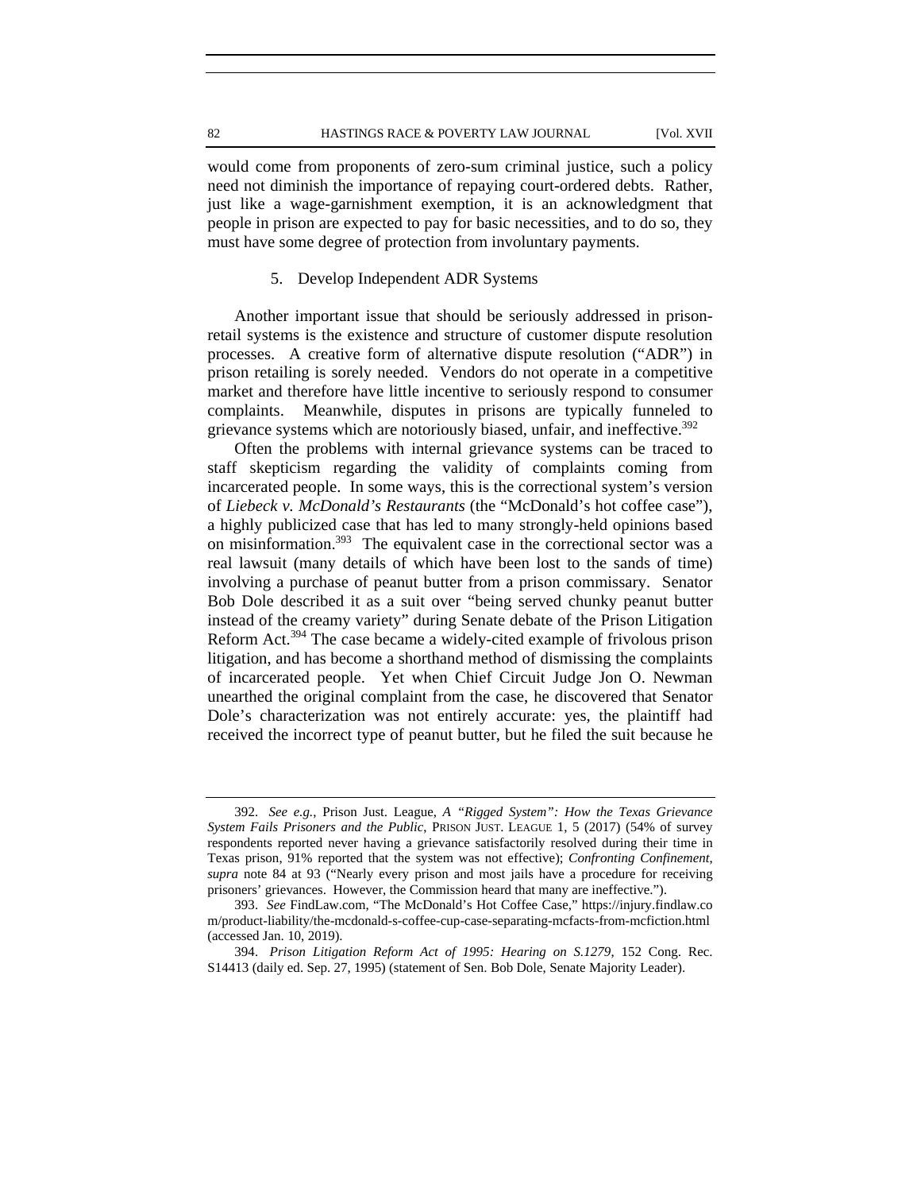would come from proponents of zero-sum criminal justice, such a policy need not diminish the importance of repaying court-ordered debts. Rather, just like a wage-garnishment exemption, it is an acknowledgment that people in prison are expected to pay for basic necessities, and to do so, they must have some degree of protection from involuntary payments.

### 5. Develop Independent ADR Systems

Another important issue that should be seriously addressed in prison-retail systems is the existence and structure of customer dispute resolution processes. A creative form of alternative dispute resolution ("ADR") in prison retailing is sorely needed. Vendors do not operate in a competitive market and therefore have little incentive to seriously respond to consumer complaints. Meanwhile, disputes in prisons are typically funneled to grievance systems which are notoriously biased, unfair, and ineffective.[392]

Often the problems with internal grievance systems can be traced to staff skepticism regarding the validity of complaints coming from incarcerated people. In some ways, this is the correctional system's version of *Liebeck v. McDonald's Restaurants* (the "McDonald's hot coffee case"), a highly publicized case that has led to many strongly-held opinions based on misinformation.[393] The equivalent case in the correctional sector was a real lawsuit (many details of which have been lost to the sands of time) involving a purchase of peanut butter from a prison commissary. Senator Bob Dole described it as a suit over "being served chunky peanut butter instead of the creamy variety" during Senate debate of the Prison Litigation Reform Act.[394] The case became a widely-cited example of frivolous prison litigation, and has become a shorthand method of dismissing the complaints of incarcerated people. Yet when Chief Circuit Judge Jon O. Newman unearthed the original complaint from the case, he discovered that Senator Dole's characterization was not entirely accurate: yes, the plaintiff had received the incorrect type of peanut butter, but he filed the suit because he

---

392. *See e.g.*, Prison Just. League, *A "Rigged System": How the Texas Grievance System Fails Prisoners and the Public*, PRISON JUST. LEAGUE 1, 5 (2017) (54% of survey respondents reported never having a grievance satisfactorily resolved during their time in Texas prison, 91% reported that the system was not effective); *Confronting Confinement*, *supra* note 84 at 93 ("Nearly every prison and most jails have a procedure for receiving prisoners' grievances. However, the Commission heard that many are ineffective.").

393. *See* FindLaw.com, "The McDonald's Hot Coffee Case," https://injury.findlaw.com/product-liability/the-mcdonald-s-coffee-cup-case-separating-mcfacts-from-mcfiction.html (accessed Jan. 10, 2019).

394. *Prison Litigation Reform Act of 1995: Hearing on S.1279*, 152 Cong. Rec. S14413 (daily ed. Sep. 27, 1995) (statement of Sen. Bob Dole, Senate Majority Leader).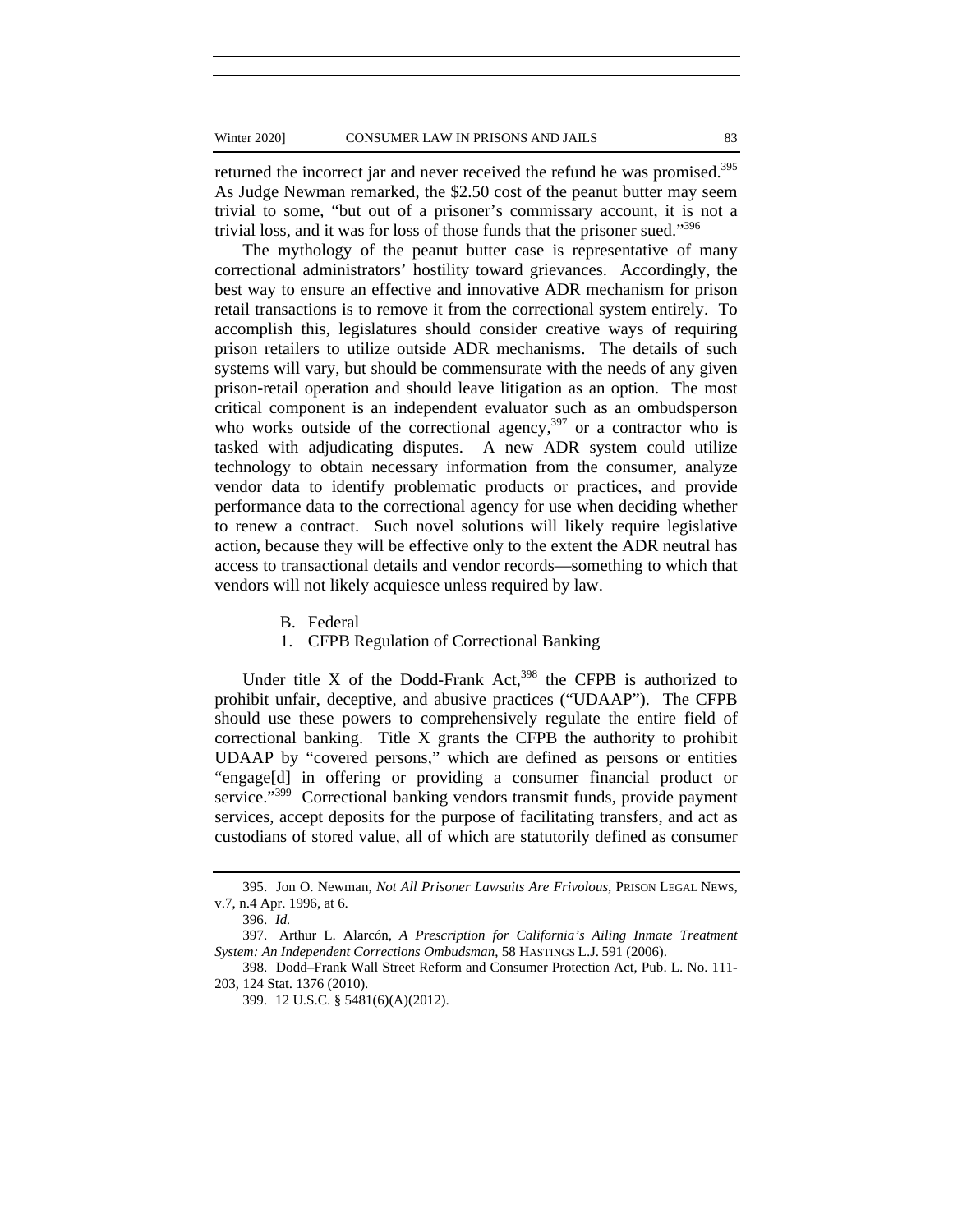returned the incorrect jar and never received the refund he was promised.[395] As Judge Newman remarked, the $2.50 cost of the peanut butter may seem trivial to some, "but out of a prisoner's commissary account, it is not a trivial loss, and it was for loss of those funds that the prisoner sued."[396]

The mythology of the peanut butter case is representative of many correctional administrators' hostility toward grievances. Accordingly, the best way to ensure an effective and innovative ADR mechanism for prison retail transactions is to remove it from the correctional system entirely. To accomplish this, legislatures should consider creative ways of requiring prison retailers to utilize outside ADR mechanisms. The details of such systems will vary, but should be commensurate with the needs of any given prison-retail operation and should leave litigation as an option. The most critical component is an independent evaluator such as an ombudsperson who works outside of the correctional agency,[397] or a contractor who is tasked with adjudicating disputes. A new ADR system could utilize technology to obtain necessary information from the consumer, analyze vendor data to identify problematic products or practices, and provide performance data to the correctional agency for use when deciding whether to renew a contract. Such novel solutions will likely require legislative action, because they will be effective only to the extent the ADR neutral has access to transactional details and vendor records—something to which that vendors will not likely acquiesce unless required by law.

### B. Federal

#### 1. CFPB Regulation of Correctional Banking

Under title X of the Dodd-Frank Act,[398] the CFPB is authorized to prohibit unfair, deceptive, and abusive practices ("UDAAP"). The CFPB should use these powers to comprehensively regulate the entire field of correctional banking. Title X grants the CFPB the authority to prohibit UDAAP by "covered persons," which are defined as persons or entities "engage[d] in offering or providing a consumer financial product or service."[399] Correctional banking vendors transmit funds, provide payment services, accept deposits for the purpose of facilitating transfers, and act as custodians of stored value, all of which are statutorily defined as consumer

---

395. Jon O. Newman, *Not All Prisoner Lawsuits Are Frivolous*, PRISON LEGAL NEWS, v.7, n.4 Apr. 1996, at 6.

396. *Id.*

397. Arthur L. Alarcón, *A Prescription for California's Ailing Inmate Treatment System: An Independent Corrections Ombudsman*, 58 HASTINGS L.J. 591 (2006).

398. Dodd–Frank Wall Street Reform and Consumer Protection Act, Pub. L. No. 111-203, 124 Stat. 1376 (2010).

399. 12 U.S.C. § 5481(6)(A)(2012).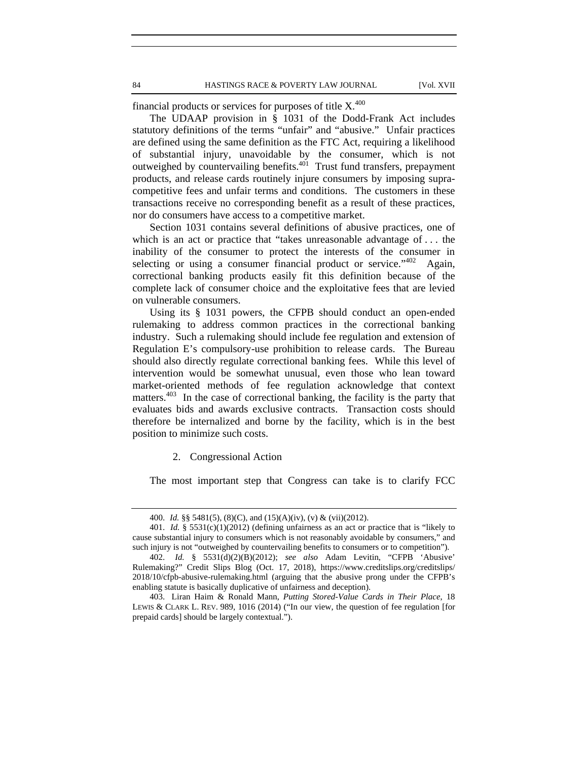financial products or services for purposes of title X.[400]

The UDAAP provision in § 1031 of the Dodd-Frank Act includes statutory definitions of the terms "unfair" and "abusive." Unfair practices are defined using the same definition as the FTC Act, requiring a likelihood of substantial injury, unavoidable by the consumer, which is not outweighed by countervailing benefits.[401] Trust fund transfers, prepayment products, and release cards routinely injure consumers by imposing supra-competitive fees and unfair terms and conditions. The customers in these transactions receive no corresponding benefit as a result of these practices, nor do consumers have access to a competitive market.

Section 1031 contains several definitions of abusive practices, one of which is an act or practice that "takes unreasonable advantage of . . . the inability of the consumer to protect the interests of the consumer in selecting or using a consumer financial product or service."[402] Again, correctional banking products easily fit this definition because of the complete lack of consumer choice and the exploitative fees that are levied on vulnerable consumers.

Using its § 1031 powers, the CFPB should conduct an open-ended rulemaking to address common practices in the correctional banking industry. Such a rulemaking should include fee regulation and extension of Regulation E's compulsory-use prohibition to release cards. The Bureau should also directly regulate correctional banking fees. While this level of intervention would be somewhat unusual, even those who lean toward market-oriented methods of fee regulation acknowledge that context matters.[403] In the case of correctional banking, the facility is the party that evaluates bids and awards exclusive contracts. Transaction costs should therefore be internalized and borne by the facility, which is in the best position to minimize such costs.

### 2. Congressional Action

The most important step that Congress can take is to clarify FCC

---

400. *Id.* §§ 5481(5), (8)(C), and (15)(A)(iv), (v) & (vii)(2012).

401. *Id.* § 5531(c)(1)(2012) (defining unfairness as an act or practice that is "likely to cause substantial injury to consumers which is not reasonably avoidable by consumers," and such injury is not "outweighed by countervailing benefits to consumers or to competition").

402. *Id.* § 5531(d)(2)(B)(2012); *see also* Adam Levitin, "CFPB 'Abusive' Rulemaking?" Credit Slips Blog (Oct. 17, 2018), https://www.creditslips.org/creditslips/2018/10/cfpb-abusive-rulemaking.html (arguing that the abusive prong under the CFPB's enabling statute is basically duplicative of unfairness and deception).

403. Liran Haim & Ronald Mann, *Putting Stored-Value Cards in Their Place*, 18 LEWIS & CLARK L. REV. 989, 1016 (2014) ("In our view, the question of fee regulation [for prepaid cards] should be largely contextual.").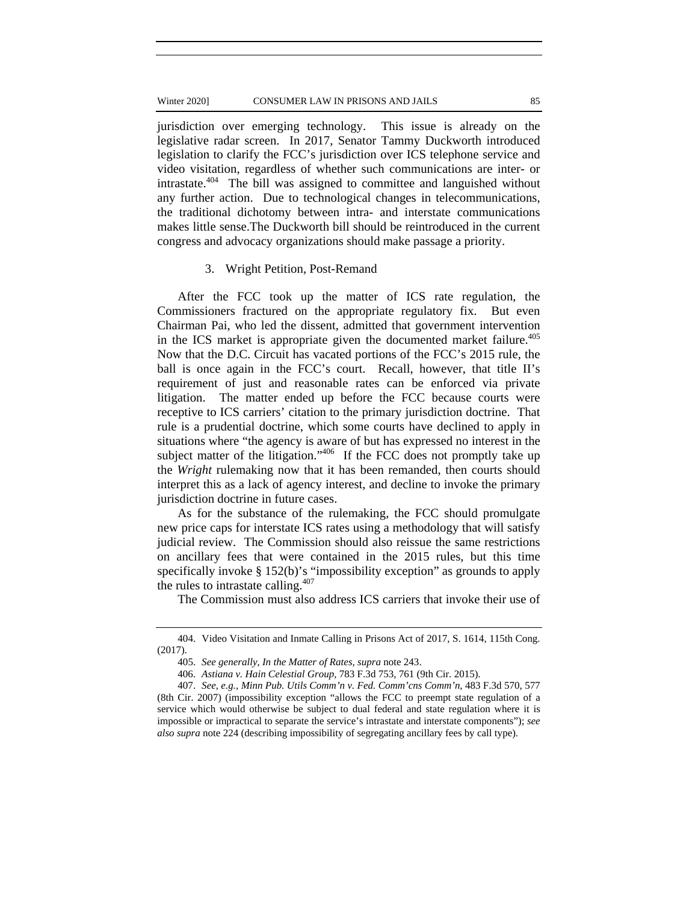jurisdiction over emerging technology. This issue is already on the legislative radar screen. In 2017, Senator Tammy Duckworth introduced legislation to clarify the FCC's jurisdiction over ICS telephone service and video visitation, regardless of whether such communications are inter- or intrastate.[404] The bill was assigned to committee and languished without any further action. Due to technological changes in telecommunications, the traditional dichotomy between intra- and interstate communications makes little sense.The Duckworth bill should be reintroduced in the current congress and advocacy organizations should make passage a priority.

### 3. Wright Petition, Post-Remand

After the FCC took up the matter of ICS rate regulation, the Commissioners fractured on the appropriate regulatory fix. But even Chairman Pai, who led the dissent, admitted that government intervention in the ICS market is appropriate given the documented market failure.[405] Now that the D.C. Circuit has vacated portions of the FCC's 2015 rule, the ball is once again in the FCC's court. Recall, however, that title II's requirement of just and reasonable rates can be enforced via private litigation. The matter ended up before the FCC because courts were receptive to ICS carriers' citation to the primary jurisdiction doctrine. That rule is a prudential doctrine, which some courts have declined to apply in situations where "the agency is aware of but has expressed no interest in the subject matter of the litigation."[406] If the FCC does not promptly take up the *Wright* rulemaking now that it has been remanded, then courts should interpret this as a lack of agency interest, and decline to invoke the primary jurisdiction doctrine in future cases.

As for the substance of the rulemaking, the FCC should promulgate new price caps for interstate ICS rates using a methodology that will satisfy judicial review. The Commission should also reissue the same restrictions on ancillary fees that were contained in the 2015 rules, but this time specifically invoke § 152(b)'s "impossibility exception" as grounds to apply the rules to intrastate calling.[407]

The Commission must also address ICS carriers that invoke their use of

---

404. Video Visitation and Inmate Calling in Prisons Act of 2017, S. 1614, 115th Cong. (2017).

405. *See generally*, *In the Matter of Rates*, *supra* note 243.

406. *Astiana v. Hain Celestial Group*, 783 F.3d 753, 761 (9th Cir. 2015).

407. *See, e.g.*, *Minn Pub. Utils Comm'n v. Fed. Comm'cns Comm'n*, 483 F.3d 570, 577 (8th Cir. 2007) (impossibility exception "allows the FCC to preempt state regulation of a service which would otherwise be subject to dual federal and state regulation where it is impossible or impractical to separate the service's intrastate and interstate components"); *see also supra* note 224 (describing impossibility of segregating ancillary fees by call type).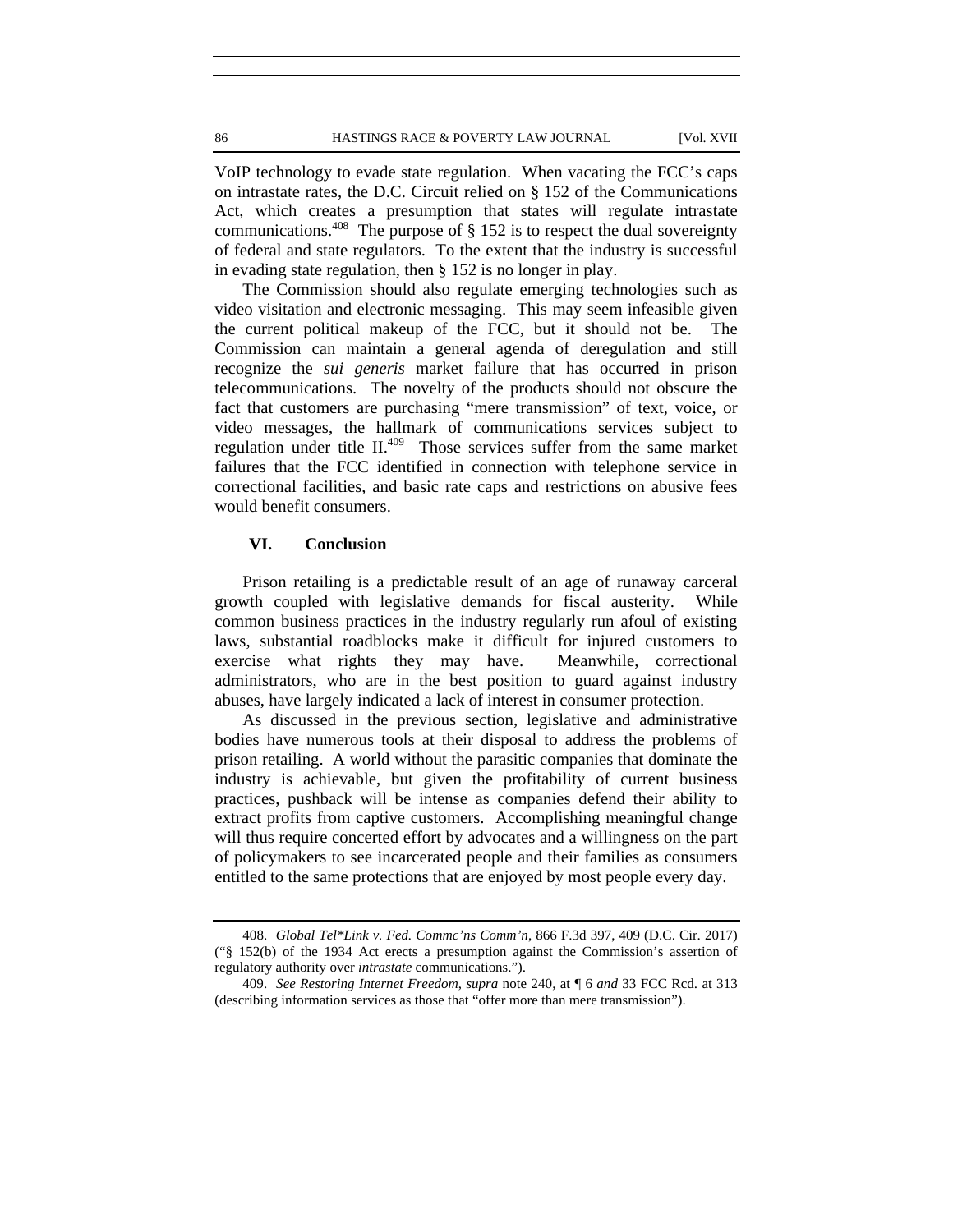VoIP technology to evade state regulation. When vacating the FCC's caps on intrastate rates, the D.C. Circuit relied on § 152 of the Communications Act, which creates a presumption that states will regulate intrastate communications.[408] The purpose of § 152 is to respect the dual sovereignty of federal and state regulators. To the extent that the industry is successful in evading state regulation, then § 152 is no longer in play.

The Commission should also regulate emerging technologies such as video visitation and electronic messaging. This may seem infeasible given the current political makeup of the FCC, but it should not be. The Commission can maintain a general agenda of deregulation and still recognize the *sui generis* market failure that has occurred in prison telecommunications. The novelty of the products should not obscure the fact that customers are purchasing "mere transmission" of text, voice, or video messages, the hallmark of communications services subject to regulation under title II.[409] Those services suffer from the same market failures that the FCC identified in connection with telephone service in correctional facilities, and basic rate caps and restrictions on abusive fees would benefit consumers.

## VI. Conclusion

Prison retailing is a predictable result of an age of runaway carceral growth coupled with legislative demands for fiscal austerity. While common business practices in the industry regularly run afoul of existing laws, substantial roadblocks make it difficult for injured customers to exercise what rights they may have. Meanwhile, correctional administrators, who are in the best position to guard against industry abuses, have largely indicated a lack of interest in consumer protection.

As discussed in the previous section, legislative and administrative bodies have numerous tools at their disposal to address the problems of prison retailing. A world without the parasitic companies that dominate the industry is achievable, but given the profitability of current business practices, pushback will be intense as companies defend their ability to extract profits from captive customers. Accomplishing meaningful change will thus require concerted effort by advocates and a willingness on the part of policymakers to see incarcerated people and their families as consumers entitled to the same protections that are enjoyed by most people every day.

---

408. *Global Tel\*Link v. Fed. Commc'ns Comm'n*, 866 F.3d 397, 409 (D.C. Cir. 2017) ("§ 152(b) of the 1934 Act erects a presumption against the Commission's assertion of regulatory authority over *intrastate* communications.").

409. *See Restoring Internet Freedom*, *supra* note 240, at ¶ 6 *and* 33 FCC Rcd. at 313 (describing information services as those that "offer more than mere transmission").